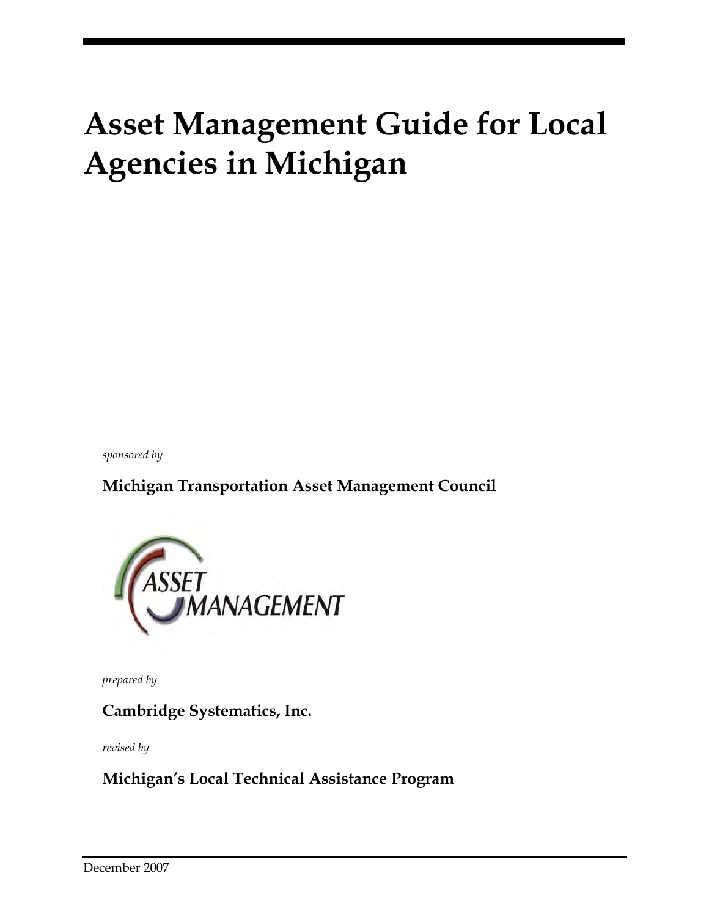# Asset Management Guide for Local Agencies in Michigan

*sponsored by*

**Michigan Transportation Asset Management Council**

*prepared by*

**Cambridge Systematics, Inc.**

*revised by*

**Michigan's Local Technical Assistance Program**

December 2007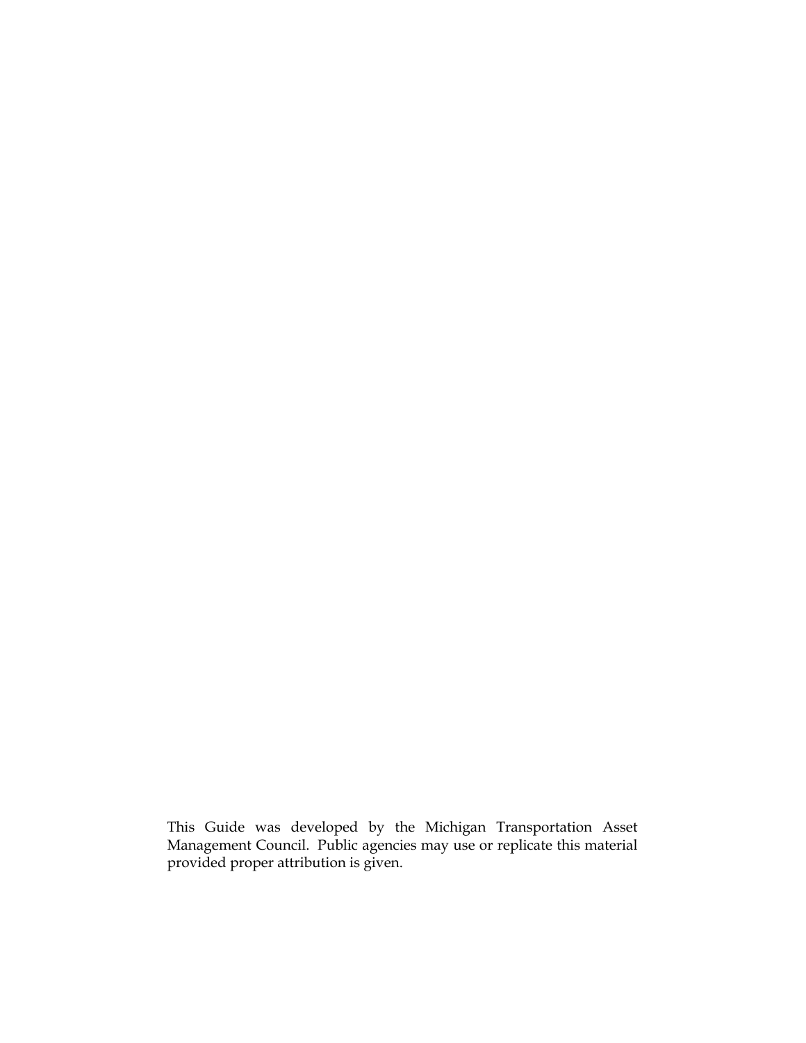This Guide was developed by the Michigan Transportation Asset Management Council. Public agencies may use or replicate this material provided proper attribution is given.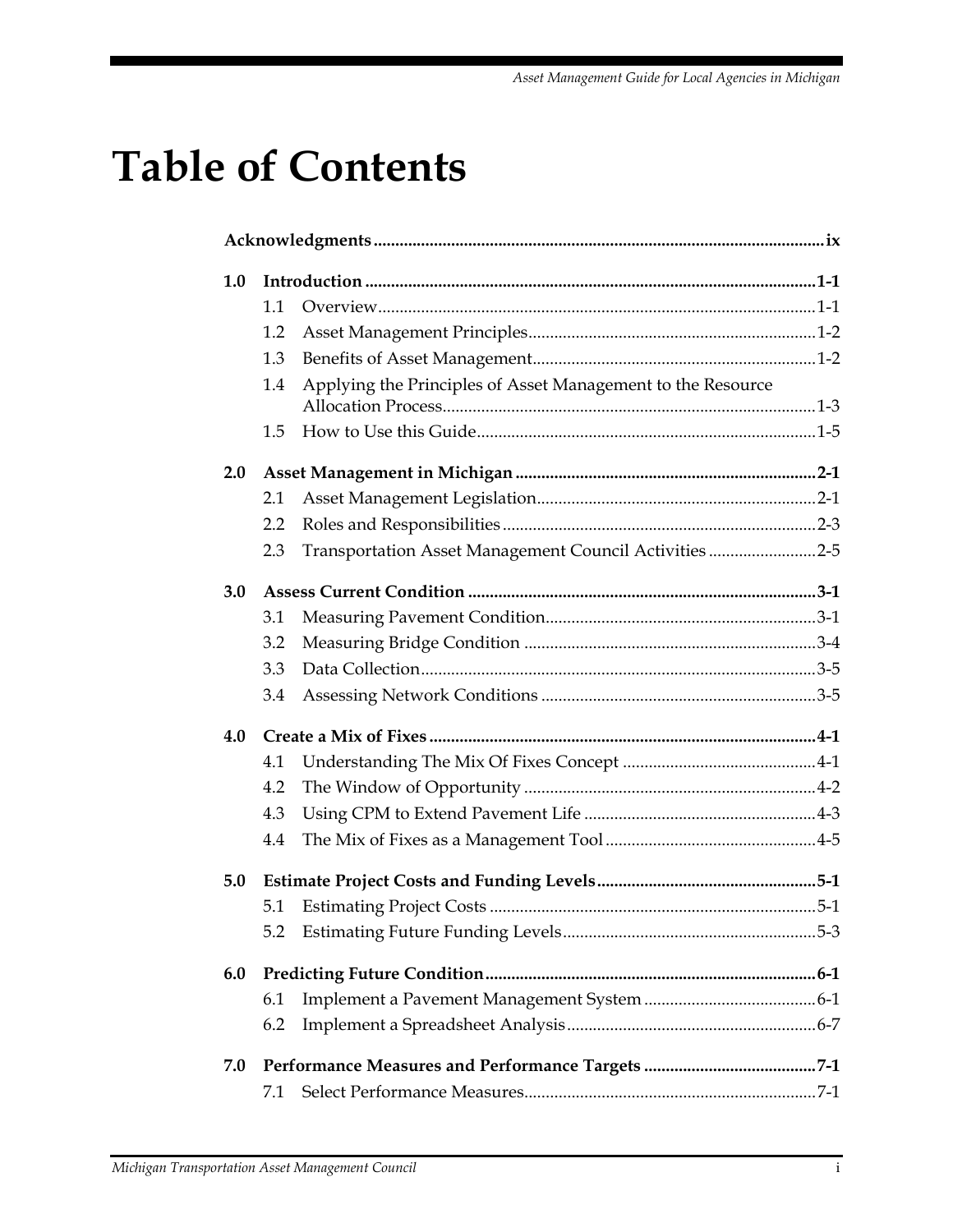# Table of Contents

**Acknowledgments** ........................................................................................................ **ix**

**1.0 Introduction** ........................................................................................................ **1-1**

- 1.1 Overview ........................................................................................................ 1-1
- 1.2 Asset Management Principles ........................................................................................................ 1-2
- 1.3 Benefits of Asset Management ........................................................................................................ 1-2
- 1.4 Applying the Principles of Asset Management to the Resource Allocation Process ........................................................................................................ 1-3
- 1.5 How to Use this Guide ........................................................................................................ 1-5

**2.0 Asset Management in Michigan** ........................................................................................................ **2-1**

- 2.1 Asset Management Legislation ........................................................................................................ 2-1
- 2.2 Roles and Responsibilities ........................................................................................................ 2-3
- 2.3 Transportation Asset Management Council Activities ........................................................................................................ 2-5

**3.0 Assess Current Condition** ........................................................................................................ **3-1**

- 3.1 Measuring Pavement Condition ........................................................................................................ 3-1
- 3.2 Measuring Bridge Condition ........................................................................................................ 3-4
- 3.3 Data Collection ........................................................................................................ 3-5
- 3.4 Assessing Network Conditions ........................................................................................................ 3-5

**4.0 Create a Mix of Fixes** ........................................................................................................ **4-1**

- 4.1 Understanding The Mix Of Fixes Concept ........................................................................................................ 4-1
- 4.2 The Window of Opportunity ........................................................................................................ 4-2
- 4.3 Using CPM to Extend Pavement Life ........................................................................................................ 4-3
- 4.4 The Mix of Fixes as a Management Tool ........................................................................................................ 4-5

**5.0 Estimate Project Costs and Funding Levels** ........................................................................................................ **5-1**

- 5.1 Estimating Project Costs ........................................................................................................ 5-1
- 5.2 Estimating Future Funding Levels ........................................................................................................ 5-3

**6.0 Predicting Future Condition** ........................................................................................................ **6-1**

- 6.1 Implement a Pavement Management System ........................................................................................................ 6-1
- 6.2 Implement a Spreadsheet Analysis ........................................................................................................ 6-7

**7.0 Performance Measures and Performance Targets** ........................................................................................................ **7-1**

- 7.1 Select Performance Measures ........................................................................................................ 7-1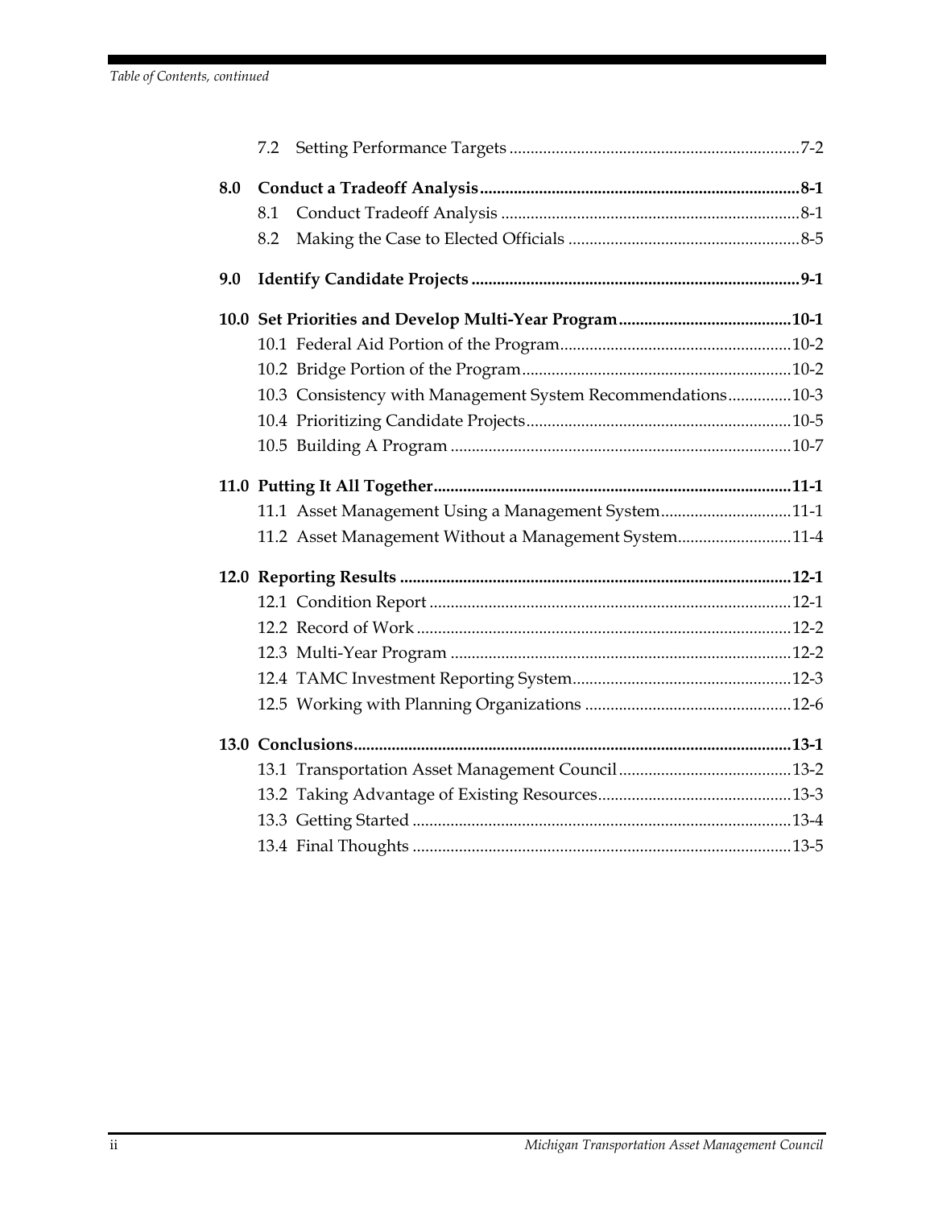| | | |
|---|---|---|
| | 7.2 Setting Performance Targets | 7-2 |
| **8.0** | **Conduct a Tradeoff Analysis** | **8-1** |
| | 8.1 Conduct Tradeoff Analysis | 8-1 |
| | 8.2 Making the Case to Elected Officials | 8-5 |
| **9.0** | **Identify Candidate Projects** | **9-1** |
| **10.0** | **Set Priorities and Develop Multi-Year Program** | **10-1** |
| | 10.1 Federal Aid Portion of the Program | 10-2 |
| | 10.2 Bridge Portion of the Program | 10-2 |
| | 10.3 Consistency with Management System Recommendations | 10-3 |
| | 10.4 Prioritizing Candidate Projects | 10-5 |
| | 10.5 Building A Program | 10-7 |
| **11.0** | **Putting It All Together** | **11-1** |
| | 11.1 Asset Management Using a Management System | 11-1 |
| | 11.2 Asset Management Without a Management System | 11-4 |
| **12.0** | **Reporting Results** | **12-1** |
| | 12.1 Condition Report | 12-1 |
| | 12.2 Record of Work | 12-2 |
| | 12.3 Multi-Year Program | 12-2 |
| | 12.4 TAMC Investment Reporting System | 12-3 |
| | 12.5 Working with Planning Organizations | 12-6 |
| **13.0** | **Conclusions** | **13-1** |
| | 13.1 Transportation Asset Management Council | 13-2 |
| | 13.2 Taking Advantage of Existing Resources | 13-3 |
| | 13.3 Getting Started | 13-4 |
| | 13.4 Final Thoughts | 13-5 |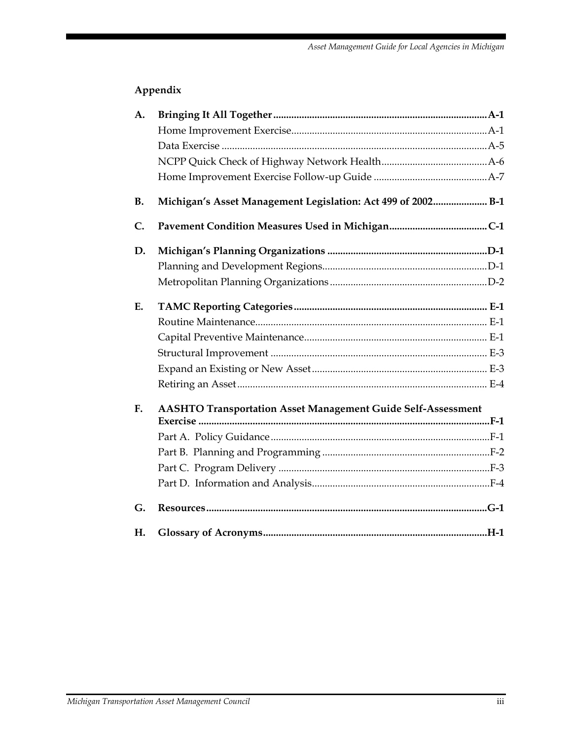## Appendix

**A. Bringing It All Together ... A-1**

- Home Improvement Exercise ... A-1
- Data Exercise ... A-5
- NCPP Quick Check of Highway Network Health ... A-6
- Home Improvement Exercise Follow-up Guide ... A-7

**B. Michigan's Asset Management Legislation: Act 499 of 2002 ... B-1**

**C. Pavement Condition Measures Used in Michigan ... C-1**

**D. Michigan's Planning Organizations ... D-1**

- Planning and Development Regions ... D-1
- Metropolitan Planning Organizations ... D-2

**E. TAMC Reporting Categories ... E-1**

- Routine Maintenance ... E-1
- Capital Preventive Maintenance ... E-1
- Structural Improvement ... E-3
- Expand an Existing or New Asset ... E-3
- Retiring an Asset ... E-4

**F. AASHTO Transportation Asset Management Guide Self-Assessment Exercise ... F-1**

- Part A. Policy Guidance ... F-1
- Part B. Planning and Programming ... F-2
- Part C. Program Delivery ... F-3
- Part D. Information and Analysis ... F-4

**G. Resources ... G-1**

**H. Glossary of Acronyms ... H-1**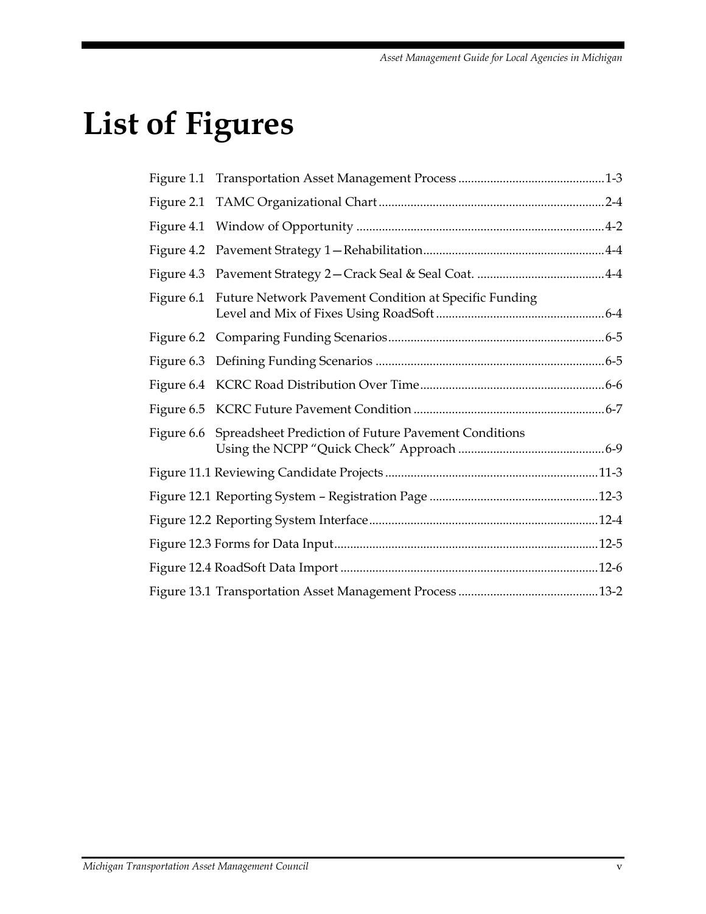# List of Figures

Figure 1.1 Transportation Asset Management Process ............................................. 1-3

Figure 2.1 TAMC Organizational Chart ....................................................................... 2-4

Figure 4.1 Window of Opportunity ............................................................................. 4-2

Figure 4.2 Pavement Strategy 1—Rehabilitation ......................................................... 4-4

Figure 4.3 Pavement Strategy 2—Crack Seal & Seal Coat. ........................................ 4-4

Figure 6.1 Future Network Pavement Condition at Specific Funding Level and Mix of Fixes Using RoadSoft ..................................................... 6-4

Figure 6.2 Comparing Funding Scenarios .................................................................... 6-5

Figure 6.3 Defining Funding Scenarios ........................................................................ 6-5

Figure 6.4 KCRC Road Distribution Over Time .......................................................... 6-6

Figure 6.5 KCRC Future Pavement Condition ............................................................ 6-7

Figure 6.6 Spreadsheet Prediction of Future Pavement Conditions Using the NCPP "Quick Check" Approach .............................................. 6-9

Figure 11.1 Reviewing Candidate Projects ................................................................... 11-3

Figure 12.1 Reporting System – Registration Page ..................................................... 12-3

Figure 12.2 Reporting System Interface ....................................................................... 12-4

Figure 12.3 Forms for Data Input .................................................................................. 12-5

Figure 12.4 RoadSoft Data Import ................................................................................. 12-6

Figure 13.1 Transportation Asset Management Process ............................................ 13-2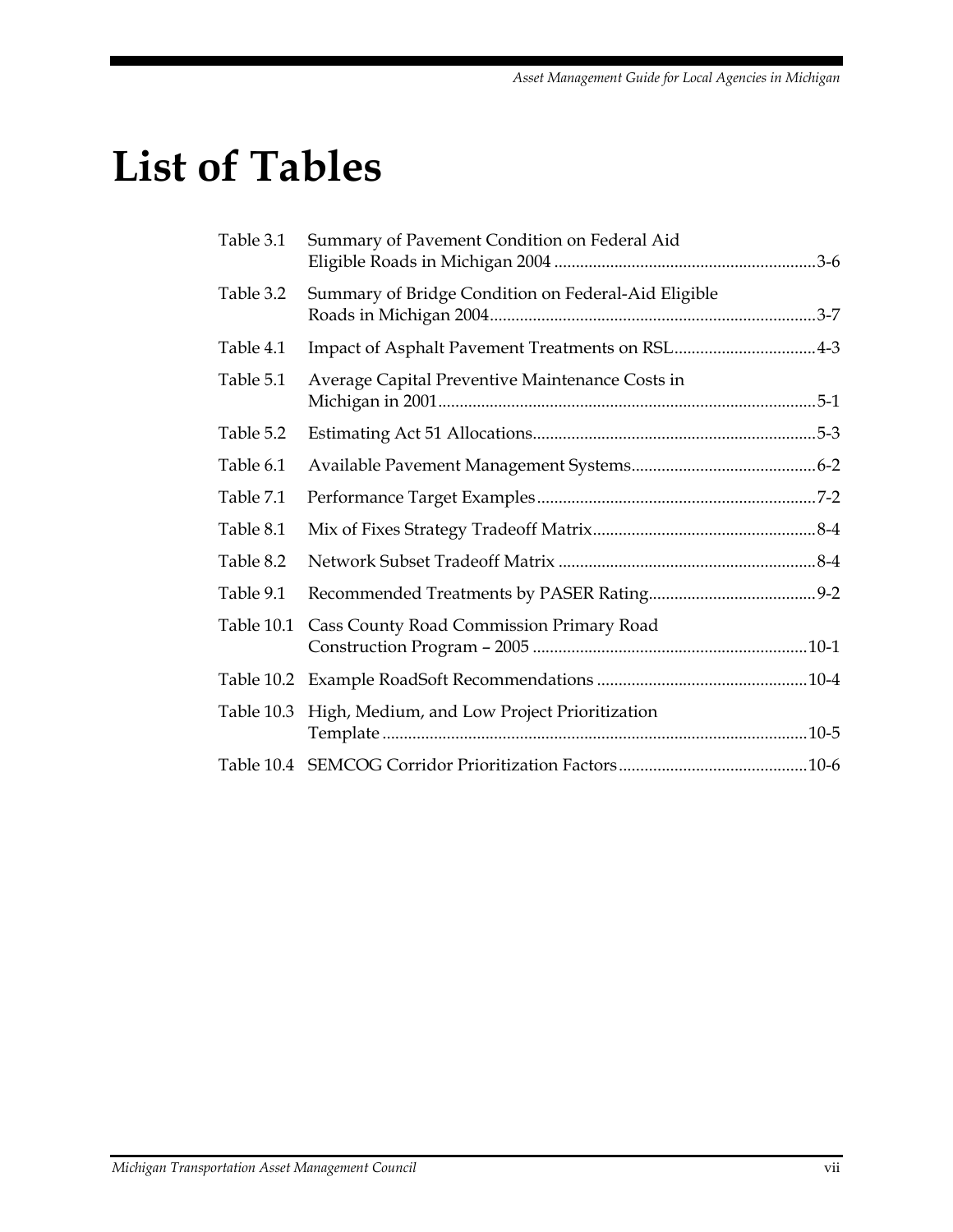# List of Tables

| | | |
|---|---|---|
| Table 3.1 | Summary of Pavement Condition on Federal Aid Eligible Roads in Michigan 2004 | 3-6 |
| Table 3.2 | Summary of Bridge Condition on Federal-Aid Eligible Roads in Michigan 2004 | 3-7 |
| Table 4.1 | Impact of Asphalt Pavement Treatments on RSL | 4-3 |
| Table 5.1 | Average Capital Preventive Maintenance Costs in Michigan in 2001 | 5-1 |
| Table 5.2 | Estimating Act 51 Allocations | 5-3 |
| Table 6.1 | Available Pavement Management Systems | 6-2 |
| Table 7.1 | Performance Target Examples | 7-2 |
| Table 8.1 | Mix of Fixes Strategy Tradeoff Matrix | 8-4 |
| Table 8.2 | Network Subset Tradeoff Matrix | 8-4 |
| Table 9.1 | Recommended Treatments by PASER Rating | 9-2 |
| Table 10.1 | Cass County Road Commission Primary Road Construction Program – 2005 | 10-1 |
| Table 10.2 | Example RoadSoft Recommendations | 10-4 |
| Table 10.3 | High, Medium, and Low Project Prioritization Template | 10-5 |
| Table 10.4 | SEMCOG Corridor Prioritization Factors | 10-6 |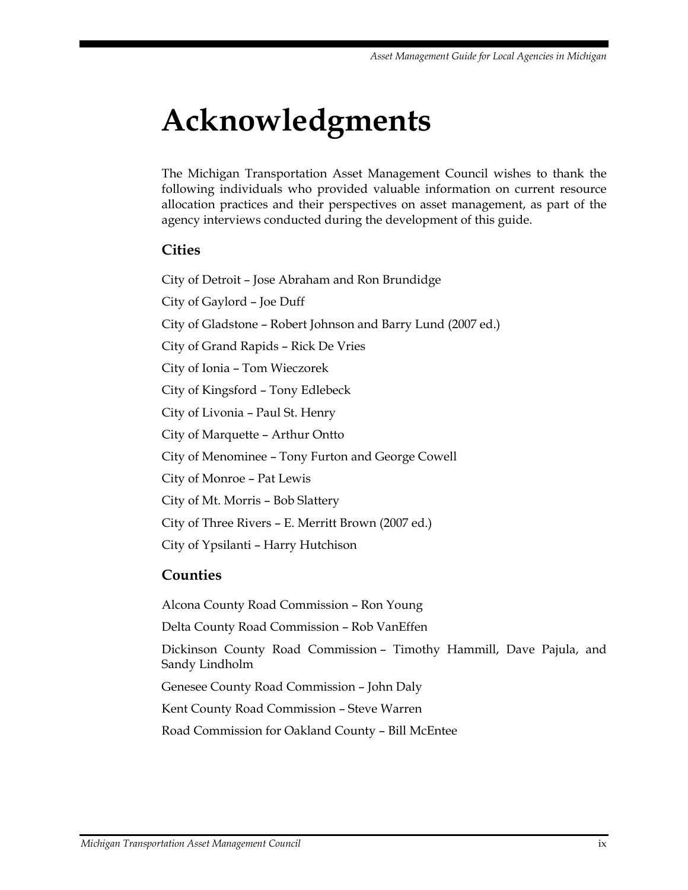# Acknowledgments

The Michigan Transportation Asset Management Council wishes to thank the following individuals who provided valuable information on current resource allocation practices and their perspectives on asset management, as part of the agency interviews conducted during the development of this guide.

## Cities

City of Detroit – Jose Abraham and Ron Brundidge

City of Gaylord – Joe Duff

City of Gladstone – Robert Johnson and Barry Lund (2007 ed.)

City of Grand Rapids – Rick De Vries

City of Ionia – Tom Wieczorek

City of Kingsford – Tony Edlebeck

City of Livonia – Paul St. Henry

City of Marquette – Arthur Ontto

City of Menominee – Tony Furton and George Cowell

City of Monroe – Pat Lewis

City of Mt. Morris – Bob Slattery

City of Three Rivers – E. Merritt Brown (2007 ed.)

City of Ypsilanti – Harry Hutchison

## Counties

Alcona County Road Commission – Ron Young

Delta County Road Commission – Rob VanEffen

Dickinson County Road Commission – Timothy Hammill, Dave Pajula, and Sandy Lindholm

Genesee County Road Commission – John Daly

Kent County Road Commission – Steve Warren

Road Commission for Oakland County – Bill McEntee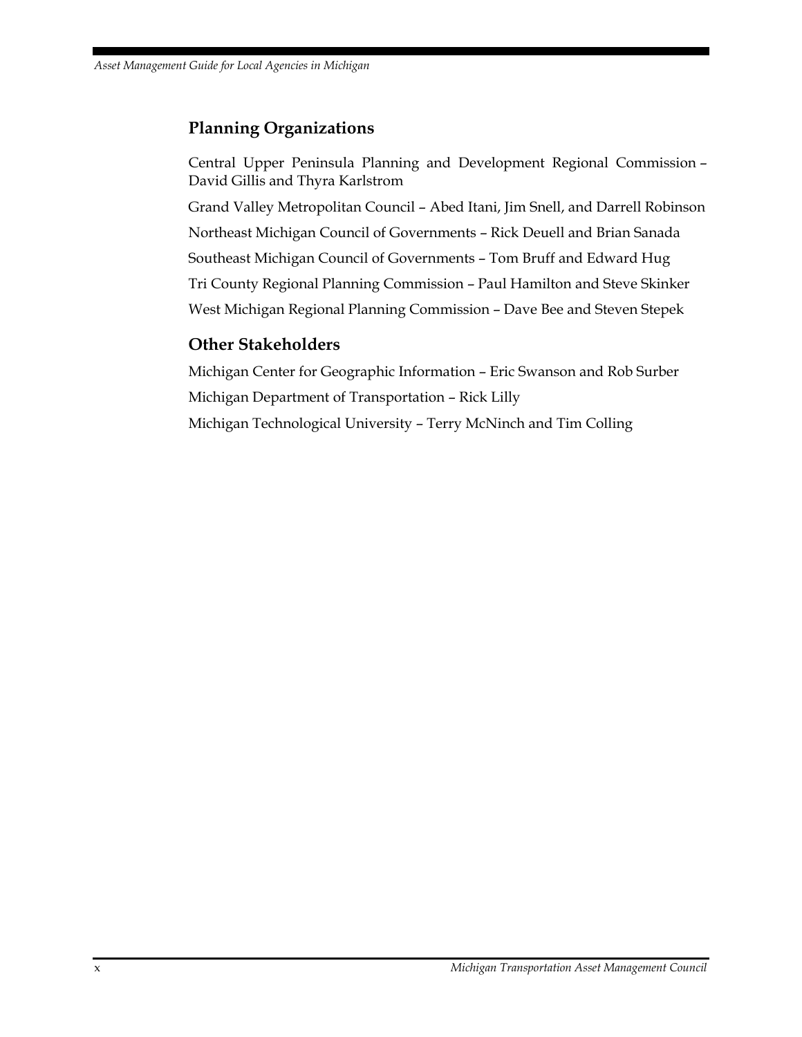## Planning Organizations

Central Upper Peninsula Planning and Development Regional Commission – David Gillis and Thyra Karlstrom

Grand Valley Metropolitan Council – Abed Itani, Jim Snell, and Darrell Robinson

Northeast Michigan Council of Governments – Rick Deuell and Brian Sanada

Southeast Michigan Council of Governments – Tom Bruff and Edward Hug

Tri County Regional Planning Commission – Paul Hamilton and Steve Skinker

West Michigan Regional Planning Commission – Dave Bee and Steven Stepek

## Other Stakeholders

Michigan Center for Geographic Information – Eric Swanson and Rob Surber

Michigan Department of Transportation – Rick Lilly

Michigan Technological University – Terry McNinch and Tim Colling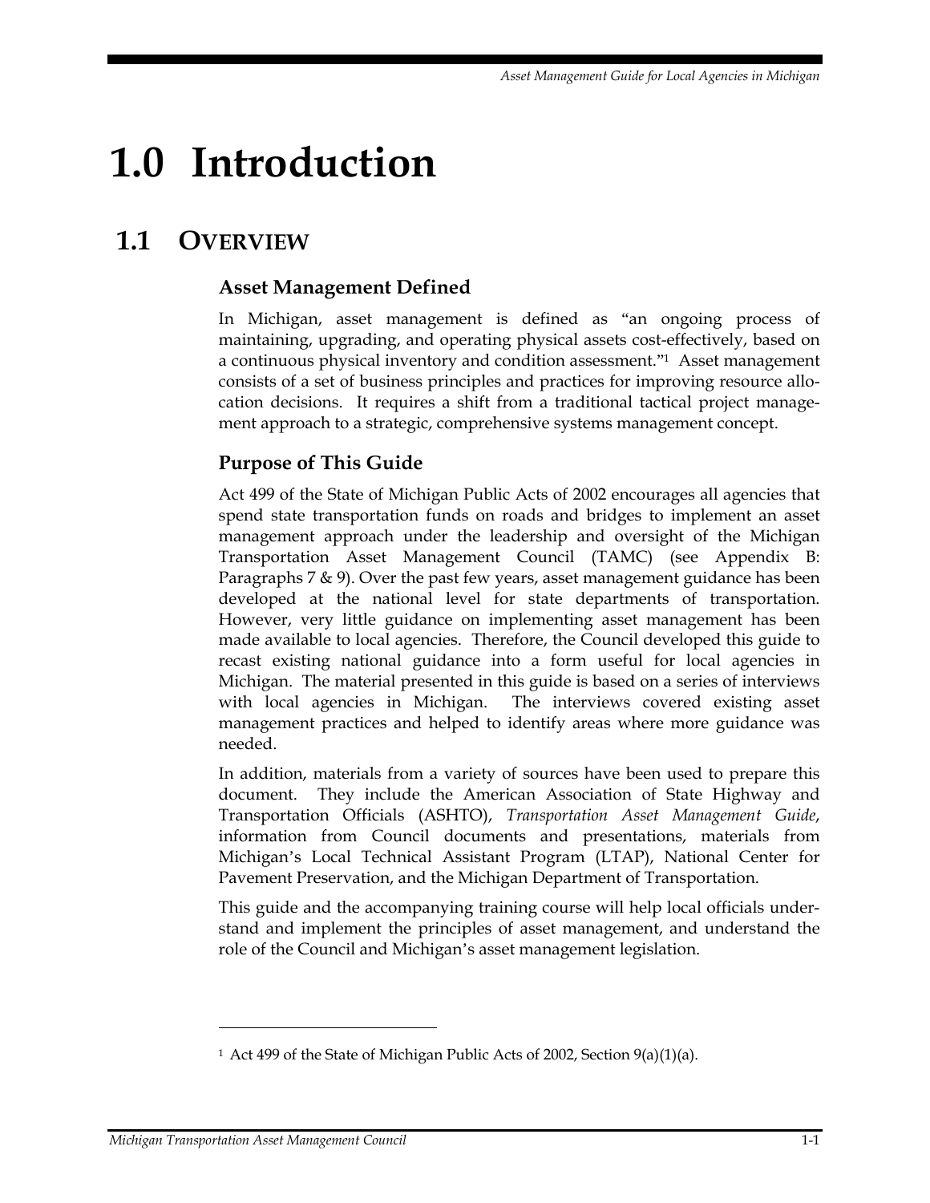# 1.0 Introduction

## 1.1 Overview

### Asset Management Defined

In Michigan, asset management is defined as "an ongoing process of maintaining, upgrading, and operating physical assets cost-effectively, based on a continuous physical inventory and condition assessment."[1] Asset management consists of a set of business principles and practices for improving resource allocation decisions. It requires a shift from a traditional tactical project management approach to a strategic, comprehensive systems management concept.

### Purpose of This Guide

Act 499 of the State of Michigan Public Acts of 2002 encourages all agencies that spend state transportation funds on roads and bridges to implement an asset management approach under the leadership and oversight of the Michigan Transportation Asset Management Council (TAMC) (see Appendix B: Paragraphs 7 & 9). Over the past few years, asset management guidance has been developed at the national level for state departments of transportation. However, very little guidance on implementing asset management has been made available to local agencies. Therefore, the Council developed this guide to recast existing national guidance into a form useful for local agencies in Michigan. The material presented in this guide is based on a series of interviews with local agencies in Michigan. The interviews covered existing asset management practices and helped to identify areas where more guidance was needed.

In addition, materials from a variety of sources have been used to prepare this document. They include the American Association of State Highway and Transportation Officials (ASHTO), *Transportation Asset Management Guide*, information from Council documents and presentations, materials from Michigan's Local Technical Assistant Program (LTAP), National Center for Pavement Preservation, and the Michigan Department of Transportation.

This guide and the accompanying training course will help local officials understand and implement the principles of asset management, and understand the role of the Council and Michigan's asset management legislation.

---

[1] Act 499 of the State of Michigan Public Acts of 2002, Section 9(a)(1)(a).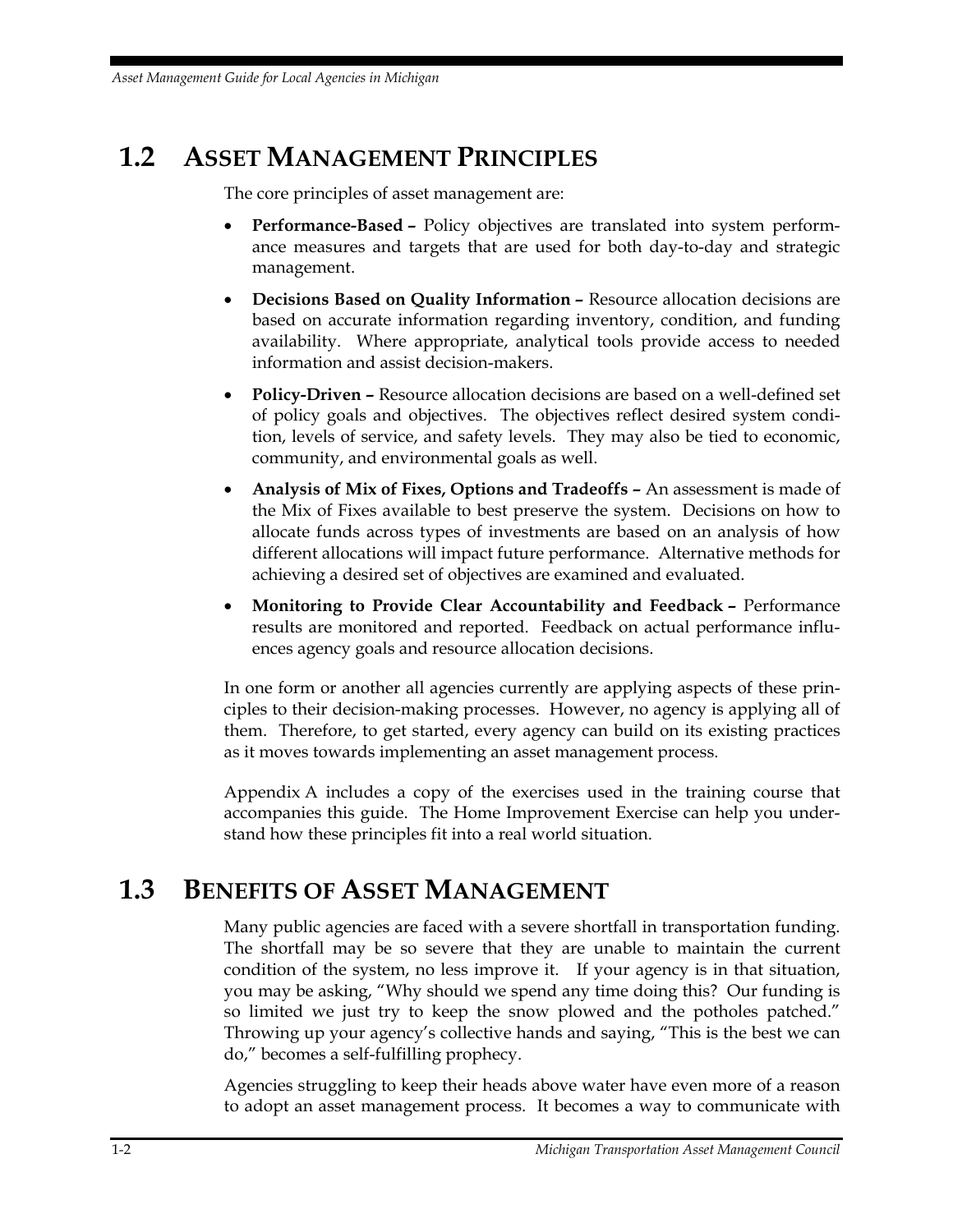## 1.2 ASSET MANAGEMENT PRINCIPLES

The core principles of asset management are:

- **Performance-Based –** Policy objectives are translated into system performance measures and targets that are used for both day-to-day and strategic management.
- **Decisions Based on Quality Information –** Resource allocation decisions are based on accurate information regarding inventory, condition, and funding availability. Where appropriate, analytical tools provide access to needed information and assist decision-makers.
- **Policy-Driven –** Resource allocation decisions are based on a well-defined set of policy goals and objectives. The objectives reflect desired system condition, levels of service, and safety levels. They may also be tied to economic, community, and environmental goals as well.
- **Analysis of Mix of Fixes, Options and Tradeoffs –** An assessment is made of the Mix of Fixes available to best preserve the system. Decisions on how to allocate funds across types of investments are based on an analysis of how different allocations will impact future performance. Alternative methods for achieving a desired set of objectives are examined and evaluated.
- **Monitoring to Provide Clear Accountability and Feedback –** Performance results are monitored and reported. Feedback on actual performance influences agency goals and resource allocation decisions.

In one form or another all agencies currently are applying aspects of these principles to their decision-making processes. However, no agency is applying all of them. Therefore, to get started, every agency can build on its existing practices as it moves towards implementing an asset management process.

Appendix A includes a copy of the exercises used in the training course that accompanies this guide. The Home Improvement Exercise can help you understand how these principles fit into a real world situation.

## 1.3 BENEFITS OF ASSET MANAGEMENT

Many public agencies are faced with a severe shortfall in transportation funding. The shortfall may be so severe that they are unable to maintain the current condition of the system, no less improve it. If your agency is in that situation, you may be asking, "Why should we spend any time doing this? Our funding is so limited we just try to keep the snow plowed and the potholes patched." Throwing up your agency's collective hands and saying, "This is the best we can do," becomes a self-fulfilling prophecy.

Agencies struggling to keep their heads above water have even more of a reason to adopt an asset management process. It becomes a way to communicate with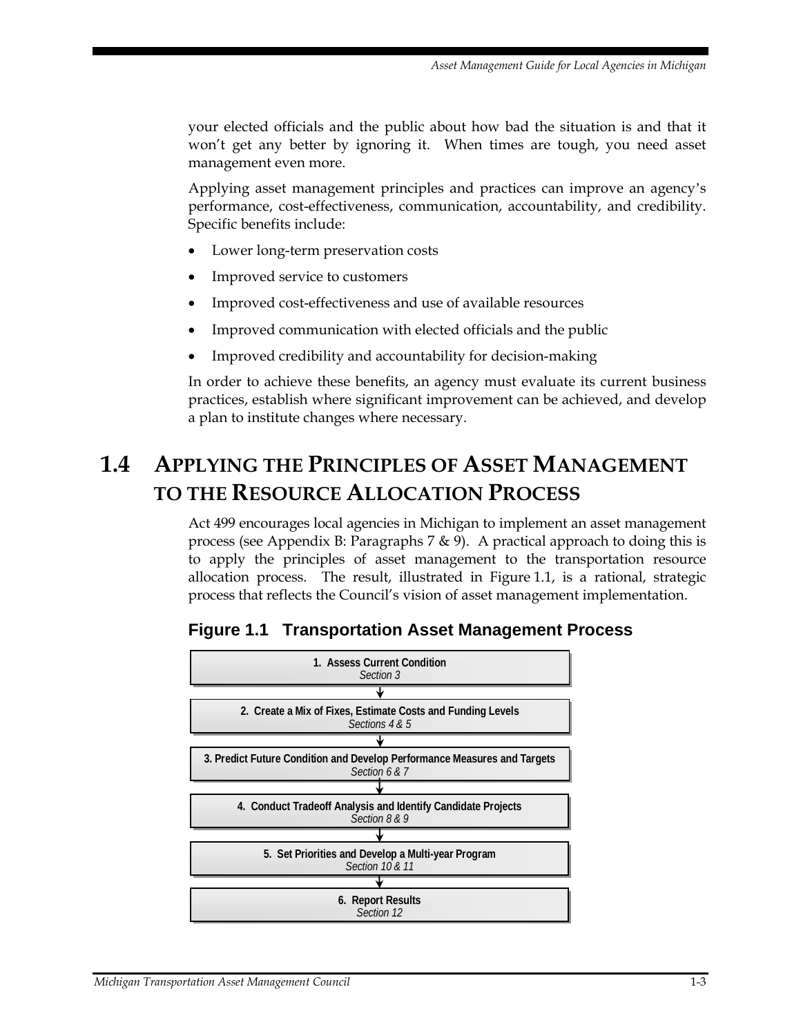your elected officials and the public about how bad the situation is and that it won't get any better by ignoring it. When times are tough, you need asset management even more.

Applying asset management principles and practices can improve an agency's performance, cost-effectiveness, communication, accountability, and credibility. Specific benefits include:

- Lower long-term preservation costs
- Improved service to customers
- Improved cost-effectiveness and use of available resources
- Improved communication with elected officials and the public
- Improved credibility and accountability for decision-making

In order to achieve these benefits, an agency must evaluate its current business practices, establish where significant improvement can be achieved, and develop a plan to institute changes where necessary.

## 1.4 Applying the Principles of Asset Management to the Resource Allocation Process

Act 499 encourages local agencies in Michigan to implement an asset management process (see Appendix B: Paragraphs 7 & 9). A practical approach to doing this is to apply the principles of asset management to the transportation resource allocation process. The result, illustrated in Figure 1.1, is a rational, strategic process that reflects the Council's vision of asset management implementation.

**Figure 1.1 Transportation Asset Management Process**

1. **Assess Current Condition**
   *Section 3*

   ↓

2. **Create a Mix of Fixes, Estimate Costs and Funding Levels**
   *Sections 4 & 5*

   ↓

3. **Predict Future Condition and Develop Performance Measures and Targets**
   *Section 6 & 7*

   ↓

4. **Conduct Tradeoff Analysis and Identify Candidate Projects**
   *Section 8 & 9*

   ↓

5. **Set Priorities and Develop a Multi-year Program**
   *Section 10 & 11*

   ↓

6. **Report Results**
   *Section 12*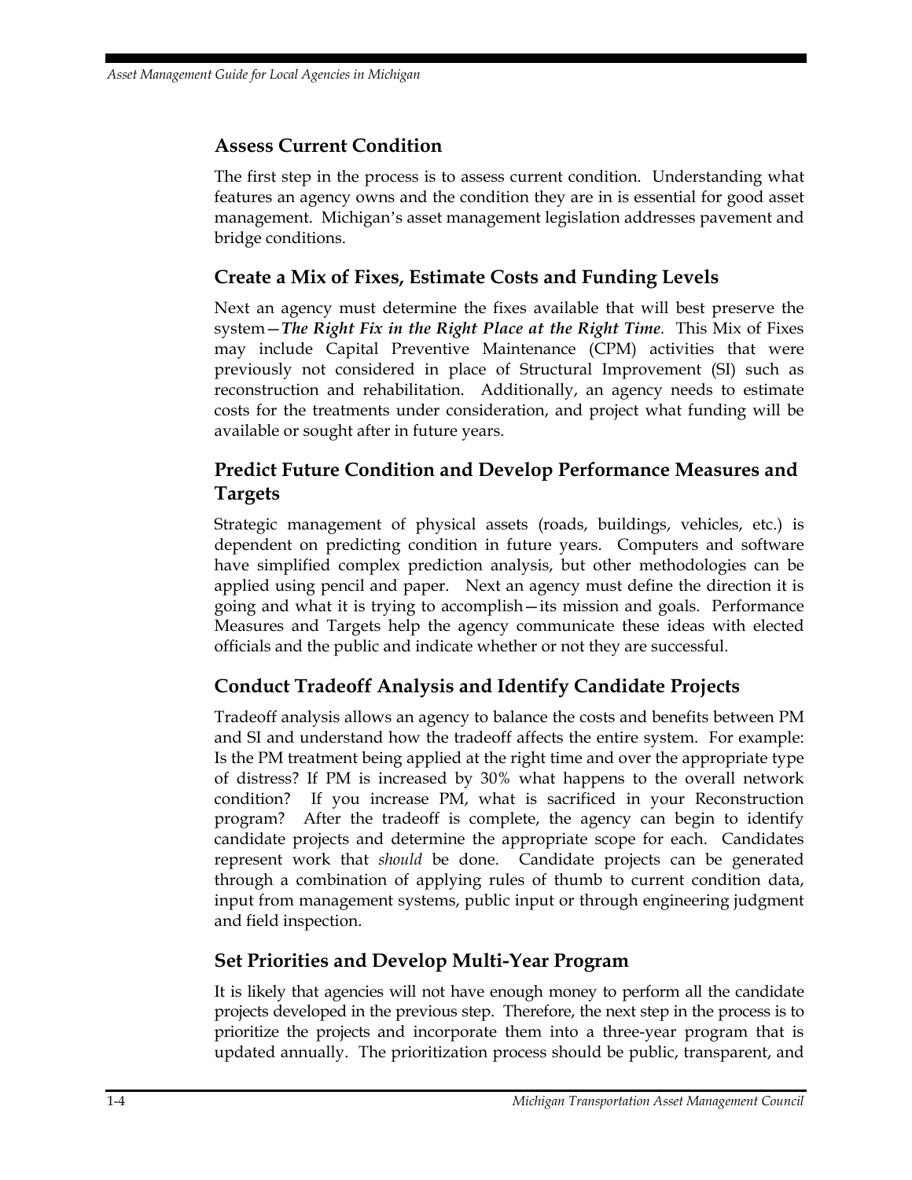### Assess Current Condition

The first step in the process is to assess current condition. Understanding what features an agency owns and the condition they are in is essential for good asset management. Michigan's asset management legislation addresses pavement and bridge conditions.

### Create a Mix of Fixes, Estimate Costs and Funding Levels

Next an agency must determine the fixes available that will best preserve the system—***The Right Fix in the Right Place at the Right Time****.* This Mix of Fixes may include Capital Preventive Maintenance (CPM) activities that were previously not considered in place of Structural Improvement (SI) such as reconstruction and rehabilitation. Additionally, an agency needs to estimate costs for the treatments under consideration, and project what funding will be available or sought after in future years.

### Predict Future Condition and Develop Performance Measures and Targets

Strategic management of physical assets (roads, buildings, vehicles, etc.) is dependent on predicting condition in future years. Computers and software have simplified complex prediction analysis, but other methodologies can be applied using pencil and paper. Next an agency must define the direction it is going and what it is trying to accomplish—its mission and goals. Performance Measures and Targets help the agency communicate these ideas with elected officials and the public and indicate whether or not they are successful.

### Conduct Tradeoff Analysis and Identify Candidate Projects

Tradeoff analysis allows an agency to balance the costs and benefits between PM and SI and understand how the tradeoff affects the entire system. For example: Is the PM treatment being applied at the right time and over the appropriate type of distress? If PM is increased by 30% what happens to the overall network condition? If you increase PM, what is sacrificed in your Reconstruction program? After the tradeoff is complete, the agency can begin to identify candidate projects and determine the appropriate scope for each. Candidates represent work that *should* be done. Candidate projects can be generated through a combination of applying rules of thumb to current condition data, input from management systems, public input or through engineering judgment and field inspection.

### Set Priorities and Develop Multi-Year Program

It is likely that agencies will not have enough money to perform all the candidate projects developed in the previous step. Therefore, the next step in the process is to prioritize the projects and incorporate them into a three-year program that is updated annually. The prioritization process should be public, transparent, and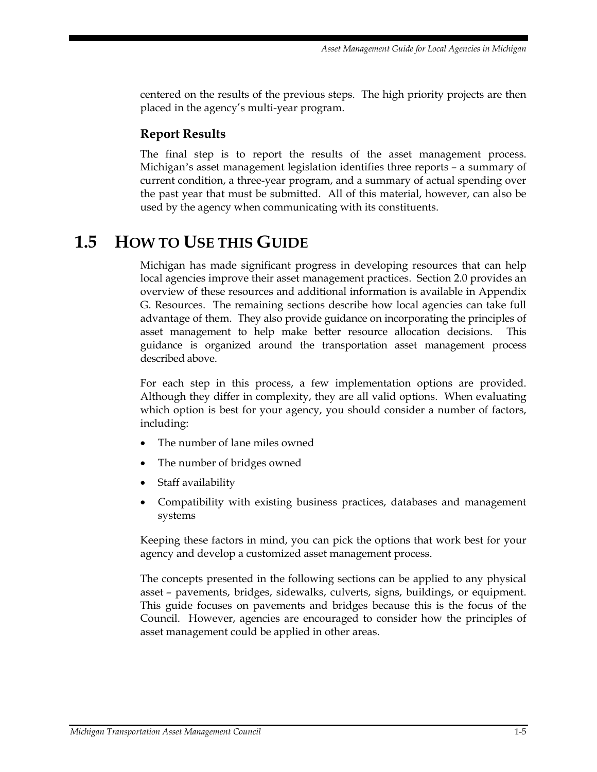centered on the results of the previous steps. The high priority projects are then placed in the agency's multi-year program.

### Report Results

The final step is to report the results of the asset management process. Michigan's asset management legislation identifies three reports – a summary of current condition, a three-year program, and a summary of actual spending over the past year that must be submitted. All of this material, however, can also be used by the agency when communicating with its constituents.

## 1.5 HOW TO USE THIS GUIDE

Michigan has made significant progress in developing resources that can help local agencies improve their asset management practices. Section 2.0 provides an overview of these resources and additional information is available in Appendix G. Resources. The remaining sections describe how local agencies can take full advantage of them. They also provide guidance on incorporating the principles of asset management to help make better resource allocation decisions. This guidance is organized around the transportation asset management process described above.

For each step in this process, a few implementation options are provided. Although they differ in complexity, they are all valid options. When evaluating which option is best for your agency, you should consider a number of factors, including:

- The number of lane miles owned
- The number of bridges owned
- Staff availability
- Compatibility with existing business practices, databases and management systems

Keeping these factors in mind, you can pick the options that work best for your agency and develop a customized asset management process.

The concepts presented in the following sections can be applied to any physical asset – pavements, bridges, sidewalks, culverts, signs, buildings, or equipment. This guide focuses on pavements and bridges because this is the focus of the Council. However, agencies are encouraged to consider how the principles of asset management could be applied in other areas.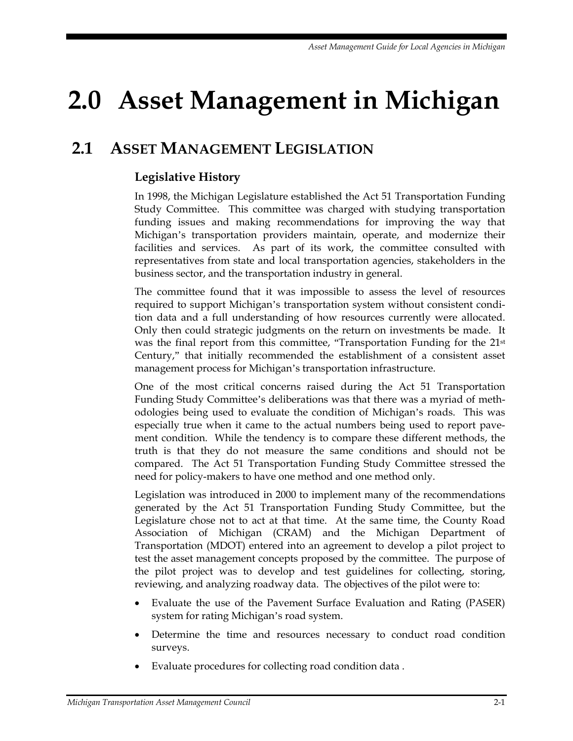# 2.0 Asset Management in Michigan

## 2.1 ASSET MANAGEMENT LEGISLATION

### Legislative History

In 1998, the Michigan Legislature established the Act 51 Transportation Funding Study Committee. This committee was charged with studying transportation funding issues and making recommendations for improving the way that Michigan's transportation providers maintain, operate, and modernize their facilities and services. As part of its work, the committee consulted with representatives from state and local transportation agencies, stakeholders in the business sector, and the transportation industry in general.

The committee found that it was impossible to assess the level of resources required to support Michigan's transportation system without consistent condition data and a full understanding of how resources currently were allocated. Only then could strategic judgments on the return on investments be made. It was the final report from this committee, "Transportation Funding for the 21st Century," that initially recommended the establishment of a consistent asset management process for Michigan's transportation infrastructure.

One of the most critical concerns raised during the Act 51 Transportation Funding Study Committee's deliberations was that there was a myriad of methodologies being used to evaluate the condition of Michigan's roads. This was especially true when it came to the actual numbers being used to report pavement condition. While the tendency is to compare these different methods, the truth is that they do not measure the same conditions and should not be compared. The Act 51 Transportation Funding Study Committee stressed the need for policy-makers to have one method and one method only.

Legislation was introduced in 2000 to implement many of the recommendations generated by the Act 51 Transportation Funding Study Committee, but the Legislature chose not to act at that time. At the same time, the County Road Association of Michigan (CRAM) and the Michigan Department of Transportation (MDOT) entered into an agreement to develop a pilot project to test the asset management concepts proposed by the committee. The purpose of the pilot project was to develop and test guidelines for collecting, storing, reviewing, and analyzing roadway data. The objectives of the pilot were to:

- Evaluate the use of the Pavement Surface Evaluation and Rating (PASER) system for rating Michigan's road system.
- Determine the time and resources necessary to conduct road condition surveys.
- Evaluate procedures for collecting road condition data .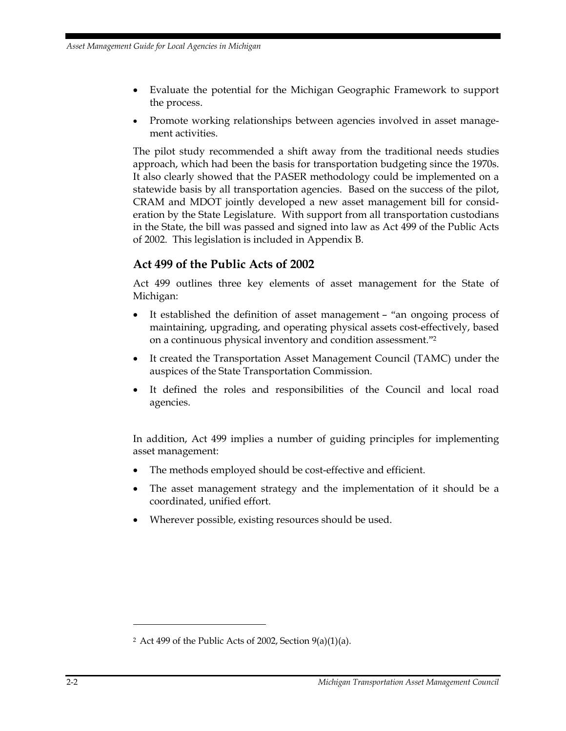- Evaluate the potential for the Michigan Geographic Framework to support the process.
- Promote working relationships between agencies involved in asset management activities.

The pilot study recommended a shift away from the traditional needs studies approach, which had been the basis for transportation budgeting since the 1970s. It also clearly showed that the PASER methodology could be implemented on a statewide basis by all transportation agencies. Based on the success of the pilot, CRAM and MDOT jointly developed a new asset management bill for consideration by the State Legislature. With support from all transportation custodians in the State, the bill was passed and signed into law as Act 499 of the Public Acts of 2002. This legislation is included in Appendix B.

## Act 499 of the Public Acts of 2002

Act 499 outlines three key elements of asset management for the State of Michigan:

- It established the definition of asset management – "an ongoing process of maintaining, upgrading, and operating physical assets cost-effectively, based on a continuous physical inventory and condition assessment."[2]
- It created the Transportation Asset Management Council (TAMC) under the auspices of the State Transportation Commission.
- It defined the roles and responsibilities of the Council and local road agencies.

In addition, Act 499 implies a number of guiding principles for implementing asset management:

- The methods employed should be cost-effective and efficient.
- The asset management strategy and the implementation of it should be a coordinated, unified effort.
- Wherever possible, existing resources should be used.

---

[2] Act 499 of the Public Acts of 2002, Section 9(a)(1)(a).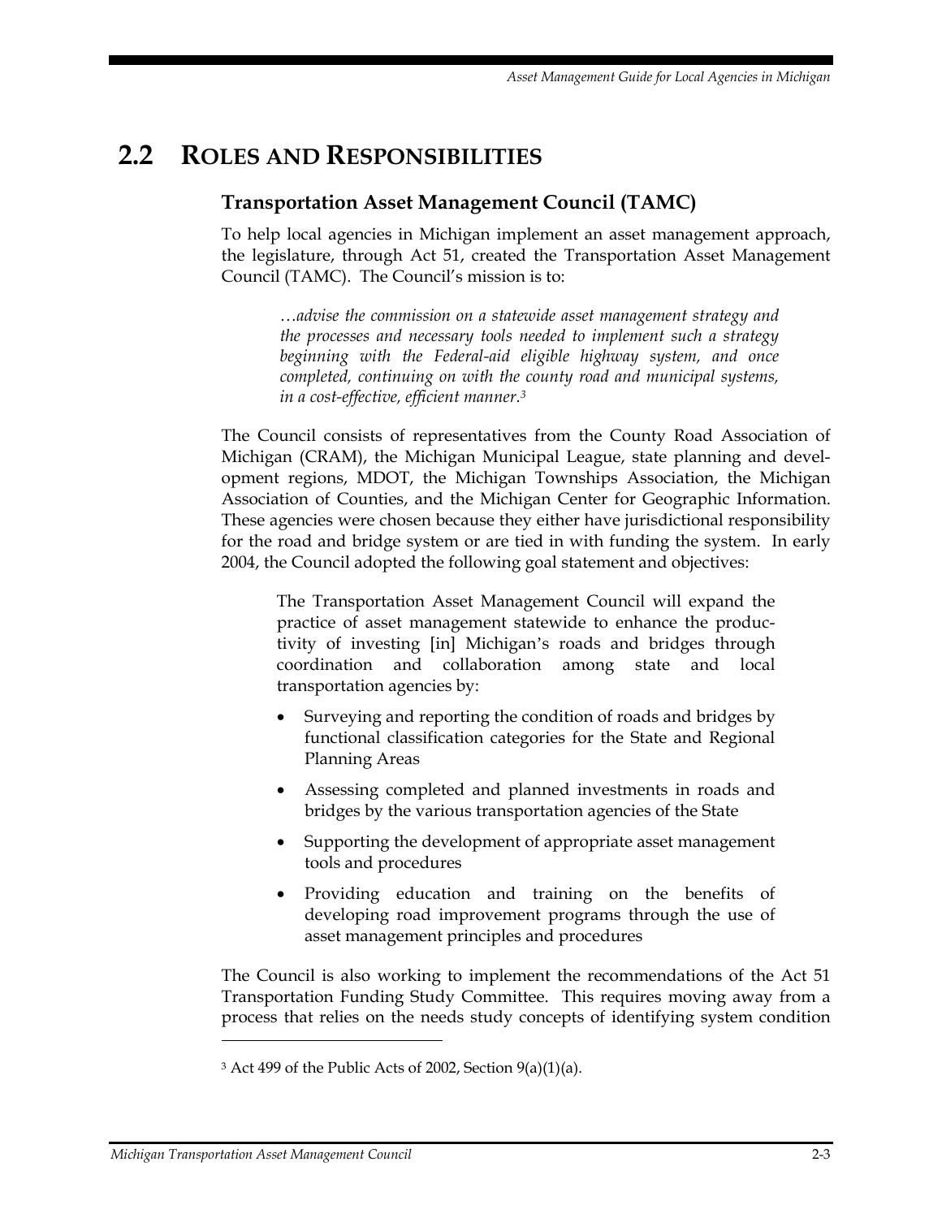## 2.2 ROLES AND RESPONSIBILITIES

### Transportation Asset Management Council (TAMC)

To help local agencies in Michigan implement an asset management approach, the legislature, through Act 51, created the Transportation Asset Management Council (TAMC). The Council's mission is to:

> *…advise the commission on a statewide asset management strategy and the processes and necessary tools needed to implement such a strategy beginning with the Federal-aid eligible highway system, and once completed, continuing on with the county road and municipal systems, in a cost-effective, efficient manner.*[3]

The Council consists of representatives from the County Road Association of Michigan (CRAM), the Michigan Municipal League, state planning and development regions, MDOT, the Michigan Townships Association, the Michigan Association of Counties, and the Michigan Center for Geographic Information. These agencies were chosen because they either have jurisdictional responsibility for the road and bridge system or are tied in with funding the system. In early 2004, the Council adopted the following goal statement and objectives:

> The Transportation Asset Management Council will expand the practice of asset management statewide to enhance the productivity of investing [in] Michigan's roads and bridges through coordination and collaboration among state and local transportation agencies by:
>
> - Surveying and reporting the condition of roads and bridges by functional classification categories for the State and Regional Planning Areas
> - Assessing completed and planned investments in roads and bridges by the various transportation agencies of the State
> - Supporting the development of appropriate asset management tools and procedures
> - Providing education and training on the benefits of developing road improvement programs through the use of asset management principles and procedures

The Council is also working to implement the recommendations of the Act 51 Transportation Funding Study Committee. This requires moving away from a process that relies on the needs study concepts of identifying system condition

---

[3] Act 499 of the Public Acts of 2002, Section 9(a)(1)(a).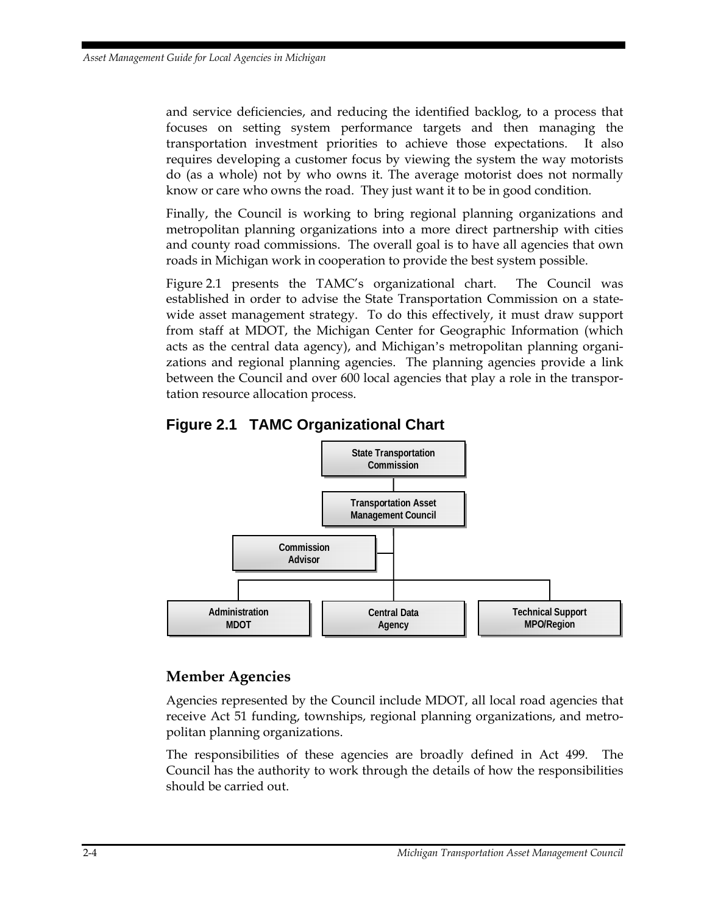and service deficiencies, and reducing the identified backlog, to a process that focuses on setting system performance targets and then managing the transportation investment priorities to achieve those expectations. It also requires developing a customer focus by viewing the system the way motorists do (as a whole) not by who owns it. The average motorist does not normally know or care who owns the road. They just want it to be in good condition.

Finally, the Council is working to bring regional planning organizations and metropolitan planning organizations into a more direct partnership with cities and county road commissions. The overall goal is to have all agencies that own roads in Michigan work in cooperation to provide the best system possible.

Figure 2.1 presents the TAMC's organizational chart. The Council was established in order to advise the State Transportation Commission on a statewide asset management strategy. To do this effectively, it must draw support from staff at MDOT, the Michigan Center for Geographic Information (which acts as the central data agency), and Michigan's metropolitan planning organizations and regional planning agencies. The planning agencies provide a link between the Council and over 600 local agencies that play a role in the transportation resource allocation process.

### Figure 2.1 TAMC Organizational Chart

- State Transportation Commission
  - Transportation Asset Management Council
    - Commission Advisor
    - Administration MDOT
    - Central Data Agency
    - Technical Support MPO/Region

## Member Agencies

Agencies represented by the Council include MDOT, all local road agencies that receive Act 51 funding, townships, regional planning organizations, and metropolitan planning organizations.

The responsibilities of these agencies are broadly defined in Act 499. The Council has the authority to work through the details of how the responsibilities should be carried out.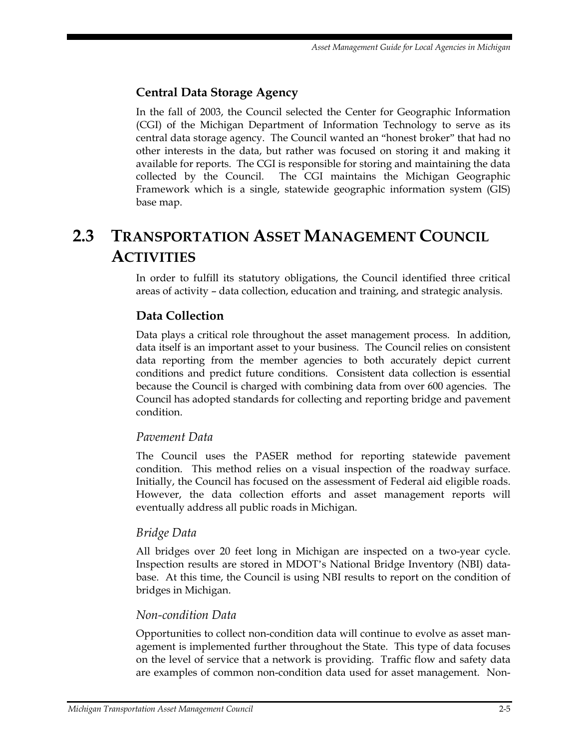### Central Data Storage Agency

In the fall of 2003, the Council selected the Center for Geographic Information (CGI) of the Michigan Department of Information Technology to serve as its central data storage agency. The Council wanted an "honest broker" that had no other interests in the data, but rather was focused on storing it and making it available for reports. The CGI is responsible for storing and maintaining the data collected by the Council. The CGI maintains the Michigan Geographic Framework which is a single, statewide geographic information system (GIS) base map.

## 2.3 TRANSPORTATION ASSET MANAGEMENT COUNCIL ACTIVITIES

In order to fulfill its statutory obligations, the Council identified three critical areas of activity – data collection, education and training, and strategic analysis.

### Data Collection

Data plays a critical role throughout the asset management process. In addition, data itself is an important asset to your business. The Council relies on consistent data reporting from the member agencies to both accurately depict current conditions and predict future conditions. Consistent data collection is essential because the Council is charged with combining data from over 600 agencies. The Council has adopted standards for collecting and reporting bridge and pavement condition.

#### *Pavement Data*

The Council uses the PASER method for reporting statewide pavement condition. This method relies on a visual inspection of the roadway surface. Initially, the Council has focused on the assessment of Federal aid eligible roads. However, the data collection efforts and asset management reports will eventually address all public roads in Michigan.

#### *Bridge Data*

All bridges over 20 feet long in Michigan are inspected on a two-year cycle. Inspection results are stored in MDOT's National Bridge Inventory (NBI) database. At this time, the Council is using NBI results to report on the condition of bridges in Michigan.

#### *Non-condition Data*

Opportunities to collect non-condition data will continue to evolve as asset management is implemented further throughout the State. This type of data focuses on the level of service that a network is providing. Traffic flow and safety data are examples of common non-condition data used for asset management. Non-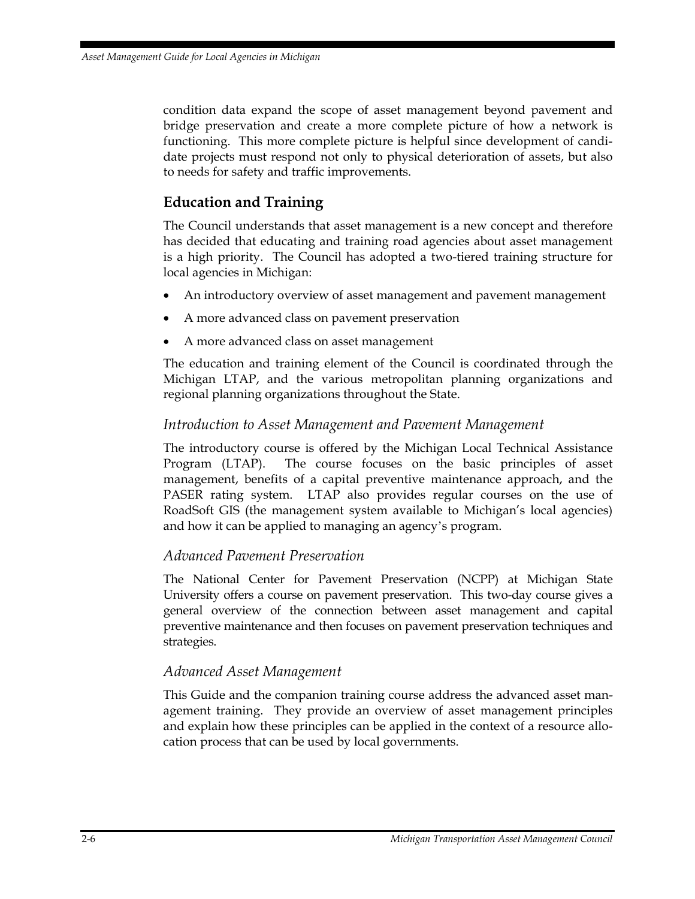condition data expand the scope of asset management beyond pavement and bridge preservation and create a more complete picture of how a network is functioning. This more complete picture is helpful since development of candidate projects must respond not only to physical deterioration of assets, but also to needs for safety and traffic improvements.

## Education and Training

The Council understands that asset management is a new concept and therefore has decided that educating and training road agencies about asset management is a high priority. The Council has adopted a two-tiered training structure for local agencies in Michigan:

- An introductory overview of asset management and pavement management
- A more advanced class on pavement preservation
- A more advanced class on asset management

The education and training element of the Council is coordinated through the Michigan LTAP, and the various metropolitan planning organizations and regional planning organizations throughout the State.

### *Introduction to Asset Management and Pavement Management*

The introductory course is offered by the Michigan Local Technical Assistance Program (LTAP). The course focuses on the basic principles of asset management, benefits of a capital preventive maintenance approach, and the PASER rating system. LTAP also provides regular courses on the use of RoadSoft GIS (the management system available to Michigan's local agencies) and how it can be applied to managing an agency's program.

### *Advanced Pavement Preservation*

The National Center for Pavement Preservation (NCPP) at Michigan State University offers a course on pavement preservation. This two-day course gives a general overview of the connection between asset management and capital preventive maintenance and then focuses on pavement preservation techniques and strategies.

### *Advanced Asset Management*

This Guide and the companion training course address the advanced asset management training. They provide an overview of asset management principles and explain how these principles can be applied in the context of a resource allocation process that can be used by local governments.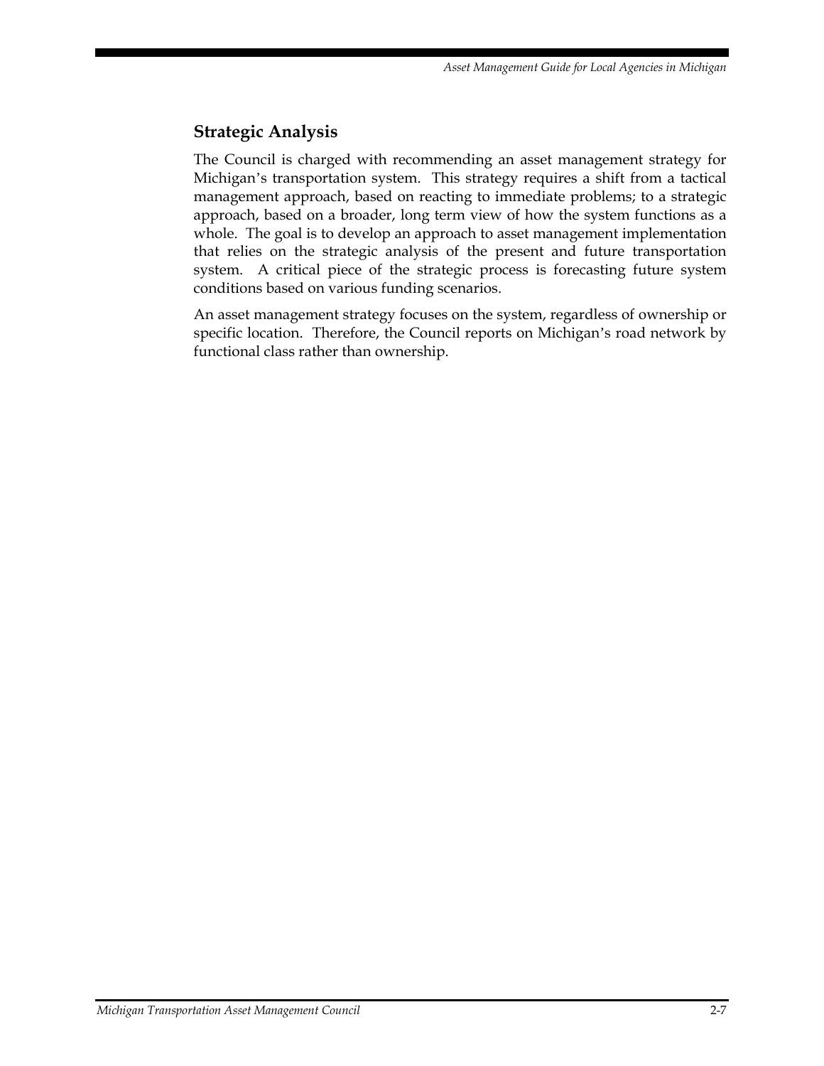## Strategic Analysis

The Council is charged with recommending an asset management strategy for Michigan's transportation system. This strategy requires a shift from a tactical management approach, based on reacting to immediate problems; to a strategic approach, based on a broader, long term view of how the system functions as a whole. The goal is to develop an approach to asset management implementation that relies on the strategic analysis of the present and future transportation system. A critical piece of the strategic process is forecasting future system conditions based on various funding scenarios.

An asset management strategy focuses on the system, regardless of ownership or specific location. Therefore, the Council reports on Michigan's road network by functional class rather than ownership.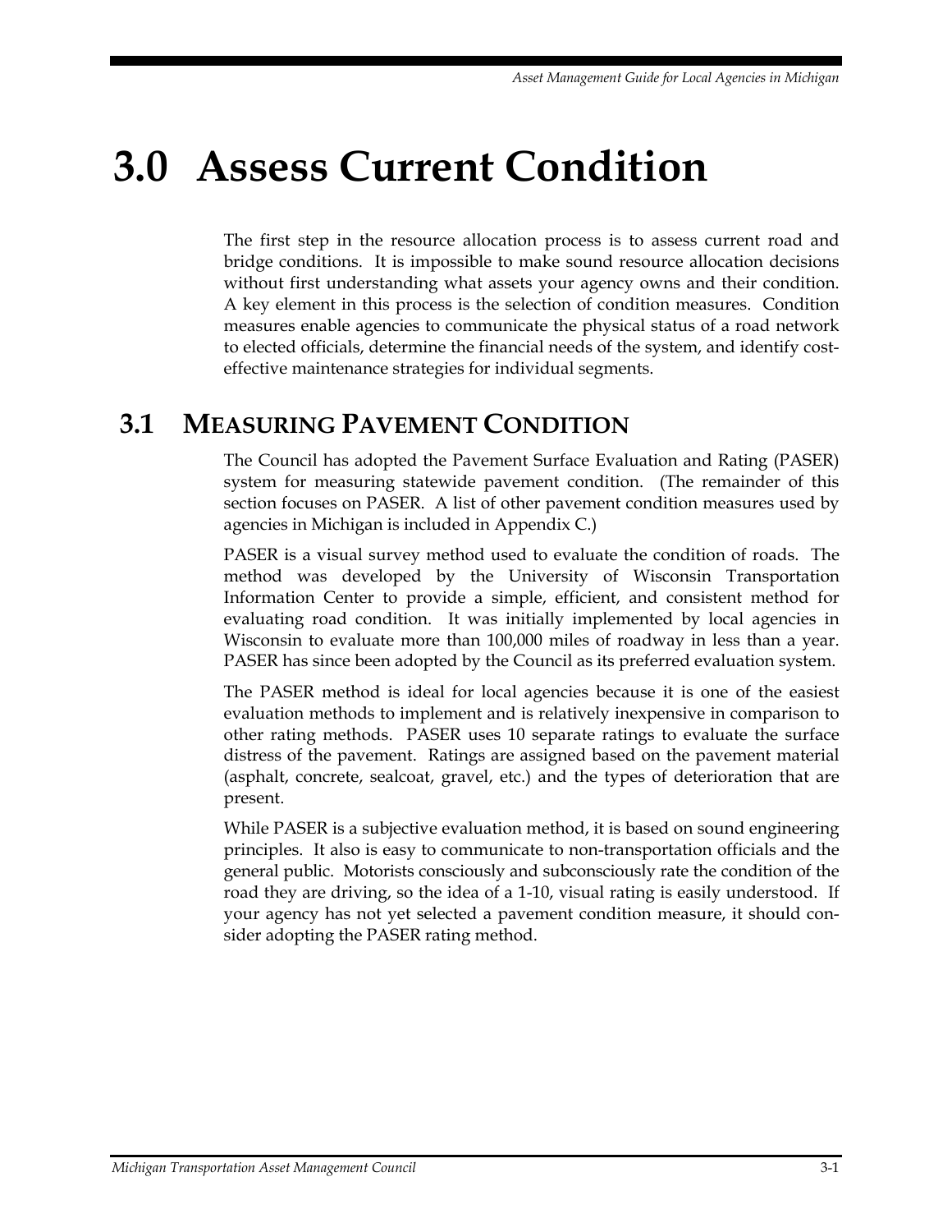# 3.0 Assess Current Condition

The first step in the resource allocation process is to assess current road and bridge conditions. It is impossible to make sound resource allocation decisions without first understanding what assets your agency owns and their condition. A key element in this process is the selection of condition measures. Condition measures enable agencies to communicate the physical status of a road network to elected officials, determine the financial needs of the system, and identify cost-effective maintenance strategies for individual segments.

## 3.1 Measuring Pavement Condition

The Council has adopted the Pavement Surface Evaluation and Rating (PASER) system for measuring statewide pavement condition. (The remainder of this section focuses on PASER. A list of other pavement condition measures used by agencies in Michigan is included in Appendix C.)

PASER is a visual survey method used to evaluate the condition of roads. The method was developed by the University of Wisconsin Transportation Information Center to provide a simple, efficient, and consistent method for evaluating road condition. It was initially implemented by local agencies in Wisconsin to evaluate more than 100,000 miles of roadway in less than a year. PASER has since been adopted by the Council as its preferred evaluation system.

The PASER method is ideal for local agencies because it is one of the easiest evaluation methods to implement and is relatively inexpensive in comparison to other rating methods. PASER uses 10 separate ratings to evaluate the surface distress of the pavement. Ratings are assigned based on the pavement material (asphalt, concrete, sealcoat, gravel, etc.) and the types of deterioration that are present.

While PASER is a subjective evaluation method, it is based on sound engineering principles. It also is easy to communicate to non-transportation officials and the general public. Motorists consciously and subconsciously rate the condition of the road they are driving, so the idea of a 1-10, visual rating is easily understood. If your agency has not yet selected a pavement condition measure, it should consider adopting the PASER rating method.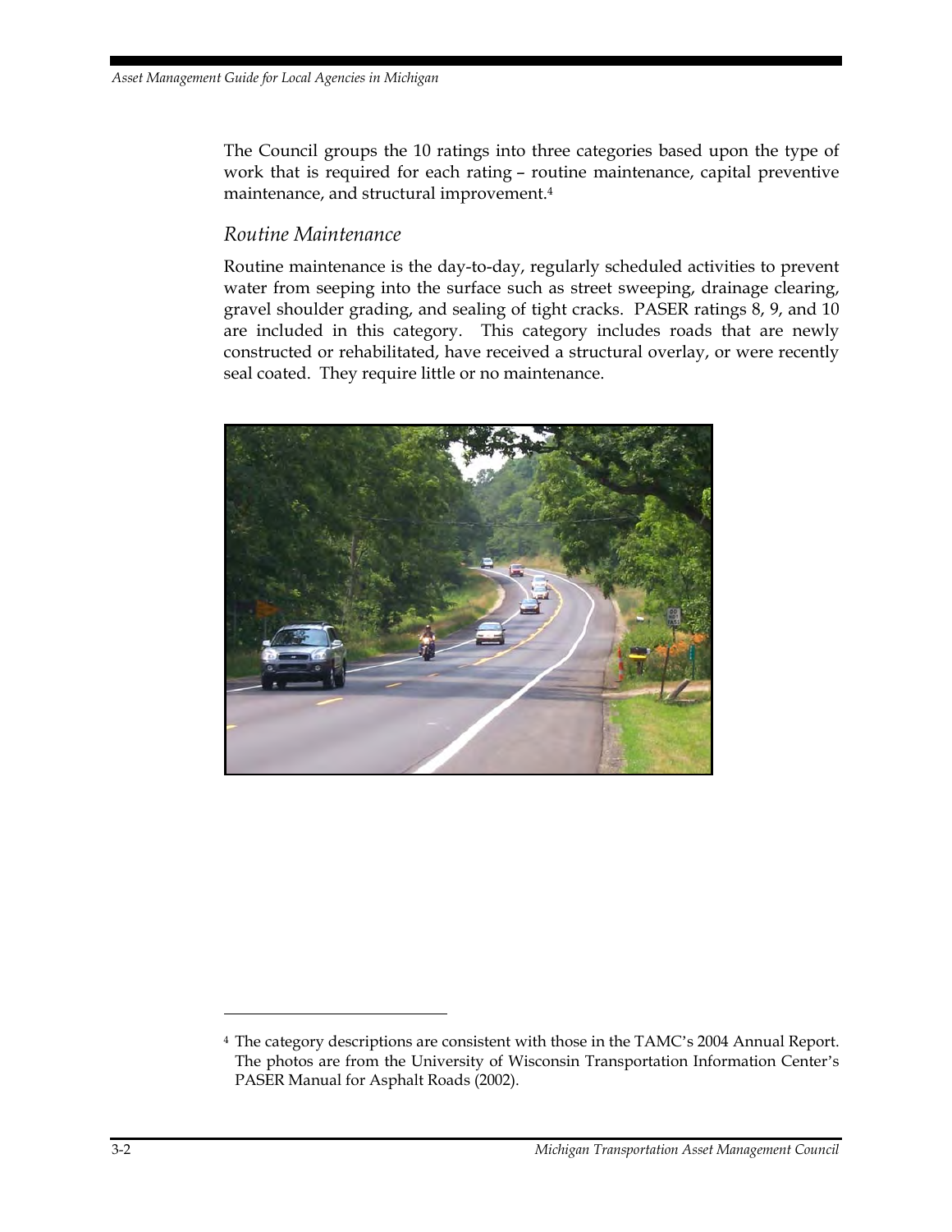The Council groups the 10 ratings into three categories based upon the type of work that is required for each rating – routine maintenance, capital preventive maintenance, and structural improvement.[4]

### *Routine Maintenance*

Routine maintenance is the day-to-day, regularly scheduled activities to prevent water from seeping into the surface such as street sweeping, drainage clearing, gravel shoulder grading, and sealing of tight cracks. PASER ratings 8, 9, and 10 are included in this category. This category includes roads that are newly constructed or rehabilitated, have received a structural overlay, or were recently seal coated. They require little or no maintenance.

---

[4] The category descriptions are consistent with those in the TAMC's 2004 Annual Report. The photos are from the University of Wisconsin Transportation Information Center's PASER Manual for Asphalt Roads (2002).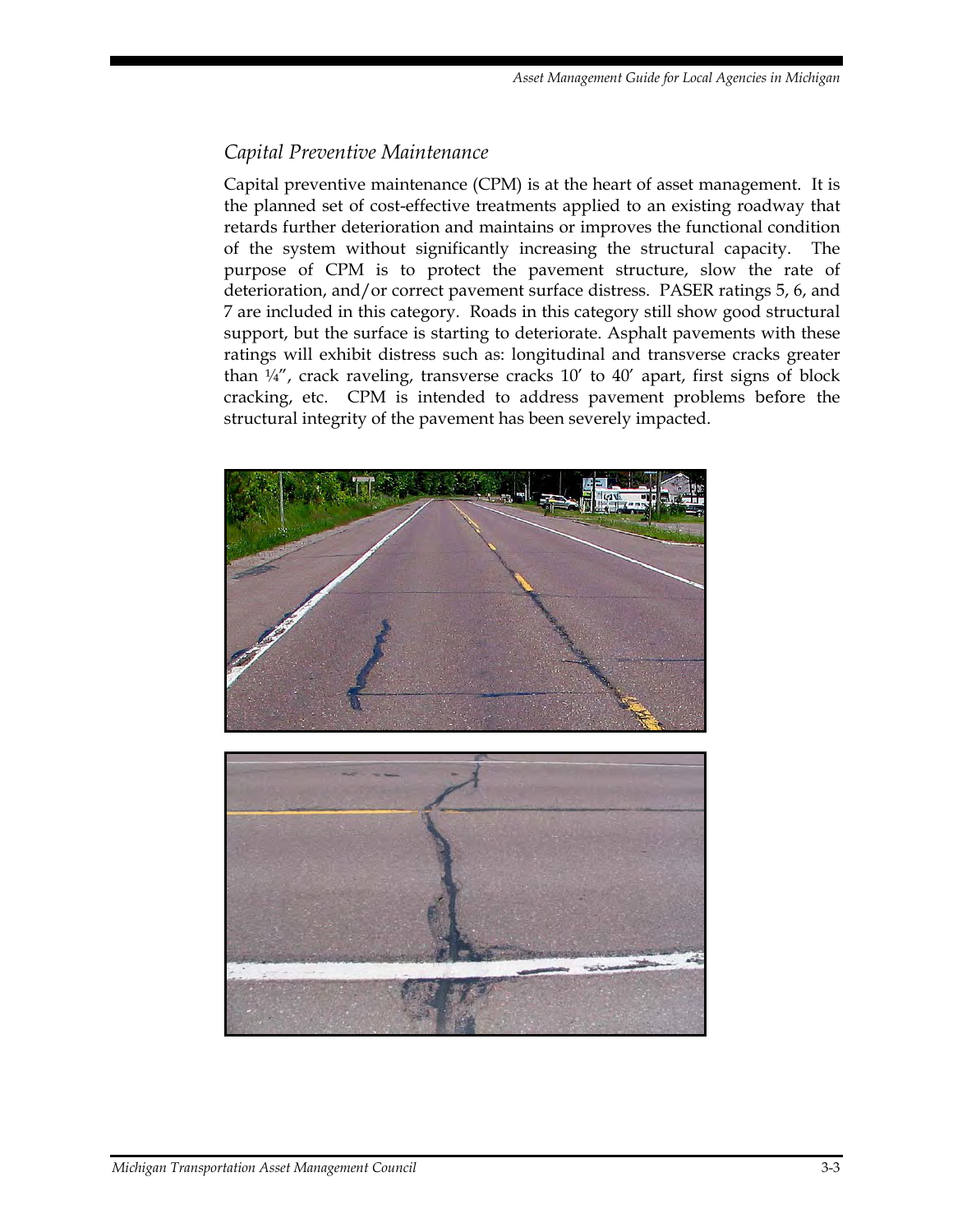## *Capital Preventive Maintenance*

Capital preventive maintenance (CPM) is at the heart of asset management. It is the planned set of cost-effective treatments applied to an existing roadway that retards further deterioration and maintains or improves the functional condition of the system without significantly increasing the structural capacity. The purpose of CPM is to protect the pavement structure, slow the rate of deterioration, and/or correct pavement surface distress. PASER ratings 5, 6, and 7 are included in this category. Roads in this category still show good structural support, but the surface is starting to deteriorate. Asphalt pavements with these ratings will exhibit distress such as: longitudinal and transverse cracks greater than ¼", crack raveling, transverse cracks 10′ to 40′ apart, first signs of block cracking, etc. CPM is intended to address pavement problems before the structural integrity of the pavement has been severely impacted.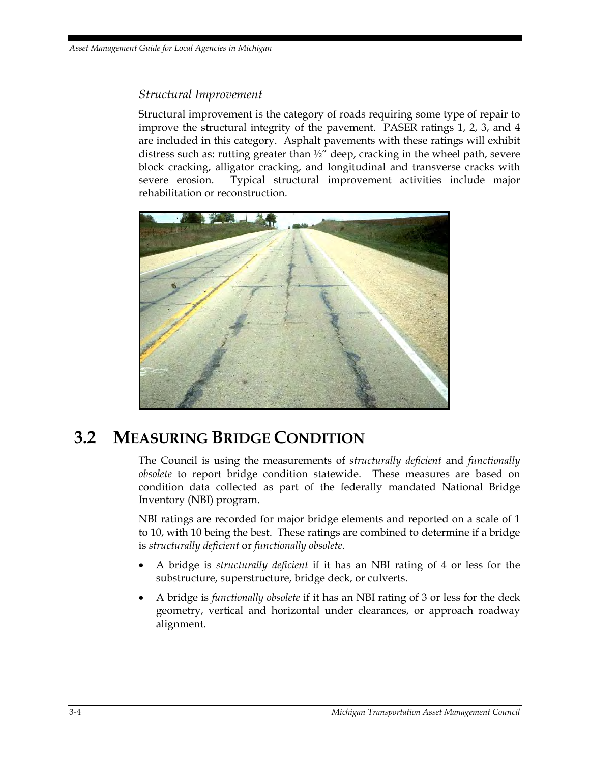### *Structural Improvement*

Structural improvement is the category of roads requiring some type of repair to improve the structural integrity of the pavement. PASER ratings 1, 2, 3, and 4 are included in this category. Asphalt pavements with these ratings will exhibit distress such as: rutting greater than ½" deep, cracking in the wheel path, severe block cracking, alligator cracking, and longitudinal and transverse cracks with severe erosion. Typical structural improvement activities include major rehabilitation or reconstruction.

## 3.2 MEASURING BRIDGE CONDITION

The Council is using the measurements of *structurally deficient* and *functionally obsolete* to report bridge condition statewide. These measures are based on condition data collected as part of the federally mandated National Bridge Inventory (NBI) program.

NBI ratings are recorded for major bridge elements and reported on a scale of 1 to 10, with 10 being the best. These ratings are combined to determine if a bridge is *structurally deficient* or *functionally obsolete*.

- A bridge is *structurally deficient* if it has an NBI rating of 4 or less for the substructure, superstructure, bridge deck, or culverts.
- A bridge is *functionally obsolete* if it has an NBI rating of 3 or less for the deck geometry, vertical and horizontal under clearances, or approach roadway alignment.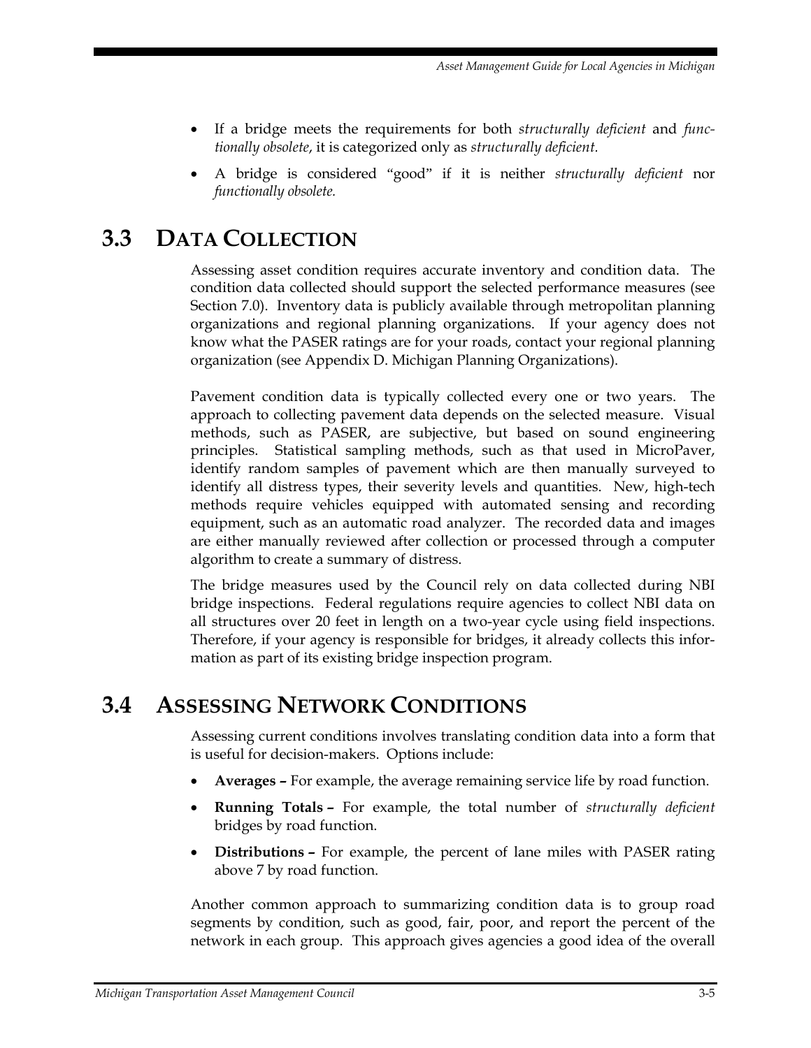- If a bridge meets the requirements for both *structurally deficient* and *functionally obsolete*, it is categorized only as *structurally deficient.*
- A bridge is considered "good" if it is neither *structurally deficient* nor *functionally obsolete.*

## 3.3 DATA COLLECTION

Assessing asset condition requires accurate inventory and condition data. The condition data collected should support the selected performance measures (see Section 7.0). Inventory data is publicly available through metropolitan planning organizations and regional planning organizations. If your agency does not know what the PASER ratings are for your roads, contact your regional planning organization (see Appendix D. Michigan Planning Organizations).

Pavement condition data is typically collected every one or two years. The approach to collecting pavement data depends on the selected measure. Visual methods, such as PASER, are subjective, but based on sound engineering principles. Statistical sampling methods, such as that used in MicroPaver, identify random samples of pavement which are then manually surveyed to identify all distress types, their severity levels and quantities. New, high-tech methods require vehicles equipped with automated sensing and recording equipment, such as an automatic road analyzer. The recorded data and images are either manually reviewed after collection or processed through a computer algorithm to create a summary of distress.

The bridge measures used by the Council rely on data collected during NBI bridge inspections. Federal regulations require agencies to collect NBI data on all structures over 20 feet in length on a two-year cycle using field inspections. Therefore, if your agency is responsible for bridges, it already collects this information as part of its existing bridge inspection program.

## 3.4 ASSESSING NETWORK CONDITIONS

Assessing current conditions involves translating condition data into a form that is useful for decision-makers. Options include:

- **Averages –** For example, the average remaining service life by road function.
- **Running Totals –** For example, the total number of *structurally deficient* bridges by road function.
- **Distributions –** For example, the percent of lane miles with PASER rating above 7 by road function.

Another common approach to summarizing condition data is to group road segments by condition, such as good, fair, poor, and report the percent of the network in each group. This approach gives agencies a good idea of the overall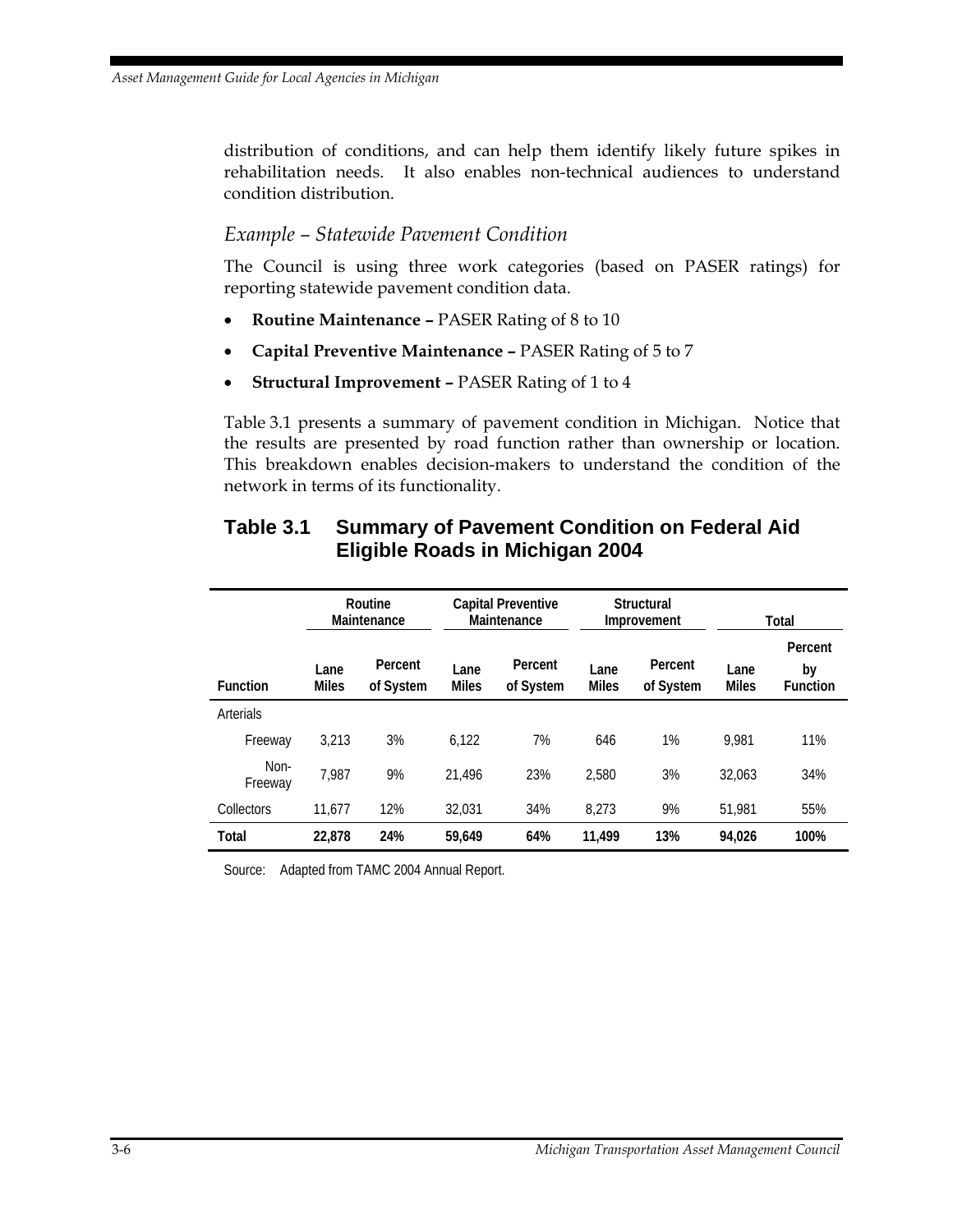distribution of conditions, and can help them identify likely future spikes in rehabilitation needs. It also enables non-technical audiences to understand condition distribution.

### *Example – Statewide Pavement Condition*

The Council is using three work categories (based on PASER ratings) for reporting statewide pavement condition data.

- **Routine Maintenance –** PASER Rating of 8 to 10
- **Capital Preventive Maintenance –** PASER Rating of 5 to 7
- **Structural Improvement –** PASER Rating of 1 to 4

Table 3.1 presents a summary of pavement condition in Michigan. Notice that the results are presented by road function rather than ownership or location. This breakdown enables decision-makers to understand the condition of the network in terms of its functionality.

## Table 3.1 Summary of Pavement Condition on Federal Aid Eligible Roads in Michigan 2004

| | Routine Maintenance | | Capital Preventive Maintenance | | Structural Improvement | | Total | |
|---|---|---|---|---|---|---|---|---|
| **Function** | **Lane Miles** | **Percent of System** | **Lane Miles** | **Percent of System** | **Lane Miles** | **Percent of System** | **Lane Miles** | **Percent by Function** |
| Arterials | | | | | | | | |
| Freeway | 3,213 | 3% | 6,122 | 7% | 646 | 1% | 9,981 | 11% |
| Non-Freeway | 7,987 | 9% | 21,496 | 23% | 2,580 | 3% | 32,063 | 34% |
| Collectors | 11,677 | 12% | 32,031 | 34% | 8,273 | 9% | 51,981 | 55% |
| **Total** | **22,878** | **24%** | **59,649** | **64%** | **11,499** | **13%** | **94,026** | **100%** |

Source: Adapted from TAMC 2004 Annual Report.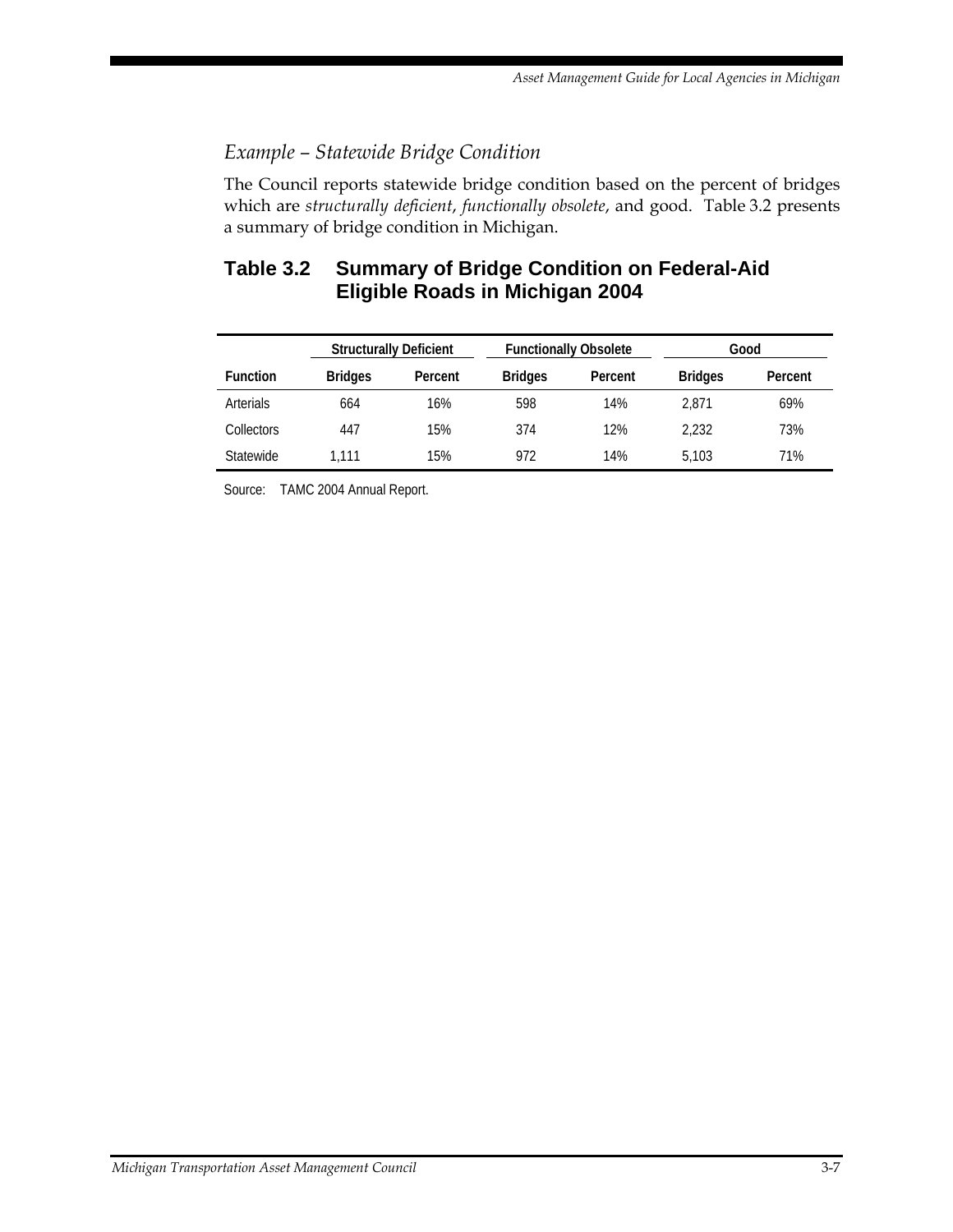### *Example – Statewide Bridge Condition*

The Council reports statewide bridge condition based on the percent of bridges which are *structurally deficient*, *functionally obsolete*, and good. Table 3.2 presents a summary of bridge condition in Michigan.

## Table 3.2 Summary of Bridge Condition on Federal-Aid Eligible Roads in Michigan 2004

| | Structurally Deficient | | Functionally Obsolete | | Good | |
|---|---|---|---|---|---|---|
| **Function** | **Bridges** | **Percent** | **Bridges** | **Percent** | **Bridges** | **Percent** |
| Arterials | 664 | 16% | 598 | 14% | 2,871 | 69% |
| Collectors | 447 | 15% | 374 | 12% | 2,232 | 73% |
| Statewide | 1,111 | 15% | 972 | 14% | 5,103 | 71% |

Source: TAMC 2004 Annual Report.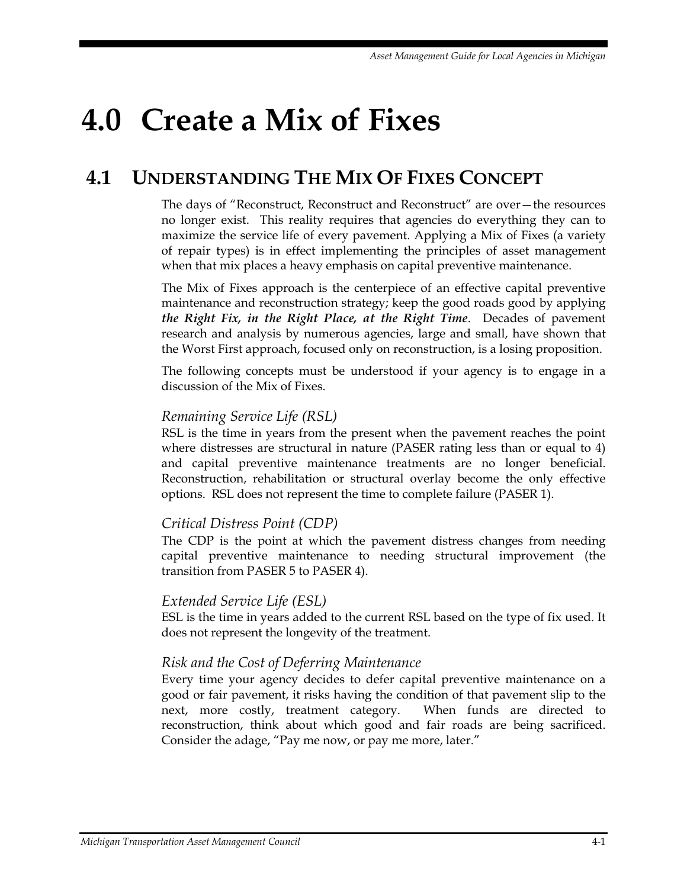# 4.0 Create a Mix of Fixes

## 4.1 Understanding The Mix Of Fixes Concept

The days of "Reconstruct, Reconstruct and Reconstruct" are over—the resources no longer exist. This reality requires that agencies do everything they can to maximize the service life of every pavement. Applying a Mix of Fixes (a variety of repair types) is in effect implementing the principles of asset management when that mix places a heavy emphasis on capital preventive maintenance.

The Mix of Fixes approach is the centerpiece of an effective capital preventive maintenance and reconstruction strategy; keep the good roads good by applying ***the Right Fix, in the Right Place, at the Right Time***. Decades of pavement research and analysis by numerous agencies, large and small, have shown that the Worst First approach, focused only on reconstruction, is a losing proposition.

The following concepts must be understood if your agency is to engage in a discussion of the Mix of Fixes.

### *Remaining Service Life (RSL)*

RSL is the time in years from the present when the pavement reaches the point where distresses are structural in nature (PASER rating less than or equal to 4) and capital preventive maintenance treatments are no longer beneficial. Reconstruction, rehabilitation or structural overlay become the only effective options. RSL does not represent the time to complete failure (PASER 1).

### *Critical Distress Point (CDP)*

The CDP is the point at which the pavement distress changes from needing capital preventive maintenance to needing structural improvement (the transition from PASER 5 to PASER 4).

### *Extended Service Life (ESL)*

ESL is the time in years added to the current RSL based on the type of fix used. It does not represent the longevity of the treatment.

### *Risk and the Cost of Deferring Maintenance*

Every time your agency decides to defer capital preventive maintenance on a good or fair pavement, it risks having the condition of that pavement slip to the next, more costly, treatment category. When funds are directed to reconstruction, think about which good and fair roads are being sacrificed. Consider the adage, "Pay me now, or pay me more, later."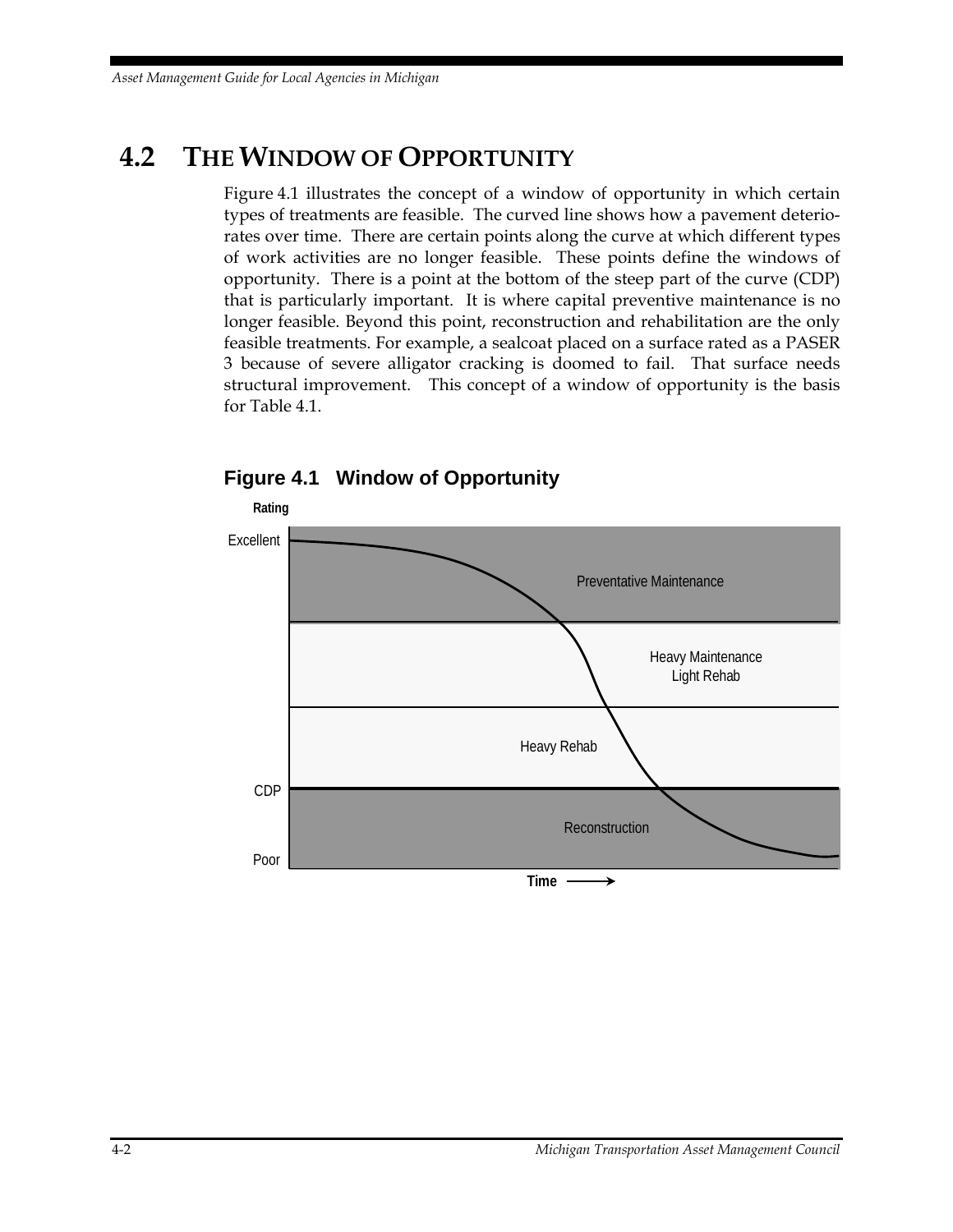## 4.2 THE WINDOW OF OPPORTUNITY

Figure 4.1 illustrates the concept of a window of opportunity in which certain types of treatments are feasible. The curved line shows how a pavement deteriorates over time. There are certain points along the curve at which different types of work activities are no longer feasible. These points define the windows of opportunity. There is a point at the bottom of the steep part of the curve (CDP) that is particularly important. It is where capital preventive maintenance is no longer feasible. Beyond this point, reconstruction and rehabilitation are the only feasible treatments. For example, a sealcoat placed on a surface rated as a PASER 3 because of severe alligator cracking is doomed to fail. That surface needs structural improvement. This concept of a window of opportunity is the basis for Table 4.1.

**Figure 4.1 Window of Opportunity**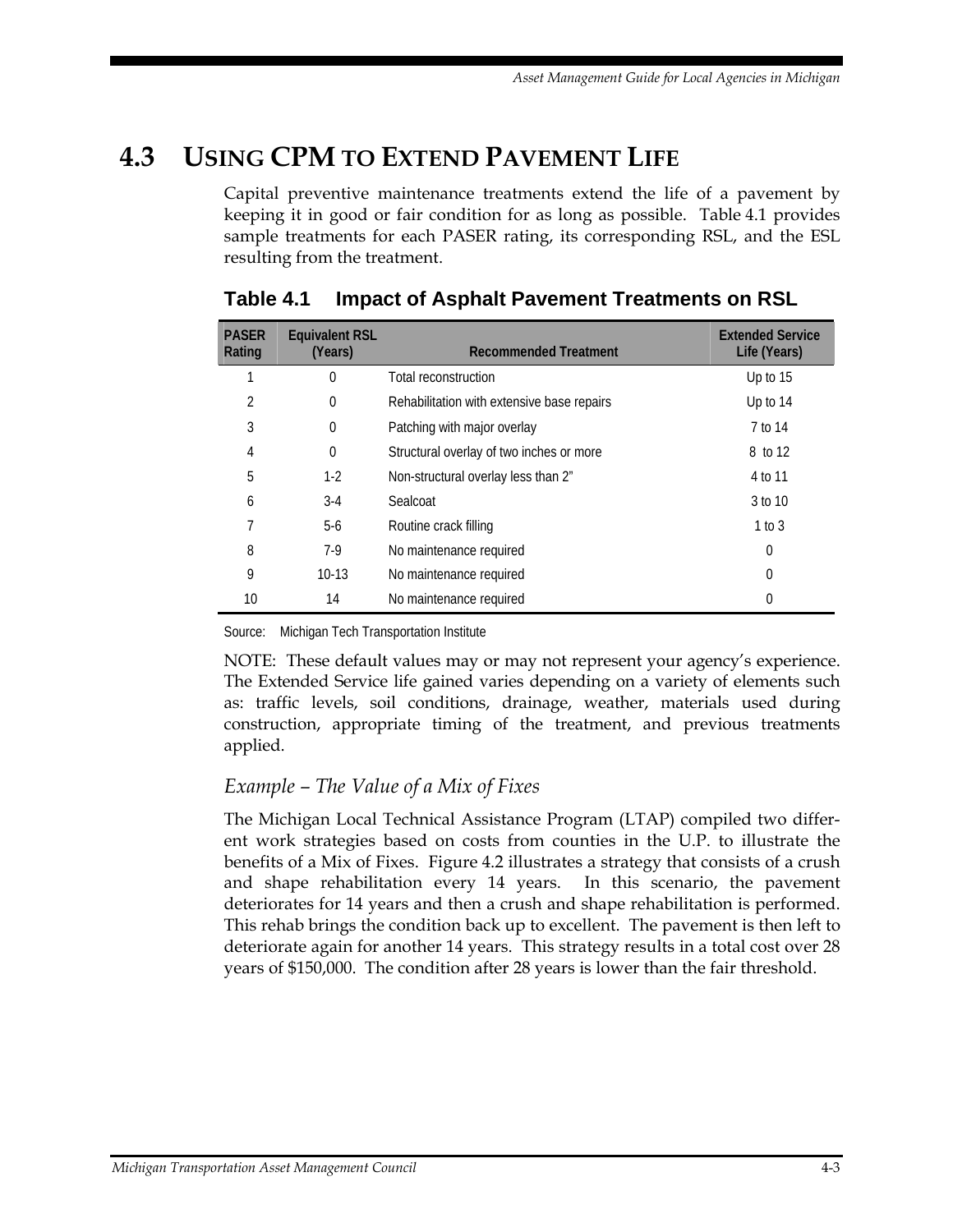## 4.3 Using CPM to Extend Pavement Life

Capital preventive maintenance treatments extend the life of a pavement by keeping it in good or fair condition for as long as possible. Table 4.1 provides sample treatments for each PASER rating, its corresponding RSL, and the ESL resulting from the treatment.

### Table 4.1 Impact of Asphalt Pavement Treatments on RSL

| PASER Rating | Equivalent RSL (Years) | Recommended Treatment | Extended Service Life (Years) |
|---|---|---|---|
| 1 | 0 | Total reconstruction | Up to 15 |
| 2 | 0 | Rehabilitation with extensive base repairs | Up to 14 |
| 3 | 0 | Patching with major overlay | 7 to 14 |
| 4 | 0 | Structural overlay of two inches or more | 8 to 12 |
| 5 | 1-2 | Non-structural overlay less than 2" | 4 to 11 |
| 6 | 3-4 | Sealcoat | 3 to 10 |
| 7 | 5-6 | Routine crack filling | 1 to 3 |
| 8 | 7-9 | No maintenance required | 0 |
| 9 | 10-13 | No maintenance required | 0 |
| 10 | 14 | No maintenance required | 0 |

Source: Michigan Tech Transportation Institute

NOTE: These default values may or may not represent your agency's experience. The Extended Service life gained varies depending on a variety of elements such as: traffic levels, soil conditions, drainage, weather, materials used during construction, appropriate timing of the treatment, and previous treatments applied.

### *Example – The Value of a Mix of Fixes*

The Michigan Local Technical Assistance Program (LTAP) compiled two different work strategies based on costs from counties in the U.P. to illustrate the benefits of a Mix of Fixes. Figure 4.2 illustrates a strategy that consists of a crush and shape rehabilitation every 14 years. In this scenario, the pavement deteriorates for 14 years and then a crush and shape rehabilitation is performed. This rehab brings the condition back up to excellent. The pavement is then left to deteriorate again for another 14 years. This strategy results in a total cost over 28 years of $150,000. The condition after 28 years is lower than the fair threshold.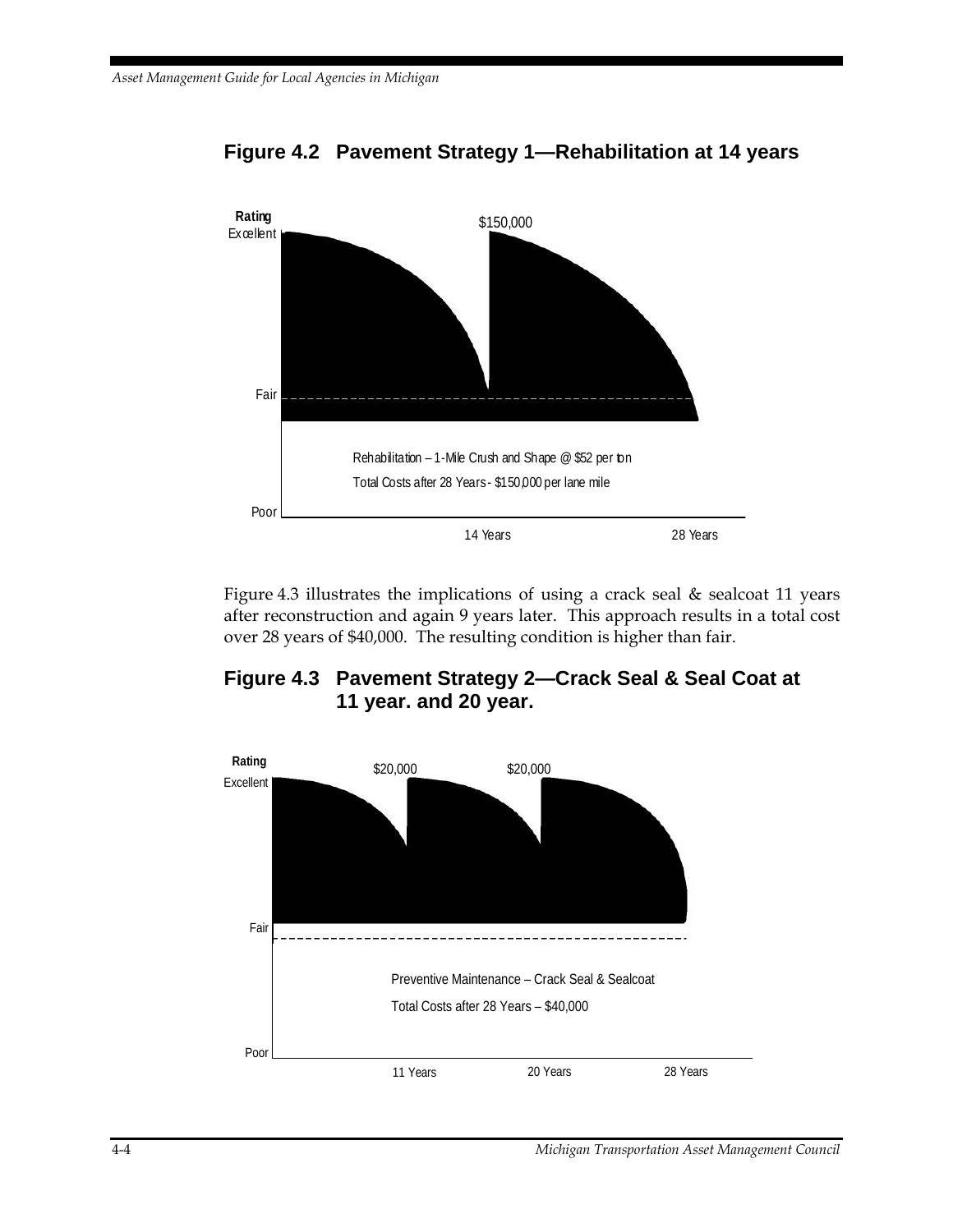**Figure 4.2 Pavement Strategy 1—Rehabilitation at 14 years**

Rating
Excellent

$150,000

Fair

Rehabilitation – 1-Mile Crush and Shape @ $52 per ton

Total Costs after 28 Years - $150,000 per lane mile

Poor

14 Years

28 Years

Figure 4.3 illustrates the implications of using a crack seal & sealcoat 11 years after reconstruction and again 9 years later. This approach results in a total cost over 28 years of $40,000. The resulting condition is higher than fair.

**Figure 4.3 Pavement Strategy 2—Crack Seal & Seal Coat at 11 year. and 20 year.**

Rating
Excellent

$20,000

$20,000

Fair

Preventive Maintenance – Crack Seal & Sealcoat

Total Costs after 28 Years – $40,000

Poor

11 Years

20 Years

28 Years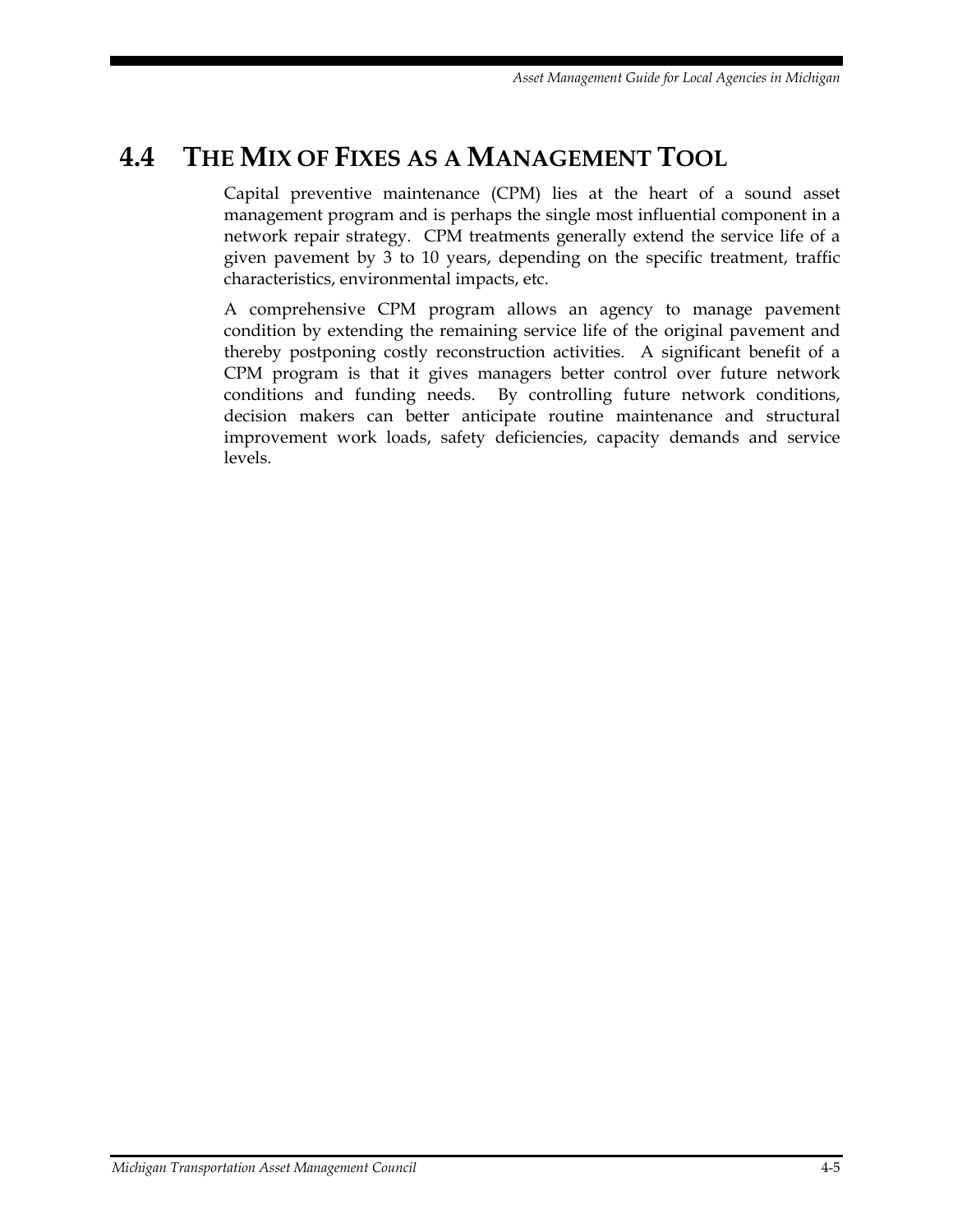## 4.4 THE MIX OF FIXES AS A MANAGEMENT TOOL

Capital preventive maintenance (CPM) lies at the heart of a sound asset management program and is perhaps the single most influential component in a network repair strategy. CPM treatments generally extend the service life of a given pavement by 3 to 10 years, depending on the specific treatment, traffic characteristics, environmental impacts, etc.

A comprehensive CPM program allows an agency to manage pavement condition by extending the remaining service life of the original pavement and thereby postponing costly reconstruction activities. A significant benefit of a CPM program is that it gives managers better control over future network conditions and funding needs. By controlling future network conditions, decision makers can better anticipate routine maintenance and structural improvement work loads, safety deficiencies, capacity demands and service levels.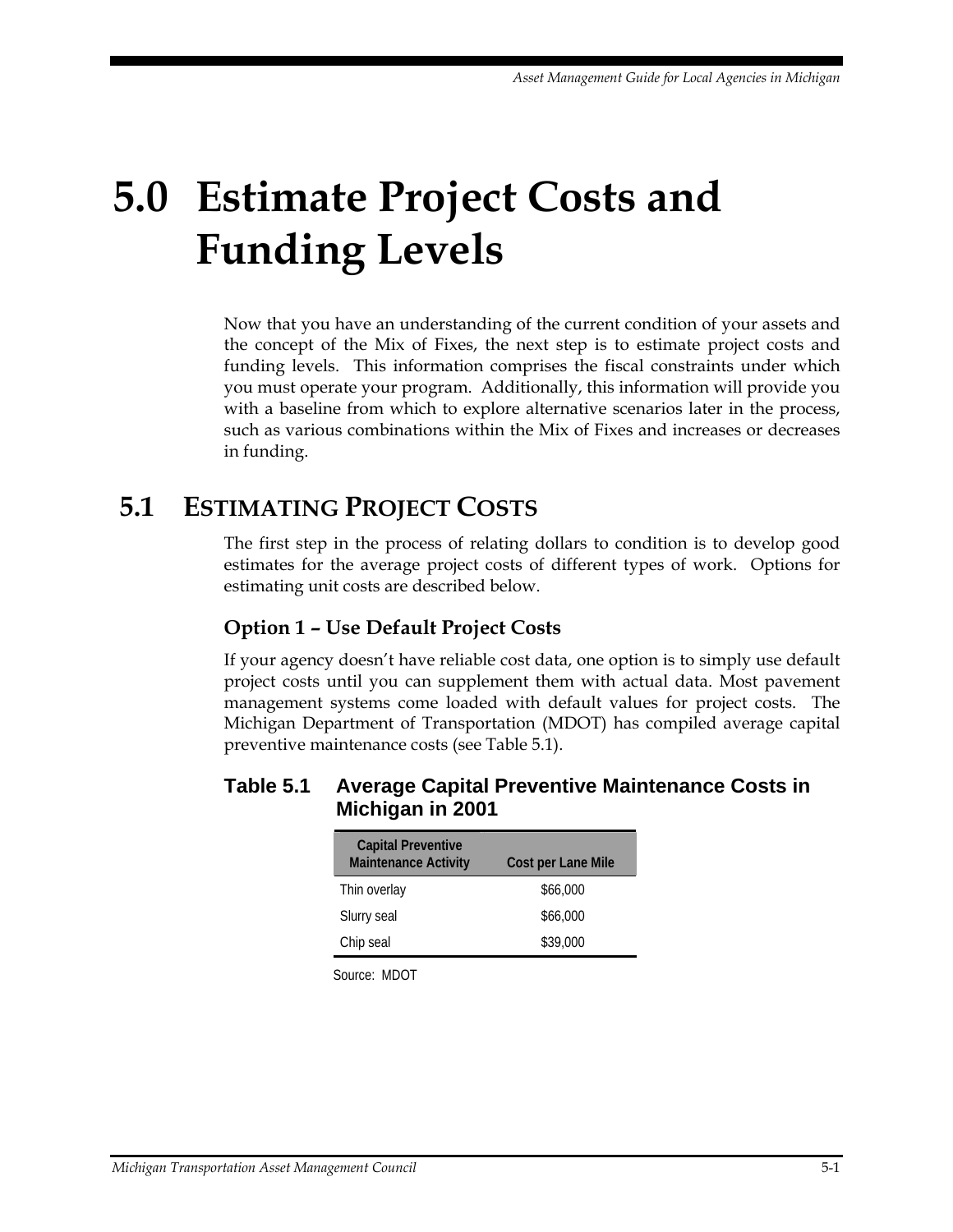# 5.0 Estimate Project Costs and Funding Levels

Now that you have an understanding of the current condition of your assets and the concept of the Mix of Fixes, the next step is to estimate project costs and funding levels. This information comprises the fiscal constraints under which you must operate your program. Additionally, this information will provide you with a baseline from which to explore alternative scenarios later in the process, such as various combinations within the Mix of Fixes and increases or decreases in funding.

## 5.1 Estimating Project Costs

The first step in the process of relating dollars to condition is to develop good estimates for the average project costs of different types of work. Options for estimating unit costs are described below.

### Option 1 – Use Default Project Costs

If your agency doesn't have reliable cost data, one option is to simply use default project costs until you can supplement them with actual data. Most pavement management systems come loaded with default values for project costs. The Michigan Department of Transportation (MDOT) has compiled average capital preventive maintenance costs (see Table 5.1).

**Table 5.1 Average Capital Preventive Maintenance Costs in Michigan in 2001**

| Capital Preventive Maintenance Activity | Cost per Lane Mile |
|---|---|
| Thin overlay | $66,000 |
| Slurry seal | $66,000 |
| Chip seal | $39,000 |

Source: MDOT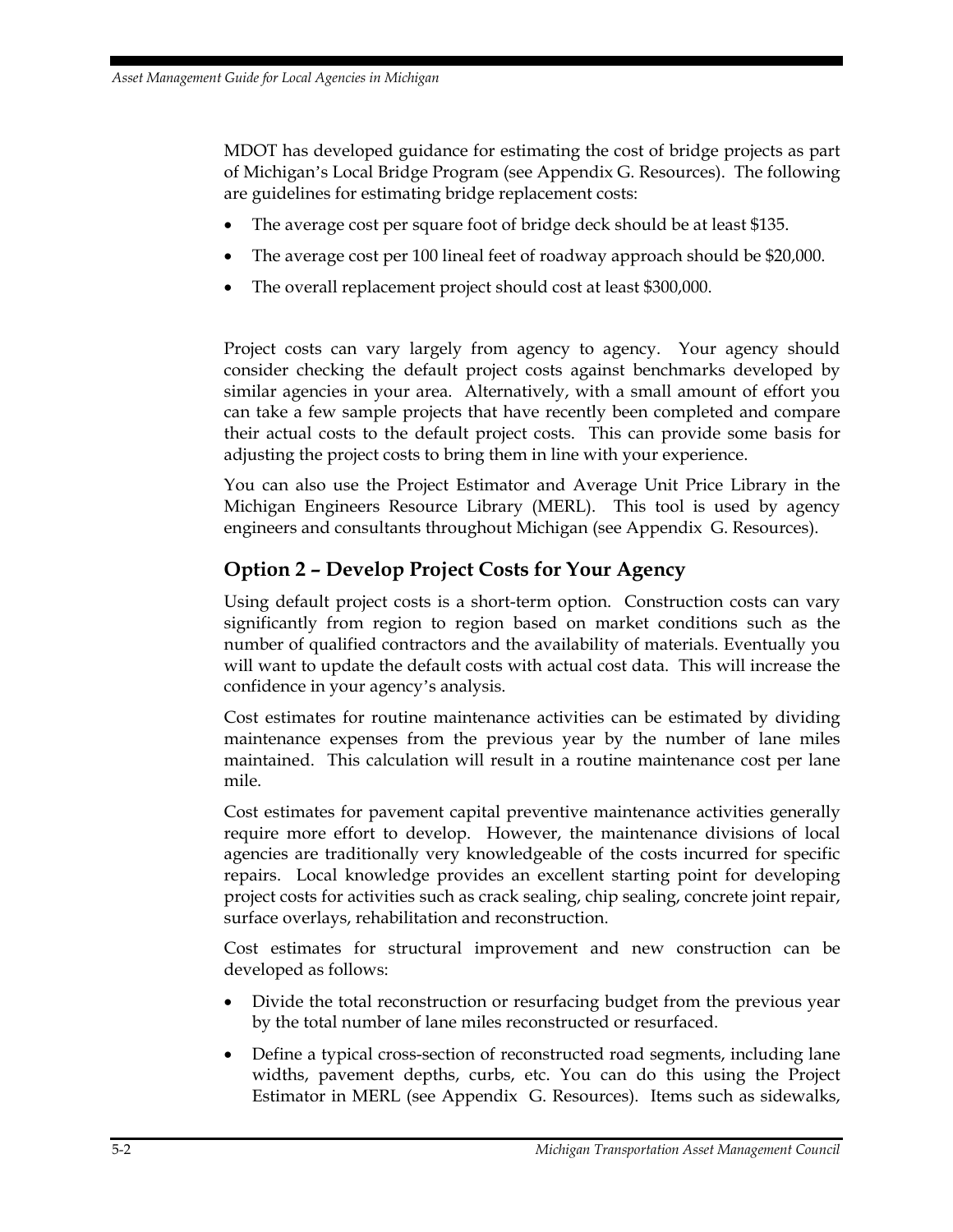MDOT has developed guidance for estimating the cost of bridge projects as part of Michigan's Local Bridge Program (see Appendix G. Resources). The following are guidelines for estimating bridge replacement costs:

- The average cost per square foot of bridge deck should be at least $135.
- The average cost per 100 lineal feet of roadway approach should be $20,000.
- The overall replacement project should cost at least $300,000.

Project costs can vary largely from agency to agency. Your agency should consider checking the default project costs against benchmarks developed by similar agencies in your area. Alternatively, with a small amount of effort you can take a few sample projects that have recently been completed and compare their actual costs to the default project costs. This can provide some basis for adjusting the project costs to bring them in line with your experience.

You can also use the Project Estimator and Average Unit Price Library in the Michigan Engineers Resource Library (MERL). This tool is used by agency engineers and consultants throughout Michigan (see Appendix G. Resources).

## Option 2 – Develop Project Costs for Your Agency

Using default project costs is a short-term option. Construction costs can vary significantly from region to region based on market conditions such as the number of qualified contractors and the availability of materials. Eventually you will want to update the default costs with actual cost data. This will increase the confidence in your agency's analysis.

Cost estimates for routine maintenance activities can be estimated by dividing maintenance expenses from the previous year by the number of lane miles maintained. This calculation will result in a routine maintenance cost per lane mile.

Cost estimates for pavement capital preventive maintenance activities generally require more effort to develop. However, the maintenance divisions of local agencies are traditionally very knowledgeable of the costs incurred for specific repairs. Local knowledge provides an excellent starting point for developing project costs for activities such as crack sealing, chip sealing, concrete joint repair, surface overlays, rehabilitation and reconstruction.

Cost estimates for structural improvement and new construction can be developed as follows:

- Divide the total reconstruction or resurfacing budget from the previous year by the total number of lane miles reconstructed or resurfaced.
- Define a typical cross-section of reconstructed road segments, including lane widths, pavement depths, curbs, etc. You can do this using the Project Estimator in MERL (see Appendix G. Resources). Items such as sidewalks,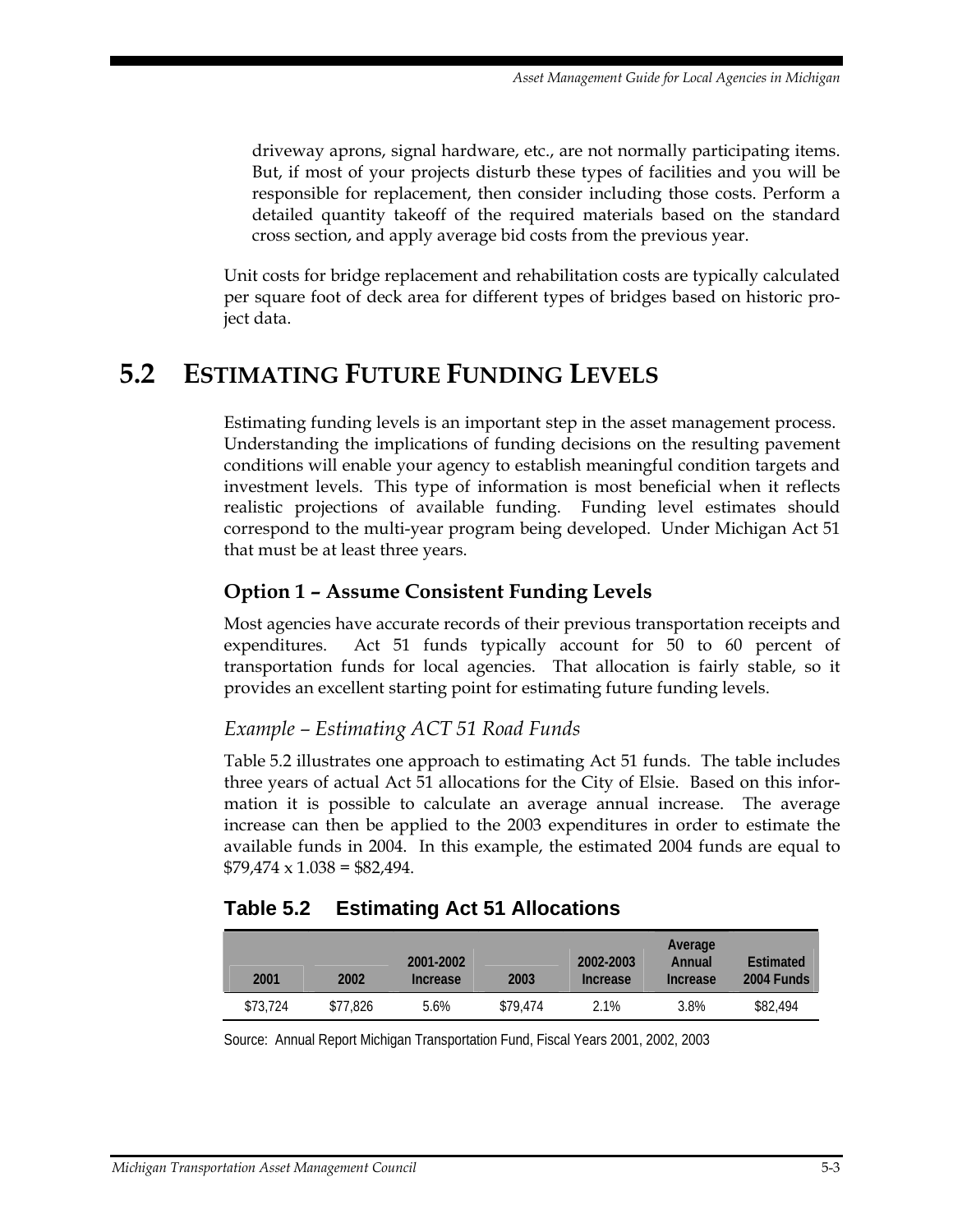driveway aprons, signal hardware, etc., are not normally participating items. But, if most of your projects disturb these types of facilities and you will be responsible for replacement, then consider including those costs. Perform a detailed quantity takeoff of the required materials based on the standard cross section, and apply average bid costs from the previous year.

Unit costs for bridge replacement and rehabilitation costs are typically calculated per square foot of deck area for different types of bridges based on historic project data.

## 5.2 Estimating Future Funding Levels

Estimating funding levels is an important step in the asset management process. Understanding the implications of funding decisions on the resulting pavement conditions will enable your agency to establish meaningful condition targets and investment levels. This type of information is most beneficial when it reflects realistic projections of available funding. Funding level estimates should correspond to the multi-year program being developed. Under Michigan Act 51 that must be at least three years.

### Option 1 – Assume Consistent Funding Levels

Most agencies have accurate records of their previous transportation receipts and expenditures. Act 51 funds typically account for 50 to 60 percent of transportation funds for local agencies. That allocation is fairly stable, so it provides an excellent starting point for estimating future funding levels.

*Example – Estimating ACT 51 Road Funds*

Table 5.2 illustrates one approach to estimating Act 51 funds. The table includes three years of actual Act 51 allocations for the City of Elsie. Based on this information it is possible to calculate an average annual increase. The average increase can then be applied to the 2003 expenditures in order to estimate the available funds in 2004. In this example, the estimated 2004 funds are equal to $79,474 x 1.038 = $82,494.

**Table 5.2 Estimating Act 51 Allocations**

| 2001 | 2002 | 2001-2002 Increase | 2003 | 2002-2003 Increase | Average Annual Increase | Estimated 2004 Funds |
|---|---|---|---|---|---|---|
| $73,724 | $77,826 | 5.6% | $79,474 | 2.1% | 3.8% | $82,494 |

Source: Annual Report Michigan Transportation Fund, Fiscal Years 2001, 2002, 2003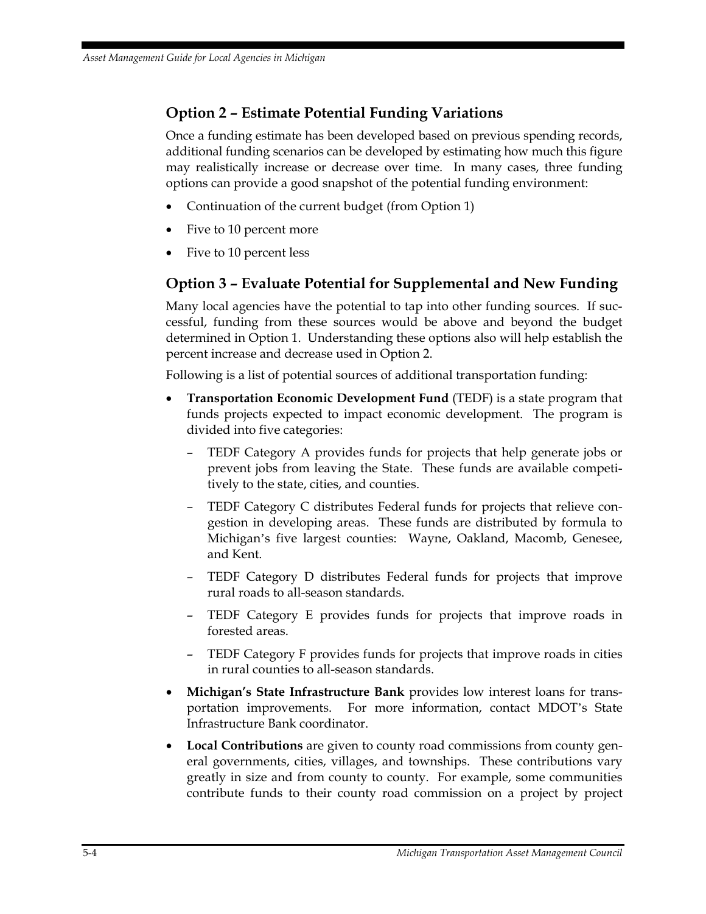## Option 2 – Estimate Potential Funding Variations

Once a funding estimate has been developed based on previous spending records, additional funding scenarios can be developed by estimating how much this figure may realistically increase or decrease over time. In many cases, three funding options can provide a good snapshot of the potential funding environment:

- Continuation of the current budget (from Option 1)
- Five to 10 percent more
- Five to 10 percent less

## Option 3 – Evaluate Potential for Supplemental and New Funding

Many local agencies have the potential to tap into other funding sources. If successful, funding from these sources would be above and beyond the budget determined in Option 1. Understanding these options also will help establish the percent increase and decrease used in Option 2.

Following is a list of potential sources of additional transportation funding:

- **Transportation Economic Development Fund** (TEDF) is a state program that funds projects expected to impact economic development. The program is divided into five categories:
  - TEDF Category A provides funds for projects that help generate jobs or prevent jobs from leaving the State. These funds are available competitively to the state, cities, and counties.
  - TEDF Category C distributes Federal funds for projects that relieve congestion in developing areas. These funds are distributed by formula to Michigan's five largest counties: Wayne, Oakland, Macomb, Genesee, and Kent.
  - TEDF Category D distributes Federal funds for projects that improve rural roads to all-season standards.
  - TEDF Category E provides funds for projects that improve roads in forested areas.
  - TEDF Category F provides funds for projects that improve roads in cities in rural counties to all-season standards.
- **Michigan's State Infrastructure Bank** provides low interest loans for transportation improvements. For more information, contact MDOT's State Infrastructure Bank coordinator.
- **Local Contributions** are given to county road commissions from county general governments, cities, villages, and townships. These contributions vary greatly in size and from county to county. For example, some communities contribute funds to their county road commission on a project by project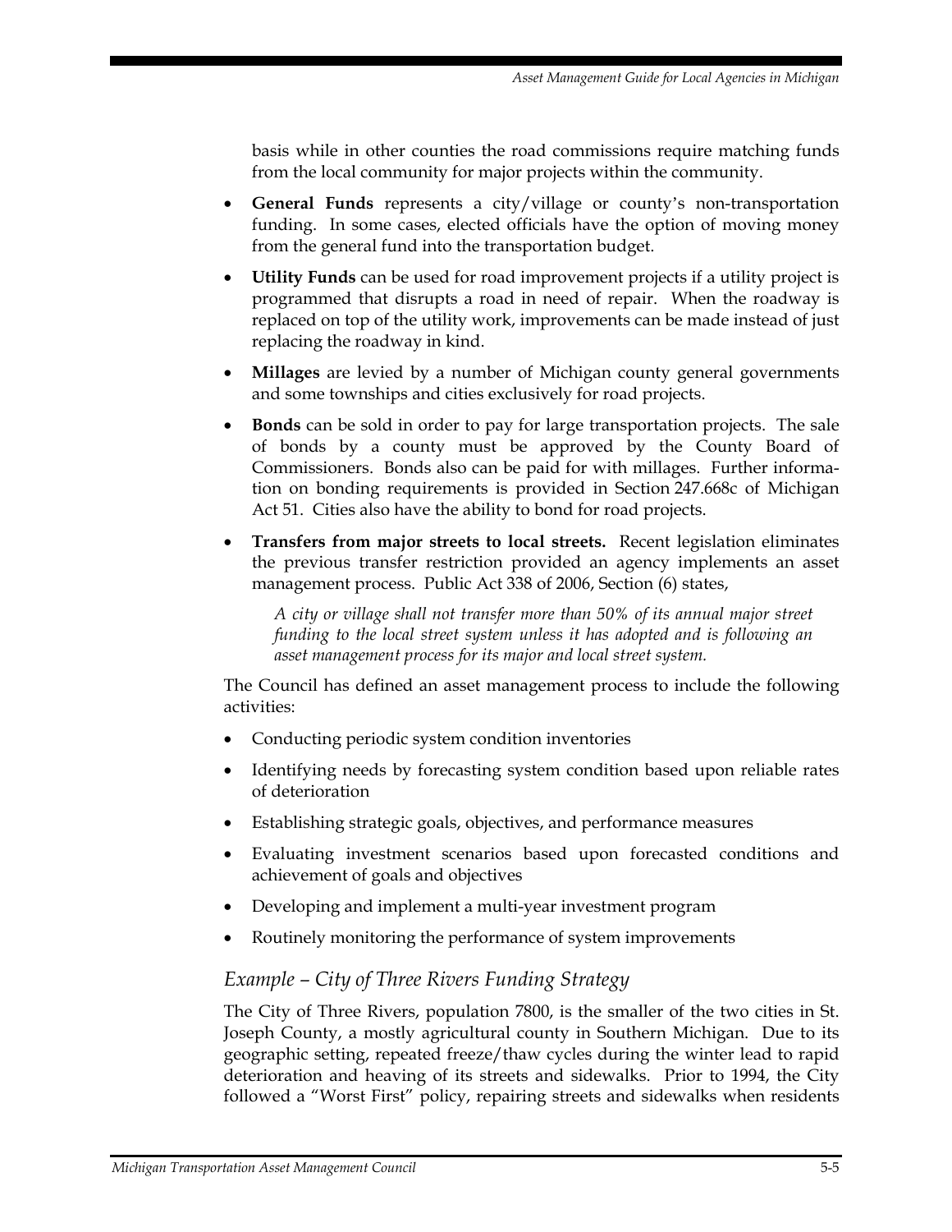basis while in other counties the road commissions require matching funds from the local community for major projects within the community.

- **General Funds** represents a city/village or county's non-transportation funding. In some cases, elected officials have the option of moving money from the general fund into the transportation budget.
- **Utility Funds** can be used for road improvement projects if a utility project is programmed that disrupts a road in need of repair. When the roadway is replaced on top of the utility work, improvements can be made instead of just replacing the roadway in kind.
- **Millages** are levied by a number of Michigan county general governments and some townships and cities exclusively for road projects.
- **Bonds** can be sold in order to pay for large transportation projects. The sale of bonds by a county must be approved by the County Board of Commissioners. Bonds also can be paid for with millages. Further information on bonding requirements is provided in Section 247.668c of Michigan Act 51. Cities also have the ability to bond for road projects.
- **Transfers from major streets to local streets.** Recent legislation eliminates the previous transfer restriction provided an agency implements an asset management process. Public Act 338 of 2006, Section (6) states,

  *A city or village shall not transfer more than 50% of its annual major street funding to the local street system unless it has adopted and is following an asset management process for its major and local street system.*

The Council has defined an asset management process to include the following activities:

- Conducting periodic system condition inventories
- Identifying needs by forecasting system condition based upon reliable rates of deterioration
- Establishing strategic goals, objectives, and performance measures
- Evaluating investment scenarios based upon forecasted conditions and achievement of goals and objectives
- Developing and implement a multi-year investment program
- Routinely monitoring the performance of system improvements

### *Example – City of Three Rivers Funding Strategy*

The City of Three Rivers, population 7800, is the smaller of the two cities in St. Joseph County, a mostly agricultural county in Southern Michigan. Due to its geographic setting, repeated freeze/thaw cycles during the winter lead to rapid deterioration and heaving of its streets and sidewalks. Prior to 1994, the City followed a "Worst First" policy, repairing streets and sidewalks when residents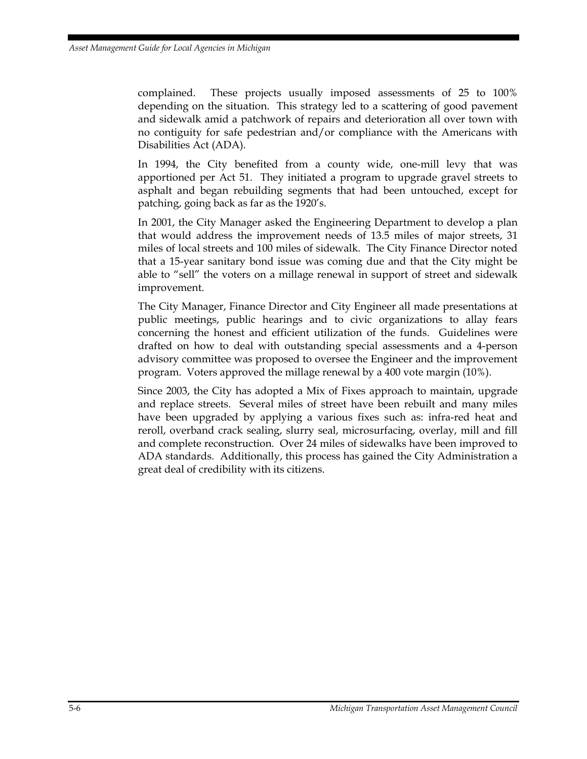complained. These projects usually imposed assessments of 25 to 100% depending on the situation. This strategy led to a scattering of good pavement and sidewalk amid a patchwork of repairs and deterioration all over town with no contiguity for safe pedestrian and/or compliance with the Americans with Disabilities Act (ADA).

In 1994, the City benefited from a county wide, one-mill levy that was apportioned per Act 51. They initiated a program to upgrade gravel streets to asphalt and began rebuilding segments that had been untouched, except for patching, going back as far as the 1920's.

In 2001, the City Manager asked the Engineering Department to develop a plan that would address the improvement needs of 13.5 miles of major streets, 31 miles of local streets and 100 miles of sidewalk. The City Finance Director noted that a 15-year sanitary bond issue was coming due and that the City might be able to "sell" the voters on a millage renewal in support of street and sidewalk improvement.

The City Manager, Finance Director and City Engineer all made presentations at public meetings, public hearings and to civic organizations to allay fears concerning the honest and efficient utilization of the funds. Guidelines were drafted on how to deal with outstanding special assessments and a 4-person advisory committee was proposed to oversee the Engineer and the improvement program. Voters approved the millage renewal by a 400 vote margin (10%).

Since 2003, the City has adopted a Mix of Fixes approach to maintain, upgrade and replace streets. Several miles of street have been rebuilt and many miles have been upgraded by applying a various fixes such as: infra-red heat and reroll, overband crack sealing, slurry seal, microsurfacing, overlay, mill and fill and complete reconstruction. Over 24 miles of sidewalks have been improved to ADA standards. Additionally, this process has gained the City Administration a great deal of credibility with its citizens.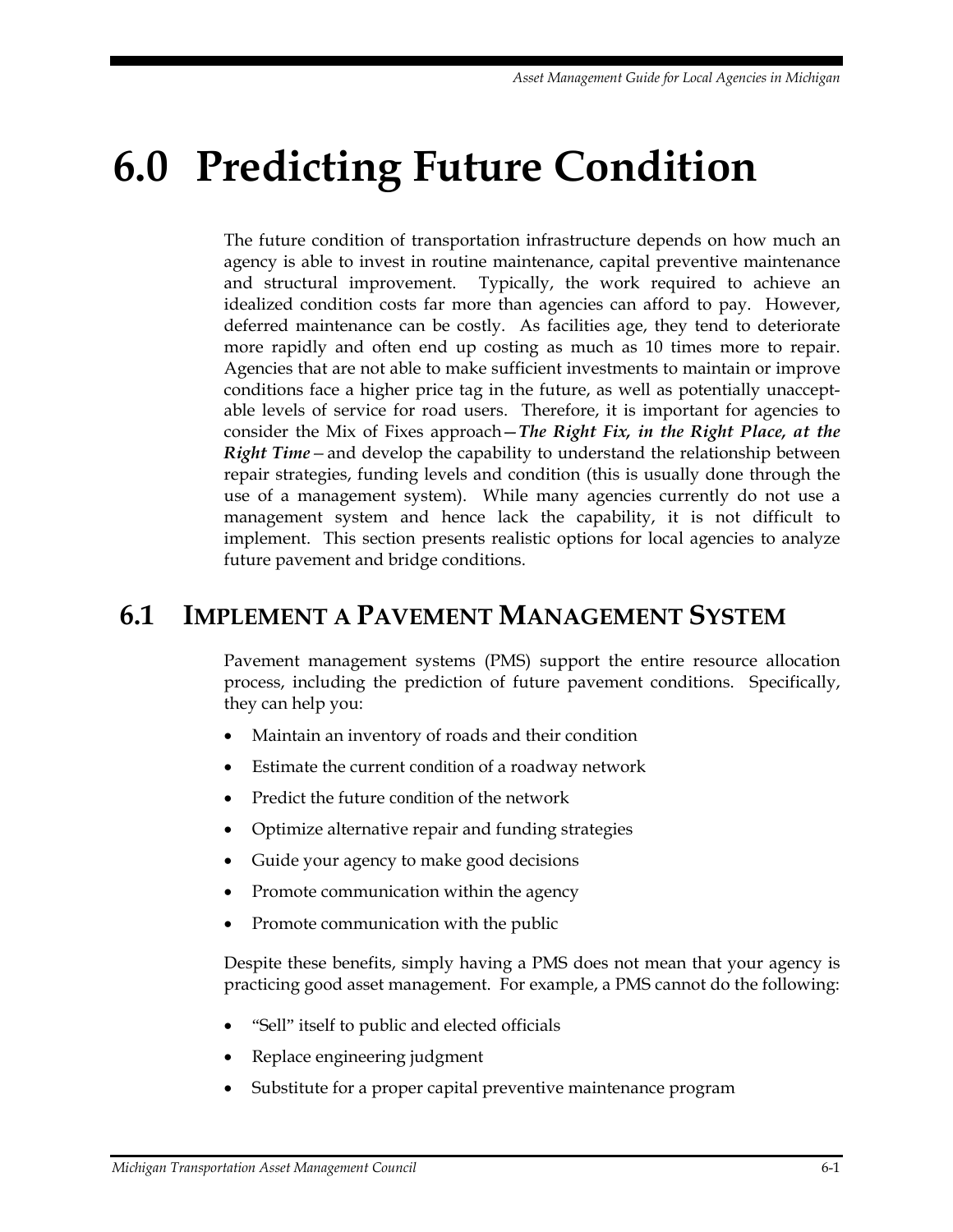# 6.0 Predicting Future Condition

The future condition of transportation infrastructure depends on how much an agency is able to invest in routine maintenance, capital preventive maintenance and structural improvement. Typically, the work required to achieve an idealized condition costs far more than agencies can afford to pay. However, deferred maintenance can be costly. As facilities age, they tend to deteriorate more rapidly and often end up costing as much as 10 times more to repair. Agencies that are not able to make sufficient investments to maintain or improve conditions face a higher price tag in the future, as well as potentially unacceptable levels of service for road users. Therefore, it is important for agencies to consider the Mix of Fixes approach—***The Right Fix, in the Right Place, at the Right Time***—and develop the capability to understand the relationship between repair strategies, funding levels and condition (this is usually done through the use of a management system). While many agencies currently do not use a management system and hence lack the capability, it is not difficult to implement. This section presents realistic options for local agencies to analyze future pavement and bridge conditions.

## 6.1 Implement a Pavement Management System

Pavement management systems (PMS) support the entire resource allocation process, including the prediction of future pavement conditions. Specifically, they can help you:

- Maintain an inventory of roads and their condition
- Estimate the current condition of a roadway network
- Predict the future condition of the network
- Optimize alternative repair and funding strategies
- Guide your agency to make good decisions
- Promote communication within the agency
- Promote communication with the public

Despite these benefits, simply having a PMS does not mean that your agency is practicing good asset management. For example, a PMS cannot do the following:

- "Sell" itself to public and elected officials
- Replace engineering judgment
- Substitute for a proper capital preventive maintenance program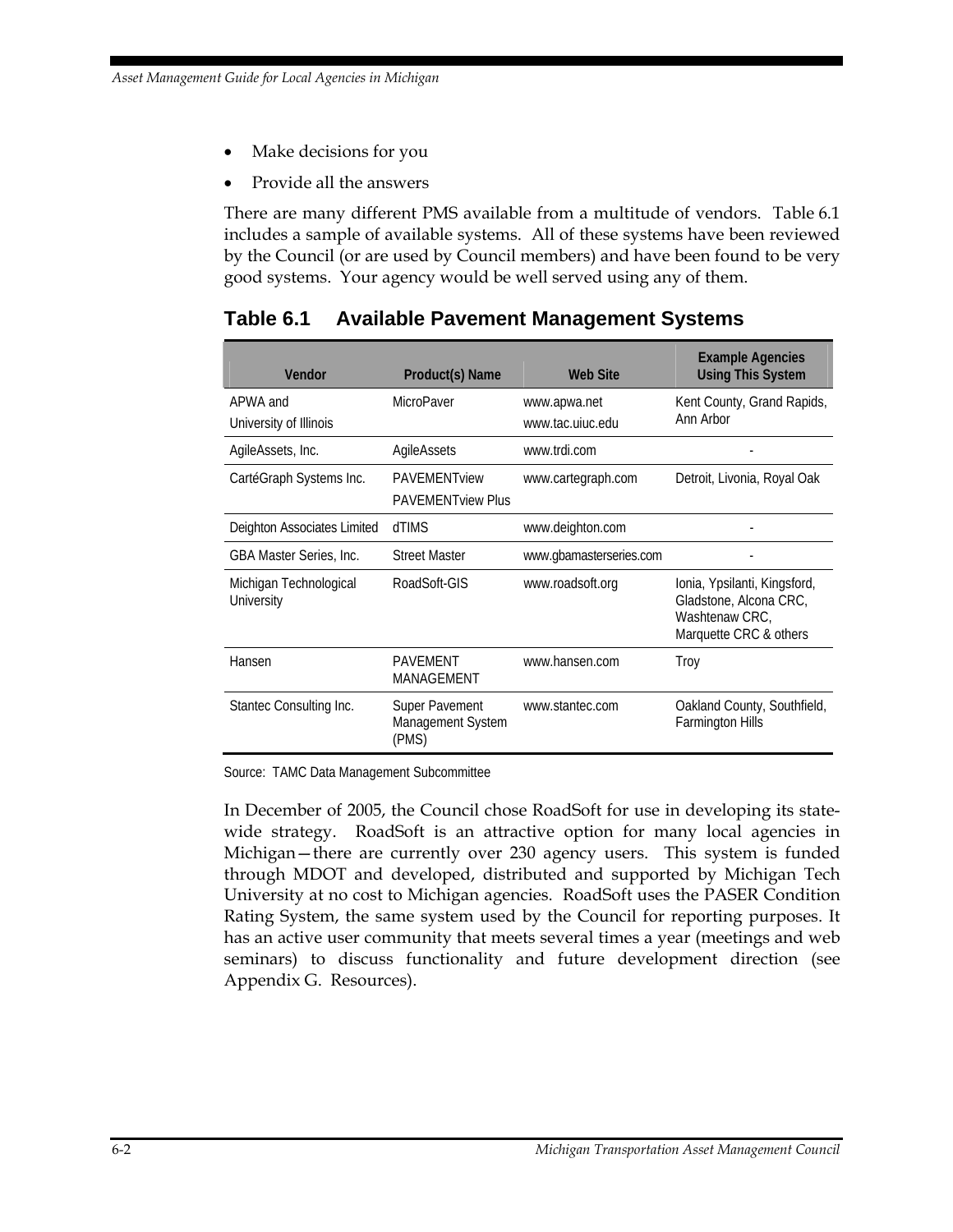- Make decisions for you
- Provide all the answers

There are many different PMS available from a multitude of vendors. Table 6.1 includes a sample of available systems. All of these systems have been reviewed by the Council (or are used by Council members) and have been found to be very good systems. Your agency would be well served using any of them.

## Table 6.1 Available Pavement Management Systems

| Vendor | Product(s) Name | Web Site | Example Agencies Using This System |
|---|---|---|---|
| APWA and University of Illinois | MicroPaver | www.apwa.net www.tac.uiuc.edu | Kent County, Grand Rapids, Ann Arbor |
| AgileAssets, Inc. | AgileAssets | www.trdi.com | - |
| CartéGraph Systems Inc. | PAVEMENTview PAVEMENTview Plus | www.cartegraph.com | Detroit, Livonia, Royal Oak |
| Deighton Associates Limited | dTIMS | www.deighton.com | - |
| GBA Master Series, Inc. | Street Master | www.gbamasterseries.com | - |
| Michigan Technological University | RoadSoft-GIS | www.roadsoft.org | Ionia, Ypsilanti, Kingsford, Gladstone, Alcona CRC, Washtenaw CRC, Marquette CRC & others |
| Hansen | PAVEMENT MANAGEMENT | www.hansen.com | Troy |
| Stantec Consulting Inc. | Super Pavement Management System (PMS) | www.stantec.com | Oakland County, Southfield, Farmington Hills |

Source: TAMC Data Management Subcommittee

In December of 2005, the Council chose RoadSoft for use in developing its statewide strategy. RoadSoft is an attractive option for many local agencies in Michigan—there are currently over 230 agency users. This system is funded through MDOT and developed, distributed and supported by Michigan Tech University at no cost to Michigan agencies. RoadSoft uses the PASER Condition Rating System, the same system used by the Council for reporting purposes. It has an active user community that meets several times a year (meetings and web seminars) to discuss functionality and future development direction (see Appendix G. Resources).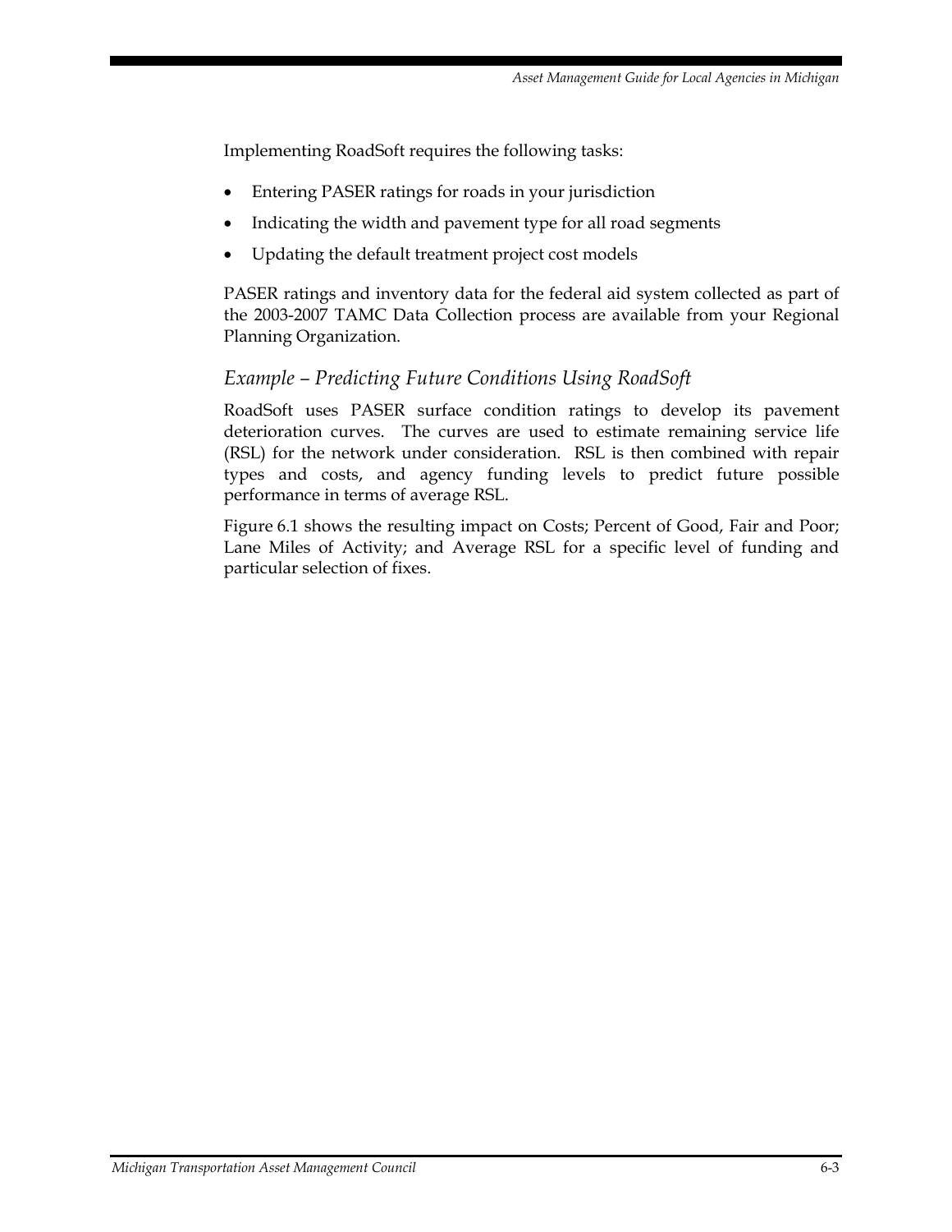Implementing RoadSoft requires the following tasks:

- Entering PASER ratings for roads in your jurisdiction
- Indicating the width and pavement type for all road segments
- Updating the default treatment project cost models

PASER ratings and inventory data for the federal aid system collected as part of the 2003-2007 TAMC Data Collection process are available from your Regional Planning Organization.

### *Example – Predicting Future Conditions Using RoadSoft*

RoadSoft uses PASER surface condition ratings to develop its pavement deterioration curves. The curves are used to estimate remaining service life (RSL) for the network under consideration. RSL is then combined with repair types and costs, and agency funding levels to predict future possible performance in terms of average RSL.

Figure 6.1 shows the resulting impact on Costs; Percent of Good, Fair and Poor; Lane Miles of Activity; and Average RSL for a specific level of funding and particular selection of fixes.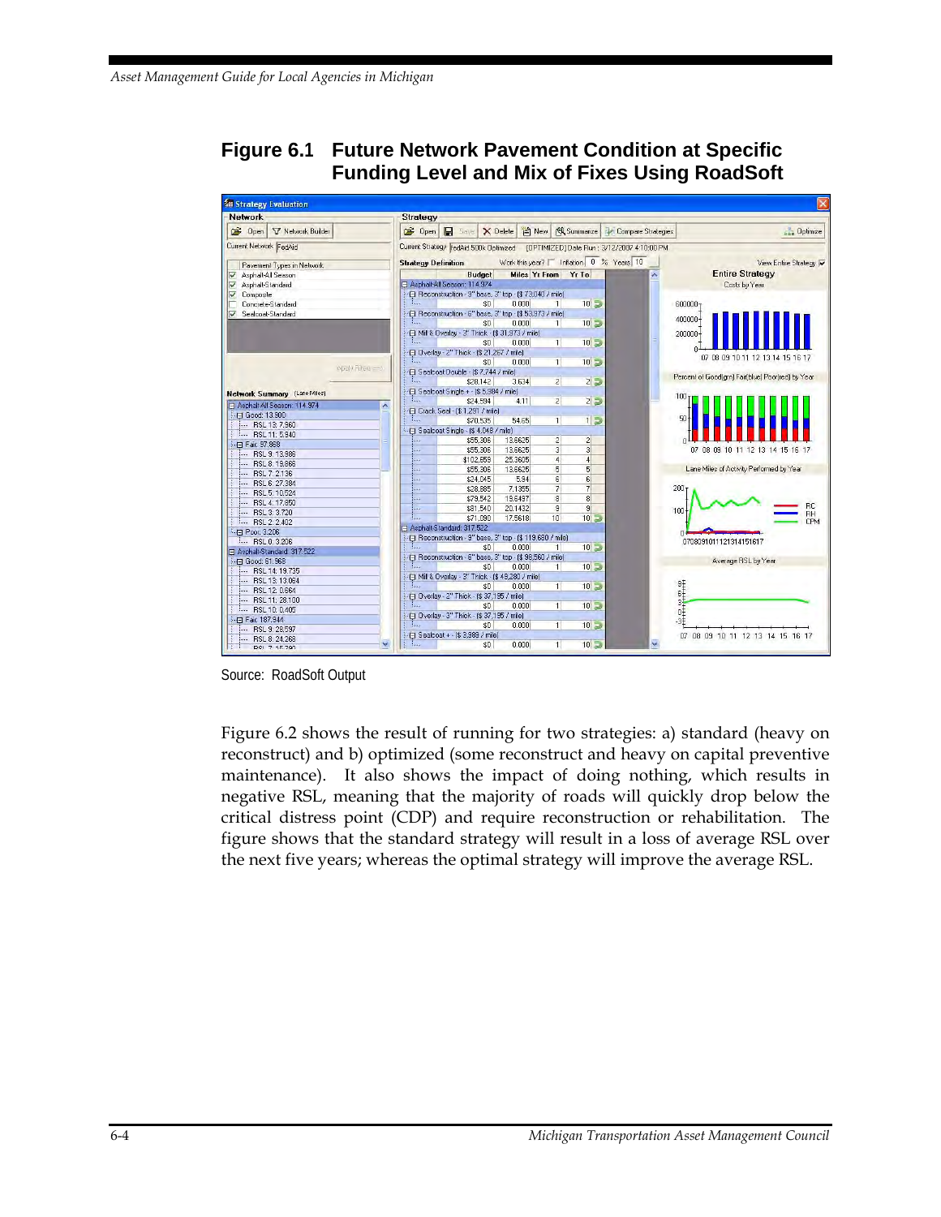## Figure 6.1 Future Network Pavement Condition at Specific Funding Level and Mix of Fixes Using RoadSoft

Source: RoadSoft Output

Figure 6.2 shows the result of running for two strategies: a) standard (heavy on reconstruct) and b) optimized (some reconstruct and heavy on capital preventive maintenance). It also shows the impact of doing nothing, which results in negative RSL, meaning that the majority of roads will quickly drop below the critical distress point (CDP) and require reconstruction or rehabilitation. The figure shows that the standard strategy will result in a loss of average RSL over the next five years; whereas the optimal strategy will improve the average RSL.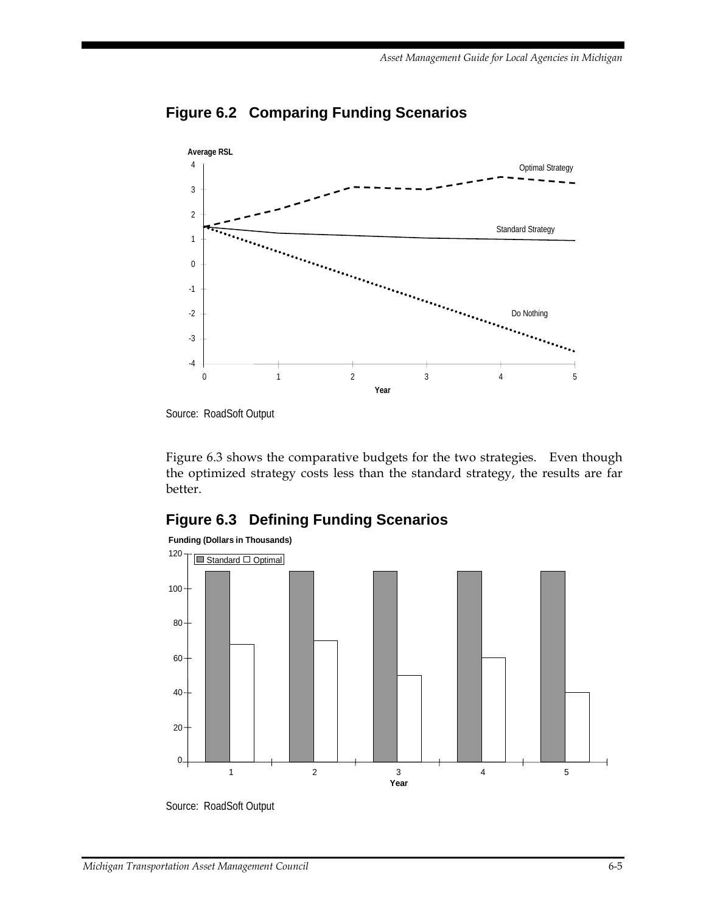## Figure 6.2 Comparing Funding Scenarios

Source: RoadSoft Output

Figure 6.3 shows the comparative budgets for the two strategies. Even though the optimized strategy costs less than the standard strategy, the results are far better.

## Figure 6.3 Defining Funding Scenarios

Source: RoadSoft Output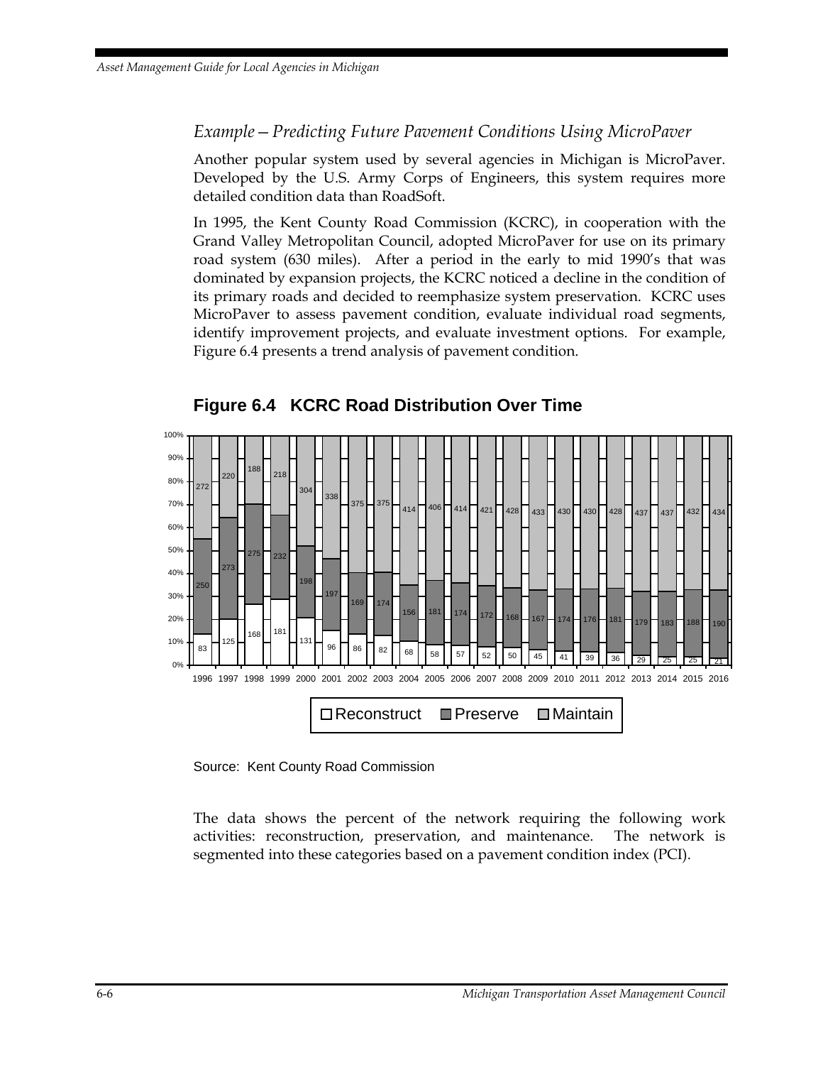*Example – Predicting Future Pavement Conditions Using MicroPaver*

Another popular system used by several agencies in Michigan is MicroPaver. Developed by the U.S. Army Corps of Engineers, this system requires more detailed condition data than RoadSoft.

In 1995, the Kent County Road Commission (KCRC), in cooperation with the Grand Valley Metropolitan Council, adopted MicroPaver for use on its primary road system (630 miles). After a period in the early to mid 1990's that was dominated by expansion projects, the KCRC noticed a decline in the condition of its primary roads and decided to reemphasize system preservation. KCRC uses MicroPaver to assess pavement condition, evaluate individual road segments, identify improvement projects, and evaluate investment options. For example, Figure 6.4 presents a trend analysis of pavement condition.

**Figure 6.4 KCRC Road Distribution Over Time**

| Year | Reconstruct | Preserve | Maintain |
|---|---|---|---|
| 1996 | 83 | 250 | 272 |
| 1997 | 125 | 273 | 220 |
| 1998 | 168 | 275 | 188 |
| 1999 | 181 | 232 | 218 |
| 2000 | 131 | 198 | 304 |
| 2001 | 96 | 197 | 338 |
| 2002 | 86 | 169 | 375 |
| 2003 | 82 | 174 | 375 |
| 2004 | 68 | 156 | 414 |
| 2005 | 58 | 181 | 406 |
| 2006 | 57 | 174 | 414 |
| 2007 | 52 | 172 | 421 |
| 2008 | 50 | 168 | 428 |
| 2009 | 45 | 167 | 433 |
| 2010 | 41 | 174 | 430 |
| 2011 | 39 | 176 | 430 |
| 2012 | 36 | 181 | 428 |
| 2013 | 29 | 179 | 437 |
| 2014 | 25 | 183 | 437 |
| 2015 | 25 | 188 | 432 |
| 2016 | 21 | 190 | 434 |

Source: Kent County Road Commission

The data shows the percent of the network requiring the following work activities: reconstruction, preservation, and maintenance. The network is segmented into these categories based on a pavement condition index (PCI).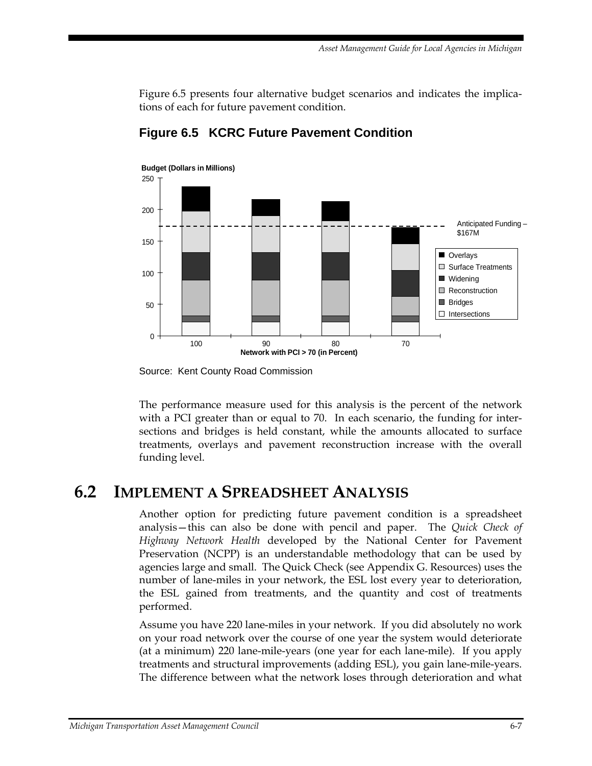Figure 6.5 presents four alternative budget scenarios and indicates the implications of each for future pavement condition.

## Figure 6.5 KCRC Future Pavement Condition

Source: Kent County Road Commission

The performance measure used for this analysis is the percent of the network with a PCI greater than or equal to 70. In each scenario, the funding for intersections and bridges is held constant, while the amounts allocated to surface treatments, overlays and pavement reconstruction increase with the overall funding level.

# 6.2 IMPLEMENT A SPREADSHEET ANALYSIS

Another option for predicting future pavement condition is a spreadsheet analysis—this can also be done with pencil and paper. The *Quick Check of Highway Network Health* developed by the National Center for Pavement Preservation (NCPP) is an understandable methodology that can be used by agencies large and small. The Quick Check (see Appendix G. Resources) uses the number of lane-miles in your network, the ESL lost every year to deterioration, the ESL gained from treatments, and the quantity and cost of treatments performed.

Assume you have 220 lane-miles in your network. If you did absolutely no work on your road network over the course of one year the system would deteriorate (at a minimum) 220 lane-mile-years (one year for each lane-mile). If you apply treatments and structural improvements (adding ESL), you gain lane-mile-years. The difference between what the network loses through deterioration and what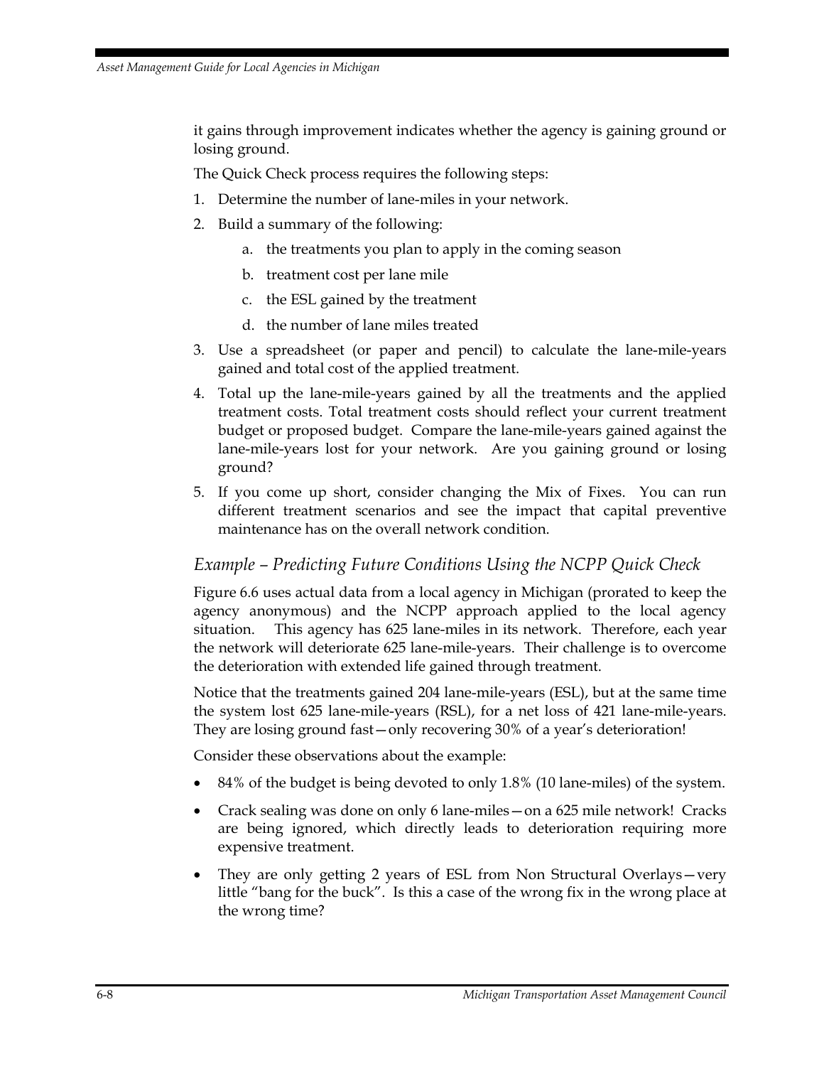it gains through improvement indicates whether the agency is gaining ground or losing ground.

The Quick Check process requires the following steps:

1. Determine the number of lane-miles in your network.
2. Build a summary of the following:
    a. the treatments you plan to apply in the coming season
    b. treatment cost per lane mile
    c. the ESL gained by the treatment
    d. the number of lane miles treated
3. Use a spreadsheet (or paper and pencil) to calculate the lane-mile-years gained and total cost of the applied treatment.
4. Total up the lane-mile-years gained by all the treatments and the applied treatment costs. Total treatment costs should reflect your current treatment budget or proposed budget. Compare the lane-mile-years gained against the lane-mile-years lost for your network. Are you gaining ground or losing ground?
5. If you come up short, consider changing the Mix of Fixes. You can run different treatment scenarios and see the impact that capital preventive maintenance has on the overall network condition.

### *Example – Predicting Future Conditions Using the NCPP Quick Check*

Figure 6.6 uses actual data from a local agency in Michigan (prorated to keep the agency anonymous) and the NCPP approach applied to the local agency situation. This agency has 625 lane-miles in its network. Therefore, each year the network will deteriorate 625 lane-mile-years. Their challenge is to overcome the deterioration with extended life gained through treatment.

Notice that the treatments gained 204 lane-mile-years (ESL), but at the same time the system lost 625 lane-mile-years (RSL), for a net loss of 421 lane-mile-years. They are losing ground fast—only recovering 30% of a year's deterioration!

Consider these observations about the example:

- 84% of the budget is being devoted to only 1.8% (10 lane-miles) of the system.
- Crack sealing was done on only 6 lane-miles—on a 625 mile network! Cracks are being ignored, which directly leads to deterioration requiring more expensive treatment.
- They are only getting 2 years of ESL from Non Structural Overlays—very little "bang for the buck". Is this a case of the wrong fix in the wrong place at the wrong time?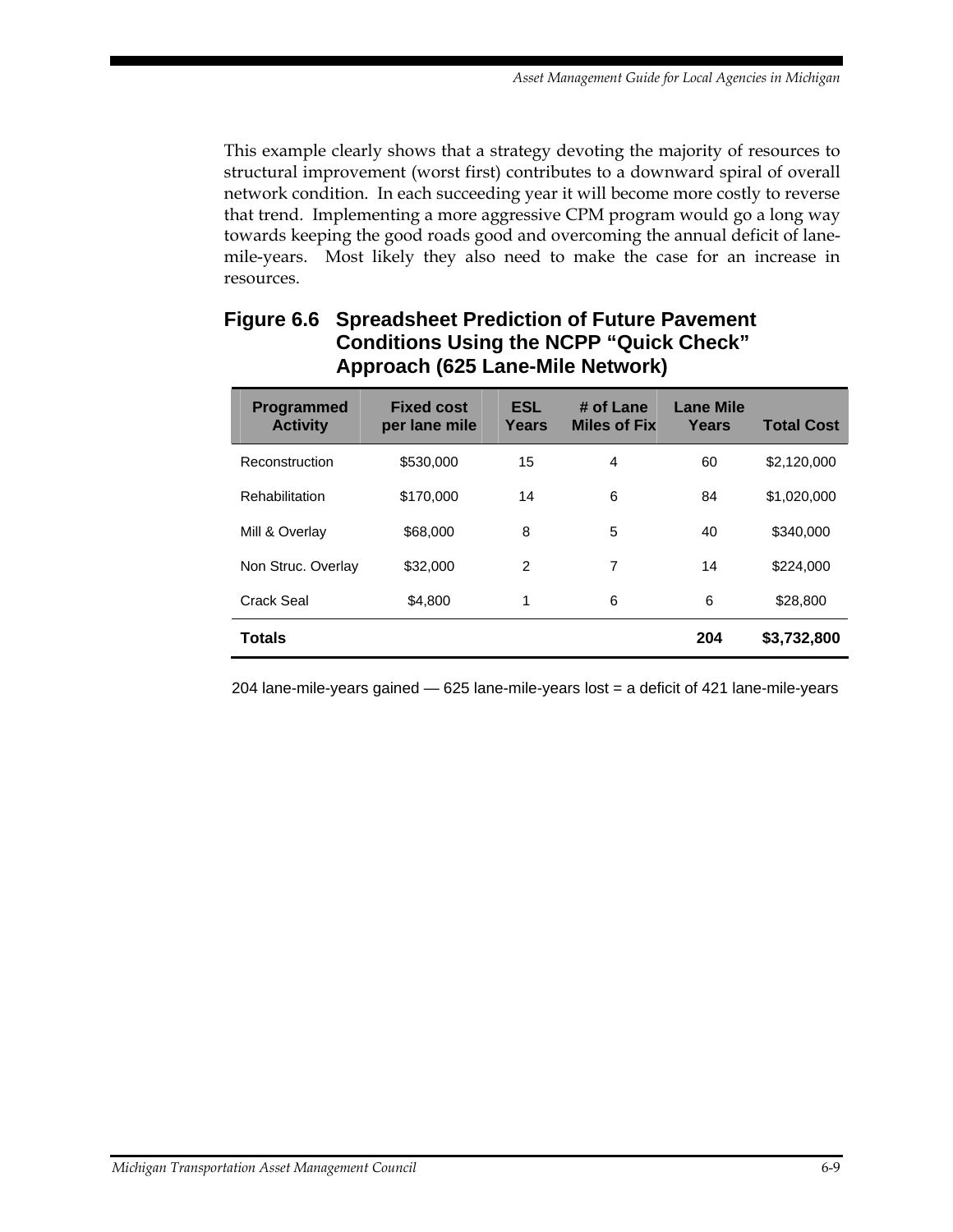This example clearly shows that a strategy devoting the majority of resources to structural improvement (worst first) contributes to a downward spiral of overall network condition. In each succeeding year it will become more costly to reverse that trend. Implementing a more aggressive CPM program would go a long way towards keeping the good roads good and overcoming the annual deficit of lane-mile-years. Most likely they also need to make the case for an increase in resources.

### Figure 6.6 Spreadsheet Prediction of Future Pavement Conditions Using the NCPP "Quick Check" Approach (625 Lane-Mile Network)

| Programmed Activity | Fixed cost per lane mile | ESL Years | # of Lane Miles of Fix | Lane Mile Years | Total Cost |
|---|---|---|---|---|---|
| Reconstruction | $530,000 | 15 | 4 | 60 | $2,120,000 |
| Rehabilitation | $170,000 | 14 | 6 | 84 | $1,020,000 |
| Mill & Overlay | $68,000 | 8 | 5 | 40 | $340,000 |
| Non Struc. Overlay | $32,000 | 2 | 7 | 14 | $224,000 |
| Crack Seal | $4,800 | 1 | 6 | 6 | $28,800 |
| **Totals** | | | | **204** | **$3,732,800** |

204 lane-mile-years gained — 625 lane-mile-years lost = a deficit of 421 lane-mile-years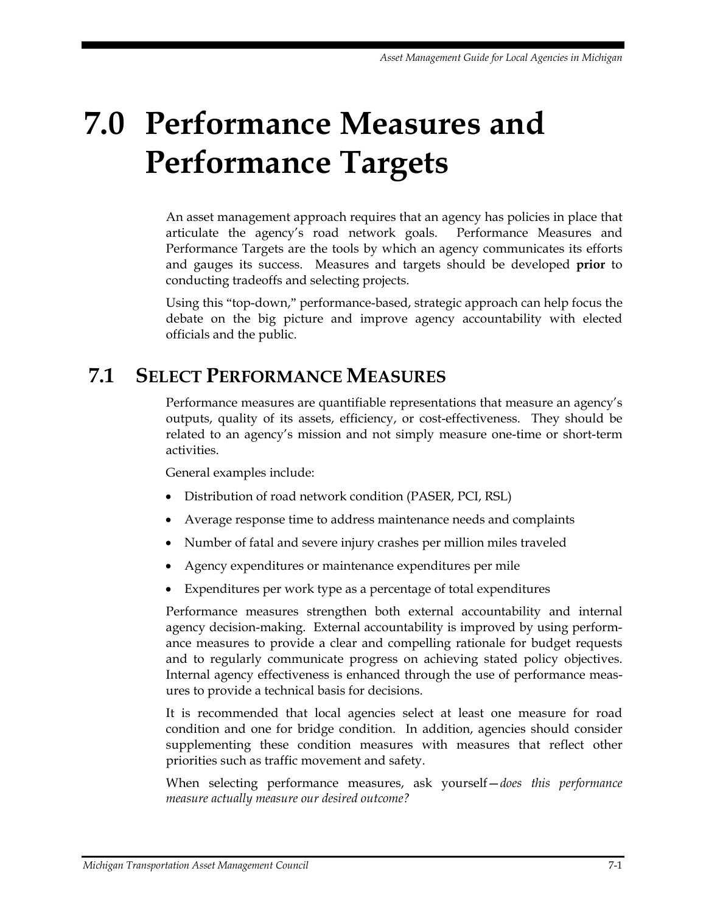# 7.0 Performance Measures and Performance Targets

An asset management approach requires that an agency has policies in place that articulate the agency's road network goals. Performance Measures and Performance Targets are the tools by which an agency communicates its efforts and gauges its success. Measures and targets should be developed **prior** to conducting tradeoffs and selecting projects.

Using this "top-down," performance-based, strategic approach can help focus the debate on the big picture and improve agency accountability with elected officials and the public.

## 7.1 Select Performance Measures

Performance measures are quantifiable representations that measure an agency's outputs, quality of its assets, efficiency, or cost-effectiveness. They should be related to an agency's mission and not simply measure one-time or short-term activities.

General examples include:

- Distribution of road network condition (PASER, PCI, RSL)
- Average response time to address maintenance needs and complaints
- Number of fatal and severe injury crashes per million miles traveled
- Agency expenditures or maintenance expenditures per mile
- Expenditures per work type as a percentage of total expenditures

Performance measures strengthen both external accountability and internal agency decision-making. External accountability is improved by using performance measures to provide a clear and compelling rationale for budget requests and to regularly communicate progress on achieving stated policy objectives. Internal agency effectiveness is enhanced through the use of performance measures to provide a technical basis for decisions.

It is recommended that local agencies select at least one measure for road condition and one for bridge condition. In addition, agencies should consider supplementing these condition measures with measures that reflect other priorities such as traffic movement and safety.

When selecting performance measures, ask yourself—*does this performance measure actually measure our desired outcome?*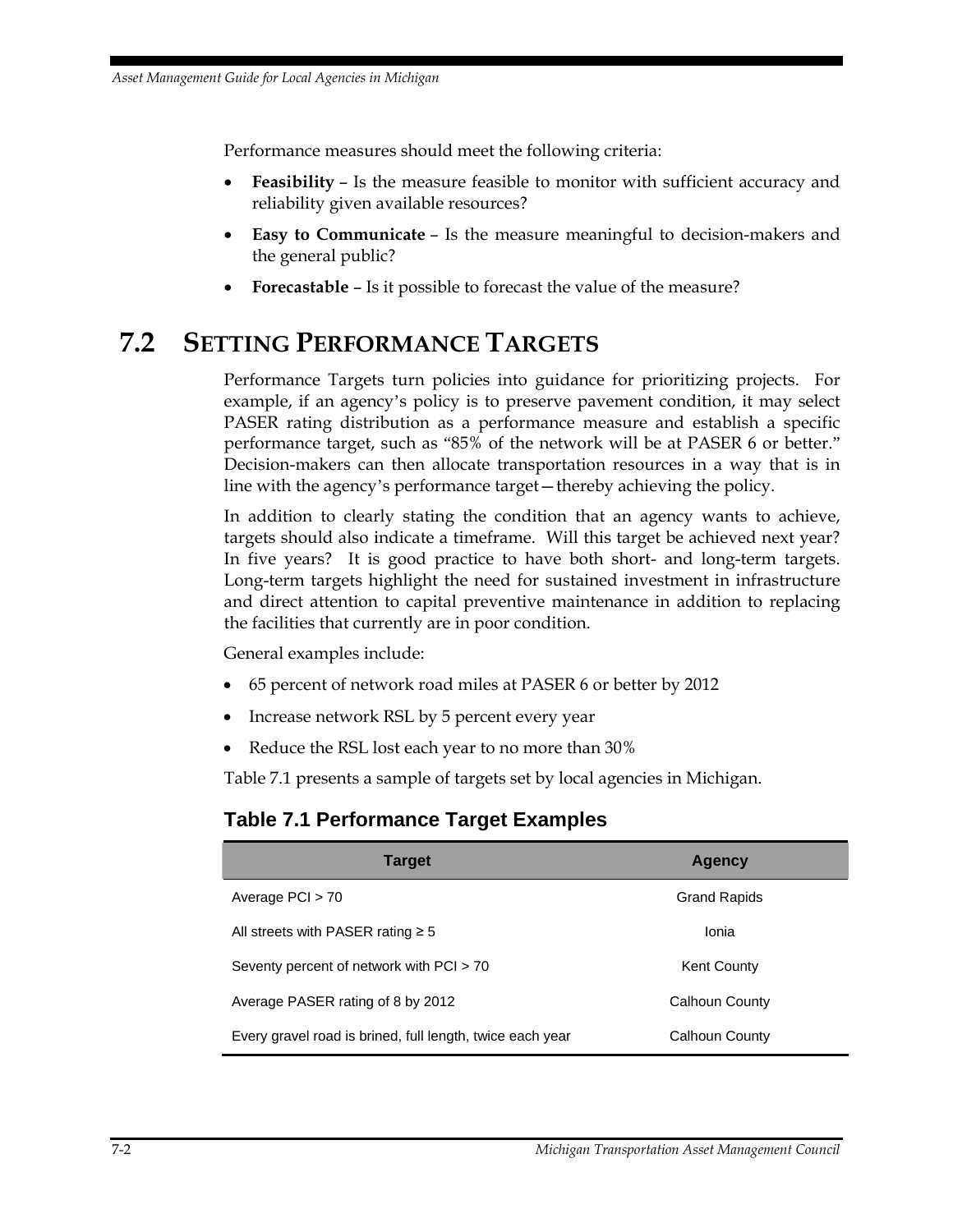Performance measures should meet the following criteria:

- **Feasibility** – Is the measure feasible to monitor with sufficient accuracy and reliability given available resources?
- **Easy to Communicate** – Is the measure meaningful to decision-makers and the general public?
- **Forecastable** – Is it possible to forecast the value of the measure?

## 7.2 SETTING PERFORMANCE TARGETS

Performance Targets turn policies into guidance for prioritizing projects. For example, if an agency's policy is to preserve pavement condition, it may select PASER rating distribution as a performance measure and establish a specific performance target, such as "85% of the network will be at PASER 6 or better." Decision-makers can then allocate transportation resources in a way that is in line with the agency's performance target—thereby achieving the policy.

In addition to clearly stating the condition that an agency wants to achieve, targets should also indicate a timeframe. Will this target be achieved next year? In five years? It is good practice to have both short- and long-term targets. Long-term targets highlight the need for sustained investment in infrastructure and direct attention to capital preventive maintenance in addition to replacing the facilities that currently are in poor condition.

General examples include:

- 65 percent of network road miles at PASER 6 or better by 2012
- Increase network RSL by 5 percent every year
- Reduce the RSL lost each year to no more than 30%

Table 7.1 presents a sample of targets set by local agencies in Michigan.

### Table 7.1 Performance Target Examples

| Target | Agency |
|---|---|
| Average PCI > 70 | Grand Rapids |
| All streets with PASER rating ≥ 5 | Ionia |
| Seventy percent of network with PCI > 70 | Kent County |
| Average PASER rating of 8 by 2012 | Calhoun County |
| Every gravel road is brined, full length, twice each year | Calhoun County |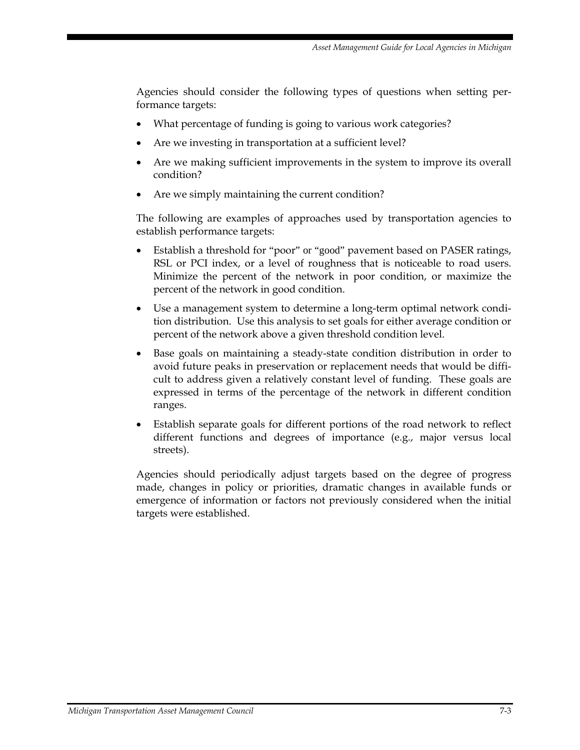Agencies should consider the following types of questions when setting performance targets:

- What percentage of funding is going to various work categories?
- Are we investing in transportation at a sufficient level?
- Are we making sufficient improvements in the system to improve its overall condition?
- Are we simply maintaining the current condition?

The following are examples of approaches used by transportation agencies to establish performance targets:

- Establish a threshold for "poor" or "good" pavement based on PASER ratings, RSL or PCI index, or a level of roughness that is noticeable to road users. Minimize the percent of the network in poor condition, or maximize the percent of the network in good condition.
- Use a management system to determine a long-term optimal network condition distribution. Use this analysis to set goals for either average condition or percent of the network above a given threshold condition level.
- Base goals on maintaining a steady-state condition distribution in order to avoid future peaks in preservation or replacement needs that would be difficult to address given a relatively constant level of funding. These goals are expressed in terms of the percentage of the network in different condition ranges.
- Establish separate goals for different portions of the road network to reflect different functions and degrees of importance (e.g., major versus local streets).

Agencies should periodically adjust targets based on the degree of progress made, changes in policy or priorities, dramatic changes in available funds or emergence of information or factors not previously considered when the initial targets were established.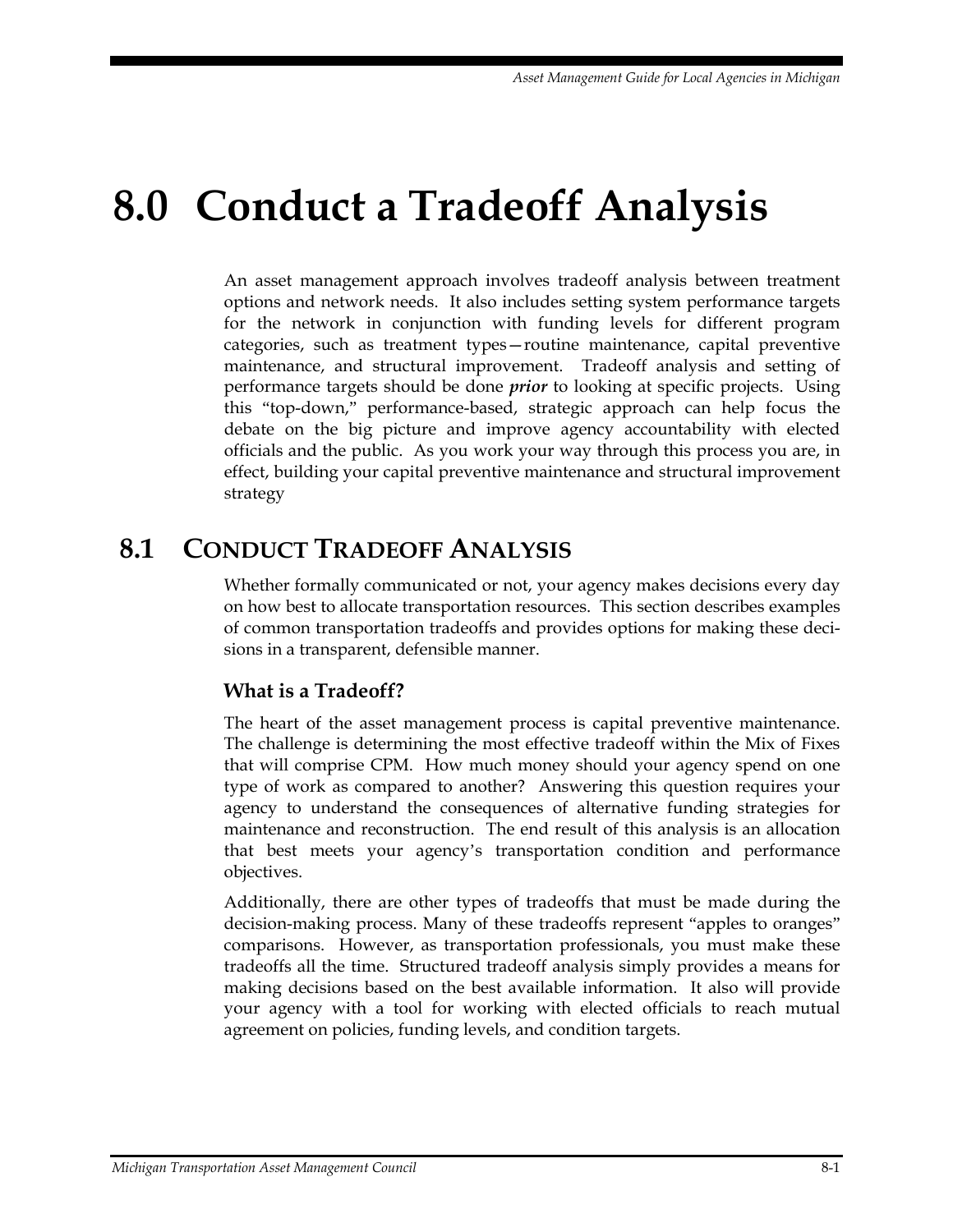# 8.0 Conduct a Tradeoff Analysis

An asset management approach involves tradeoff analysis between treatment options and network needs. It also includes setting system performance targets for the network in conjunction with funding levels for different program categories, such as treatment types—routine maintenance, capital preventive maintenance, and structural improvement. Tradeoff analysis and setting of performance targets should be done ***prior*** to looking at specific projects. Using this "top-down," performance-based, strategic approach can help focus the debate on the big picture and improve agency accountability with elected officials and the public. As you work your way through this process you are, in effect, building your capital preventive maintenance and structural improvement strategy

## 8.1 CONDUCT TRADEOFF ANALYSIS

Whether formally communicated or not, your agency makes decisions every day on how best to allocate transportation resources. This section describes examples of common transportation tradeoffs and provides options for making these decisions in a transparent, defensible manner.

### What is a Tradeoff?

The heart of the asset management process is capital preventive maintenance. The challenge is determining the most effective tradeoff within the Mix of Fixes that will comprise CPM. How much money should your agency spend on one type of work as compared to another? Answering this question requires your agency to understand the consequences of alternative funding strategies for maintenance and reconstruction. The end result of this analysis is an allocation that best meets your agency's transportation condition and performance objectives.

Additionally, there are other types of tradeoffs that must be made during the decision-making process. Many of these tradeoffs represent "apples to oranges" comparisons. However, as transportation professionals, you must make these tradeoffs all the time. Structured tradeoff analysis simply provides a means for making decisions based on the best available information. It also will provide your agency with a tool for working with elected officials to reach mutual agreement on policies, funding levels, and condition targets.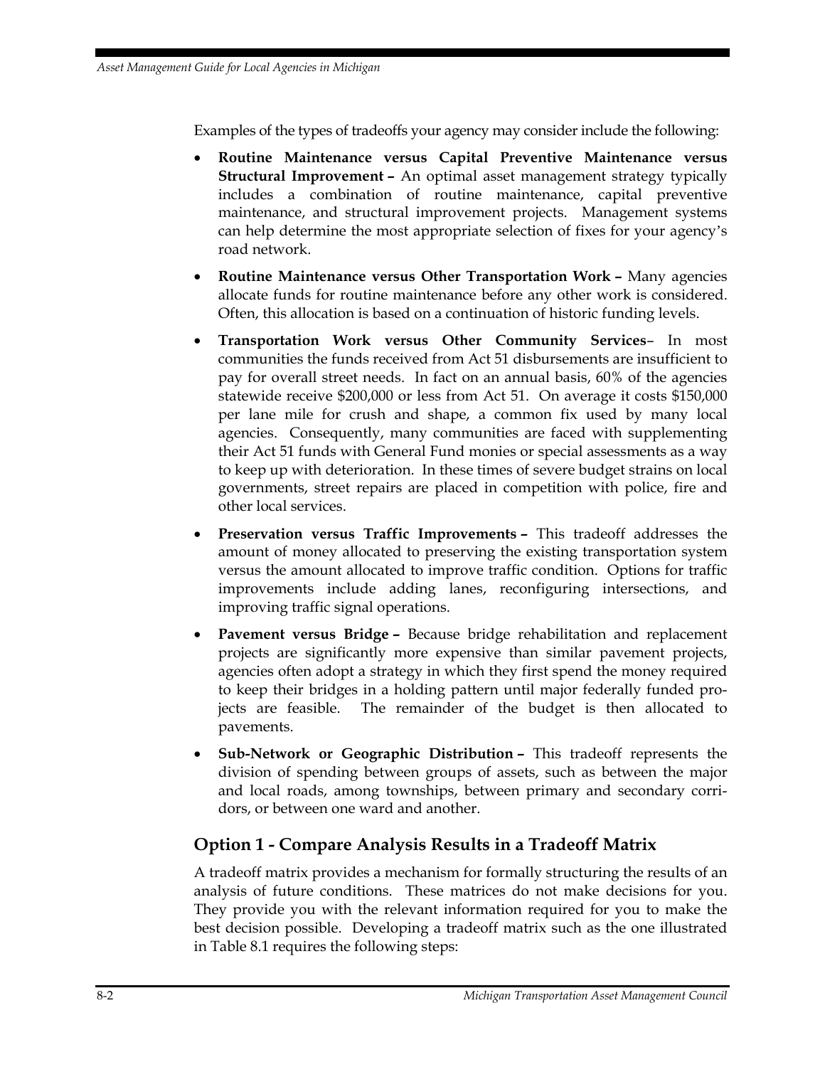Examples of the types of tradeoffs your agency may consider include the following:

- **Routine Maintenance versus Capital Preventive Maintenance versus Structural Improvement –** An optimal asset management strategy typically includes a combination of routine maintenance, capital preventive maintenance, and structural improvement projects. Management systems can help determine the most appropriate selection of fixes for your agency's road network.
- **Routine Maintenance versus Other Transportation Work –** Many agencies allocate funds for routine maintenance before any other work is considered. Often, this allocation is based on a continuation of historic funding levels.
- **Transportation Work versus Other Community Services**– In most communities the funds received from Act 51 disbursements are insufficient to pay for overall street needs. In fact on an annual basis, 60% of the agencies statewide receive $200,000 or less from Act 51. On average it costs $150,000 per lane mile for crush and shape, a common fix used by many local agencies. Consequently, many communities are faced with supplementing their Act 51 funds with General Fund monies or special assessments as a way to keep up with deterioration. In these times of severe budget strains on local governments, street repairs are placed in competition with police, fire and other local services.
- **Preservation versus Traffic Improvements –** This tradeoff addresses the amount of money allocated to preserving the existing transportation system versus the amount allocated to improve traffic condition. Options for traffic improvements include adding lanes, reconfiguring intersections, and improving traffic signal operations.
- **Pavement versus Bridge –** Because bridge rehabilitation and replacement projects are significantly more expensive than similar pavement projects, agencies often adopt a strategy in which they first spend the money required to keep their bridges in a holding pattern until major federally funded projects are feasible. The remainder of the budget is then allocated to pavements.
- **Sub-Network or Geographic Distribution –** This tradeoff represents the division of spending between groups of assets, such as between the major and local roads, among townships, between primary and secondary corridors, or between one ward and another.

## Option 1 - Compare Analysis Results in a Tradeoff Matrix

A tradeoff matrix provides a mechanism for formally structuring the results of an analysis of future conditions. These matrices do not make decisions for you. They provide you with the relevant information required for you to make the best decision possible. Developing a tradeoff matrix such as the one illustrated in Table 8.1 requires the following steps: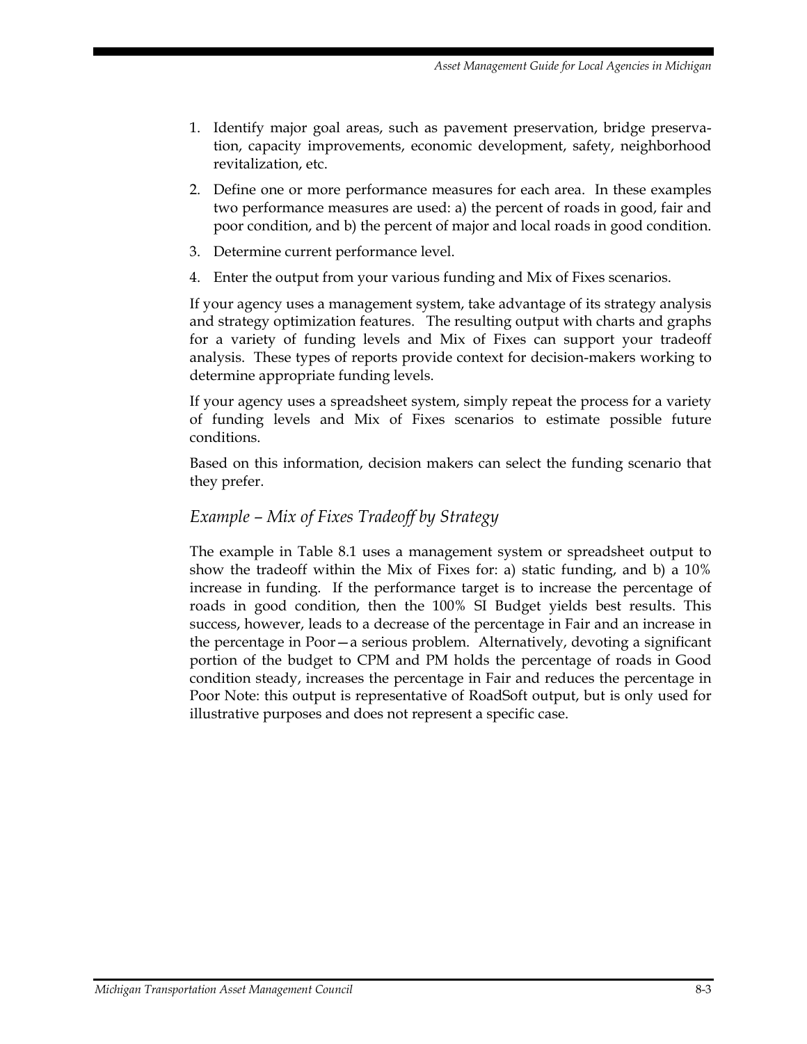1. Identify major goal areas, such as pavement preservation, bridge preservation, capacity improvements, economic development, safety, neighborhood revitalization, etc.
2. Define one or more performance measures for each area. In these examples two performance measures are used: a) the percent of roads in good, fair and poor condition, and b) the percent of major and local roads in good condition.
3. Determine current performance level.
4. Enter the output from your various funding and Mix of Fixes scenarios.

If your agency uses a management system, take advantage of its strategy analysis and strategy optimization features. The resulting output with charts and graphs for a variety of funding levels and Mix of Fixes can support your tradeoff analysis. These types of reports provide context for decision-makers working to determine appropriate funding levels.

If your agency uses a spreadsheet system, simply repeat the process for a variety of funding levels and Mix of Fixes scenarios to estimate possible future conditions.

Based on this information, decision makers can select the funding scenario that they prefer.

### *Example – Mix of Fixes Tradeoff by Strategy*

The example in Table 8.1 uses a management system or spreadsheet output to show the tradeoff within the Mix of Fixes for: a) static funding, and b) a 10% increase in funding. If the performance target is to increase the percentage of roads in good condition, then the 100% SI Budget yields best results. This success, however, leads to a decrease of the percentage in Fair and an increase in the percentage in Poor—a serious problem. Alternatively, devoting a significant portion of the budget to CPM and PM holds the percentage of roads in Good condition steady, increases the percentage in Fair and reduces the percentage in Poor Note: this output is representative of RoadSoft output, but is only used for illustrative purposes and does not represent a specific case.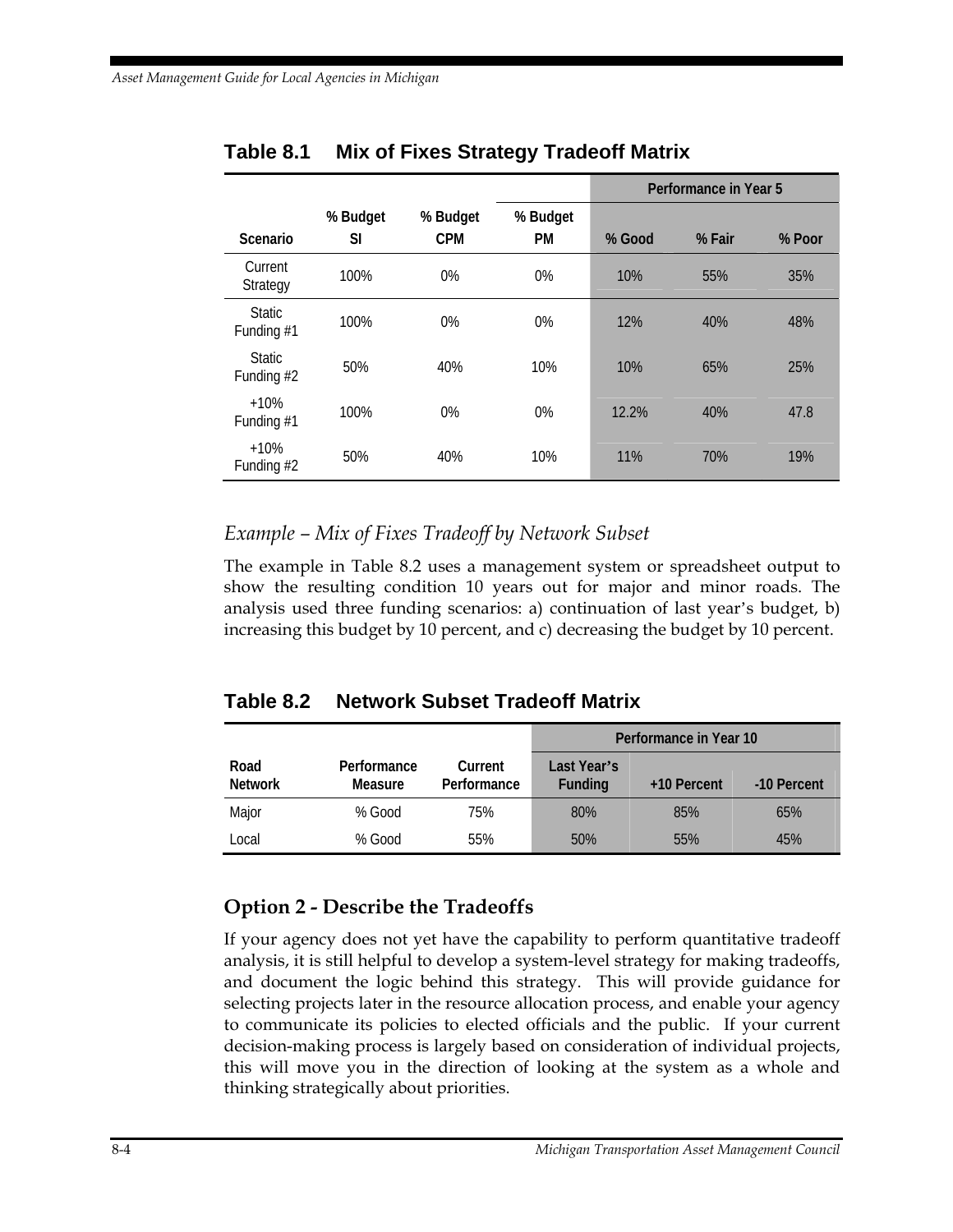**Table 8.1 Mix of Fixes Strategy Tradeoff Matrix**

| Scenario | % Budget SI | % Budget CPM | % Budget PM | Performance in Year 5 | | |
|---|---|---|---|---|---|---|
| | | | | % Good | % Fair | % Poor |
| Current Strategy | 100% | 0% | 0% | 10% | 55% | 35% |
| Static Funding #1 | 100% | 0% | 0% | 12% | 40% | 48% |
| Static Funding #2 | 50% | 40% | 10% | 10% | 65% | 25% |
| +10% Funding #1 | 100% | 0% | 0% | 12.2% | 40% | 47.8 |
| +10% Funding #2 | 50% | 40% | 10% | 11% | 70% | 19% |

*Example – Mix of Fixes Tradeoff by Network Subset*

The example in Table 8.2 uses a management system or spreadsheet output to show the resulting condition 10 years out for major and minor roads. The analysis used three funding scenarios: a) continuation of last year's budget, b) increasing this budget by 10 percent, and c) decreasing the budget by 10 percent.

**Table 8.2 Network Subset Tradeoff Matrix**

| Road Network | Performance Measure | Current Performance | Performance in Year 10 | | |
|---|---|---|---|---|---|
| | | | Last Year's Funding | +10 Percent | -10 Percent |
| Major | % Good | 75% | 80% | 85% | 65% |
| Local | % Good | 55% | 50% | 55% | 45% |

## Option 2 - Describe the Tradeoffs

If your agency does not yet have the capability to perform quantitative tradeoff analysis, it is still helpful to develop a system-level strategy for making tradeoffs, and document the logic behind this strategy. This will provide guidance for selecting projects later in the resource allocation process, and enable your agency to communicate its policies to elected officials and the public. If your current decision-making process is largely based on consideration of individual projects, this will move you in the direction of looking at the system as a whole and thinking strategically about priorities.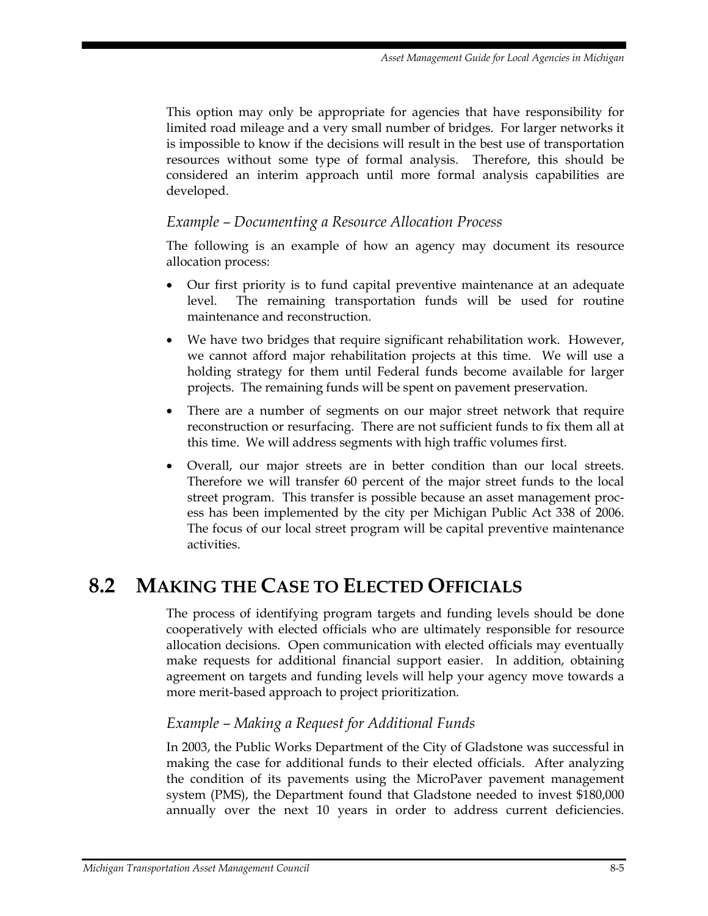This option may only be appropriate for agencies that have responsibility for limited road mileage and a very small number of bridges. For larger networks it is impossible to know if the decisions will result in the best use of transportation resources without some type of formal analysis. Therefore, this should be considered an interim approach until more formal analysis capabilities are developed.

### *Example – Documenting a Resource Allocation Process*

The following is an example of how an agency may document its resource allocation process:

- Our first priority is to fund capital preventive maintenance at an adequate level. The remaining transportation funds will be used for routine maintenance and reconstruction.
- We have two bridges that require significant rehabilitation work. However, we cannot afford major rehabilitation projects at this time. We will use a holding strategy for them until Federal funds become available for larger projects. The remaining funds will be spent on pavement preservation.
- There are a number of segments on our major street network that require reconstruction or resurfacing. There are not sufficient funds to fix them all at this time. We will address segments with high traffic volumes first.
- Overall, our major streets are in better condition than our local streets. Therefore we will transfer 60 percent of the major street funds to the local street program. This transfer is possible because an asset management process has been implemented by the city per Michigan Public Act 338 of 2006. The focus of our local street program will be capital preventive maintenance activities.

## 8.2 MAKING THE CASE TO ELECTED OFFICIALS

The process of identifying program targets and funding levels should be done cooperatively with elected officials who are ultimately responsible for resource allocation decisions. Open communication with elected officials may eventually make requests for additional financial support easier. In addition, obtaining agreement on targets and funding levels will help your agency move towards a more merit-based approach to project prioritization.

### *Example – Making a Request for Additional Funds*

In 2003, the Public Works Department of the City of Gladstone was successful in making the case for additional funds to their elected officials. After analyzing the condition of its pavements using the MicroPaver pavement management system (PMS), the Department found that Gladstone needed to invest $180,000 annually over the next 10 years in order to address current deficiencies.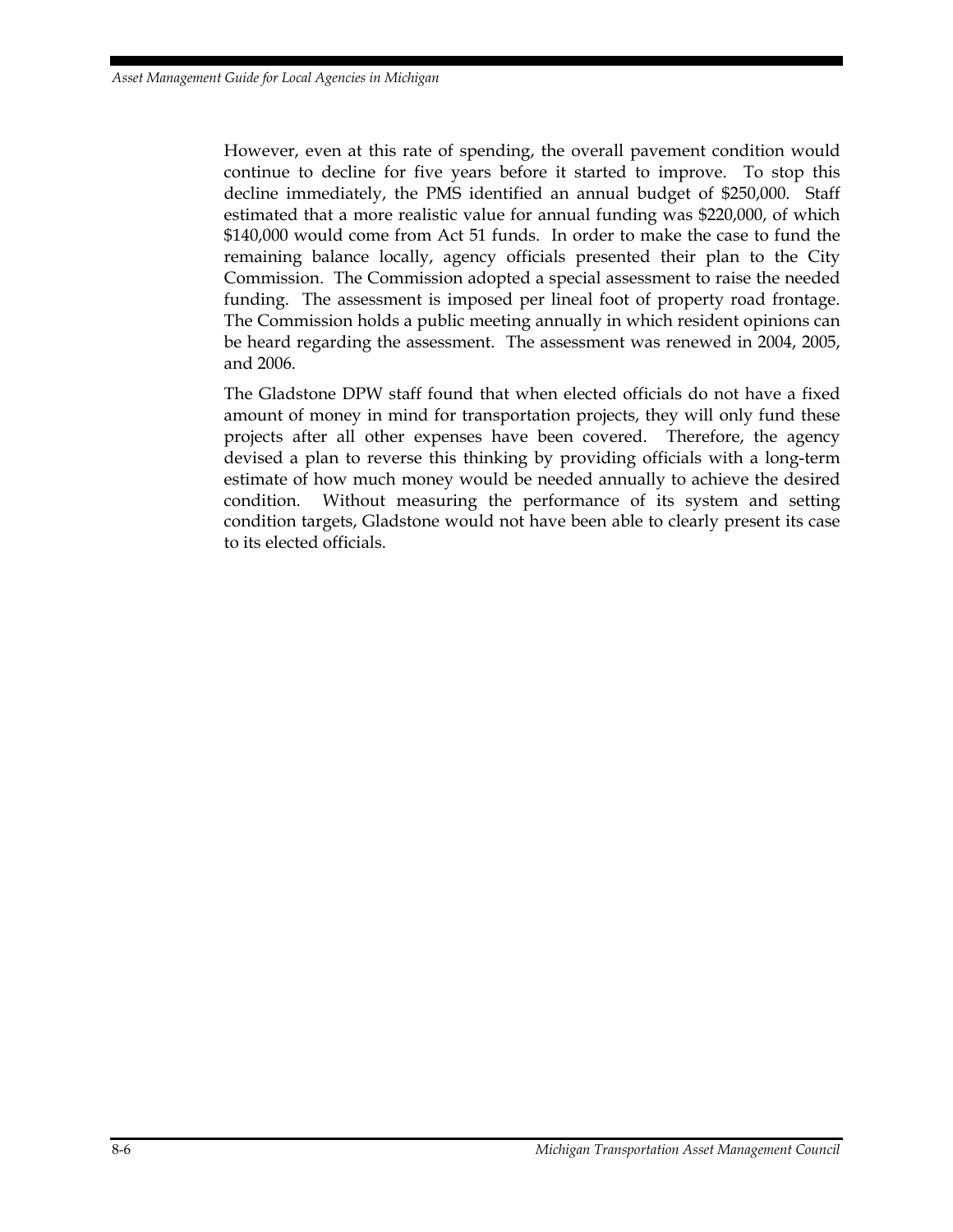However, even at this rate of spending, the overall pavement condition would continue to decline for five years before it started to improve. To stop this decline immediately, the PMS identified an annual budget of $250,000. Staff estimated that a more realistic value for annual funding was $220,000, of which $140,000 would come from Act 51 funds. In order to make the case to fund the remaining balance locally, agency officials presented their plan to the City Commission. The Commission adopted a special assessment to raise the needed funding. The assessment is imposed per lineal foot of property road frontage. The Commission holds a public meeting annually in which resident opinions can be heard regarding the assessment. The assessment was renewed in 2004, 2005, and 2006.

The Gladstone DPW staff found that when elected officials do not have a fixed amount of money in mind for transportation projects, they will only fund these projects after all other expenses have been covered. Therefore, the agency devised a plan to reverse this thinking by providing officials with a long-term estimate of how much money would be needed annually to achieve the desired condition. Without measuring the performance of its system and setting condition targets, Gladstone would not have been able to clearly present its case to its elected officials.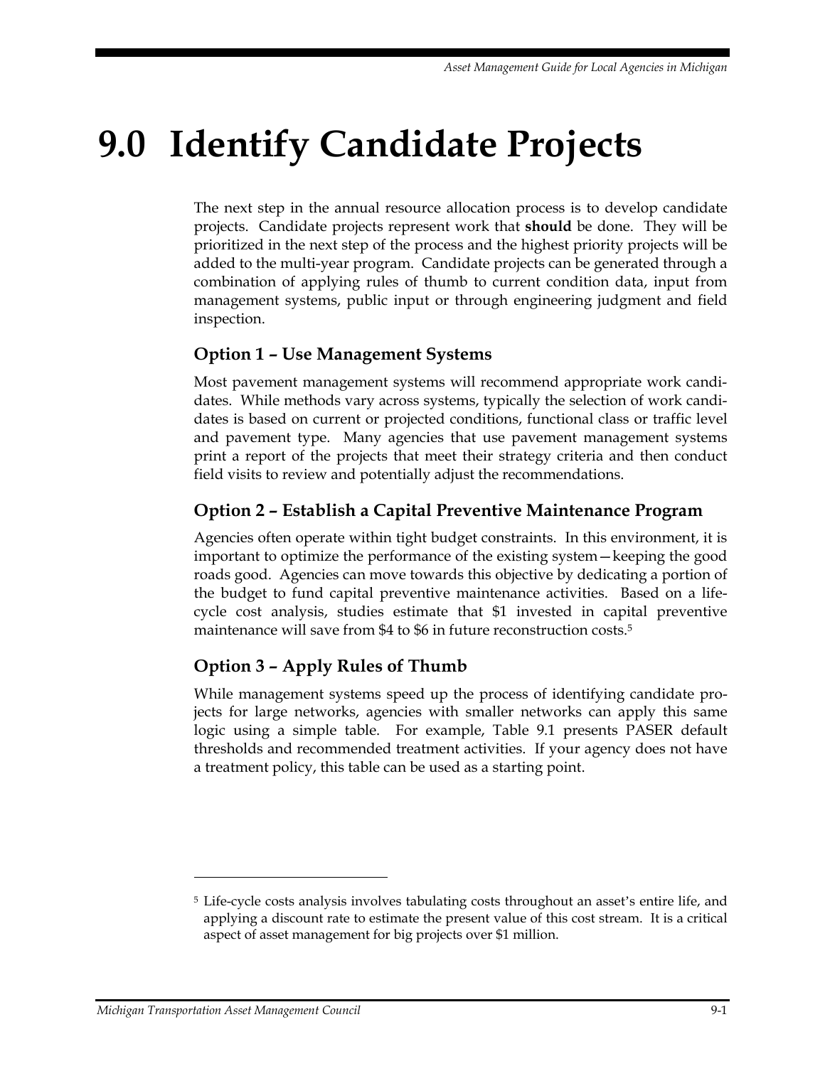# 9.0 Identify Candidate Projects

The next step in the annual resource allocation process is to develop candidate projects. Candidate projects represent work that **should** be done. They will be prioritized in the next step of the process and the highest priority projects will be added to the multi-year program. Candidate projects can be generated through a combination of applying rules of thumb to current condition data, input from management systems, public input or through engineering judgment and field inspection.

## Option 1 – Use Management Systems

Most pavement management systems will recommend appropriate work candidates. While methods vary across systems, typically the selection of work candidates is based on current or projected conditions, functional class or traffic level and pavement type. Many agencies that use pavement management systems print a report of the projects that meet their strategy criteria and then conduct field visits to review and potentially adjust the recommendations.

## Option 2 – Establish a Capital Preventive Maintenance Program

Agencies often operate within tight budget constraints. In this environment, it is important to optimize the performance of the existing system—keeping the good roads good. Agencies can move towards this objective by dedicating a portion of the budget to fund capital preventive maintenance activities. Based on a life-cycle cost analysis, studies estimate that $1 invested in capital preventive maintenance will save from $4 to $6 in future reconstruction costs.[5]

## Option 3 – Apply Rules of Thumb

While management systems speed up the process of identifying candidate projects for large networks, agencies with smaller networks can apply this same logic using a simple table. For example, Table 9.1 presents PASER default thresholds and recommended treatment activities. If your agency does not have a treatment policy, this table can be used as a starting point.

---

[5] Life-cycle costs analysis involves tabulating costs throughout an asset's entire life, and applying a discount rate to estimate the present value of this cost stream. It is a critical aspect of asset management for big projects over $1 million.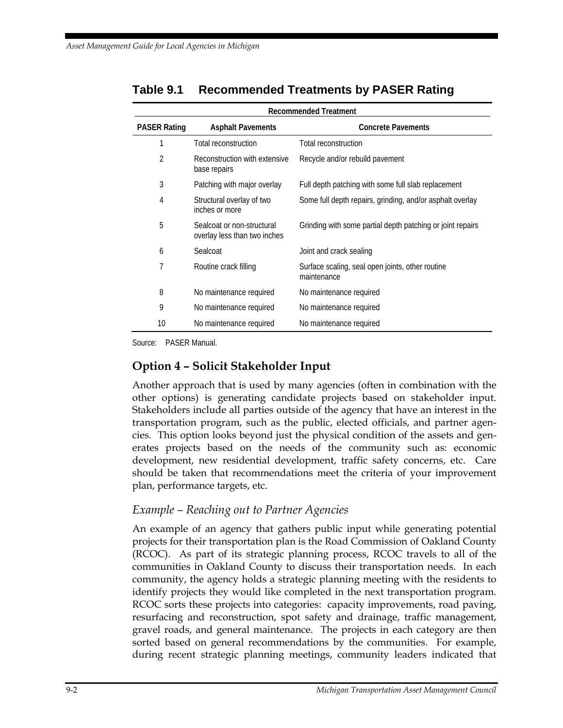## Table 9.1 Recommended Treatments by PASER Rating

| | Recommended Treatment | |
|---|---|---|
| **PASER Rating** | **Asphalt Pavements** | **Concrete Pavements** |
| 1 | Total reconstruction | Total reconstruction |
| 2 | Reconstruction with extensive base repairs | Recycle and/or rebuild pavement |
| 3 | Patching with major overlay | Full depth patching with some full slab replacement |
| 4 | Structural overlay of two inches or more | Some full depth repairs, grinding, and/or asphalt overlay |
| 5 | Sealcoat or non-structural overlay less than two inches | Grinding with some partial depth patching or joint repairs |
| 6 | Sealcoat | Joint and crack sealing |
| 7 | Routine crack filling | Surface scaling, seal open joints, other routine maintenance |
| 8 | No maintenance required | No maintenance required |
| 9 | No maintenance required | No maintenance required |
| 10 | No maintenance required | No maintenance required |

Source: PASER Manual.

### Option 4 – Solicit Stakeholder Input

Another approach that is used by many agencies (often in combination with the other options) is generating candidate projects based on stakeholder input. Stakeholders include all parties outside of the agency that have an interest in the transportation program, such as the public, elected officials, and partner agencies. This option looks beyond just the physical condition of the assets and generates projects based on the needs of the community such as: economic development, new residential development, traffic safety concerns, etc. Care should be taken that recommendations meet the criteria of your improvement plan, performance targets, etc.

#### *Example – Reaching out to Partner Agencies*

An example of an agency that gathers public input while generating potential projects for their transportation plan is the Road Commission of Oakland County (RCOC). As part of its strategic planning process, RCOC travels to all of the communities in Oakland County to discuss their transportation needs. In each community, the agency holds a strategic planning meeting with the residents to identify projects they would like completed in the next transportation program. RCOC sorts these projects into categories: capacity improvements, road paving, resurfacing and reconstruction, spot safety and drainage, traffic management, gravel roads, and general maintenance. The projects in each category are then sorted based on general recommendations by the communities. For example, during recent strategic planning meetings, community leaders indicated that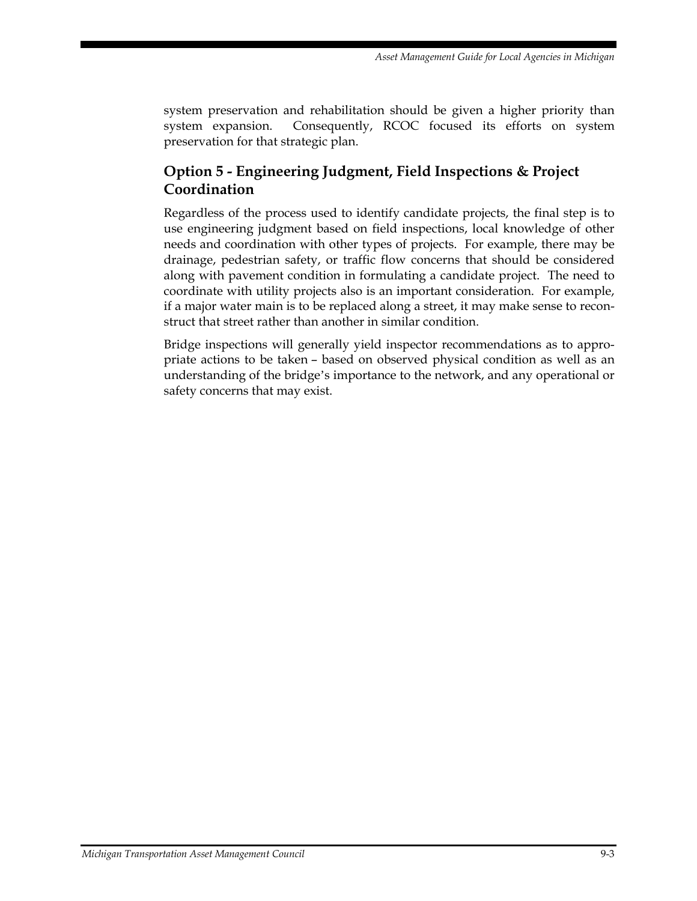system preservation and rehabilitation should be given a higher priority than system expansion. Consequently, RCOC focused its efforts on system preservation for that strategic plan.

## Option 5 - Engineering Judgment, Field Inspections & Project Coordination

Regardless of the process used to identify candidate projects, the final step is to use engineering judgment based on field inspections, local knowledge of other needs and coordination with other types of projects. For example, there may be drainage, pedestrian safety, or traffic flow concerns that should be considered along with pavement condition in formulating a candidate project. The need to coordinate with utility projects also is an important consideration. For example, if a major water main is to be replaced along a street, it may make sense to reconstruct that street rather than another in similar condition.

Bridge inspections will generally yield inspector recommendations as to appropriate actions to be taken – based on observed physical condition as well as an understanding of the bridge's importance to the network, and any operational or safety concerns that may exist.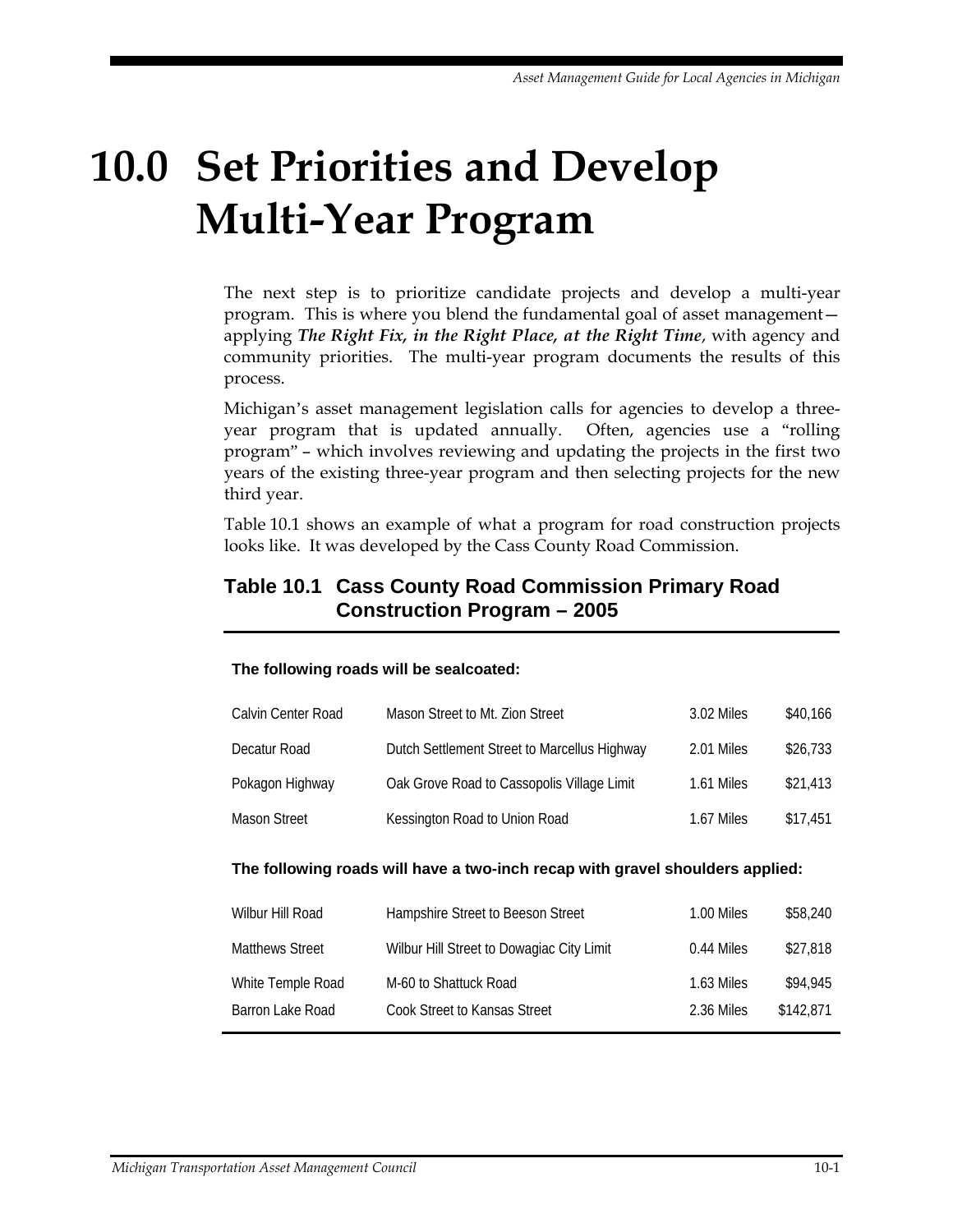# 10.0 Set Priorities and Develop Multi-Year Program

The next step is to prioritize candidate projects and develop a multi-year program. This is where you blend the fundamental goal of asset management—applying ***The Right Fix, in the Right Place, at the Right Time***, with agency and community priorities. The multi-year program documents the results of this process.

Michigan's asset management legislation calls for agencies to develop a three-year program that is updated annually. Often, agencies use a "rolling program" – which involves reviewing and updating the projects in the first two years of the existing three-year program and then selecting projects for the new third year.

Table 10.1 shows an example of what a program for road construction projects looks like. It was developed by the Cass County Road Commission.

### Table 10.1 Cass County Road Commission Primary Road Construction Program – 2005

**The following roads will be sealcoated:**

| | | | |
|---|---|---|---|
| Calvin Center Road | Mason Street to Mt. Zion Street | 3.02 Miles | $40,166 |
| Decatur Road | Dutch Settlement Street to Marcellus Highway | 2.01 Miles | $26,733 |
| Pokagon Highway | Oak Grove Road to Cassopolis Village Limit | 1.61 Miles | $21,413 |
| Mason Street | Kessington Road to Union Road | 1.67 Miles | $17,451 |

**The following roads will have a two-inch recap with gravel shoulders applied:**

| | | | |
|---|---|---|---|
| Wilbur Hill Road | Hampshire Street to Beeson Street | 1.00 Miles | $58,240 |
| Matthews Street | Wilbur Hill Street to Dowagiac City Limit | 0.44 Miles | $27,818 |
| White Temple Road | M-60 to Shattuck Road | 1.63 Miles | $94,945 |
| Barron Lake Road | Cook Street to Kansas Street | 2.36 Miles | $142,871 |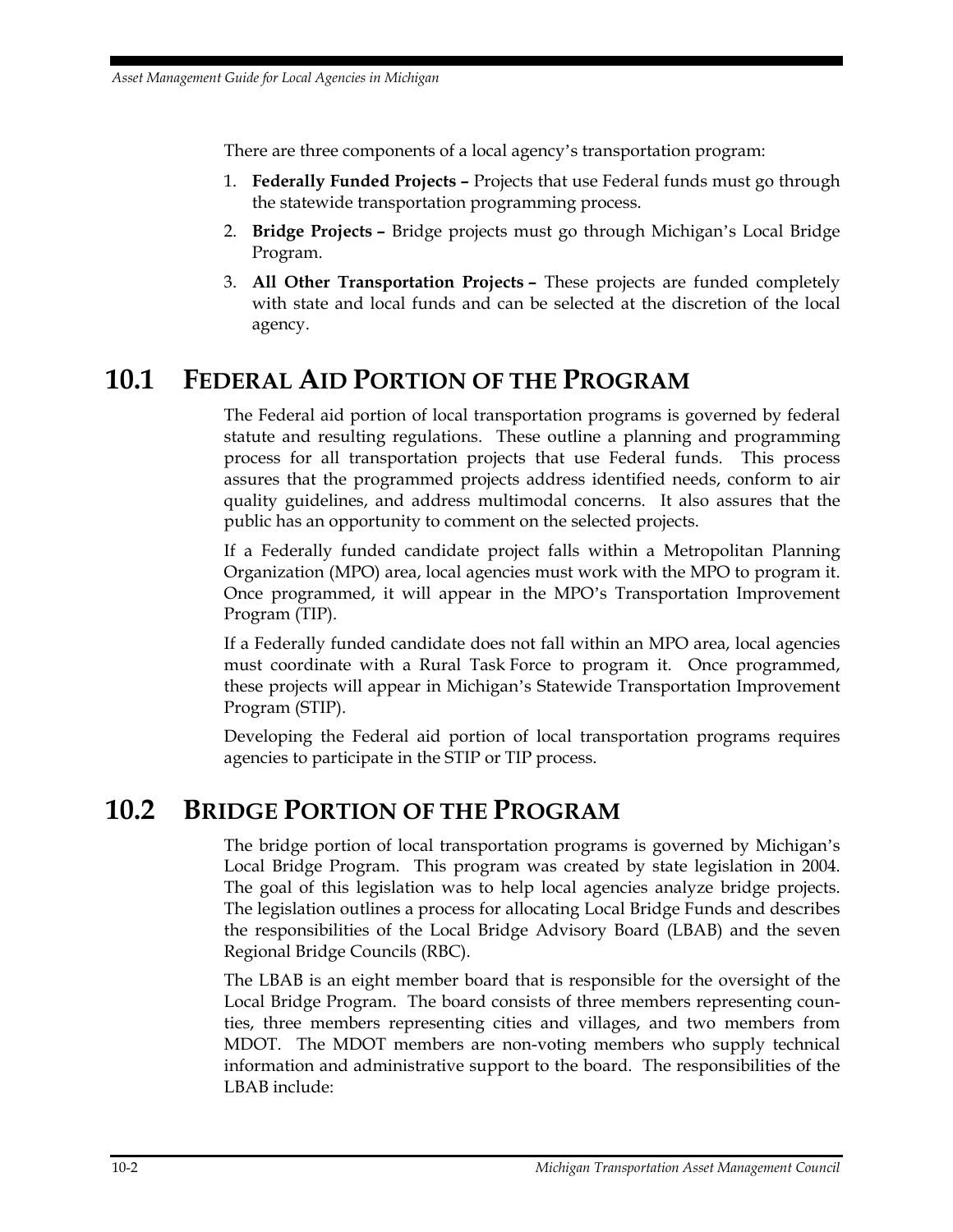There are three components of a local agency's transportation program:

1. **Federally Funded Projects –** Projects that use Federal funds must go through the statewide transportation programming process.
2. **Bridge Projects –** Bridge projects must go through Michigan's Local Bridge Program.
3. **All Other Transportation Projects –** These projects are funded completely with state and local funds and can be selected at the discretion of the local agency.

## 10.1 FEDERAL AID PORTION OF THE PROGRAM

The Federal aid portion of local transportation programs is governed by federal statute and resulting regulations. These outline a planning and programming process for all transportation projects that use Federal funds. This process assures that the programmed projects address identified needs, conform to air quality guidelines, and address multimodal concerns. It also assures that the public has an opportunity to comment on the selected projects.

If a Federally funded candidate project falls within a Metropolitan Planning Organization (MPO) area, local agencies must work with the MPO to program it. Once programmed, it will appear in the MPO's Transportation Improvement Program (TIP).

If a Federally funded candidate does not fall within an MPO area, local agencies must coordinate with a Rural Task Force to program it. Once programmed, these projects will appear in Michigan's Statewide Transportation Improvement Program (STIP).

Developing the Federal aid portion of local transportation programs requires agencies to participate in the STIP or TIP process.

## 10.2 BRIDGE PORTION OF THE PROGRAM

The bridge portion of local transportation programs is governed by Michigan's Local Bridge Program. This program was created by state legislation in 2004. The goal of this legislation was to help local agencies analyze bridge projects. The legislation outlines a process for allocating Local Bridge Funds and describes the responsibilities of the Local Bridge Advisory Board (LBAB) and the seven Regional Bridge Councils (RBC).

The LBAB is an eight member board that is responsible for the oversight of the Local Bridge Program. The board consists of three members representing counties, three members representing cities and villages, and two members from MDOT. The MDOT members are non-voting members who supply technical information and administrative support to the board. The responsibilities of the LBAB include: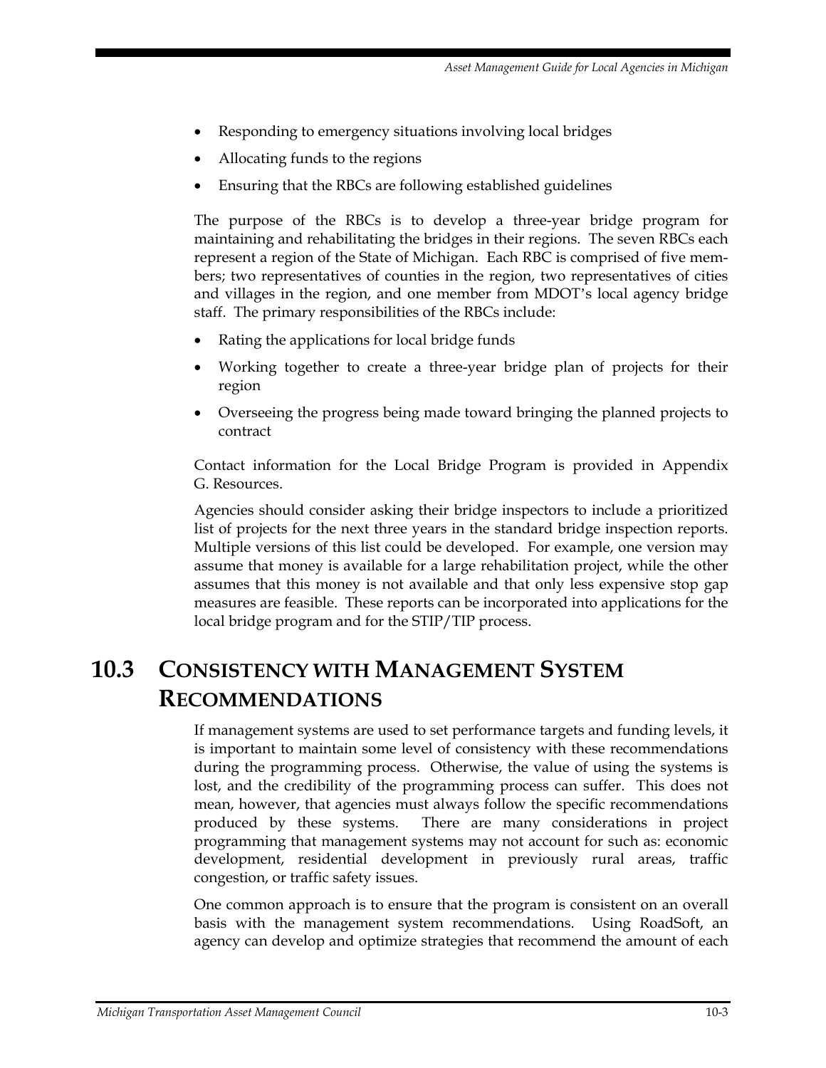- Responding to emergency situations involving local bridges
- Allocating funds to the regions
- Ensuring that the RBCs are following established guidelines

The purpose of the RBCs is to develop a three-year bridge program for maintaining and rehabilitating the bridges in their regions. The seven RBCs each represent a region of the State of Michigan. Each RBC is comprised of five members; two representatives of counties in the region, two representatives of cities and villages in the region, and one member from MDOT's local agency bridge staff. The primary responsibilities of the RBCs include:

- Rating the applications for local bridge funds
- Working together to create a three-year bridge plan of projects for their region
- Overseeing the progress being made toward bringing the planned projects to contract

Contact information for the Local Bridge Program is provided in Appendix G. Resources.

Agencies should consider asking their bridge inspectors to include a prioritized list of projects for the next three years in the standard bridge inspection reports. Multiple versions of this list could be developed. For example, one version may assume that money is available for a large rehabilitation project, while the other assumes that this money is not available and that only less expensive stop gap measures are feasible. These reports can be incorporated into applications for the local bridge program and for the STIP/TIP process.

## 10.3 Consistency with Management System Recommendations

If management systems are used to set performance targets and funding levels, it is important to maintain some level of consistency with these recommendations during the programming process. Otherwise, the value of using the systems is lost, and the credibility of the programming process can suffer. This does not mean, however, that agencies must always follow the specific recommendations produced by these systems. There are many considerations in project programming that management systems may not account for such as: economic development, residential development in previously rural areas, traffic congestion, or traffic safety issues.

One common approach is to ensure that the program is consistent on an overall basis with the management system recommendations. Using RoadSoft, an agency can develop and optimize strategies that recommend the amount of each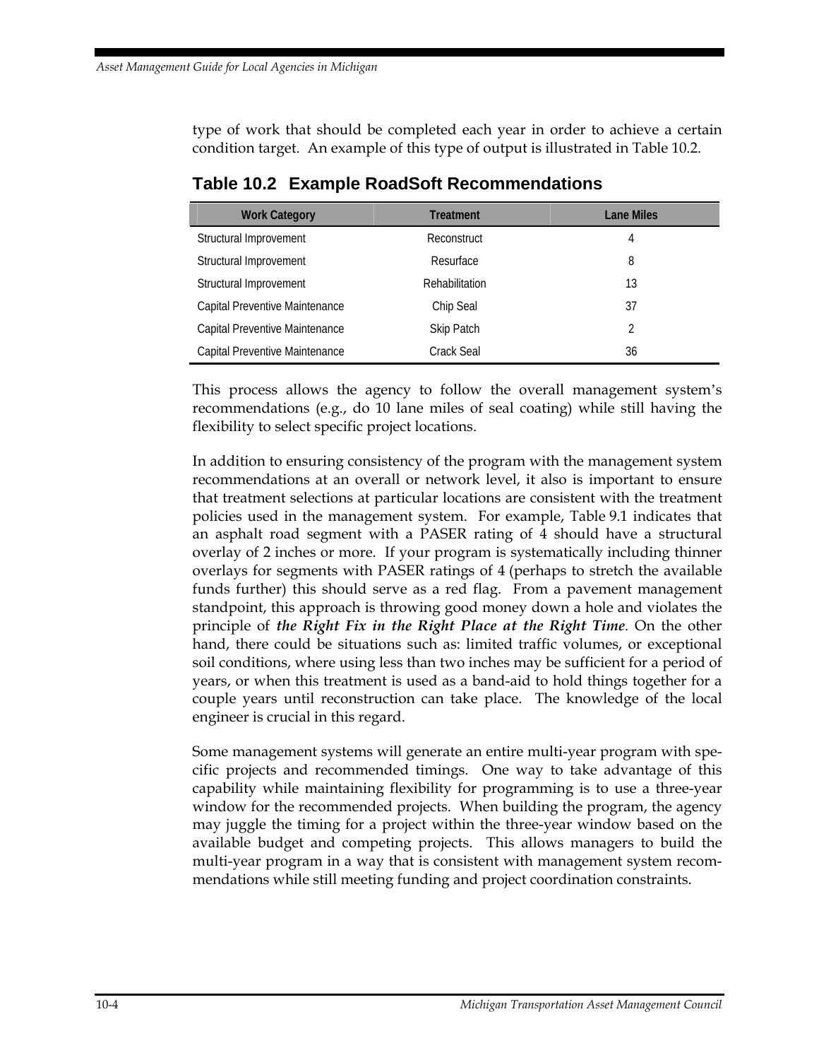type of work that should be completed each year in order to achieve a certain condition target. An example of this type of output is illustrated in Table 10.2.

### Table 10.2 Example RoadSoft Recommendations

| Work Category | Treatment | Lane Miles |
|---|---|---|
| Structural Improvement | Reconstruct | 4 |
| Structural Improvement | Resurface | 8 |
| Structural Improvement | Rehabilitation | 13 |
| Capital Preventive Maintenance | Chip Seal | 37 |
| Capital Preventive Maintenance | Skip Patch | 2 |
| Capital Preventive Maintenance | Crack Seal | 36 |

This process allows the agency to follow the overall management system's recommendations (e.g., do 10 lane miles of seal coating) while still having the flexibility to select specific project locations.

In addition to ensuring consistency of the program with the management system recommendations at an overall or network level, it also is important to ensure that treatment selections at particular locations are consistent with the treatment policies used in the management system. For example, Table 9.1 indicates that an asphalt road segment with a PASER rating of 4 should have a structural overlay of 2 inches or more. If your program is systematically including thinner overlays for segments with PASER ratings of 4 (perhaps to stretch the available funds further) this should serve as a red flag. From a pavement management standpoint, this approach is throwing good money down a hole and violates the principle of ***the Right Fix in the Right Place at the Right Time***. On the other hand, there could be situations such as: limited traffic volumes, or exceptional soil conditions, where using less than two inches may be sufficient for a period of years, or when this treatment is used as a band-aid to hold things together for a couple years until reconstruction can take place. The knowledge of the local engineer is crucial in this regard.

Some management systems will generate an entire multi-year program with specific projects and recommended timings. One way to take advantage of this capability while maintaining flexibility for programming is to use a three-year window for the recommended projects. When building the program, the agency may juggle the timing for a project within the three-year window based on the available budget and competing projects. This allows managers to build the multi-year program in a way that is consistent with management system recommendations while still meeting funding and project coordination constraints.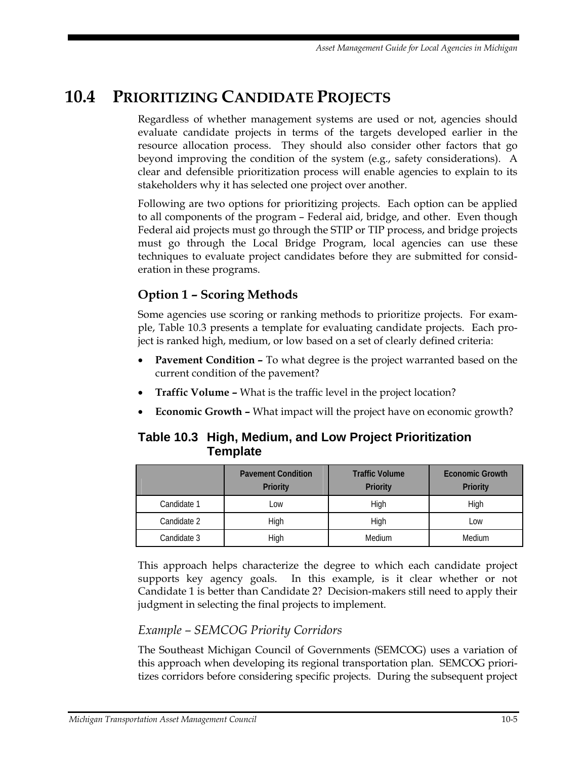## 10.4 Prioritizing Candidate Projects

Regardless of whether management systems are used or not, agencies should evaluate candidate projects in terms of the targets developed earlier in the resource allocation process. They should also consider other factors that go beyond improving the condition of the system (e.g., safety considerations). A clear and defensible prioritization process will enable agencies to explain to its stakeholders why it has selected one project over another.

Following are two options for prioritizing projects. Each option can be applied to all components of the program – Federal aid, bridge, and other. Even though Federal aid projects must go through the STIP or TIP process, and bridge projects must go through the Local Bridge Program, local agencies can use these techniques to evaluate project candidates before they are submitted for consideration in these programs.

### Option 1 – Scoring Methods

Some agencies use scoring or ranking methods to prioritize projects. For example, Table 10.3 presents a template for evaluating candidate projects. Each project is ranked high, medium, or low based on a set of clearly defined criteria:

- **Pavement Condition –** To what degree is the project warranted based on the current condition of the pavement?
- **Traffic Volume –** What is the traffic level in the project location?
- **Economic Growth –** What impact will the project have on economic growth?

**Table 10.3 High, Medium, and Low Project Prioritization Template**

| | Pavement Condition Priority | Traffic Volume Priority | Economic Growth Priority |
|---|---|---|---|
| Candidate 1 | Low | High | High |
| Candidate 2 | High | High | Low |
| Candidate 3 | High | Medium | Medium |

This approach helps characterize the degree to which each candidate project supports key agency goals. In this example, is it clear whether or not Candidate 1 is better than Candidate 2? Decision-makers still need to apply their judgment in selecting the final projects to implement.

#### *Example – SEMCOG Priority Corridors*

The Southeast Michigan Council of Governments (SEMCOG) uses a variation of this approach when developing its regional transportation plan. SEMCOG prioritizes corridors before considering specific projects. During the subsequent project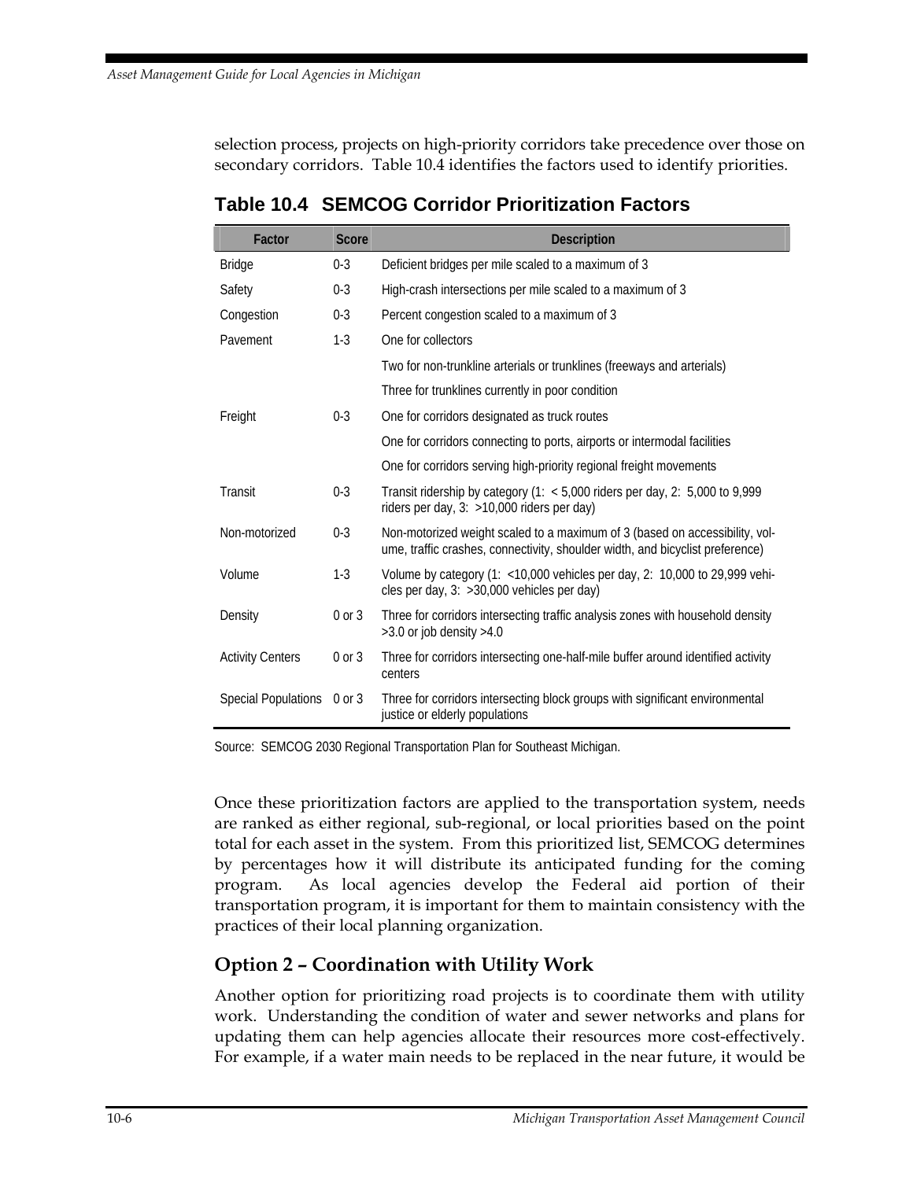selection process, projects on high-priority corridors take precedence over those on secondary corridors. Table 10.4 identifies the factors used to identify priorities.

**Table 10.4 SEMCOG Corridor Prioritization Factors**

| Factor | Score | Description |
|---|---|---|
| Bridge | 0-3 | Deficient bridges per mile scaled to a maximum of 3 |
| Safety | 0-3 | High-crash intersections per mile scaled to a maximum of 3 |
| Congestion | 0-3 | Percent congestion scaled to a maximum of 3 |
| Pavement | 1-3 | One for collectors |
| | | Two for non-trunkline arterials or trunklines (freeways and arterials) |
| | | Three for trunklines currently in poor condition |
| Freight | 0-3 | One for corridors designated as truck routes |
| | | One for corridors connecting to ports, airports or intermodal facilities |
| | | One for corridors serving high-priority regional freight movements |
| Transit | 0-3 | Transit ridership by category (1: < 5,000 riders per day, 2: 5,000 to 9,999 riders per day, 3: >10,000 riders per day) |
| Non-motorized | 0-3 | Non-motorized weight scaled to a maximum of 3 (based on accessibility, volume, traffic crashes, connectivity, shoulder width, and bicyclist preference) |
| Volume | 1-3 | Volume by category (1: <10,000 vehicles per day, 2: 10,000 to 29,999 vehicles per day, 3: >30,000 vehicles per day) |
| Density | 0 or 3 | Three for corridors intersecting traffic analysis zones with household density >3.0 or job density >4.0 |
| Activity Centers | 0 or 3 | Three for corridors intersecting one-half-mile buffer around identified activity centers |
| Special Populations | 0 or 3 | Three for corridors intersecting block groups with significant environmental justice or elderly populations |

Source: SEMCOG 2030 Regional Transportation Plan for Southeast Michigan.

Once these prioritization factors are applied to the transportation system, needs are ranked as either regional, sub-regional, or local priorities based on the point total for each asset in the system. From this prioritized list, SEMCOG determines by percentages how it will distribute its anticipated funding for the coming program. As local agencies develop the Federal aid portion of their transportation program, it is important for them to maintain consistency with the practices of their local planning organization.

## Option 2 – Coordination with Utility Work

Another option for prioritizing road projects is to coordinate them with utility work. Understanding the condition of water and sewer networks and plans for updating them can help agencies allocate their resources more cost-effectively. For example, if a water main needs to be replaced in the near future, it would be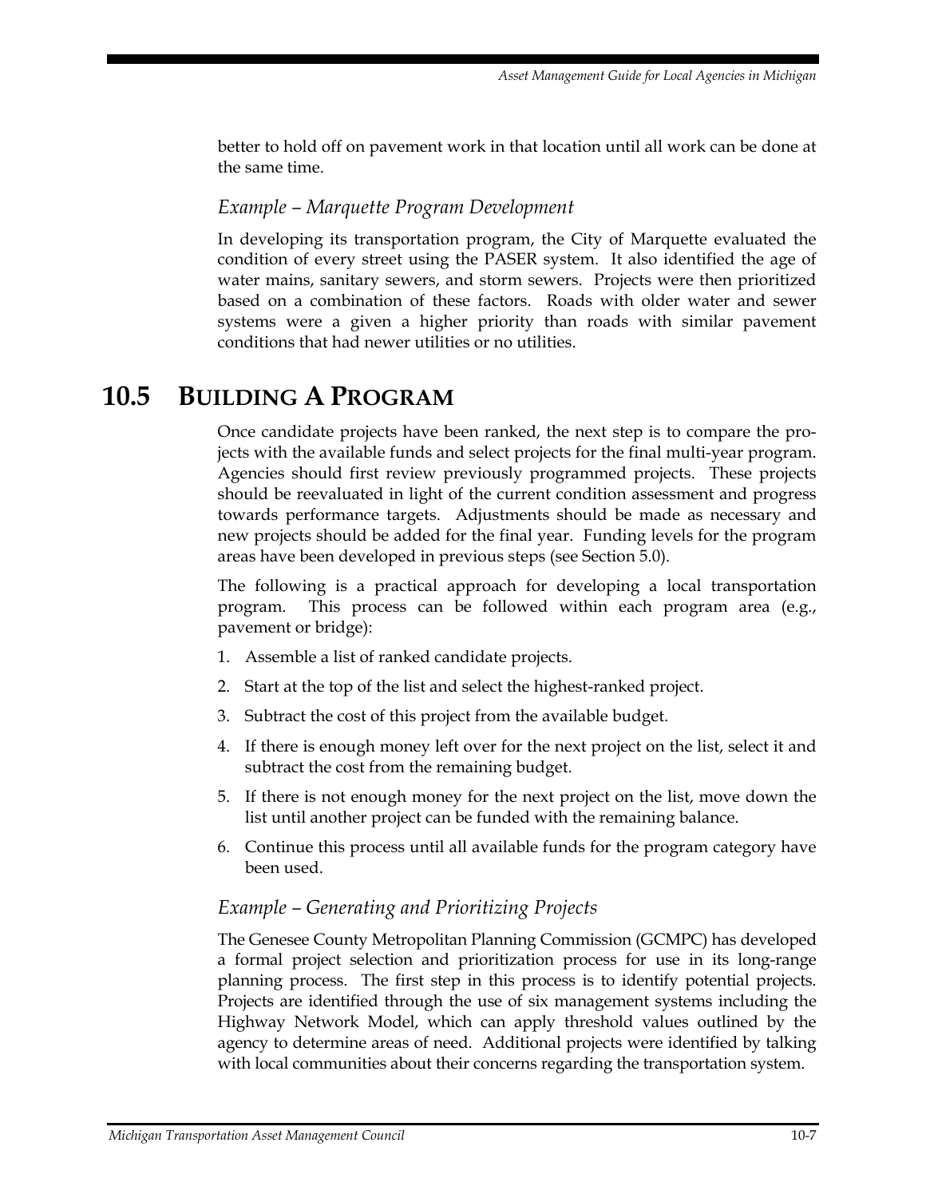better to hold off on pavement work in that location until all work can be done at the same time.

### *Example – Marquette Program Development*

In developing its transportation program, the City of Marquette evaluated the condition of every street using the PASER system. It also identified the age of water mains, sanitary sewers, and storm sewers. Projects were then prioritized based on a combination of these factors. Roads with older water and sewer systems were a given a higher priority than roads with similar pavement conditions that had newer utilities or no utilities.

## 10.5 BUILDING A PROGRAM

Once candidate projects have been ranked, the next step is to compare the projects with the available funds and select projects for the final multi-year program. Agencies should first review previously programmed projects. These projects should be reevaluated in light of the current condition assessment and progress towards performance targets. Adjustments should be made as necessary and new projects should be added for the final year. Funding levels for the program areas have been developed in previous steps (see Section 5.0).

The following is a practical approach for developing a local transportation program. This process can be followed within each program area (e.g., pavement or bridge):

1. Assemble a list of ranked candidate projects.
2. Start at the top of the list and select the highest-ranked project.
3. Subtract the cost of this project from the available budget.
4. If there is enough money left over for the next project on the list, select it and subtract the cost from the remaining budget.
5. If there is not enough money for the next project on the list, move down the list until another project can be funded with the remaining balance.
6. Continue this process until all available funds for the program category have been used.

### *Example – Generating and Prioritizing Projects*

The Genesee County Metropolitan Planning Commission (GCMPC) has developed a formal project selection and prioritization process for use in its long-range planning process. The first step in this process is to identify potential projects. Projects are identified through the use of six management systems including the Highway Network Model, which can apply threshold values outlined by the agency to determine areas of need. Additional projects were identified by talking with local communities about their concerns regarding the transportation system.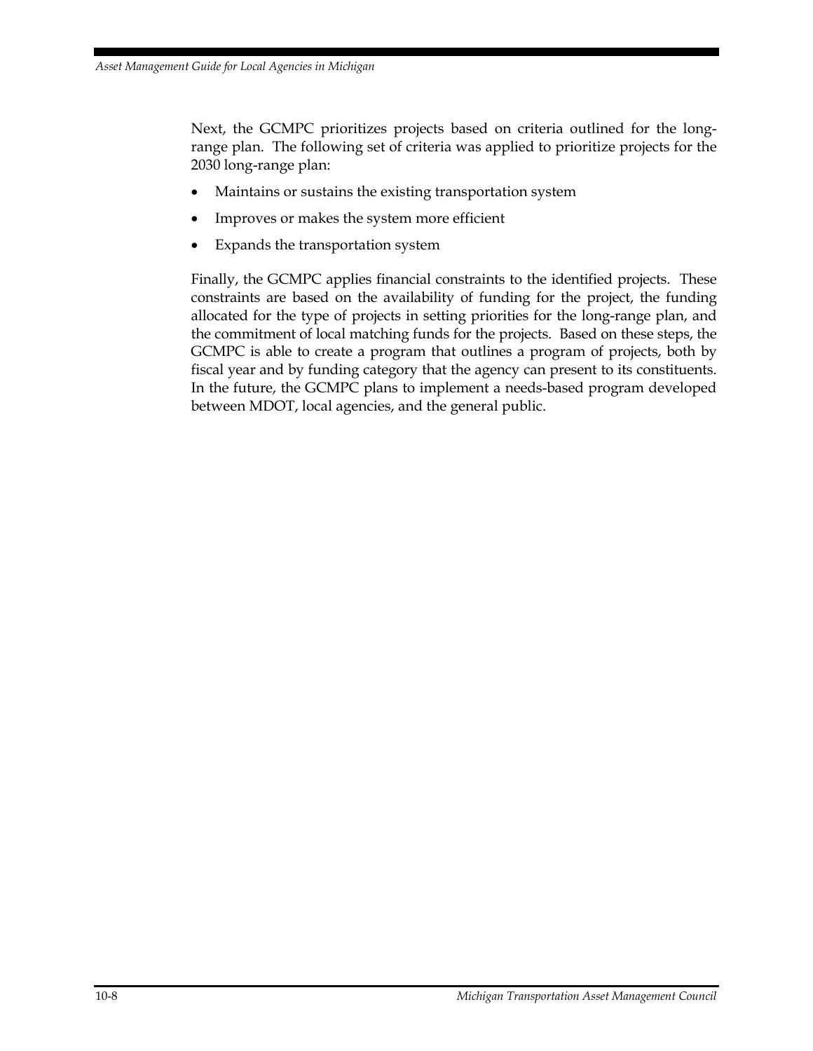Next, the GCMPC prioritizes projects based on criteria outlined for the long-range plan. The following set of criteria was applied to prioritize projects for the 2030 long-range plan:

- Maintains or sustains the existing transportation system
- Improves or makes the system more efficient
- Expands the transportation system

Finally, the GCMPC applies financial constraints to the identified projects. These constraints are based on the availability of funding for the project, the funding allocated for the type of projects in setting priorities for the long-range plan, and the commitment of local matching funds for the projects. Based on these steps, the GCMPC is able to create a program that outlines a program of projects, both by fiscal year and by funding category that the agency can present to its constituents. In the future, the GCMPC plans to implement a needs-based program developed between MDOT, local agencies, and the general public.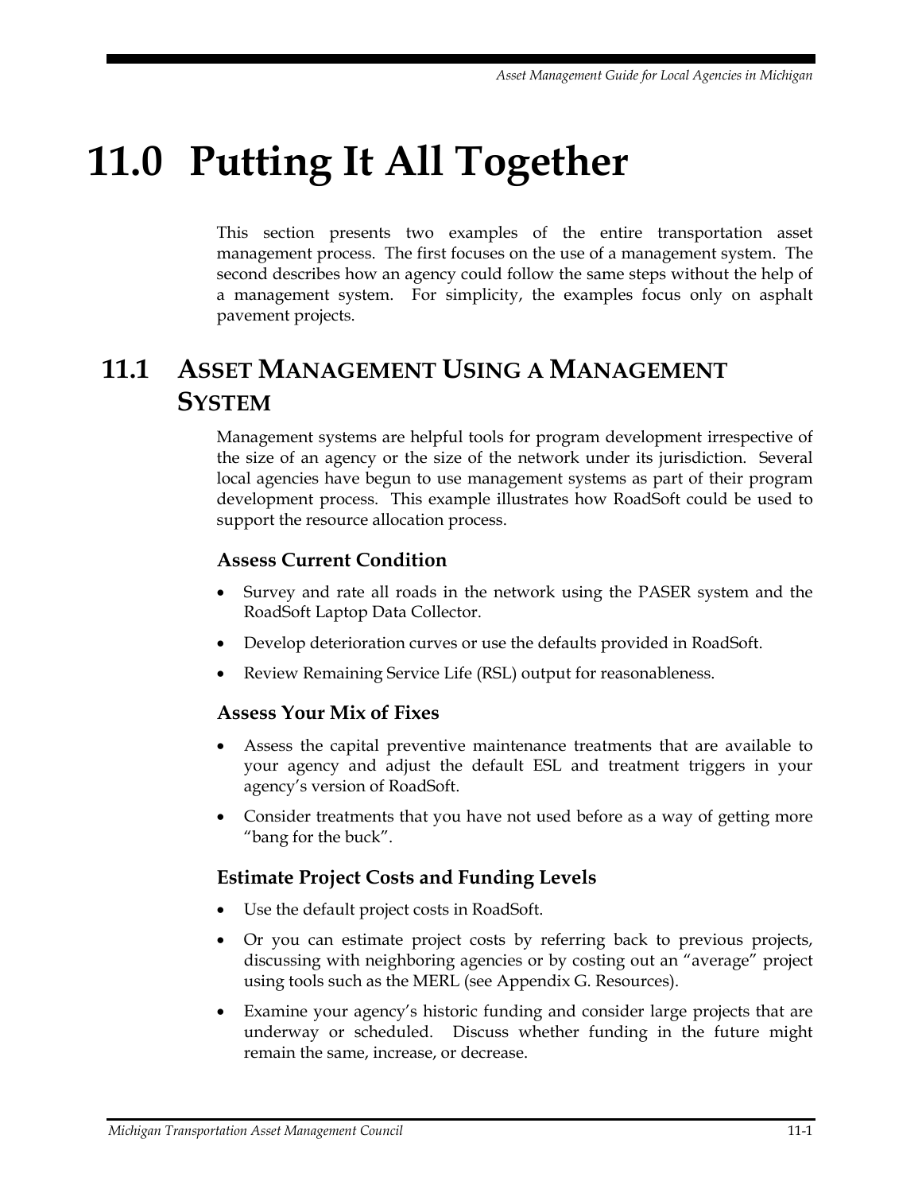# 11.0 Putting It All Together

This section presents two examples of the entire transportation asset management process. The first focuses on the use of a management system. The second describes how an agency could follow the same steps without the help of a management system. For simplicity, the examples focus only on asphalt pavement projects.

## 11.1 Asset Management Using a Management System

Management systems are helpful tools for program development irrespective of the size of an agency or the size of the network under its jurisdiction. Several local agencies have begun to use management systems as part of their program development process. This example illustrates how RoadSoft could be used to support the resource allocation process.

### Assess Current Condition

- Survey and rate all roads in the network using the PASER system and the RoadSoft Laptop Data Collector.
- Develop deterioration curves or use the defaults provided in RoadSoft.
- Review Remaining Service Life (RSL) output for reasonableness.

### Assess Your Mix of Fixes

- Assess the capital preventive maintenance treatments that are available to your agency and adjust the default ESL and treatment triggers in your agency's version of RoadSoft.
- Consider treatments that you have not used before as a way of getting more "bang for the buck".

### Estimate Project Costs and Funding Levels

- Use the default project costs in RoadSoft.
- Or you can estimate project costs by referring back to previous projects, discussing with neighboring agencies or by costing out an "average" project using tools such as the MERL (see Appendix G. Resources).
- Examine your agency's historic funding and consider large projects that are underway or scheduled. Discuss whether funding in the future might remain the same, increase, or decrease.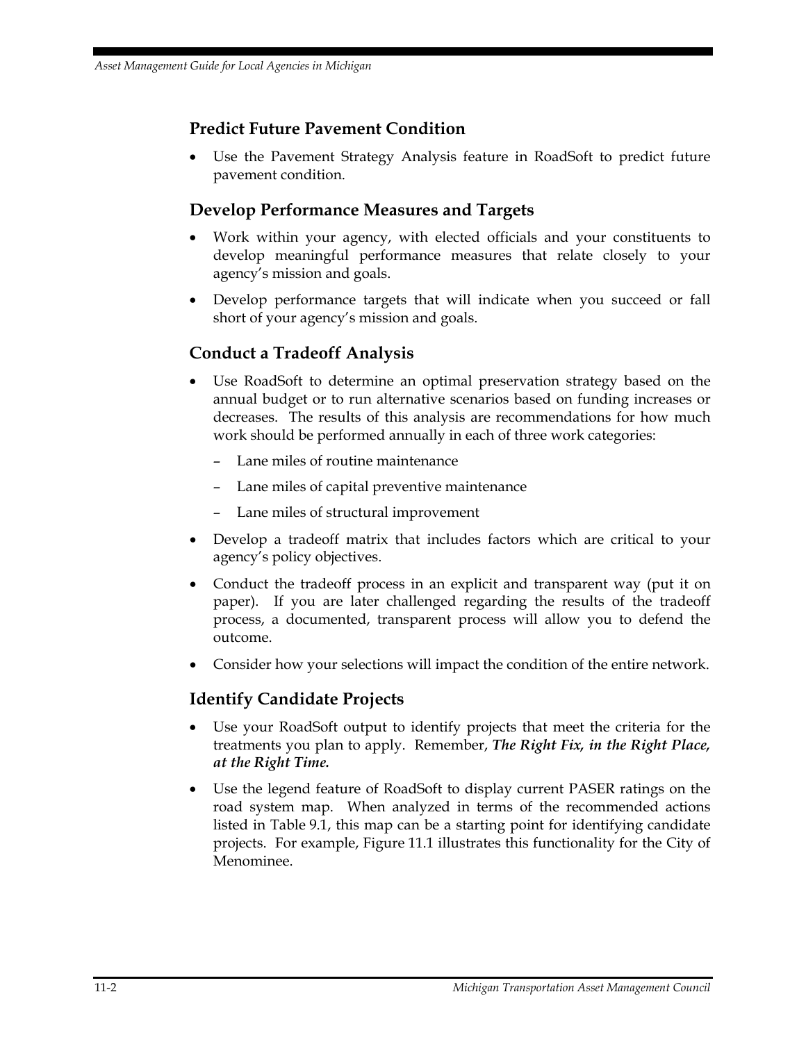## Predict Future Pavement Condition

- Use the Pavement Strategy Analysis feature in RoadSoft to predict future pavement condition.

## Develop Performance Measures and Targets

- Work within your agency, with elected officials and your constituents to develop meaningful performance measures that relate closely to your agency's mission and goals.
- Develop performance targets that will indicate when you succeed or fall short of your agency's mission and goals.

## Conduct a Tradeoff Analysis

- Use RoadSoft to determine an optimal preservation strategy based on the annual budget or to run alternative scenarios based on funding increases or decreases. The results of this analysis are recommendations for how much work should be performed annually in each of three work categories:
  - Lane miles of routine maintenance
  - Lane miles of capital preventive maintenance
  - Lane miles of structural improvement
- Develop a tradeoff matrix that includes factors which are critical to your agency's policy objectives.
- Conduct the tradeoff process in an explicit and transparent way (put it on paper). If you are later challenged regarding the results of the tradeoff process, a documented, transparent process will allow you to defend the outcome.
- Consider how your selections will impact the condition of the entire network.

## Identify Candidate Projects

- Use your RoadSoft output to identify projects that meet the criteria for the treatments you plan to apply. Remember, ***The Right Fix, in the Right Place, at the Right Time.***
- Use the legend feature of RoadSoft to display current PASER ratings on the road system map. When analyzed in terms of the recommended actions listed in Table 9.1, this map can be a starting point for identifying candidate projects. For example, Figure 11.1 illustrates this functionality for the City of Menominee.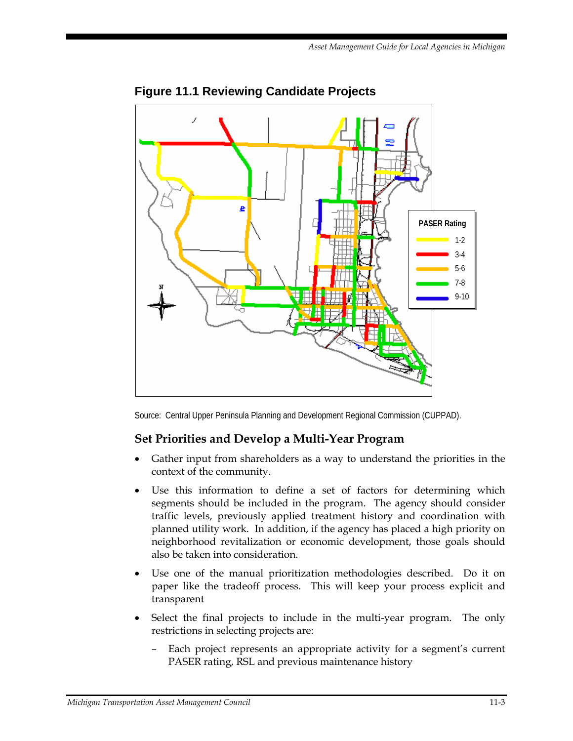## Figure 11.1 Reviewing Candidate Projects

PASER Rating

| Rating |
|---|
| 1-2 |
| 3-4 |
| 5-6 |
| 7-8 |
| 9-10 |

Source: Central Upper Peninsula Planning and Development Regional Commission (CUPPAD).

### Set Priorities and Develop a Multi-Year Program

- Gather input from shareholders as a way to understand the priorities in the context of the community.
- Use this information to define a set of factors for determining which segments should be included in the program. The agency should consider traffic levels, previously applied treatment history and coordination with planned utility work. In addition, if the agency has placed a high priority on neighborhood revitalization or economic development, those goals should also be taken into consideration.
- Use one of the manual prioritization methodologies described. Do it on paper like the tradeoff process. This will keep your process explicit and transparent
- Select the final projects to include in the multi-year program. The only restrictions in selecting projects are:
  - Each project represents an appropriate activity for a segment's current PASER rating, RSL and previous maintenance history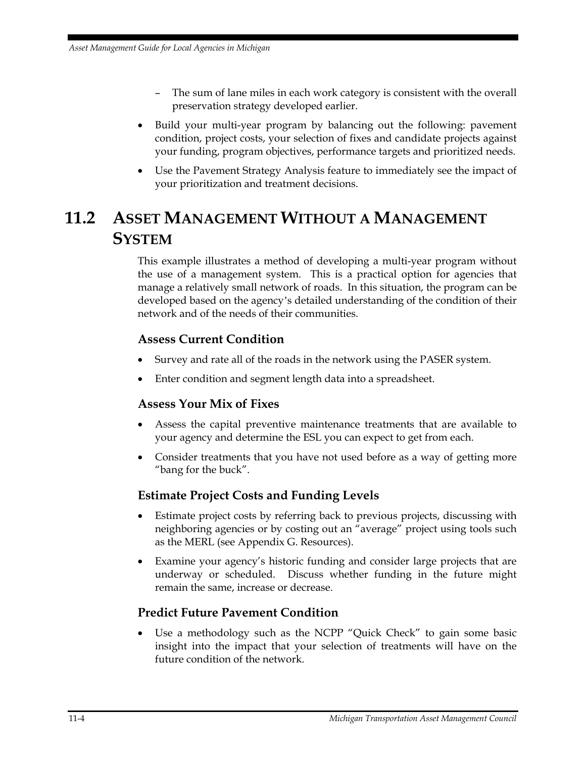- The sum of lane miles in each work category is consistent with the overall preservation strategy developed earlier.
- Build your multi-year program by balancing out the following: pavement condition, project costs, your selection of fixes and candidate projects against your funding, program objectives, performance targets and prioritized needs.
- Use the Pavement Strategy Analysis feature to immediately see the impact of your prioritization and treatment decisions.

## 11.2 Asset Management Without a Management System

This example illustrates a method of developing a multi-year program without the use of a management system. This is a practical option for agencies that manage a relatively small network of roads. In this situation, the program can be developed based on the agency's detailed understanding of the condition of their network and of the needs of their communities.

### Assess Current Condition

- Survey and rate all of the roads in the network using the PASER system.
- Enter condition and segment length data into a spreadsheet.

### Assess Your Mix of Fixes

- Assess the capital preventive maintenance treatments that are available to your agency and determine the ESL you can expect to get from each.
- Consider treatments that you have not used before as a way of getting more "bang for the buck".

### Estimate Project Costs and Funding Levels

- Estimate project costs by referring back to previous projects, discussing with neighboring agencies or by costing out an "average" project using tools such as the MERL (see Appendix G. Resources).
- Examine your agency's historic funding and consider large projects that are underway or scheduled. Discuss whether funding in the future might remain the same, increase or decrease.

### Predict Future Pavement Condition

- Use a methodology such as the NCPP "Quick Check" to gain some basic insight into the impact that your selection of treatments will have on the future condition of the network.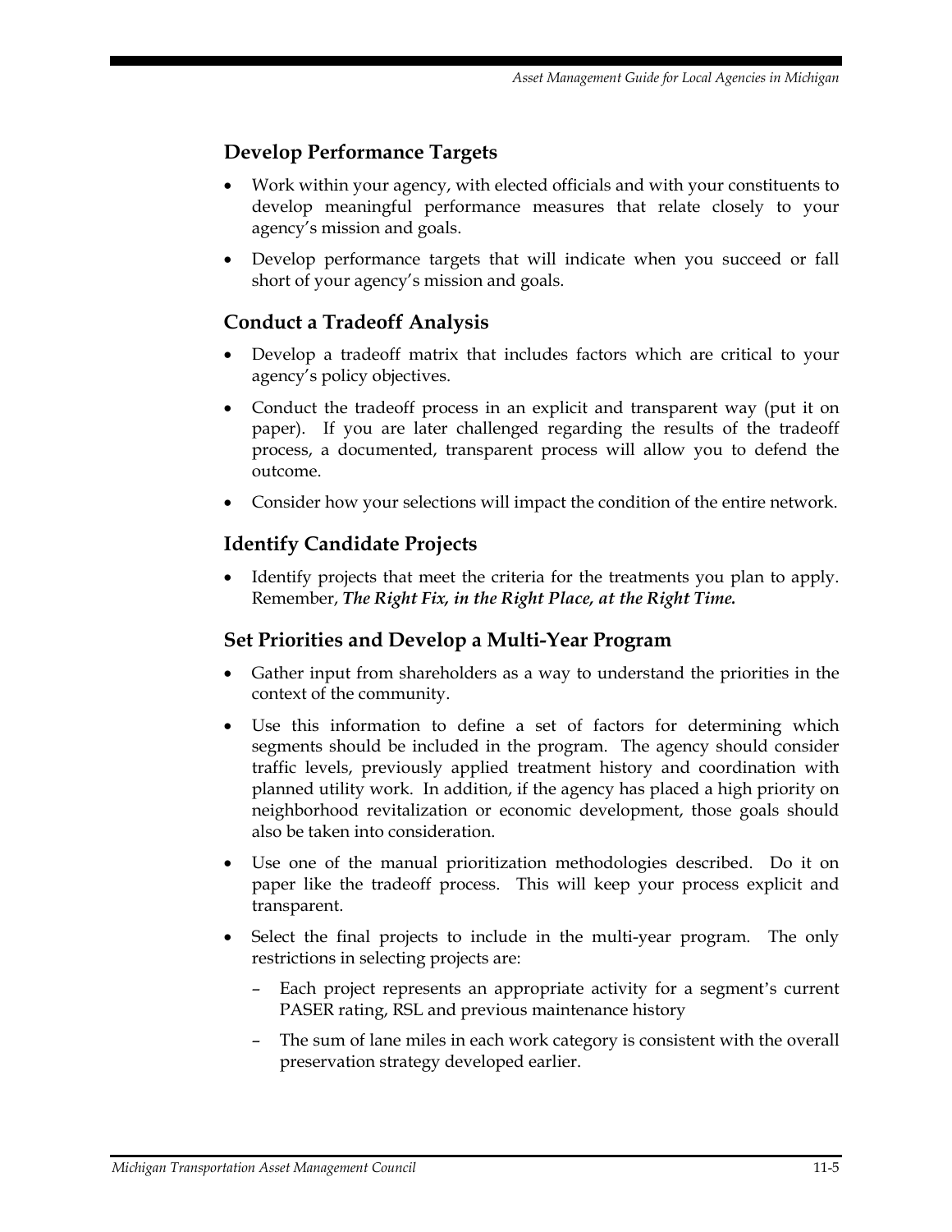## Develop Performance Targets

- Work within your agency, with elected officials and with your constituents to develop meaningful performance measures that relate closely to your agency's mission and goals.
- Develop performance targets that will indicate when you succeed or fall short of your agency's mission and goals.

## Conduct a Tradeoff Analysis

- Develop a tradeoff matrix that includes factors which are critical to your agency's policy objectives.
- Conduct the tradeoff process in an explicit and transparent way (put it on paper). If you are later challenged regarding the results of the tradeoff process, a documented, transparent process will allow you to defend the outcome.
- Consider how your selections will impact the condition of the entire network.

## Identify Candidate Projects

- Identify projects that meet the criteria for the treatments you plan to apply. Remember, ***The Right Fix, in the Right Place, at the Right Time.***

## Set Priorities and Develop a Multi-Year Program

- Gather input from shareholders as a way to understand the priorities in the context of the community.
- Use this information to define a set of factors for determining which segments should be included in the program. The agency should consider traffic levels, previously applied treatment history and coordination with planned utility work. In addition, if the agency has placed a high priority on neighborhood revitalization or economic development, those goals should also be taken into consideration.
- Use one of the manual prioritization methodologies described. Do it on paper like the tradeoff process. This will keep your process explicit and transparent.
- Select the final projects to include in the multi-year program. The only restrictions in selecting projects are:
  - Each project represents an appropriate activity for a segment's current PASER rating, RSL and previous maintenance history
  - The sum of lane miles in each work category is consistent with the overall preservation strategy developed earlier.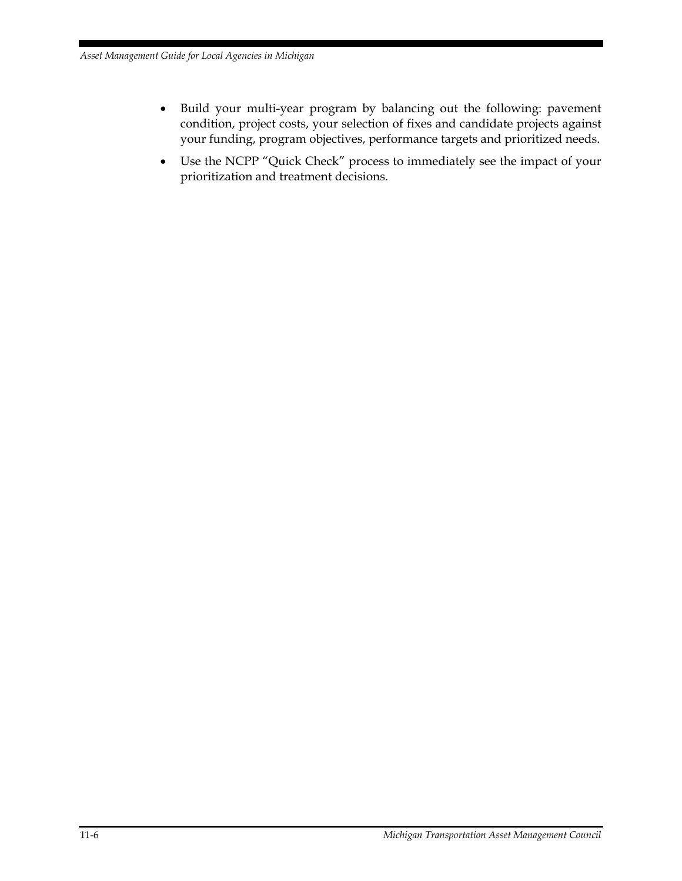- Build your multi-year program by balancing out the following: pavement condition, project costs, your selection of fixes and candidate projects against your funding, program objectives, performance targets and prioritized needs.
- Use the NCPP "Quick Check" process to immediately see the impact of your prioritization and treatment decisions.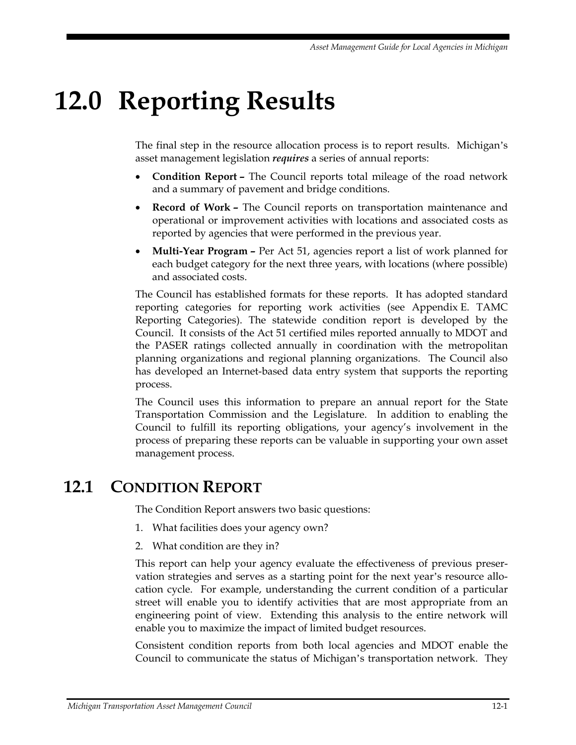# 12.0 Reporting Results

The final step in the resource allocation process is to report results. Michigan's asset management legislation ***requires*** a series of annual reports:

- **Condition Report –** The Council reports total mileage of the road network and a summary of pavement and bridge conditions.
- **Record of Work –** The Council reports on transportation maintenance and operational or improvement activities with locations and associated costs as reported by agencies that were performed in the previous year.
- **Multi-Year Program –** Per Act 51, agencies report a list of work planned for each budget category for the next three years, with locations (where possible) and associated costs.

The Council has established formats for these reports. It has adopted standard reporting categories for reporting work activities (see Appendix E. TAMC Reporting Categories). The statewide condition report is developed by the Council. It consists of the Act 51 certified miles reported annually to MDOT and the PASER ratings collected annually in coordination with the metropolitan planning organizations and regional planning organizations. The Council also has developed an Internet-based data entry system that supports the reporting process.

The Council uses this information to prepare an annual report for the State Transportation Commission and the Legislature. In addition to enabling the Council to fulfill its reporting obligations, your agency's involvement in the process of preparing these reports can be valuable in supporting your own asset management process.

## 12.1 Condition Report

The Condition Report answers two basic questions:

1. What facilities does your agency own?
2. What condition are they in?

This report can help your agency evaluate the effectiveness of previous preservation strategies and serves as a starting point for the next year's resource allocation cycle. For example, understanding the current condition of a particular street will enable you to identify activities that are most appropriate from an engineering point of view. Extending this analysis to the entire network will enable you to maximize the impact of limited budget resources.

Consistent condition reports from both local agencies and MDOT enable the Council to communicate the status of Michigan's transportation network. They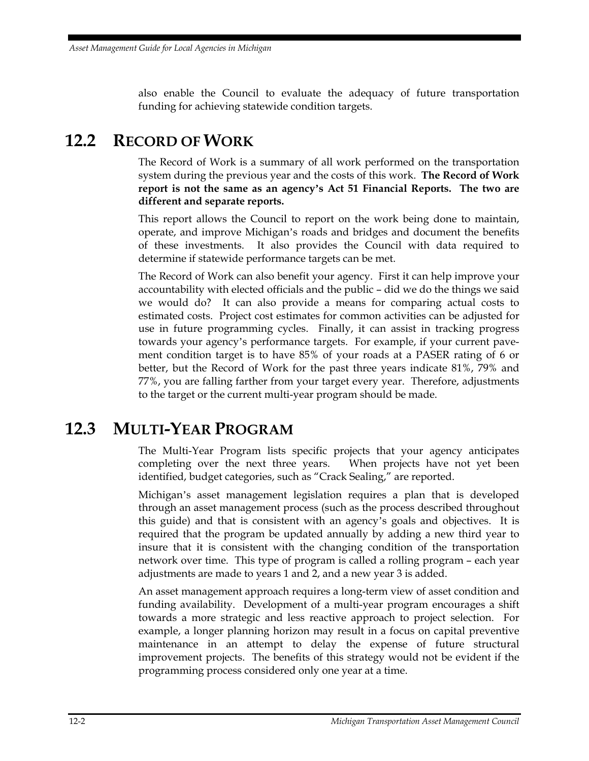also enable the Council to evaluate the adequacy of future transportation funding for achieving statewide condition targets.

## 12.2 Record of Work

The Record of Work is a summary of all work performed on the transportation system during the previous year and the costs of this work. **The Record of Work report is not the same as an agency's Act 51 Financial Reports. The two are different and separate reports.**

This report allows the Council to report on the work being done to maintain, operate, and improve Michigan's roads and bridges and document the benefits of these investments. It also provides the Council with data required to determine if statewide performance targets can be met.

The Record of Work can also benefit your agency. First it can help improve your accountability with elected officials and the public – did we do the things we said we would do? It can also provide a means for comparing actual costs to estimated costs. Project cost estimates for common activities can be adjusted for use in future programming cycles. Finally, it can assist in tracking progress towards your agency's performance targets. For example, if your current pavement condition target is to have 85% of your roads at a PASER rating of 6 or better, but the Record of Work for the past three years indicate 81%, 79% and 77%, you are falling farther from your target every year. Therefore, adjustments to the target or the current multi-year program should be made.

## 12.3 Multi-Year Program

The Multi-Year Program lists specific projects that your agency anticipates completing over the next three years. When projects have not yet been identified, budget categories, such as "Crack Sealing," are reported.

Michigan's asset management legislation requires a plan that is developed through an asset management process (such as the process described throughout this guide) and that is consistent with an agency's goals and objectives. It is required that the program be updated annually by adding a new third year to insure that it is consistent with the changing condition of the transportation network over time. This type of program is called a rolling program – each year adjustments are made to years 1 and 2, and a new year 3 is added.

An asset management approach requires a long-term view of asset condition and funding availability. Development of a multi-year program encourages a shift towards a more strategic and less reactive approach to project selection. For example, a longer planning horizon may result in a focus on capital preventive maintenance in an attempt to delay the expense of future structural improvement projects. The benefits of this strategy would not be evident if the programming process considered only one year at a time.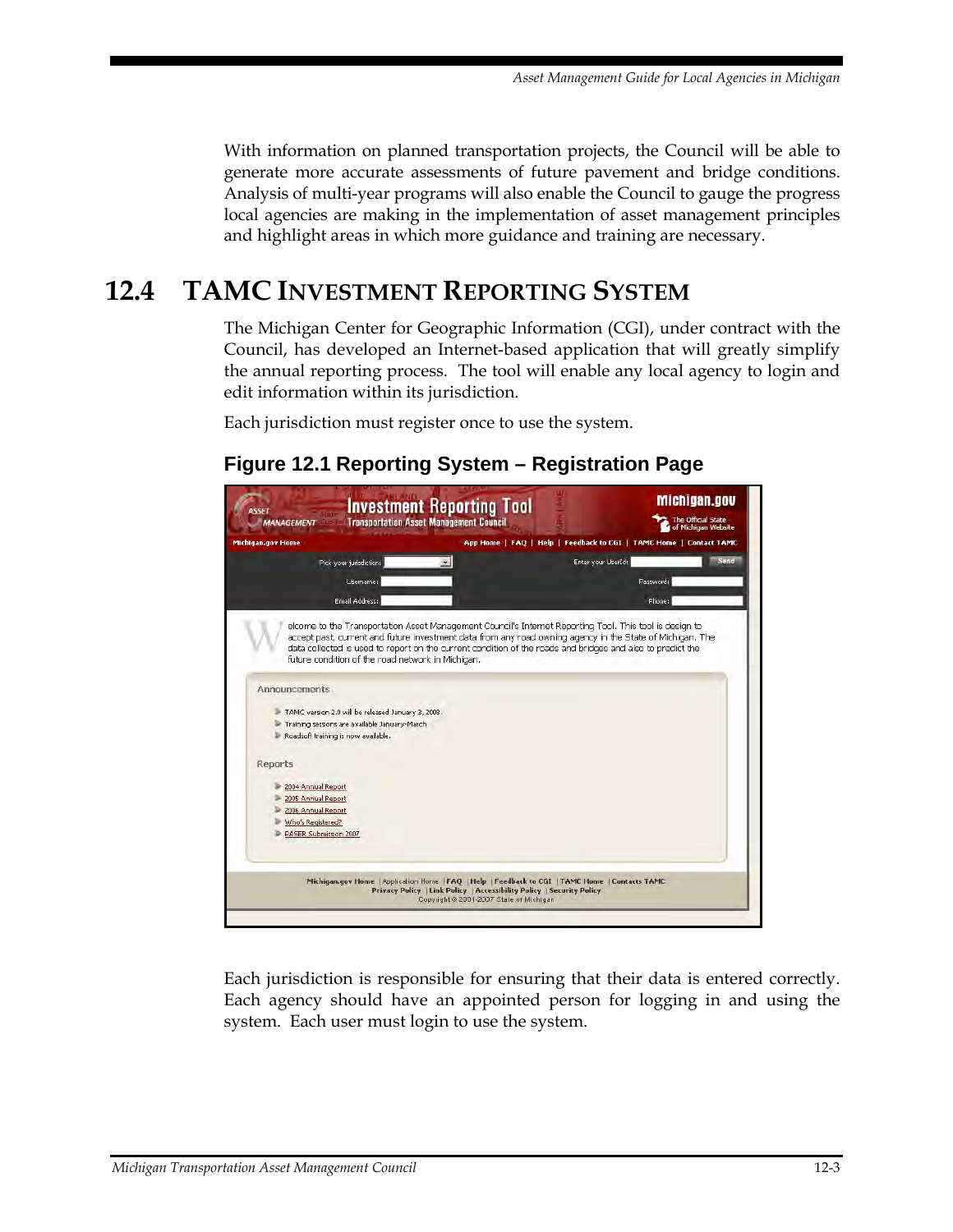With information on planned transportation projects, the Council will be able to generate more accurate assessments of future pavement and bridge conditions. Analysis of multi-year programs will also enable the Council to gauge the progress local agencies are making in the implementation of asset management principles and highlight areas in which more guidance and training are necessary.

## 12.4 TAMC Investment Reporting System

The Michigan Center for Geographic Information (CGI), under contract with the Council, has developed an Internet-based application that will greatly simplify the annual reporting process. The tool will enable any local agency to login and edit information within its jurisdiction.

Each jurisdiction must register once to use the system.

**Figure 12.1 Reporting System – Registration Page**

Each jurisdiction is responsible for ensuring that their data is entered correctly. Each agency should have an appointed person for logging in and using the system. Each user must login to use the system.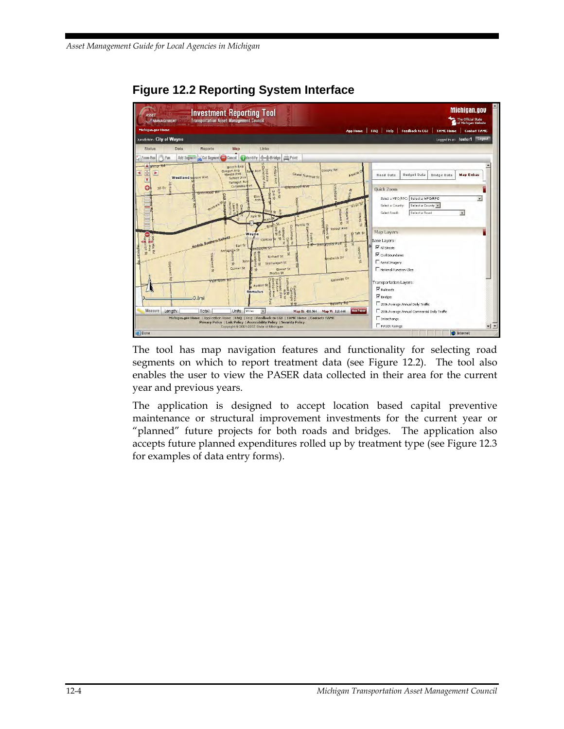## Figure 12.2 Reporting System Interface

The tool has map navigation features and functionality for selecting road segments on which to report treatment data (see Figure 12.2). The tool also enables the user to view the PASER data collected in their area for the current year and previous years.

The application is designed to accept location based capital preventive maintenance or structural improvement investments for the current year or "planned" future projects for both roads and bridges. The application also accepts future planned expenditures rolled up by treatment type (see Figure 12.3 for examples of data entry forms).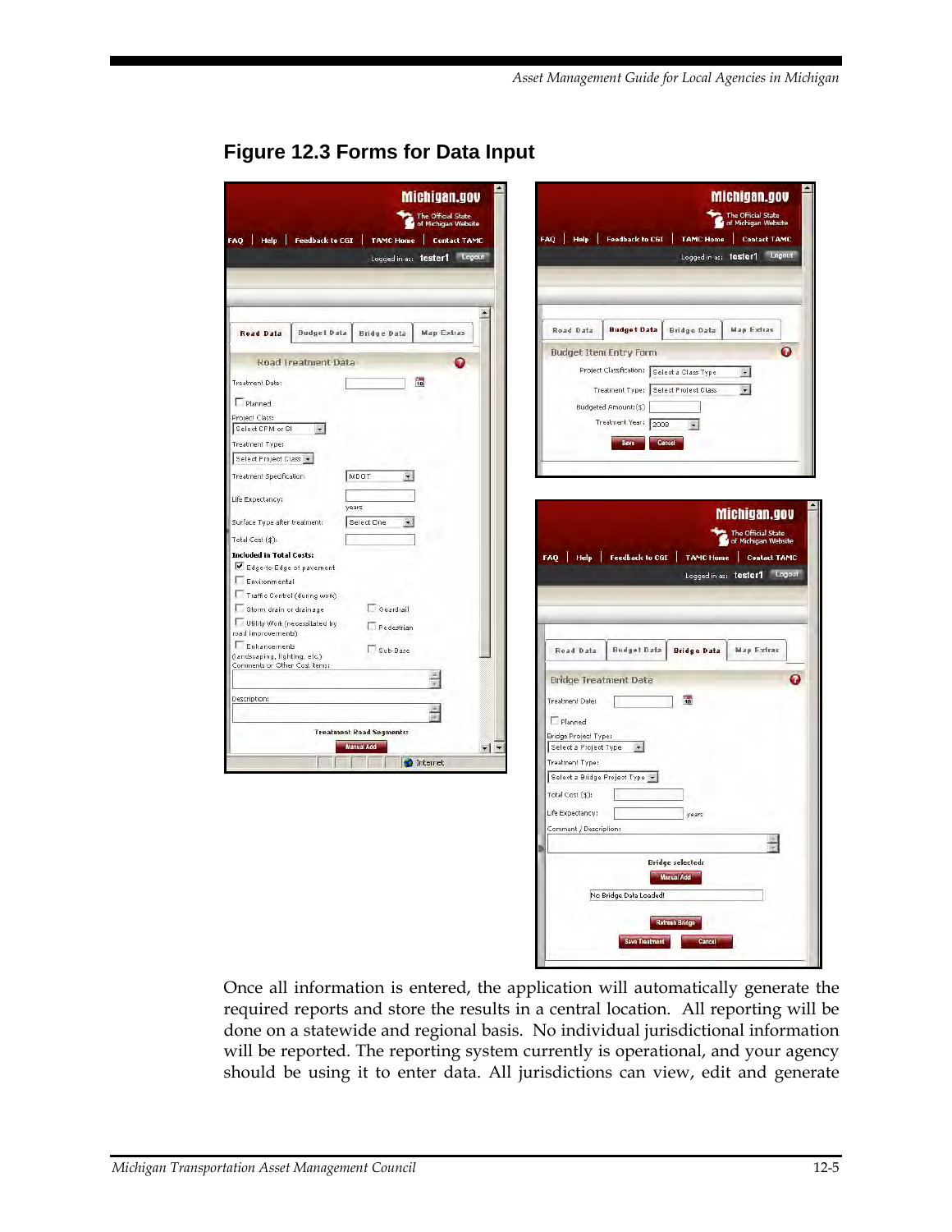## Figure 12.3 Forms for Data Input

Once all information is entered, the application will automatically generate the required reports and store the results in a central location. All reporting will be done on a statewide and regional basis. No individual jurisdictional information will be reported. The reporting system currently is operational, and your agency should be using it to enter data. All jurisdictions can view, edit and generate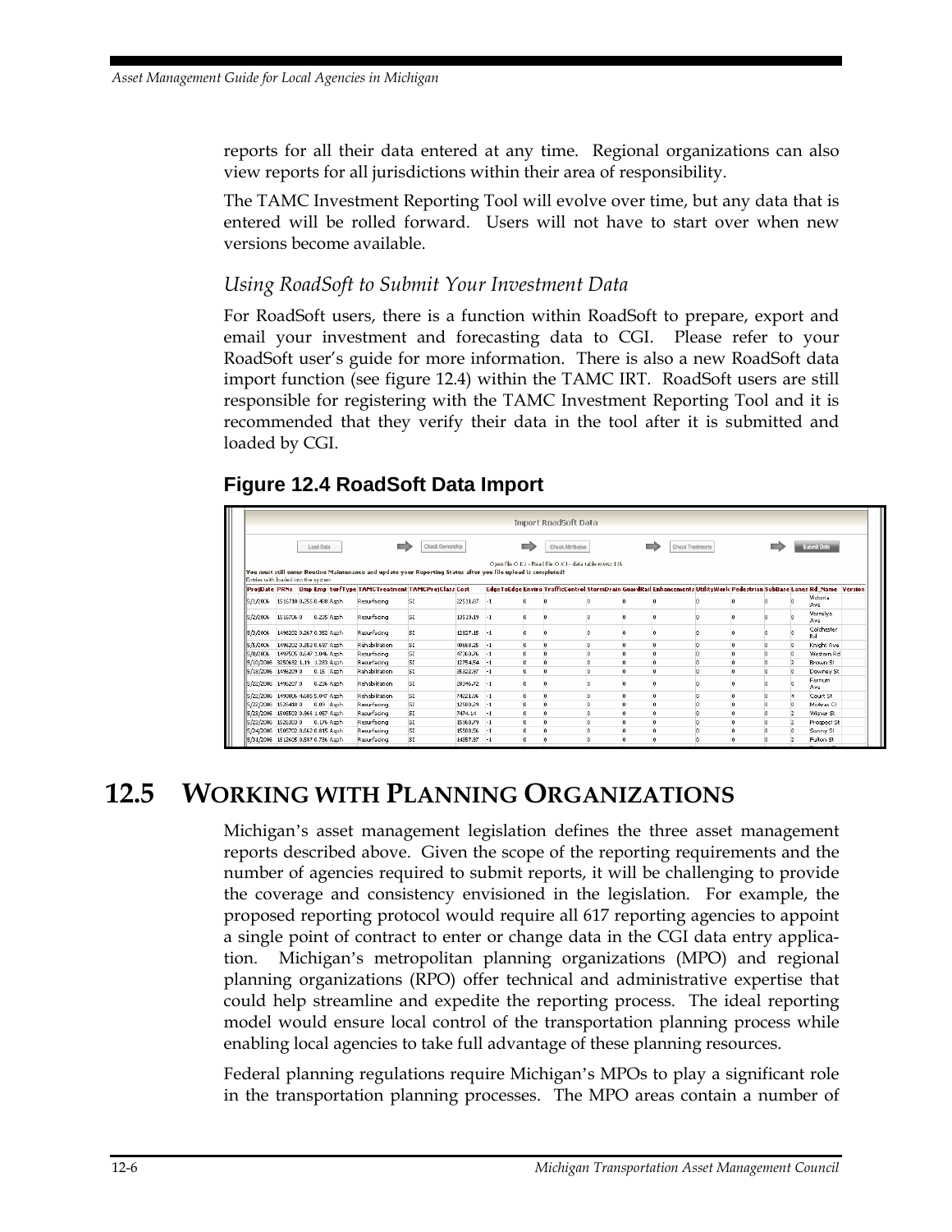reports for all their data entered at any time. Regional organizations can also view reports for all jurisdictions within their area of responsibility.

The TAMC Investment Reporting Tool will evolve over time, but any data that is entered will be rolled forward. Users will not have to start over when new versions become available.

### *Using RoadSoft to Submit Your Investment Data*

For RoadSoft users, there is a function within RoadSoft to prepare, export and email your investment and forecasting data to CGI. Please refer to your RoadSoft user's guide for more information. There is also a new RoadSoft data import function (see figure 12.4) within the TAMC IRT. RoadSoft users are still responsible for registering with the TAMC Investment Reporting Tool and it is recommended that they verify their data in the tool after it is submitted and loaded by CGI.

**Figure 12.4 RoadSoft Data Import**

Import RoadSoft Data

Load Data → Check Ownership → Check Attribution → Check Treatments → Submit Data

Open file O.K.! - Read file O.K.! - data table rows: 116

You must still enter Routine Maintenance and update your Reporting Status after you file upload is completed!

Entries with loaded into the system

| ProjDate | PRNo | Bmp | Emp | SurfType | TAMCTreatment | TAMCProjClass | Cost | EdgeToEdge | Enviro | TrafficControl | StormDrain | GuardRail | Enhancements | UtilityWork | Pedestrian | SubBase | Lanes | Rd_Name | Version |
|---|---|---|---|---|---|---|---|---|---|---|---|---|---|---|---|---|---|---|---|
| 5/1/2006 | 1516710 | 0.255 | 0.480 | Asph | Resurfacing | SI | 22531.07 | -1 | 0 | 0 | 0 | 0 | 0 | 0 | 0 | 0 | 0 | Victoria Ave | |
| 5/2/2006 | 1516706 | 0 | 0.235 | Asph | Resurfacing | SI | 13519.19 | -1 | 0 | 0 | 0 | 0 | 0 | 0 | 0 | 0 | 0 | Vermilya Ave | |
| 5/3/2006 | 1496202 | 0.267 | 0.352 | Asph | Resurfacing | SI | 12627.15 | -1 | 0 | 0 | 0 | 0 | 0 | 0 | 0 | 0 | 0 | Colchester Rd | |
| 5/8/2006 | 1496202 | 0.352 | 0.687 | Asph | Rehabilitation | SI | 40668.25 | -1 | 0 | 0 | 0 | 0 | 0 | 0 | 0 | 0 | 0 | Knight Ave | |
| 5/8/2006 | 1497505 | 0.647 | 1.046 | Asph | Resurfacing | SI | 47360.76 | -1 | 0 | 0 | 0 | 0 | 0 | 0 | 0 | 0 | 0 | Western Rd | |
| 5/10/2006 | 3250652 | 1.19 | 1.283 | Asph | Resurfacing | SI | 12754.54 | -1 | 0 | 0 | 0 | 0 | 0 | 0 | 0 | 0 | 2 | Brown St | |
| 5/18/2006 | 1496209 | 0 | 0.15 | Asph | Rehabilitation | SI | 35522.07 | -1 | 0 | 0 | 0 | 0 | 0 | 0 | 0 | 0 | 0 | Downey St | |
| 5/22/2006 | 1496207 | 0 | 0.236 | Asph | Rehabilitation | SI | 28346.72 | -1 | 0 | 0 | 0 | 0 | 0 | 0 | 0 | 0 | 0 | Farnum Ave | |
| 5/22/2006 | 1498006 | 4.609 | 5.047 | Asph | Rehabilitation | SI | 74221.36 | -1 | 0 | 0 | 0 | 0 | 0 | 0 | 0 | 0 | 4 | Court St | |
| 5/22/2006 | 1526418 | 0 | 0.09 | Asph | Resurfacing | SI | 12580.29 | -1 | 0 | 0 | 0 | 0 | 0 | 0 | 0 | 0 | 0 | McArac Ct | |
| 5/23/2006 | 1505503 | 0.865 | 1.057 | Asph | Resurfacing | SI | 7474.14 | -1 | 0 | 0 | 0 | 0 | 0 | 0 | 0 | 0 | 2 | Wisner St | |
| 5/23/2006 | 1526303 | 0 | 0.176 | Asph | Resurfacing | SI | 15368.79 | -1 | 0 | 0 | 0 | 0 | 0 | 0 | 0 | 0 | 2 | Prospect St | |
| 5/24/2006 | 1505702 | 0.662 | 0.815 | Asph | Resurfacing | SI | 15508.56 | -1 | 0 | 0 | 0 | 0 | 0 | 0 | 0 | 0 | 0 | Sonny St | |
| 5/31/2006 | 1512605 | 0.587 | 0.736 | Asph | Resurfacing | SI | 14857.87 | -1 | 0 | 0 | 0 | 0 | 0 | 0 | 0 | 0 | 2 | Fulton St | |

## 12.5 WORKING WITH PLANNING ORGANIZATIONS

Michigan's asset management legislation defines the three asset management reports described above. Given the scope of the reporting requirements and the number of agencies required to submit reports, it will be challenging to provide the coverage and consistency envisioned in the legislation. For example, the proposed reporting protocol would require all 617 reporting agencies to appoint a single point of contract to enter or change data in the CGI data entry application. Michigan's metropolitan planning organizations (MPO) and regional planning organizations (RPO) offer technical and administrative expertise that could help streamline and expedite the reporting process. The ideal reporting model would ensure local control of the transportation planning process while enabling local agencies to take full advantage of these planning resources.

Federal planning regulations require Michigan's MPOs to play a significant role in the transportation planning processes. The MPO areas contain a number of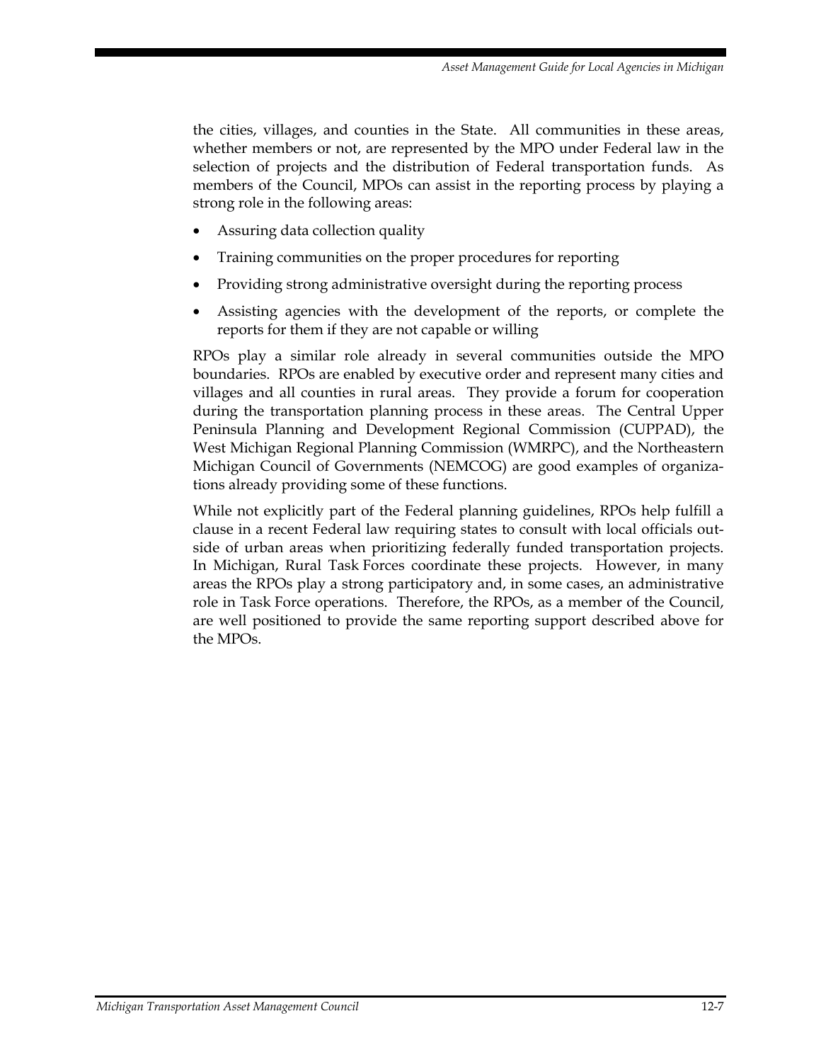the cities, villages, and counties in the State. All communities in these areas, whether members or not, are represented by the MPO under Federal law in the selection of projects and the distribution of Federal transportation funds. As members of the Council, MPOs can assist in the reporting process by playing a strong role in the following areas:

- Assuring data collection quality
- Training communities on the proper procedures for reporting
- Providing strong administrative oversight during the reporting process
- Assisting agencies with the development of the reports, or complete the reports for them if they are not capable or willing

RPOs play a similar role already in several communities outside the MPO boundaries. RPOs are enabled by executive order and represent many cities and villages and all counties in rural areas. They provide a forum for cooperation during the transportation planning process in these areas. The Central Upper Peninsula Planning and Development Regional Commission (CUPPAD), the West Michigan Regional Planning Commission (WMRPC), and the Northeastern Michigan Council of Governments (NEMCOG) are good examples of organizations already providing some of these functions.

While not explicitly part of the Federal planning guidelines, RPOs help fulfill a clause in a recent Federal law requiring states to consult with local officials outside of urban areas when prioritizing federally funded transportation projects. In Michigan, Rural Task Forces coordinate these projects. However, in many areas the RPOs play a strong participatory and, in some cases, an administrative role in Task Force operations. Therefore, the RPOs, as a member of the Council, are well positioned to provide the same reporting support described above for the MPOs.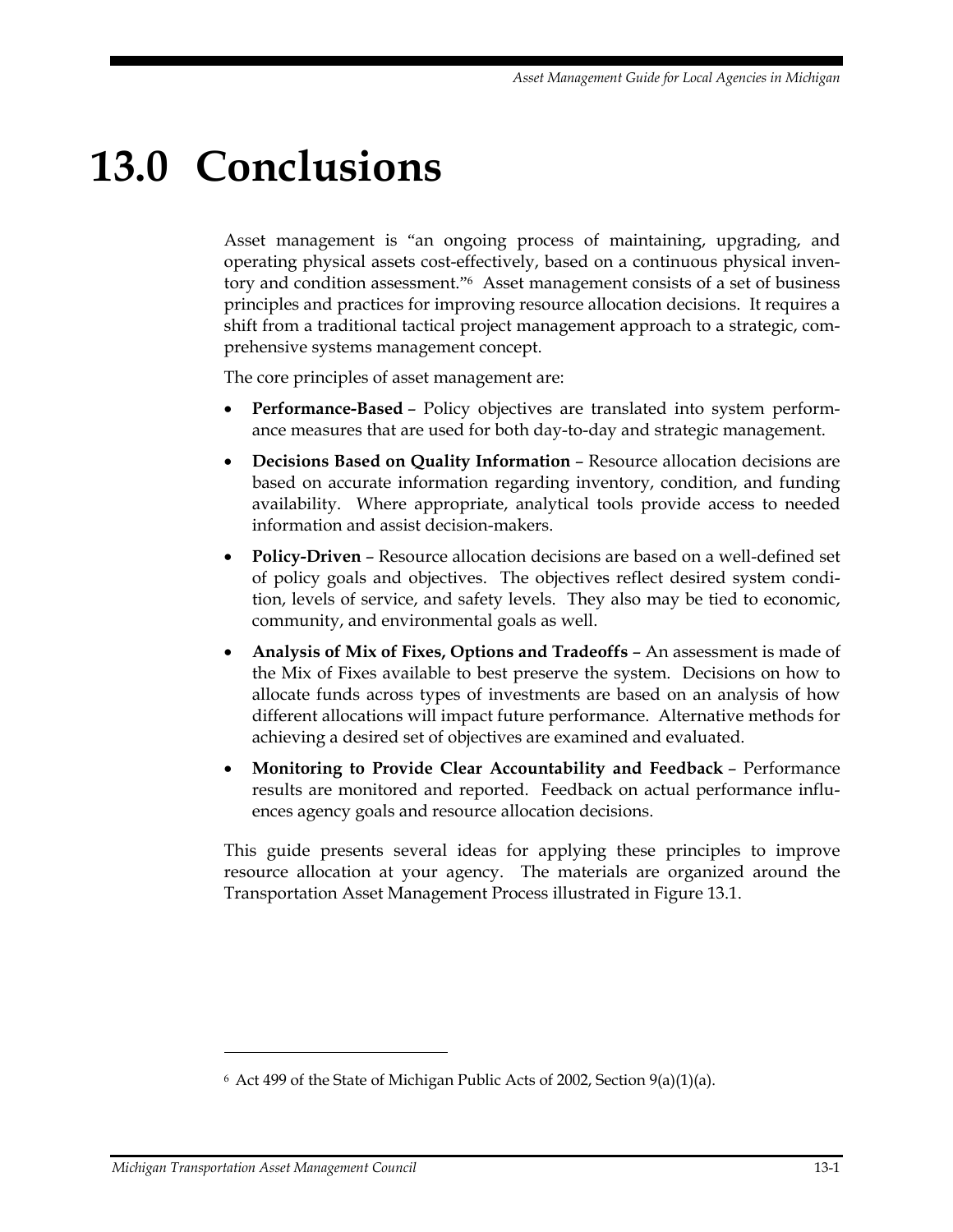# 13.0 Conclusions

Asset management is "an ongoing process of maintaining, upgrading, and operating physical assets cost-effectively, based on a continuous physical inventory and condition assessment."[6] Asset management consists of a set of business principles and practices for improving resource allocation decisions. It requires a shift from a traditional tactical project management approach to a strategic, comprehensive systems management concept.

The core principles of asset management are:

- **Performance-Based** – Policy objectives are translated into system performance measures that are used for both day-to-day and strategic management.
- **Decisions Based on Quality Information** – Resource allocation decisions are based on accurate information regarding inventory, condition, and funding availability. Where appropriate, analytical tools provide access to needed information and assist decision-makers.
- **Policy-Driven** – Resource allocation decisions are based on a well-defined set of policy goals and objectives. The objectives reflect desired system condition, levels of service, and safety levels. They also may be tied to economic, community, and environmental goals as well.
- **Analysis of Mix of Fixes, Options and Tradeoffs** – An assessment is made of the Mix of Fixes available to best preserve the system. Decisions on how to allocate funds across types of investments are based on an analysis of how different allocations will impact future performance. Alternative methods for achieving a desired set of objectives are examined and evaluated.
- **Monitoring to Provide Clear Accountability and Feedback** – Performance results are monitored and reported. Feedback on actual performance influences agency goals and resource allocation decisions.

This guide presents several ideas for applying these principles to improve resource allocation at your agency. The materials are organized around the Transportation Asset Management Process illustrated in Figure 13.1.

---

[6] Act 499 of the State of Michigan Public Acts of 2002, Section 9(a)(1)(a).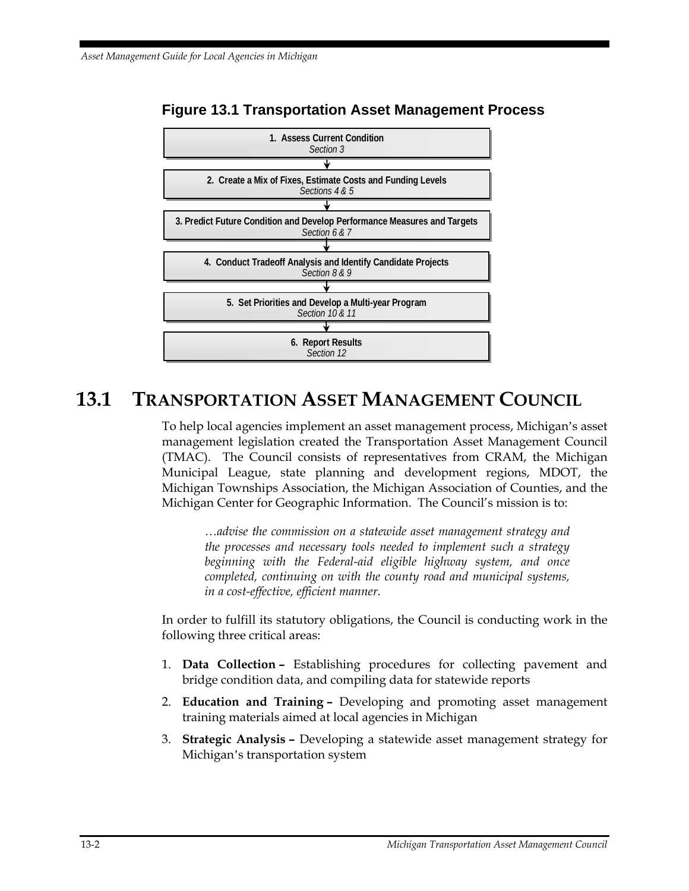**Figure 13.1 Transportation Asset Management Process**

1. **Assess Current Condition**
   *Section 3*

   ↓

2. **Create a Mix of Fixes, Estimate Costs and Funding Levels**
   *Sections 4 & 5*

   ↓

3. **Predict Future Condition and Develop Performance Measures and Targets**
   *Section 6 & 7*

   ↓

4. **Conduct Tradeoff Analysis and Identify Candidate Projects**
   *Section 8 & 9*

   ↓

5. **Set Priorities and Develop a Multi-year Program**
   *Section 10 & 11*

   ↓

6. **Report Results**
   *Section 12*

## 13.1 TRANSPORTATION ASSET MANAGEMENT COUNCIL

To help local agencies implement an asset management process, Michigan's asset management legislation created the Transportation Asset Management Council (TMAC). The Council consists of representatives from CRAM, the Michigan Municipal League, state planning and development regions, MDOT, the Michigan Townships Association, the Michigan Association of Counties, and the Michigan Center for Geographic Information. The Council's mission is to:

> *…advise the commission on a statewide asset management strategy and the processes and necessary tools needed to implement such a strategy beginning with the Federal-aid eligible highway system, and once completed, continuing on with the county road and municipal systems, in a cost-effective, efficient manner.*

In order to fulfill its statutory obligations, the Council is conducting work in the following three critical areas:

1. **Data Collection –** Establishing procedures for collecting pavement and bridge condition data, and compiling data for statewide reports
2. **Education and Training –** Developing and promoting asset management training materials aimed at local agencies in Michigan
3. **Strategic Analysis –** Developing a statewide asset management strategy for Michigan's transportation system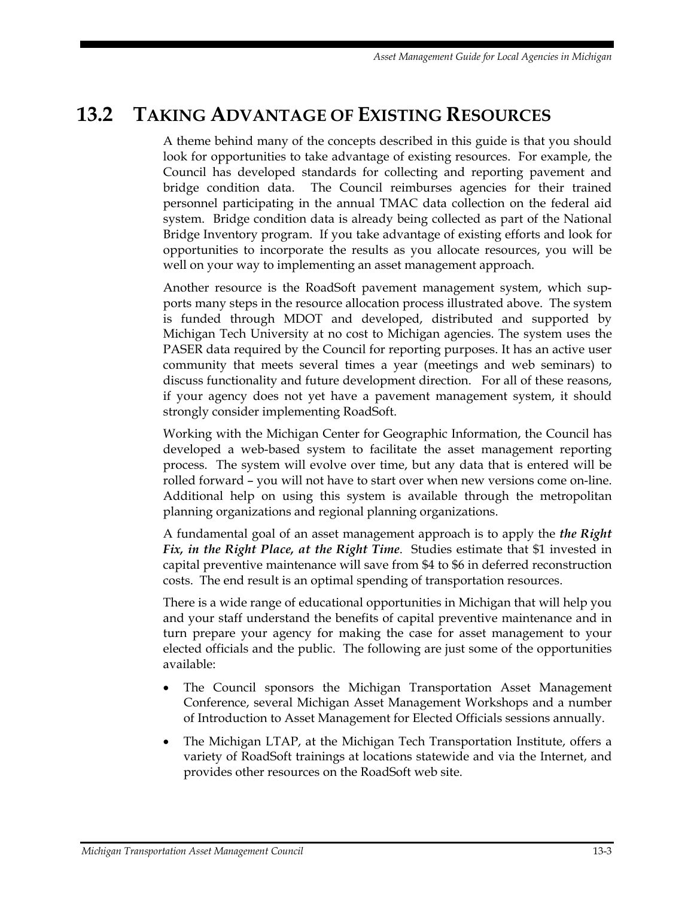## 13.2 TAKING ADVANTAGE OF EXISTING RESOURCES

A theme behind many of the concepts described in this guide is that you should look for opportunities to take advantage of existing resources. For example, the Council has developed standards for collecting and reporting pavement and bridge condition data. The Council reimburses agencies for their trained personnel participating in the annual TMAC data collection on the federal aid system. Bridge condition data is already being collected as part of the National Bridge Inventory program. If you take advantage of existing efforts and look for opportunities to incorporate the results as you allocate resources, you will be well on your way to implementing an asset management approach.

Another resource is the RoadSoft pavement management system, which supports many steps in the resource allocation process illustrated above. The system is funded through MDOT and developed, distributed and supported by Michigan Tech University at no cost to Michigan agencies. The system uses the PASER data required by the Council for reporting purposes. It has an active user community that meets several times a year (meetings and web seminars) to discuss functionality and future development direction. For all of these reasons, if your agency does not yet have a pavement management system, it should strongly consider implementing RoadSoft.

Working with the Michigan Center for Geographic Information, the Council has developed a web-based system to facilitate the asset management reporting process. The system will evolve over time, but any data that is entered will be rolled forward – you will not have to start over when new versions come on-line. Additional help on using this system is available through the metropolitan planning organizations and regional planning organizations.

A fundamental goal of an asset management approach is to apply the ***the Right Fix, in the Right Place, at the Right Time***. Studies estimate that $1 invested in capital preventive maintenance will save from $4 to $6 in deferred reconstruction costs. The end result is an optimal spending of transportation resources.

There is a wide range of educational opportunities in Michigan that will help you and your staff understand the benefits of capital preventive maintenance and in turn prepare your agency for making the case for asset management to your elected officials and the public. The following are just some of the opportunities available:

- The Council sponsors the Michigan Transportation Asset Management Conference, several Michigan Asset Management Workshops and a number of Introduction to Asset Management for Elected Officials sessions annually.
- The Michigan LTAP, at the Michigan Tech Transportation Institute, offers a variety of RoadSoft trainings at locations statewide and via the Internet, and provides other resources on the RoadSoft web site.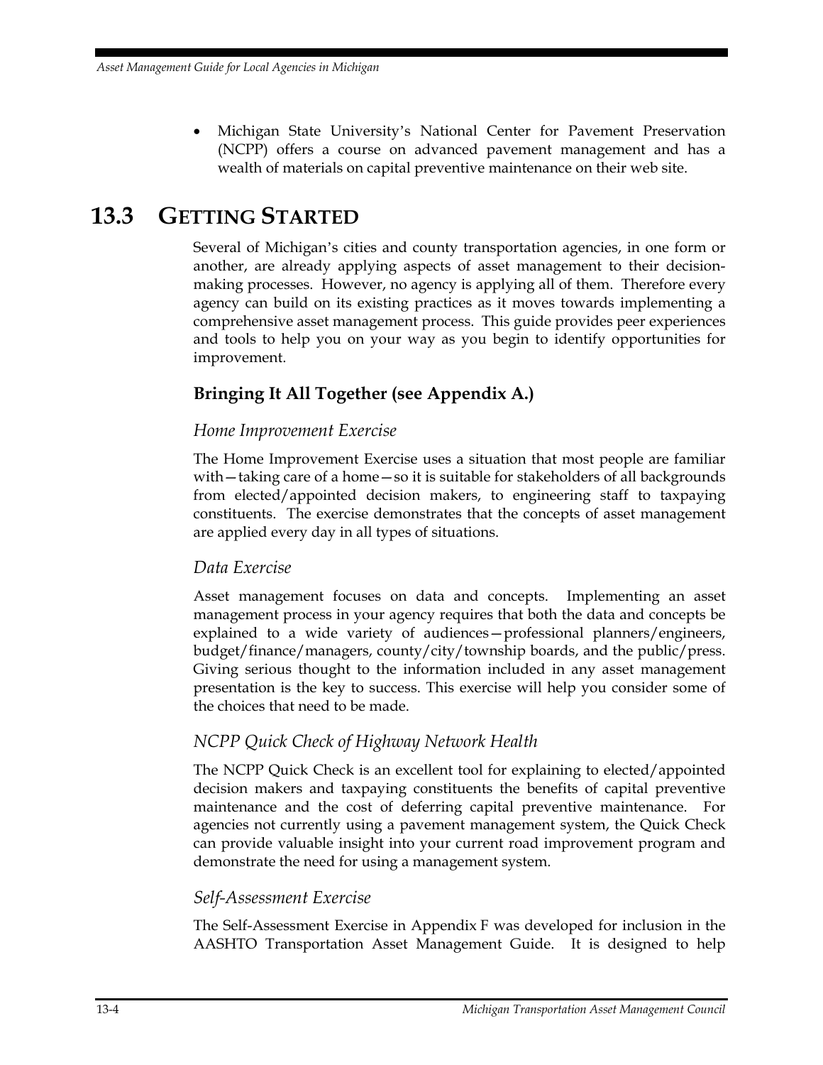- Michigan State University's National Center for Pavement Preservation (NCPP) offers a course on advanced pavement management and has a wealth of materials on capital preventive maintenance on their web site.

## 13.3 GETTING STARTED

Several of Michigan's cities and county transportation agencies, in one form or another, are already applying aspects of asset management to their decision-making processes. However, no agency is applying all of them. Therefore every agency can build on its existing practices as it moves towards implementing a comprehensive asset management process. This guide provides peer experiences and tools to help you on your way as you begin to identify opportunities for improvement.

### Bringing It All Together (see Appendix A.)

#### *Home Improvement Exercise*

The Home Improvement Exercise uses a situation that most people are familiar with—taking care of a home—so it is suitable for stakeholders of all backgrounds from elected/appointed decision makers, to engineering staff to taxpaying constituents. The exercise demonstrates that the concepts of asset management are applied every day in all types of situations.

#### *Data Exercise*

Asset management focuses on data and concepts. Implementing an asset management process in your agency requires that both the data and concepts be explained to a wide variety of audiences—professional planners/engineers, budget/finance/managers, county/city/township boards, and the public/press. Giving serious thought to the information included in any asset management presentation is the key to success. This exercise will help you consider some of the choices that need to be made.

#### *NCPP Quick Check of Highway Network Health*

The NCPP Quick Check is an excellent tool for explaining to elected/appointed decision makers and taxpaying constituents the benefits of capital preventive maintenance and the cost of deferring capital preventive maintenance. For agencies not currently using a pavement management system, the Quick Check can provide valuable insight into your current road improvement program and demonstrate the need for using a management system.

#### *Self-Assessment Exercise*

The Self-Assessment Exercise in Appendix F was developed for inclusion in the AASHTO Transportation Asset Management Guide. It is designed to help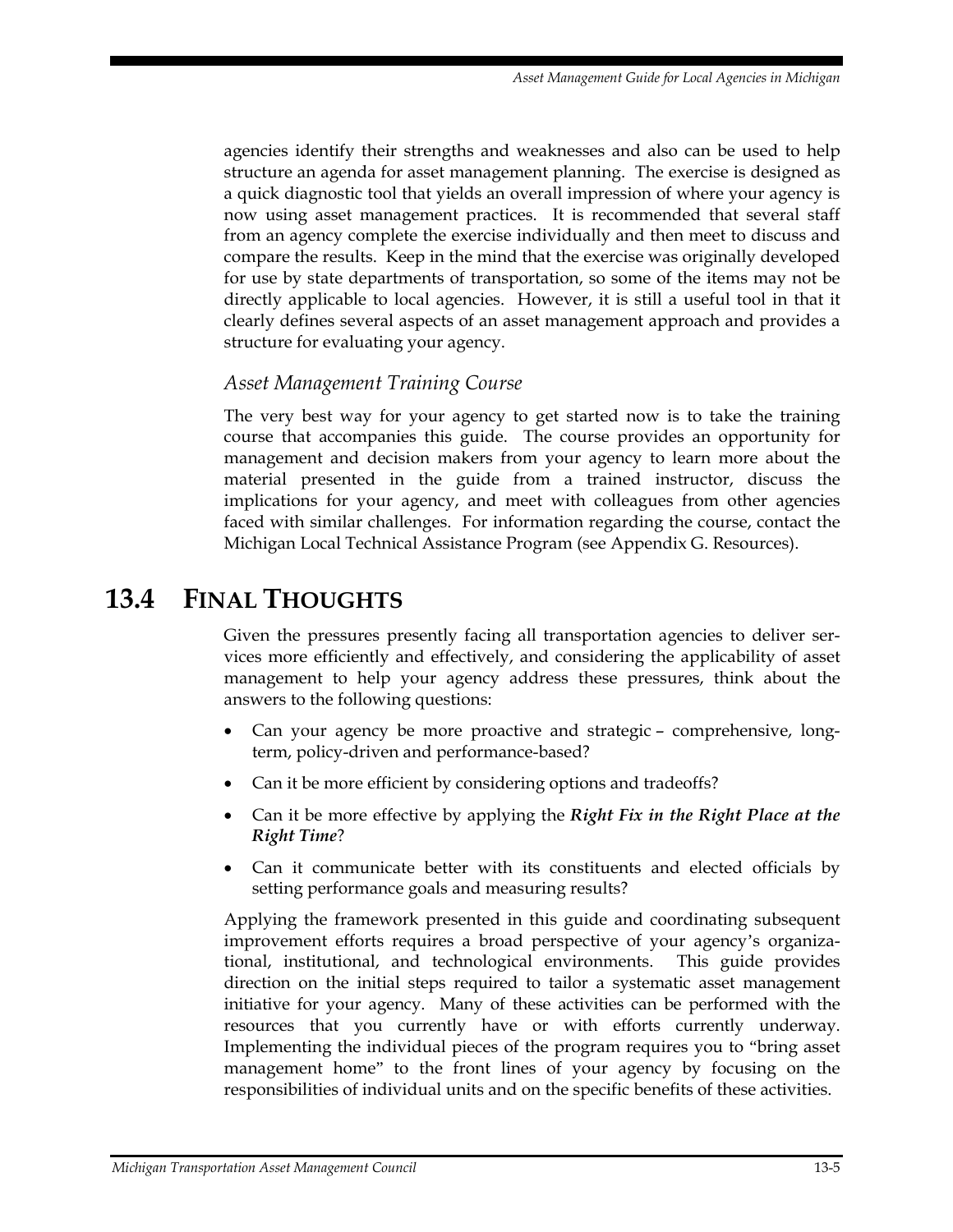agencies identify their strengths and weaknesses and also can be used to help structure an agenda for asset management planning. The exercise is designed as a quick diagnostic tool that yields an overall impression of where your agency is now using asset management practices. It is recommended that several staff from an agency complete the exercise individually and then meet to discuss and compare the results. Keep in the mind that the exercise was originally developed for use by state departments of transportation, so some of the items may not be directly applicable to local agencies. However, it is still a useful tool in that it clearly defines several aspects of an asset management approach and provides a structure for evaluating your agency.

### *Asset Management Training Course*

The very best way for your agency to get started now is to take the training course that accompanies this guide. The course provides an opportunity for management and decision makers from your agency to learn more about the material presented in the guide from a trained instructor, discuss the implications for your agency, and meet with colleagues from other agencies faced with similar challenges. For information regarding the course, contact the Michigan Local Technical Assistance Program (see Appendix G. Resources).

## 13.4 FINAL THOUGHTS

Given the pressures presently facing all transportation agencies to deliver services more efficiently and effectively, and considering the applicability of asset management to help your agency address these pressures, think about the answers to the following questions:

- Can your agency be more proactive and strategic – comprehensive, long-term, policy-driven and performance-based?
- Can it be more efficient by considering options and tradeoffs?
- Can it be more effective by applying the ***Right Fix in the Right Place at the Right Time***?
- Can it communicate better with its constituents and elected officials by setting performance goals and measuring results?

Applying the framework presented in this guide and coordinating subsequent improvement efforts requires a broad perspective of your agency's organizational, institutional, and technological environments. This guide provides direction on the initial steps required to tailor a systematic asset management initiative for your agency. Many of these activities can be performed with the resources that you currently have or with efforts currently underway. Implementing the individual pieces of the program requires you to "bring asset management home" to the front lines of your agency by focusing on the responsibilities of individual units and on the specific benefits of these activities.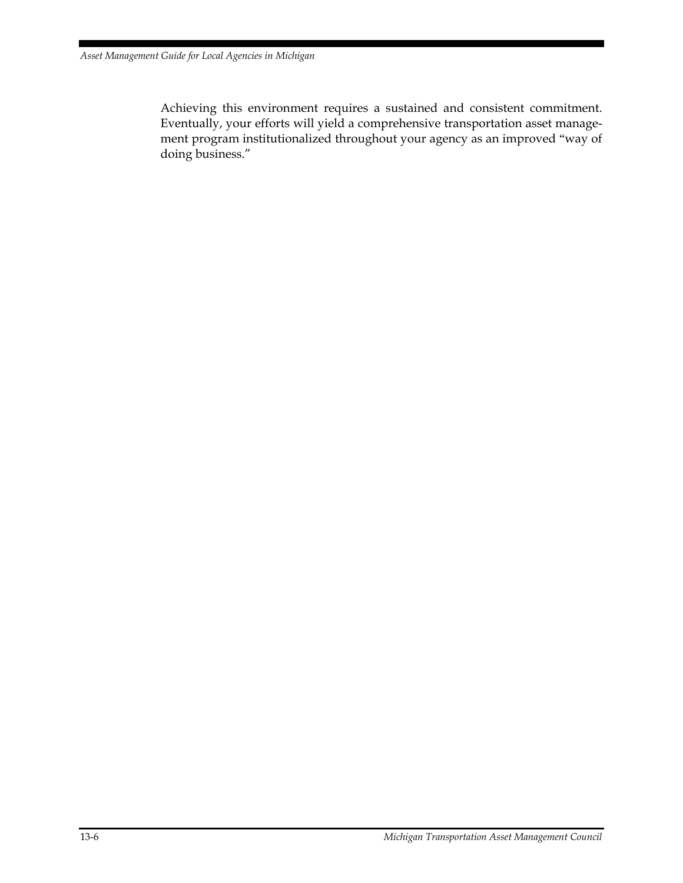Achieving this environment requires a sustained and consistent commitment. Eventually, your efforts will yield a comprehensive transportation asset management program institutionalized throughout your agency as an improved "way of doing business."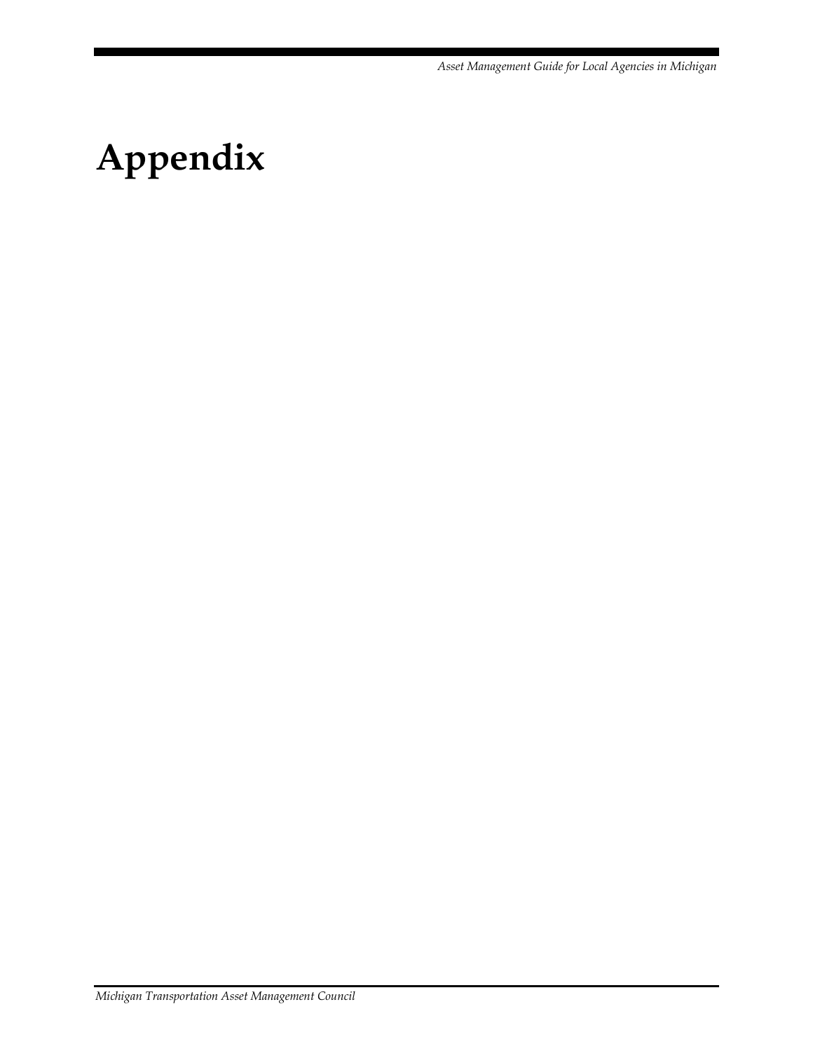# Appendix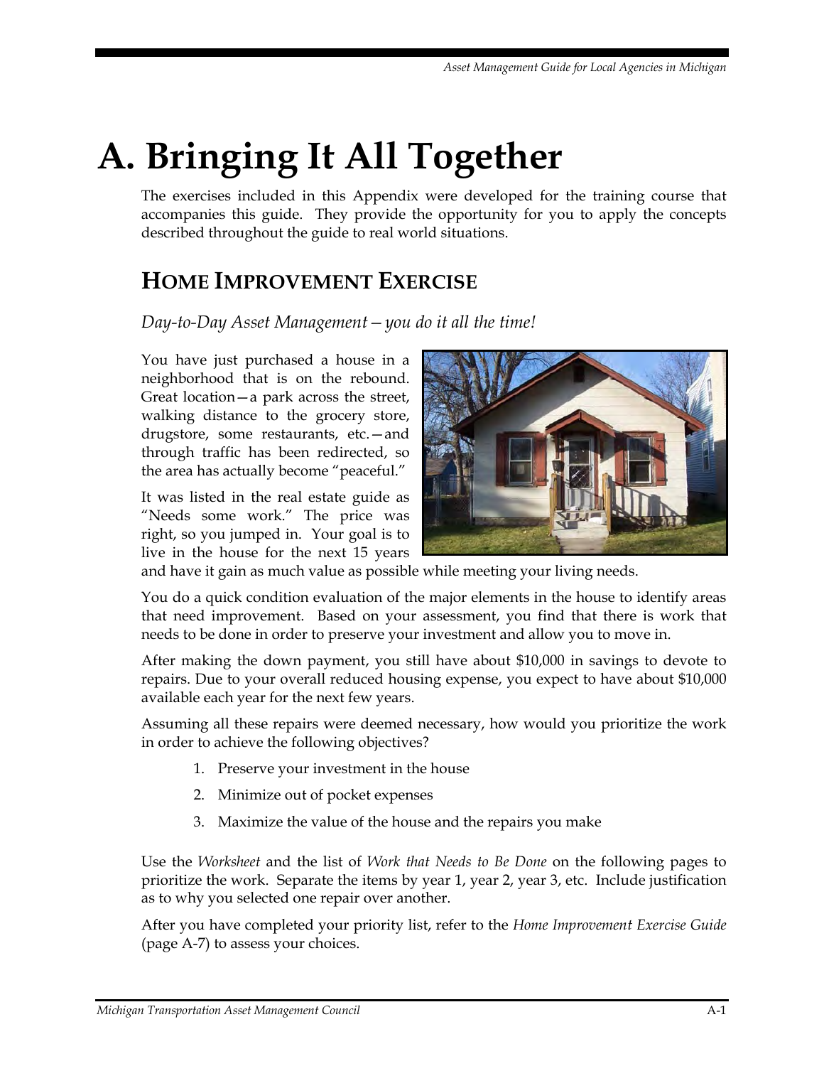# A. Bringing It All Together

The exercises included in this Appendix were developed for the training course that accompanies this guide. They provide the opportunity for you to apply the concepts described throughout the guide to real world situations.

## HOME IMPROVEMENT EXERCISE

*Day-to-Day Asset Management—you do it all the time!*

You have just purchased a house in a neighborhood that is on the rebound. Great location—a park across the street, walking distance to the grocery store, drugstore, some restaurants, etc.—and through traffic has been redirected, so the area has actually become "peaceful."

It was listed in the real estate guide as "Needs some work." The price was right, so you jumped in. Your goal is to live in the house for the next 15 years and have it gain as much value as possible while meeting your living needs.

You do a quick condition evaluation of the major elements in the house to identify areas that need improvement. Based on your assessment, you find that there is work that needs to be done in order to preserve your investment and allow you to move in.

After making the down payment, you still have about $10,000 in savings to devote to repairs. Due to your overall reduced housing expense, you expect to have about $10,000 available each year for the next few years.

Assuming all these repairs were deemed necessary, how would you prioritize the work in order to achieve the following objectives?

1. Preserve your investment in the house
2. Minimize out of pocket expenses
3. Maximize the value of the house and the repairs you make

Use the *Worksheet* and the list of *Work that Needs to Be Done* on the following pages to prioritize the work. Separate the items by year 1, year 2, year 3, etc. Include justification as to why you selected one repair over another.

After you have completed your priority list, refer to the *Home Improvement Exercise Guide* (page A-7) to assess your choices.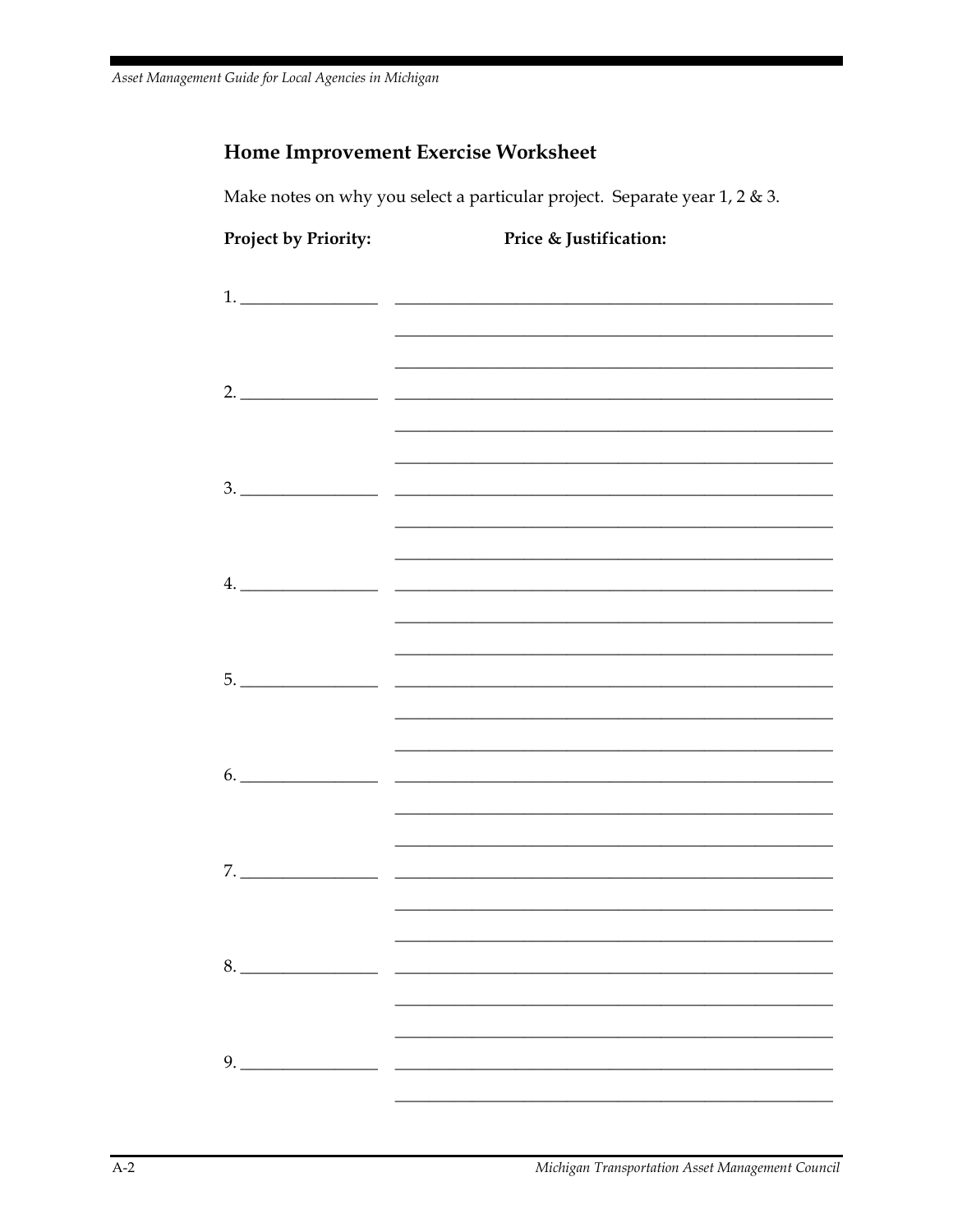## Home Improvement Exercise Worksheet

Make notes on why you select a particular project. Separate year 1, 2 & 3.

**Project by Priority:** **Price & Justification:**

1. ________________ ____________________________________________________

____________________________________________________

____________________________________________________

2. ________________ ____________________________________________________

____________________________________________________

____________________________________________________

3. ________________ ____________________________________________________

____________________________________________________

____________________________________________________

4. ________________ ____________________________________________________

____________________________________________________

____________________________________________________

5. ________________ ____________________________________________________

____________________________________________________

____________________________________________________

6. ________________ ____________________________________________________

____________________________________________________

____________________________________________________

7. ________________ ____________________________________________________

____________________________________________________

____________________________________________________

8. ________________ ____________________________________________________

____________________________________________________

____________________________________________________

9. ________________ ____________________________________________________

____________________________________________________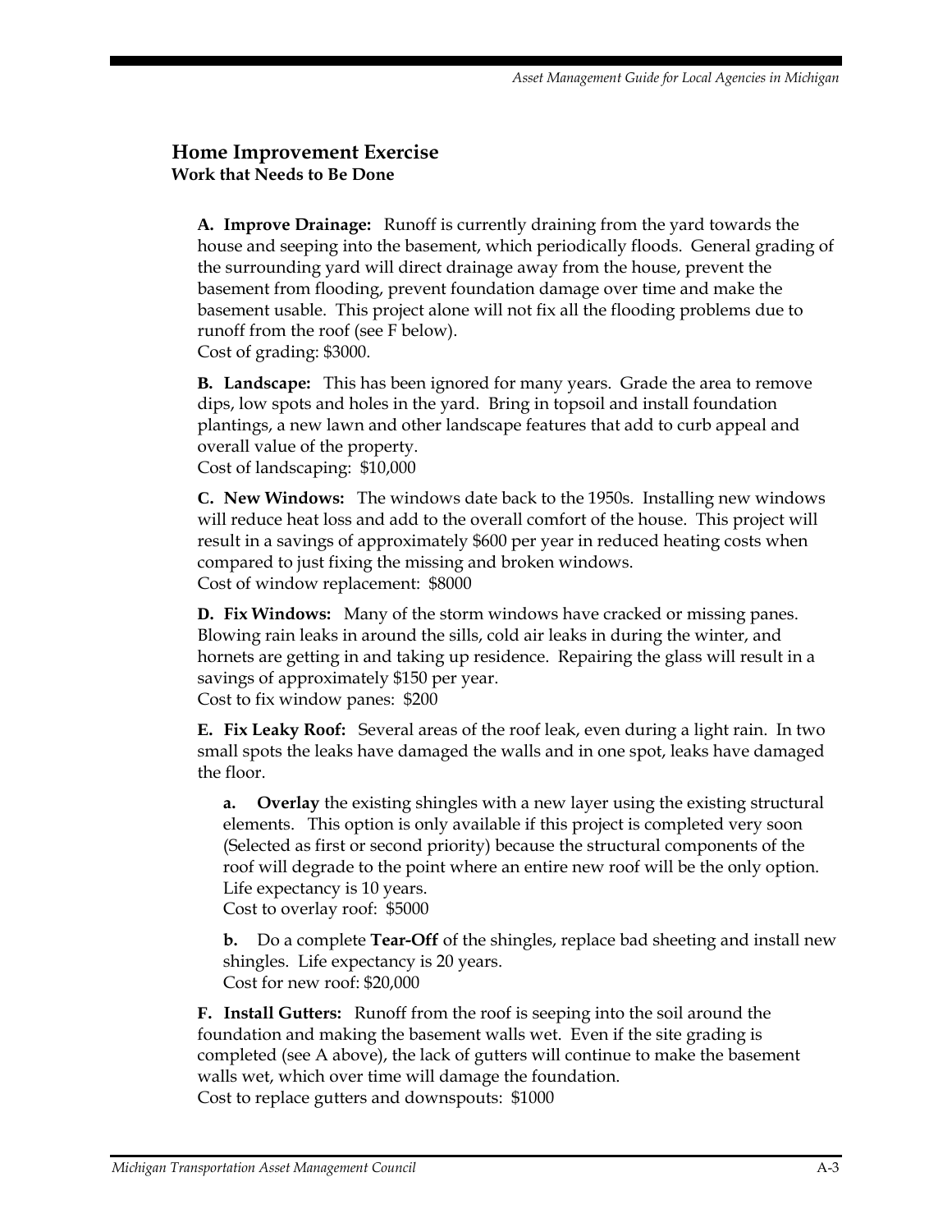## Home Improvement Exercise

**Work that Needs to Be Done**

**A. Improve Drainage:** Runoff is currently draining from the yard towards the house and seeping into the basement, which periodically floods. General grading of the surrounding yard will direct drainage away from the house, prevent the basement from flooding, prevent foundation damage over time and make the basement usable. This project alone will not fix all the flooding problems due to runoff from the roof (see F below).
Cost of grading: $3000.

**B. Landscape:** This has been ignored for many years. Grade the area to remove dips, low spots and holes in the yard. Bring in topsoil and install foundation plantings, a new lawn and other landscape features that add to curb appeal and overall value of the property.
Cost of landscaping: $10,000

**C. New Windows:** The windows date back to the 1950s. Installing new windows will reduce heat loss and add to the overall comfort of the house. This project will result in a savings of approximately $600 per year in reduced heating costs when compared to just fixing the missing and broken windows.
Cost of window replacement: $8000

**D. Fix Windows:** Many of the storm windows have cracked or missing panes. Blowing rain leaks in around the sills, cold air leaks in during the winter, and hornets are getting in and taking up residence. Repairing the glass will result in a savings of approximately $150 per year.
Cost to fix window panes: $200

**E. Fix Leaky Roof:** Several areas of the roof leak, even during a light rain. In two small spots the leaks have damaged the walls and in one spot, leaks have damaged the floor.

**a. Overlay** the existing shingles with a new layer using the existing structural elements. This option is only available if this project is completed very soon (Selected as first or second priority) because the structural components of the roof will degrade to the point where an entire new roof will be the only option. Life expectancy is 10 years.
Cost to overlay roof: $5000

**b.** Do a complete **Tear-Off** of the shingles, replace bad sheeting and install new shingles. Life expectancy is 20 years.
Cost for new roof: $20,000

**F. Install Gutters:** Runoff from the roof is seeping into the soil around the foundation and making the basement walls wet. Even if the site grading is completed (see A above), the lack of gutters will continue to make the basement walls wet, which over time will damage the foundation.
Cost to replace gutters and downspouts: $1000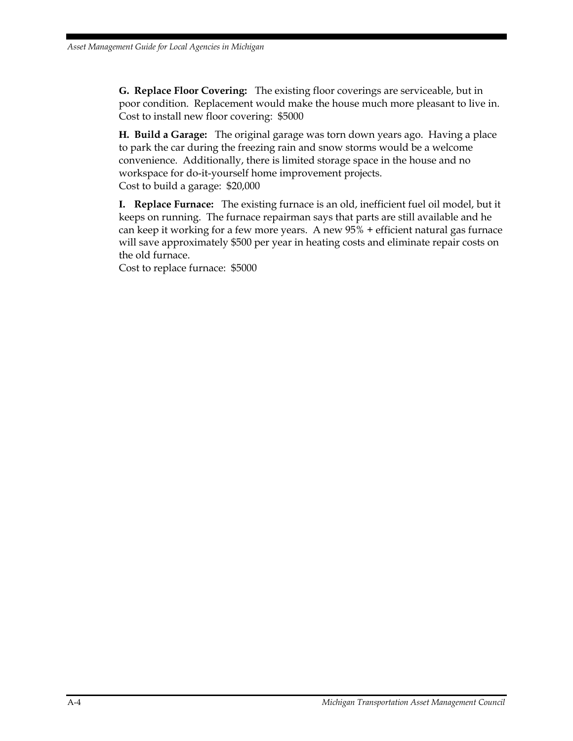**G. Replace Floor Covering:** The existing floor coverings are serviceable, but in poor condition. Replacement would make the house much more pleasant to live in.
Cost to install new floor covering: $5000

**H. Build a Garage:** The original garage was torn down years ago. Having a place to park the car during the freezing rain and snow storms would be a welcome convenience. Additionally, there is limited storage space in the house and no workspace for do-it-yourself home improvement projects.
Cost to build a garage: $20,000

**I. Replace Furnace:** The existing furnace is an old, inefficient fuel oil model, but it keeps on running. The furnace repairman says that parts are still available and he can keep it working for a few more years. A new 95% + efficient natural gas furnace will save approximately $500 per year in heating costs and eliminate repair costs on the old furnace.
Cost to replace furnace: $5000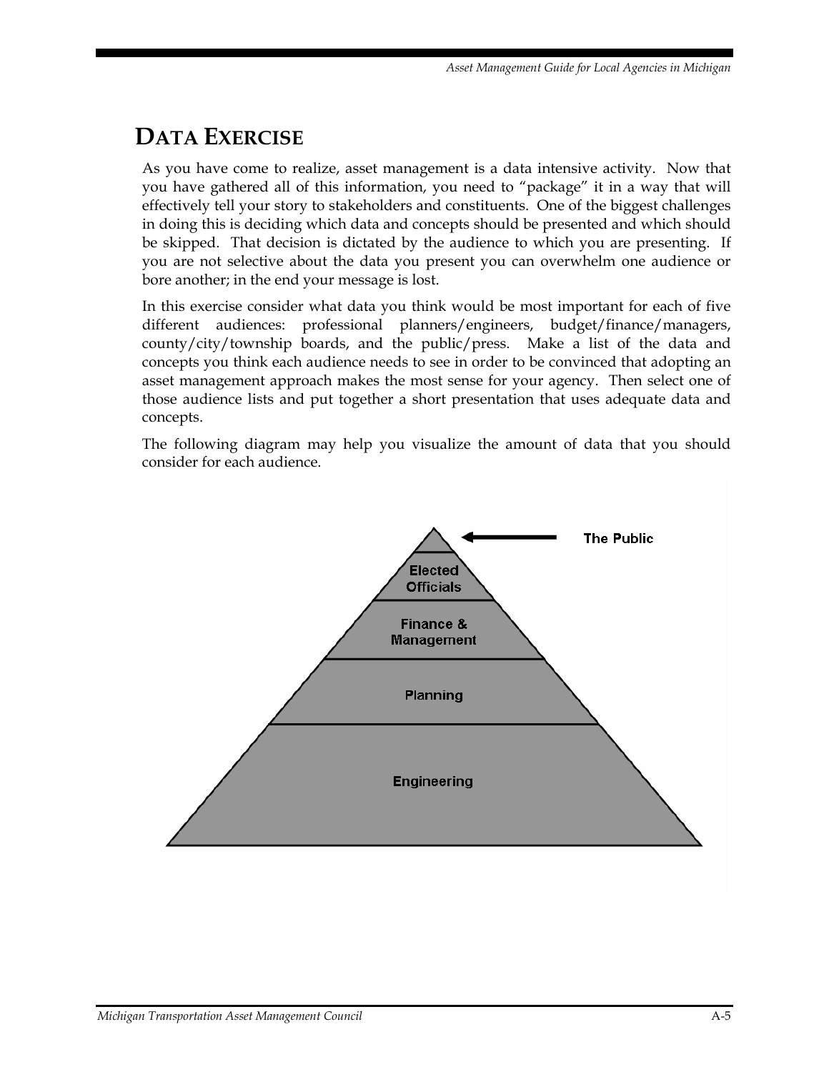## DATA EXERCISE

As you have come to realize, asset management is a data intensive activity. Now that you have gathered all of this information, you need to "package" it in a way that will effectively tell your story to stakeholders and constituents. One of the biggest challenges in doing this is deciding which data and concepts should be presented and which should be skipped. That decision is dictated by the audience to which you are presenting. If you are not selective about the data you present you can overwhelm one audience or bore another; in the end your message is lost.

In this exercise consider what data you think would be most important for each of five different audiences: professional planners/engineers, budget/finance/managers, county/city/township boards, and the public/press. Make a list of the data and concepts you think each audience needs to see in order to be convinced that adopting an asset management approach makes the most sense for your agency. Then select one of those audience lists and put together a short presentation that uses adequate data and concepts.

The following diagram may help you visualize the amount of data that you should consider for each audience.

The Public

Elected Officials

Finance & Management

Planning

Engineering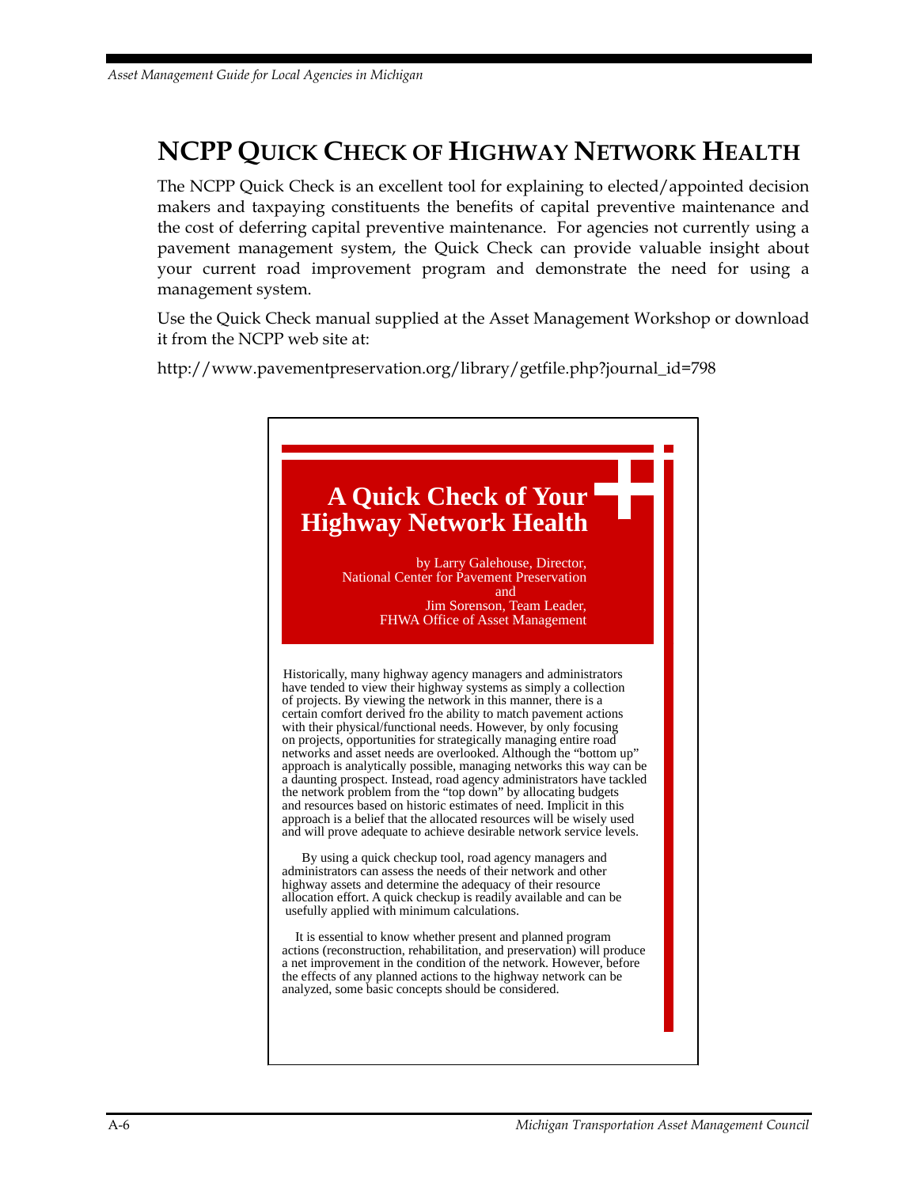# NCPP Quick Check of Highway Network Health

The NCPP Quick Check is an excellent tool for explaining to elected/appointed decision makers and taxpaying constituents the benefits of capital preventive maintenance and the cost of deferring capital preventive maintenance. For agencies not currently using a pavement management system, the Quick Check can provide valuable insight about your current road improvement program and demonstrate the need for using a management system.

Use the Quick Check manual supplied at the Asset Management Workshop or download it from the NCPP web site at:

http://www.pavementpreservation.org/library/getfile.php?journal_id=798

## A Quick Check of Your Highway Network Health

by Larry Galehouse, Director,
National Center for Pavement Preservation
and
Jim Sorenson, Team Leader,
FHWA Office of Asset Management

Historically, many highway agency managers and administrators have tended to view their highway systems as simply a collection of projects. By viewing the network in this manner, there is a certain comfort derived fro the ability to match pavement actions with their physical/functional needs. However, by only focusing on projects, opportunities for strategically managing entire road networks and asset needs are overlooked. Although the "bottom up" approach is analytically possible, managing networks this way can be a daunting prospect. Instead, road agency administrators have tackled the network problem from the "top down" by allocating budgets and resources based on historic estimates of need. Implicit in this approach is a belief that the allocated resources will be wisely used and will prove adequate to achieve desirable network service levels.

By using a quick checkup tool, road agency managers and administrators can assess the needs of their network and other highway assets and determine the adequacy of their resource allocation effort. A quick checkup is readily available and can be usefully applied with minimum calculations.

It is essential to know whether present and planned program actions (reconstruction, rehabilitation, and preservation) will produce a net improvement in the condition of the network. However, before the effects of any planned actions to the highway network can be analyzed, some basic concepts should be considered.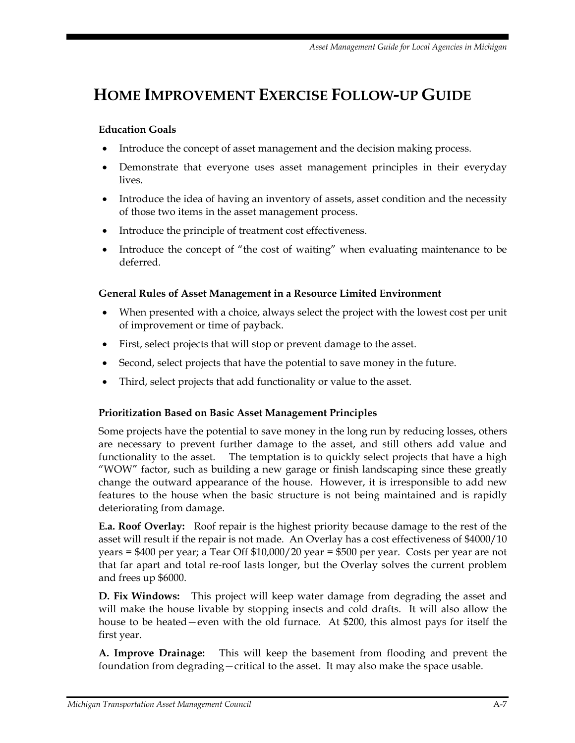# Home Improvement Exercise Follow-up Guide

**Education Goals**

- Introduce the concept of asset management and the decision making process.
- Demonstrate that everyone uses asset management principles in their everyday lives.
- Introduce the idea of having an inventory of assets, asset condition and the necessity of those two items in the asset management process.
- Introduce the principle of treatment cost effectiveness.
- Introduce the concept of "the cost of waiting" when evaluating maintenance to be deferred.

**General Rules of Asset Management in a Resource Limited Environment**

- When presented with a choice, always select the project with the lowest cost per unit of improvement or time of payback.
- First, select projects that will stop or prevent damage to the asset.
- Second, select projects that have the potential to save money in the future.
- Third, select projects that add functionality or value to the asset.

**Prioritization Based on Basic Asset Management Principles**

Some projects have the potential to save money in the long run by reducing losses, others are necessary to prevent further damage to the asset, and still others add value and functionality to the asset. The temptation is to quickly select projects that have a high "WOW" factor, such as building a new garage or finish landscaping since these greatly change the outward appearance of the house. However, it is irresponsible to add new features to the house when the basic structure is not being maintained and is rapidly deteriorating from damage.

**E.a. Roof Overlay:** Roof repair is the highest priority because damage to the rest of the asset will result if the repair is not made. An Overlay has a cost effectiveness of $4000/10 years = $400 per year; a Tear Off $10,000/20 year = $500 per year. Costs per year are not that far apart and total re-roof lasts longer, but the Overlay solves the current problem and frees up $6000.

**D. Fix Windows:** This project will keep water damage from degrading the asset and will make the house livable by stopping insects and cold drafts. It will also allow the house to be heated—even with the old furnace. At $200, this almost pays for itself the first year.

**A. Improve Drainage:** This will keep the basement from flooding and prevent the foundation from degrading—critical to the asset. It may also make the space usable.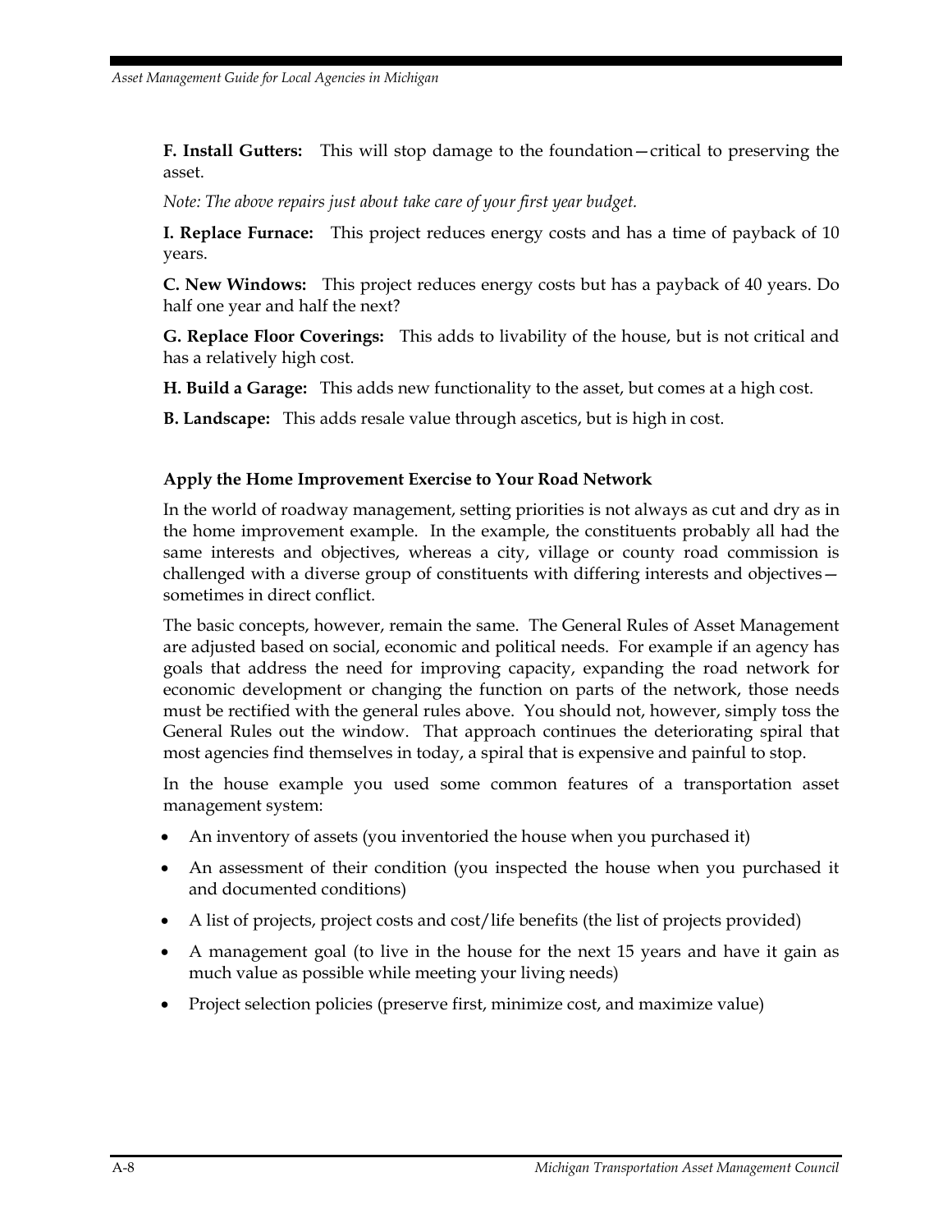**F. Install Gutters:** This will stop damage to the foundation—critical to preserving the asset.

*Note: The above repairs just about take care of your first year budget.*

**I. Replace Furnace:** This project reduces energy costs and has a time of payback of 10 years.

**C. New Windows:** This project reduces energy costs but has a payback of 40 years. Do half one year and half the next?

**G. Replace Floor Coverings:** This adds to livability of the house, but is not critical and has a relatively high cost.

**H. Build a Garage:** This adds new functionality to the asset, but comes at a high cost.

**B. Landscape:** This adds resale value through ascetics, but is high in cost.

### Apply the Home Improvement Exercise to Your Road Network

In the world of roadway management, setting priorities is not always as cut and dry as in the home improvement example. In the example, the constituents probably all had the same interests and objectives, whereas a city, village or county road commission is challenged with a diverse group of constituents with differing interests and objectives—sometimes in direct conflict.

The basic concepts, however, remain the same. The General Rules of Asset Management are adjusted based on social, economic and political needs. For example if an agency has goals that address the need for improving capacity, expanding the road network for economic development or changing the function on parts of the network, those needs must be rectified with the general rules above. You should not, however, simply toss the General Rules out the window. That approach continues the deteriorating spiral that most agencies find themselves in today, a spiral that is expensive and painful to stop.

In the house example you used some common features of a transportation asset management system:

- An inventory of assets (you inventoried the house when you purchased it)
- An assessment of their condition (you inspected the house when you purchased it and documented conditions)
- A list of projects, project costs and cost/life benefits (the list of projects provided)
- A management goal (to live in the house for the next 15 years and have it gain as much value as possible while meeting your living needs)
- Project selection policies (preserve first, minimize cost, and maximize value)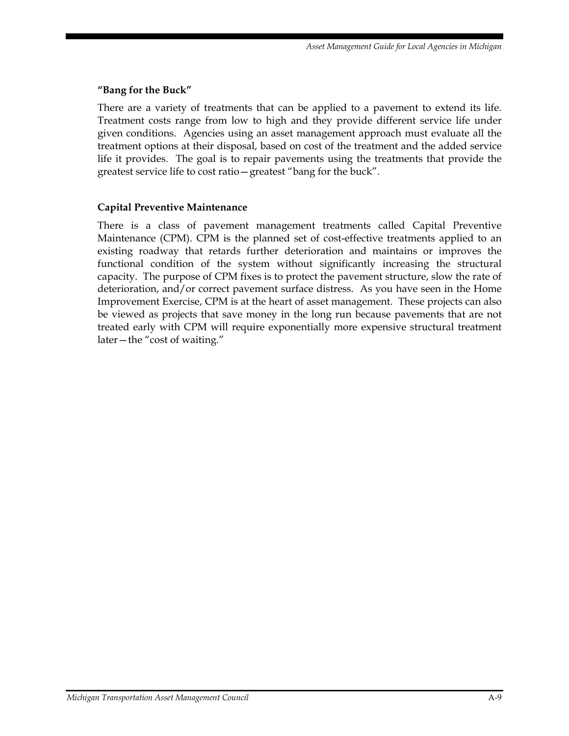### "Bang for the Buck"

There are a variety of treatments that can be applied to a pavement to extend its life. Treatment costs range from low to high and they provide different service life under given conditions. Agencies using an asset management approach must evaluate all the treatment options at their disposal, based on cost of the treatment and the added service life it provides. The goal is to repair pavements using the treatments that provide the greatest service life to cost ratio—greatest "bang for the buck".

### Capital Preventive Maintenance

There is a class of pavement management treatments called Capital Preventive Maintenance (CPM). CPM is the planned set of cost-effective treatments applied to an existing roadway that retards further deterioration and maintains or improves the functional condition of the system without significantly increasing the structural capacity. The purpose of CPM fixes is to protect the pavement structure, slow the rate of deterioration, and/or correct pavement surface distress. As you have seen in the Home Improvement Exercise, CPM is at the heart of asset management. These projects can also be viewed as projects that save money in the long run because pavements that are not treated early with CPM will require exponentially more expensive structural treatment later—the "cost of waiting."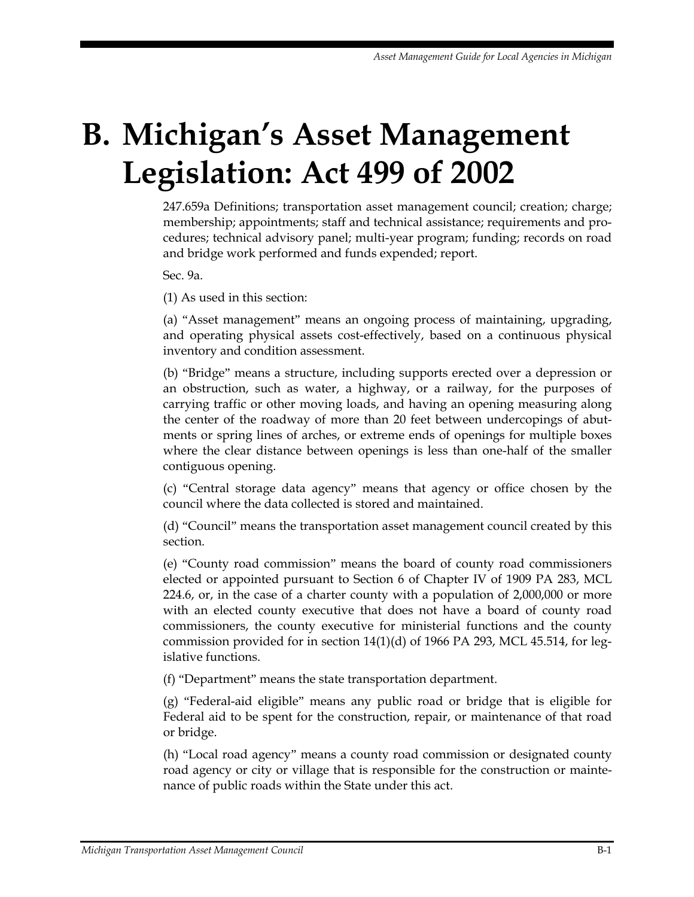# B. Michigan's Asset Management Legislation: Act 499 of 2002

247.659a Definitions; transportation asset management council; creation; charge; membership; appointments; staff and technical assistance; requirements and procedures; technical advisory panel; multi-year program; funding; records on road and bridge work performed and funds expended; report.

Sec. 9a.

(1) As used in this section:

(a) "Asset management" means an ongoing process of maintaining, upgrading, and operating physical assets cost-effectively, based on a continuous physical inventory and condition assessment.

(b) "Bridge" means a structure, including supports erected over a depression or an obstruction, such as water, a highway, or a railway, for the purposes of carrying traffic or other moving loads, and having an opening measuring along the center of the roadway of more than 20 feet between undercopings of abutments or spring lines of arches, or extreme ends of openings for multiple boxes where the clear distance between openings is less than one-half of the smaller contiguous opening.

(c) "Central storage data agency" means that agency or office chosen by the council where the data collected is stored and maintained.

(d) "Council" means the transportation asset management council created by this section.

(e) "County road commission" means the board of county road commissioners elected or appointed pursuant to Section 6 of Chapter IV of 1909 PA 283, MCL 224.6, or, in the case of a charter county with a population of 2,000,000 or more with an elected county executive that does not have a board of county road commissioners, the county executive for ministerial functions and the county commission provided for in section 14(1)(d) of 1966 PA 293, MCL 45.514, for legislative functions.

(f) "Department" means the state transportation department.

(g) "Federal-aid eligible" means any public road or bridge that is eligible for Federal aid to be spent for the construction, repair, or maintenance of that road or bridge.

(h) "Local road agency" means a county road commission or designated county road agency or city or village that is responsible for the construction or maintenance of public roads within the State under this act.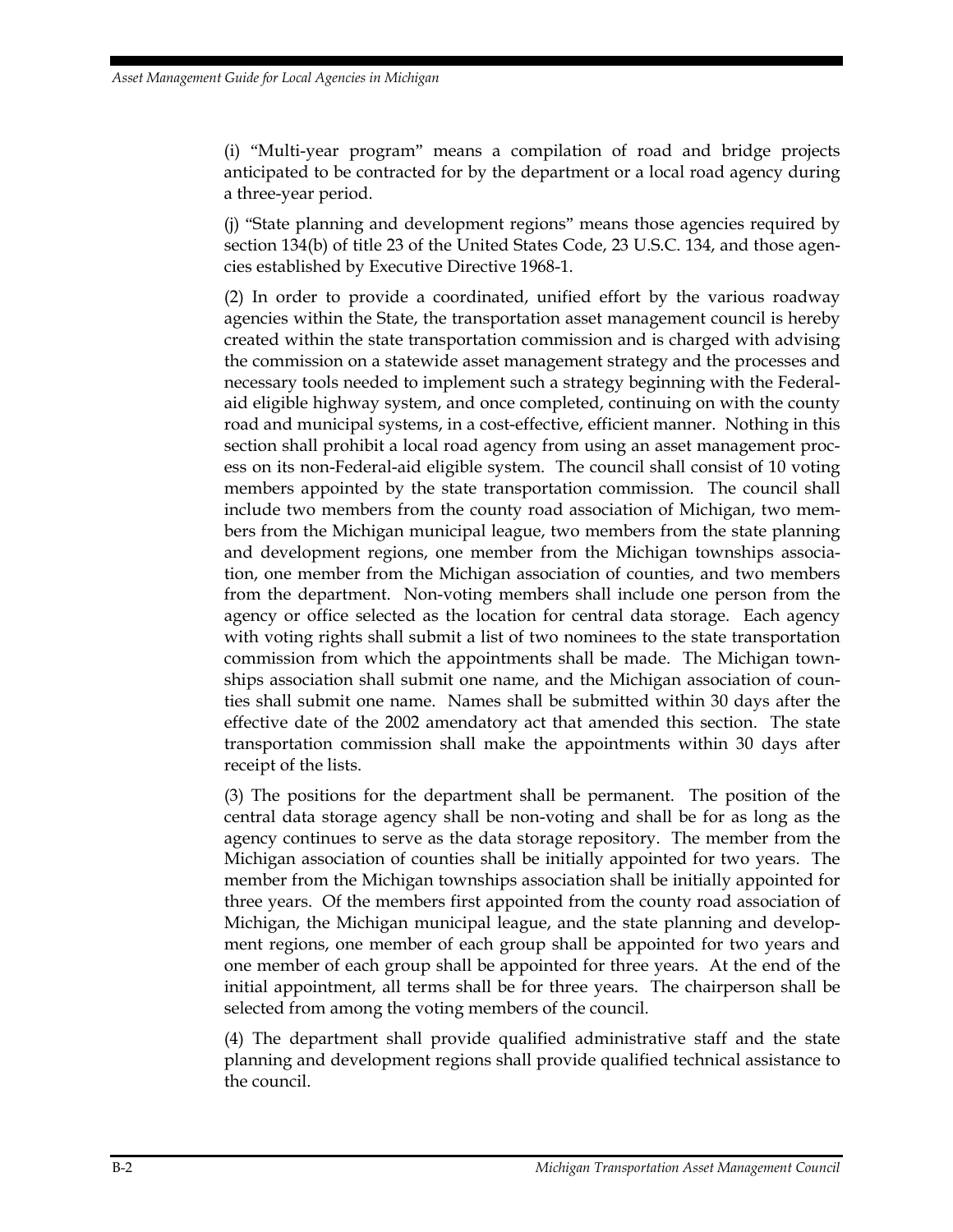(i) "Multi-year program" means a compilation of road and bridge projects anticipated to be contracted for by the department or a local road agency during a three-year period.

(j) "State planning and development regions" means those agencies required by section 134(b) of title 23 of the United States Code, 23 U.S.C. 134, and those agencies established by Executive Directive 1968-1.

(2) In order to provide a coordinated, unified effort by the various roadway agencies within the State, the transportation asset management council is hereby created within the state transportation commission and is charged with advising the commission on a statewide asset management strategy and the processes and necessary tools needed to implement such a strategy beginning with the Federal-aid eligible highway system, and once completed, continuing on with the county road and municipal systems, in a cost-effective, efficient manner. Nothing in this section shall prohibit a local road agency from using an asset management process on its non-Federal-aid eligible system. The council shall consist of 10 voting members appointed by the state transportation commission. The council shall include two members from the county road association of Michigan, two members from the Michigan municipal league, two members from the state planning and development regions, one member from the Michigan townships association, one member from the Michigan association of counties, and two members from the department. Non-voting members shall include one person from the agency or office selected as the location for central data storage. Each agency with voting rights shall submit a list of two nominees to the state transportation commission from which the appointments shall be made. The Michigan townships association shall submit one name, and the Michigan association of counties shall submit one name. Names shall be submitted within 30 days after the effective date of the 2002 amendatory act that amended this section. The state transportation commission shall make the appointments within 30 days after receipt of the lists.

(3) The positions for the department shall be permanent. The position of the central data storage agency shall be non-voting and shall be for as long as the agency continues to serve as the data storage repository. The member from the Michigan association of counties shall be initially appointed for two years. The member from the Michigan townships association shall be initially appointed for three years. Of the members first appointed from the county road association of Michigan, the Michigan municipal league, and the state planning and development regions, one member of each group shall be appointed for two years and one member of each group shall be appointed for three years. At the end of the initial appointment, all terms shall be for three years. The chairperson shall be selected from among the voting members of the council.

(4) The department shall provide qualified administrative staff and the state planning and development regions shall provide qualified technical assistance to the council.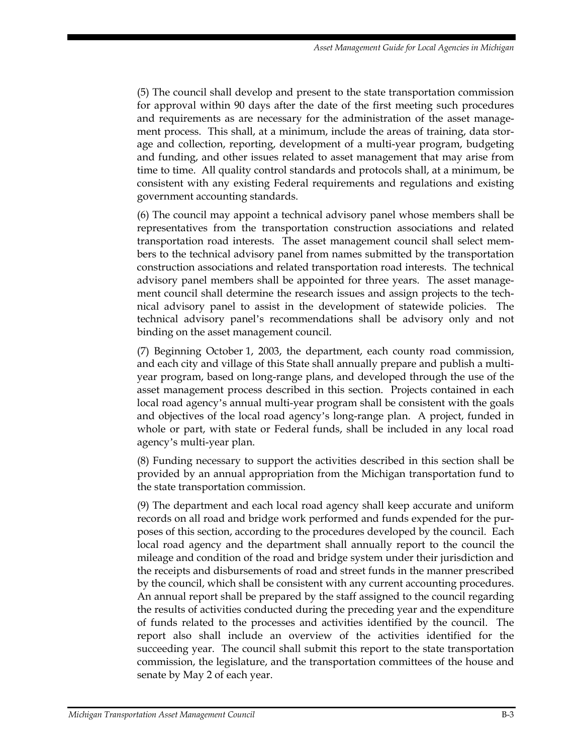(5) The council shall develop and present to the state transportation commission for approval within 90 days after the date of the first meeting such procedures and requirements as are necessary for the administration of the asset management process. This shall, at a minimum, include the areas of training, data storage and collection, reporting, development of a multi-year program, budgeting and funding, and other issues related to asset management that may arise from time to time. All quality control standards and protocols shall, at a minimum, be consistent with any existing Federal requirements and regulations and existing government accounting standards.

(6) The council may appoint a technical advisory panel whose members shall be representatives from the transportation construction associations and related transportation road interests. The asset management council shall select members to the technical advisory panel from names submitted by the transportation construction associations and related transportation road interests. The technical advisory panel members shall be appointed for three years. The asset management council shall determine the research issues and assign projects to the technical advisory panel to assist in the development of statewide policies. The technical advisory panel's recommendations shall be advisory only and not binding on the asset management council.

(7) Beginning October 1, 2003, the department, each county road commission, and each city and village of this State shall annually prepare and publish a multi-year program, based on long-range plans, and developed through the use of the asset management process described in this section. Projects contained in each local road agency's annual multi-year program shall be consistent with the goals and objectives of the local road agency's long-range plan. A project, funded in whole or part, with state or Federal funds, shall be included in any local road agency's multi-year plan.

(8) Funding necessary to support the activities described in this section shall be provided by an annual appropriation from the Michigan transportation fund to the state transportation commission.

(9) The department and each local road agency shall keep accurate and uniform records on all road and bridge work performed and funds expended for the purposes of this section, according to the procedures developed by the council. Each local road agency and the department shall annually report to the council the mileage and condition of the road and bridge system under their jurisdiction and the receipts and disbursements of road and street funds in the manner prescribed by the council, which shall be consistent with any current accounting procedures. An annual report shall be prepared by the staff assigned to the council regarding the results of activities conducted during the preceding year and the expenditure of funds related to the processes and activities identified by the council. The report also shall include an overview of the activities identified for the succeeding year. The council shall submit this report to the state transportation commission, the legislature, and the transportation committees of the house and senate by May 2 of each year.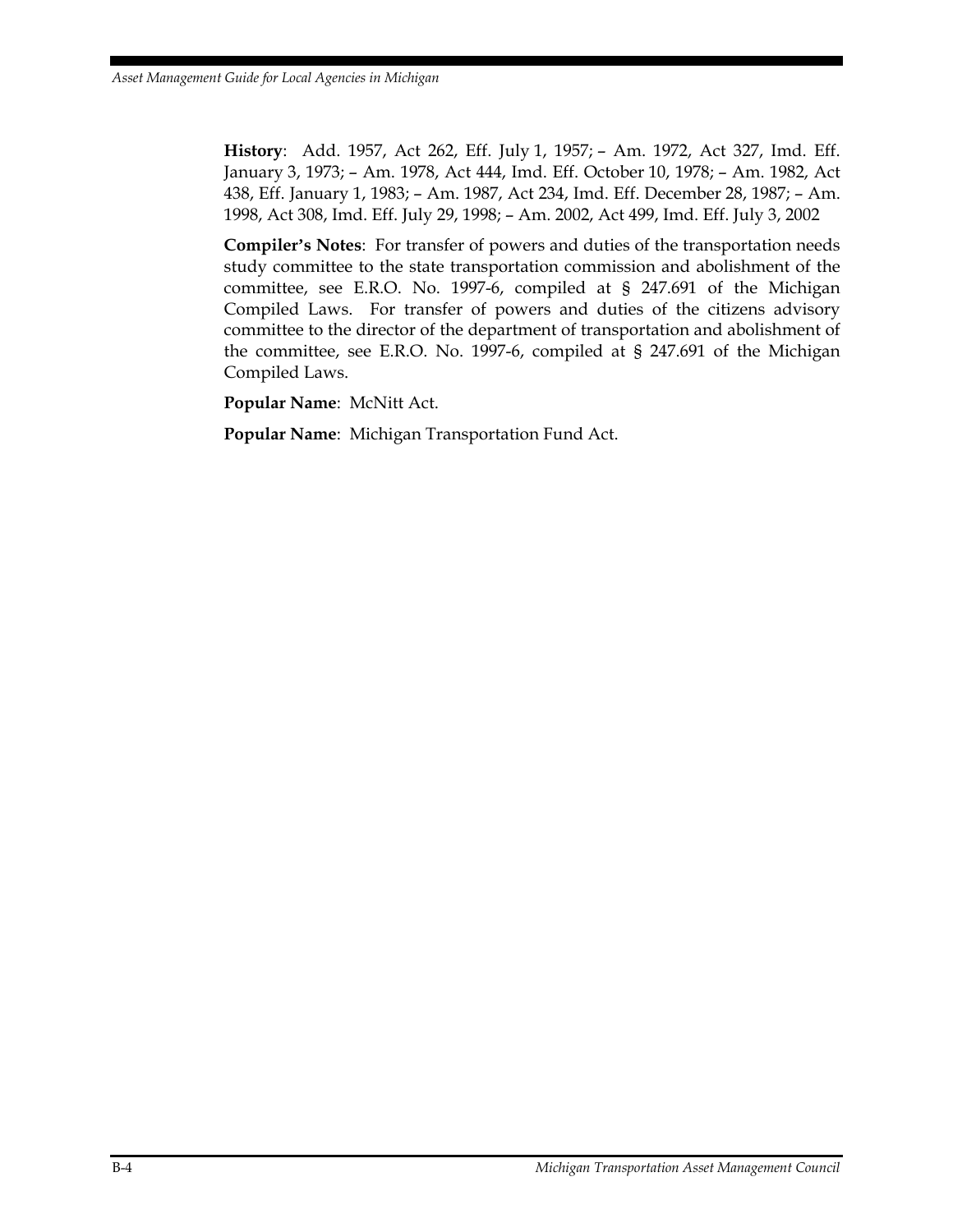**History**: Add. 1957, Act 262, Eff. July 1, 1957; – Am. 1972, Act 327, Imd. Eff. January 3, 1973; – Am. 1978, Act 444, Imd. Eff. October 10, 1978; – Am. 1982, Act 438, Eff. January 1, 1983; – Am. 1987, Act 234, Imd. Eff. December 28, 1987; – Am. 1998, Act 308, Imd. Eff. July 29, 1998; – Am. 2002, Act 499, Imd. Eff. July 3, 2002

**Compiler's Notes**: For transfer of powers and duties of the transportation needs study committee to the state transportation commission and abolishment of the committee, see E.R.O. No. 1997-6, compiled at § 247.691 of the Michigan Compiled Laws. For transfer of powers and duties of the citizens advisory committee to the director of the department of transportation and abolishment of the committee, see E.R.O. No. 1997-6, compiled at § 247.691 of the Michigan Compiled Laws.

**Popular Name**: McNitt Act.

**Popular Name**: Michigan Transportation Fund Act.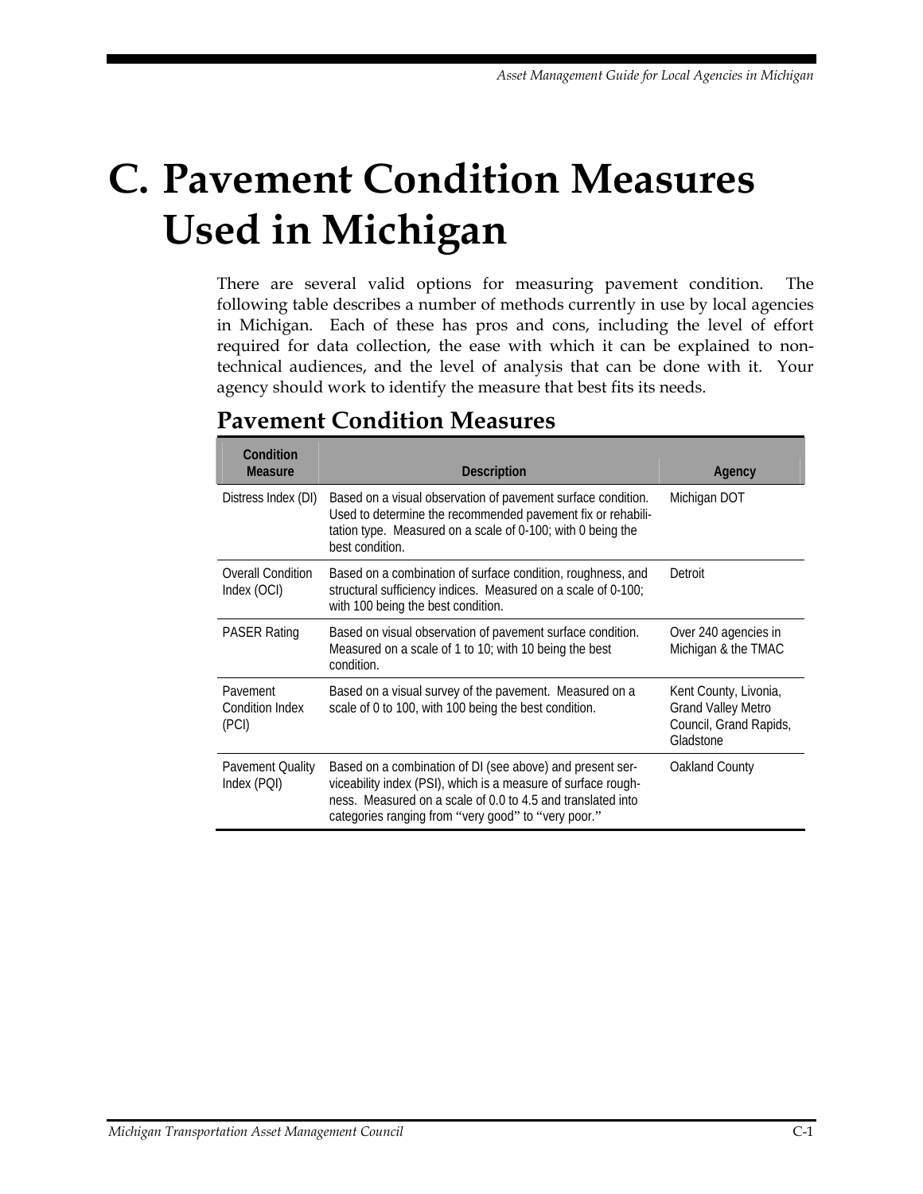# C. Pavement Condition Measures Used in Michigan

There are several valid options for measuring pavement condition. The following table describes a number of methods currently in use by local agencies in Michigan. Each of these has pros and cons, including the level of effort required for data collection, the ease with which it can be explained to non-technical audiences, and the level of analysis that can be done with it. Your agency should work to identify the measure that best fits its needs.

## Pavement Condition Measures

| Condition Measure | Description | Agency |
|---|---|---|
| Distress Index (DI) | Based on a visual observation of pavement surface condition. Used to determine the recommended pavement fix or rehabilitation type. Measured on a scale of 0-100; with 0 being the best condition. | Michigan DOT |
| Overall Condition Index (OCI) | Based on a combination of surface condition, roughness, and structural sufficiency indices. Measured on a scale of 0-100; with 100 being the best condition. | Detroit |
| PASER Rating | Based on visual observation of pavement surface condition. Measured on a scale of 1 to 10; with 10 being the best condition. | Over 240 agencies in Michigan & the TMAC |
| Pavement Condition Index (PCI) | Based on a visual survey of the pavement. Measured on a scale of 0 to 100, with 100 being the best condition. | Kent County, Livonia, Grand Valley Metro Council, Grand Rapids, Gladstone |
| Pavement Quality Index (PQI) | Based on a combination of DI (see above) and present serviceability index (PSI), which is a measure of surface roughness. Measured on a scale of 0.0 to 4.5 and translated into categories ranging from "very good" to "very poor." | Oakland County |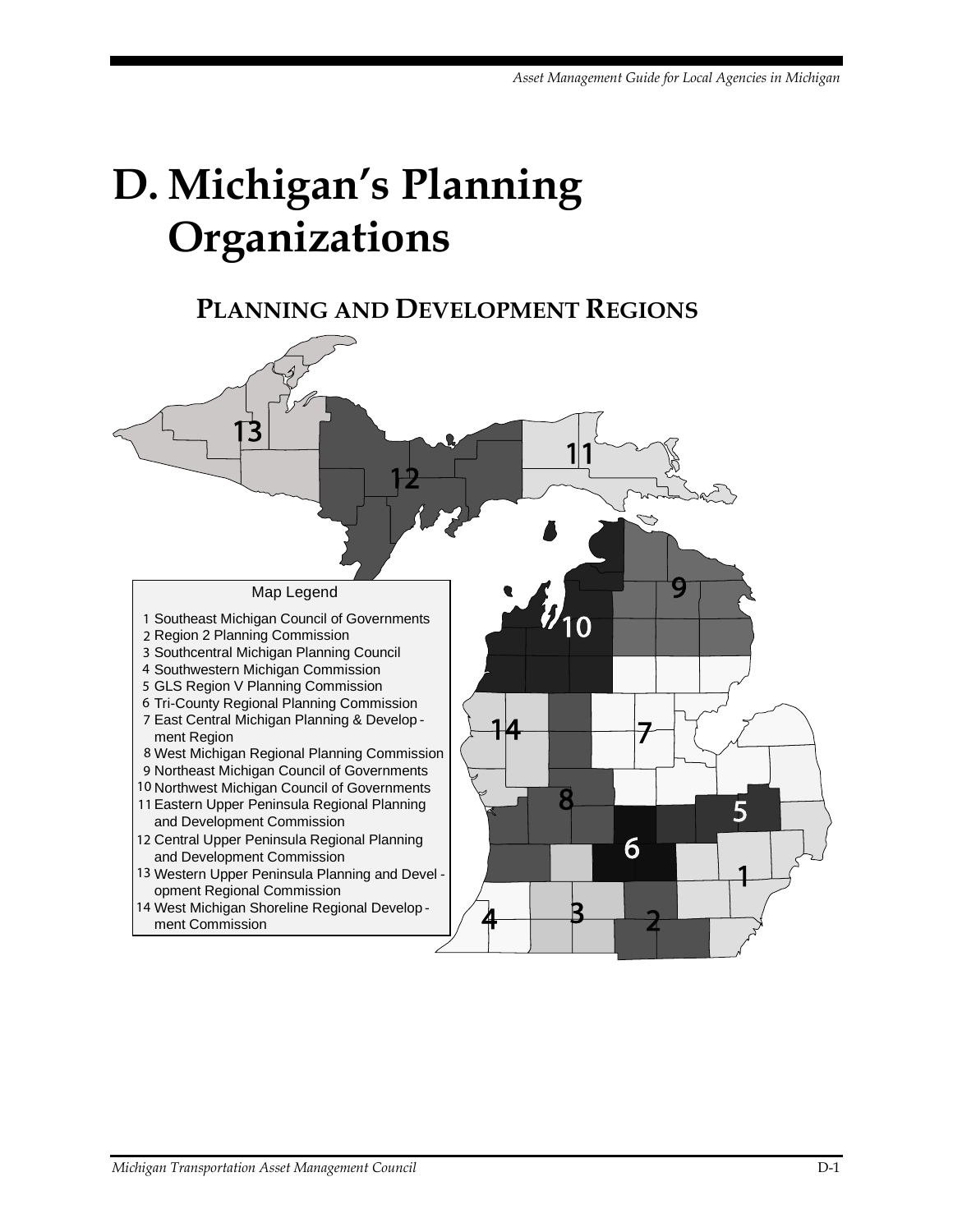# D. Michigan's Planning Organizations

## Planning and Development Regions

Map Legend

1 Southeast Michigan Council of Governments
2 Region 2 Planning Commission
3 Southcentral Michigan Planning Council
4 Southwestern Michigan Commission
5 GLS Region V Planning Commission
6 Tri-County Regional Planning Commission
7 East Central Michigan Planning & Development Region
8 West Michigan Regional Planning Commission
9 Northeast Michigan Council of Governments
10 Northwest Michigan Council of Governments
11 Eastern Upper Peninsula Regional Planning and Development Commission
12 Central Upper Peninsula Regional Planning and Development Commission
13 Western Upper Peninsula Planning and Development Regional Commission
14 West Michigan Shoreline Regional Development Commission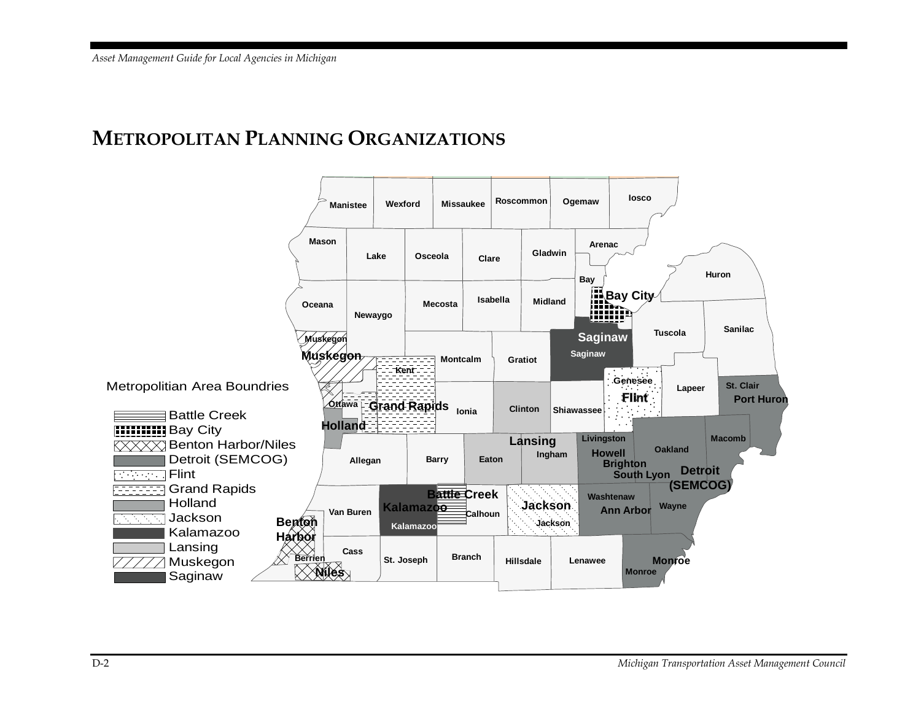# METROPOLITAN PLANNING ORGANIZATIONS

Metropolitan Area Boundries

- Battle Creek
- Bay City
- Benton Harbor/Niles
- Detroit (SEMCOG)
- Flint
- Grand Rapids
- Holland
- Jackson
- Kalamazoo
- Lansing
- Muskegon
- Saginaw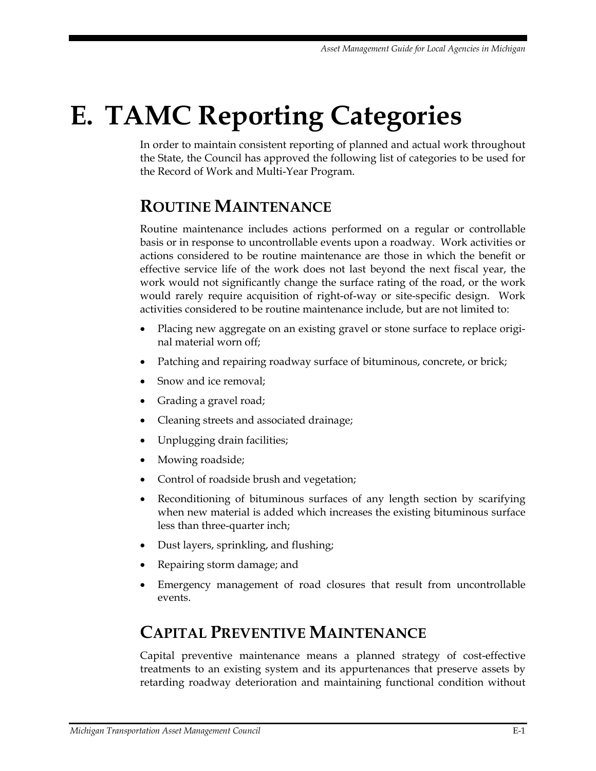# E. TAMC Reporting Categories

In order to maintain consistent reporting of planned and actual work throughout the State, the Council has approved the following list of categories to be used for the Record of Work and Multi-Year Program.

## ROUTINE MAINTENANCE

Routine maintenance includes actions performed on a regular or controllable basis or in response to uncontrollable events upon a roadway. Work activities or actions considered to be routine maintenance are those in which the benefit or effective service life of the work does not last beyond the next fiscal year, the work would not significantly change the surface rating of the road, or the work would rarely require acquisition of right-of-way or site-specific design. Work activities considered to be routine maintenance include, but are not limited to:

- Placing new aggregate on an existing gravel or stone surface to replace original material worn off;
- Patching and repairing roadway surface of bituminous, concrete, or brick;
- Snow and ice removal;
- Grading a gravel road;
- Cleaning streets and associated drainage;
- Unplugging drain facilities;
- Mowing roadside;
- Control of roadside brush and vegetation;
- Reconditioning of bituminous surfaces of any length section by scarifying when new material is added which increases the existing bituminous surface less than three-quarter inch;
- Dust layers, sprinkling, and flushing;
- Repairing storm damage; and
- Emergency management of road closures that result from uncontrollable events.

## CAPITAL PREVENTIVE MAINTENANCE

Capital preventive maintenance means a planned strategy of cost-effective treatments to an existing system and its appurtenances that preserve assets by retarding roadway deterioration and maintaining functional condition without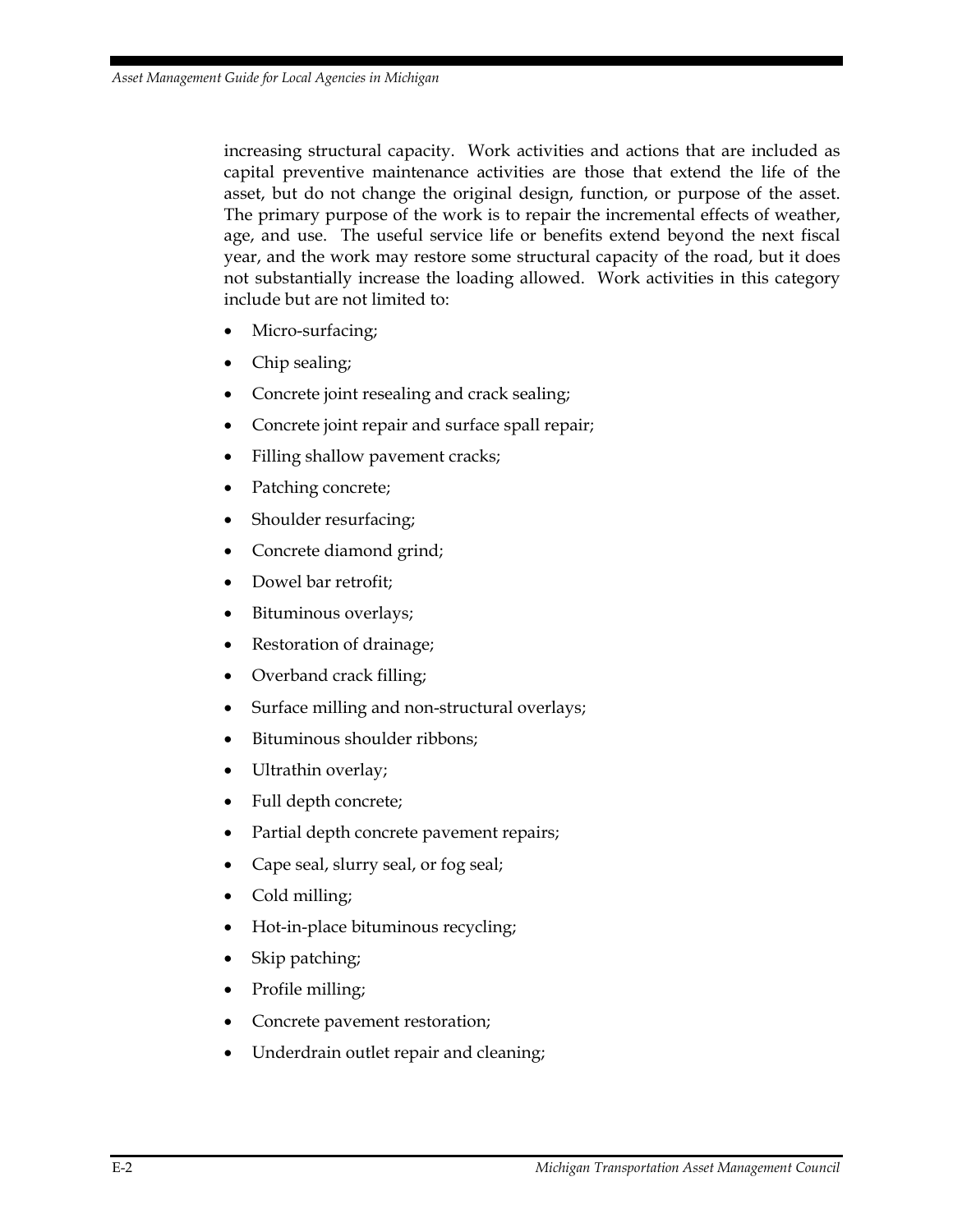increasing structural capacity. Work activities and actions that are included as capital preventive maintenance activities are those that extend the life of the asset, but do not change the original design, function, or purpose of the asset. The primary purpose of the work is to repair the incremental effects of weather, age, and use. The useful service life or benefits extend beyond the next fiscal year, and the work may restore some structural capacity of the road, but it does not substantially increase the loading allowed. Work activities in this category include but are not limited to:

- Micro-surfacing;
- Chip sealing;
- Concrete joint resealing and crack sealing;
- Concrete joint repair and surface spall repair;
- Filling shallow pavement cracks;
- Patching concrete;
- Shoulder resurfacing;
- Concrete diamond grind;
- Dowel bar retrofit;
- Bituminous overlays;
- Restoration of drainage;
- Overband crack filling;
- Surface milling and non-structural overlays;
- Bituminous shoulder ribbons;
- Ultrathin overlay;
- Full depth concrete;
- Partial depth concrete pavement repairs;
- Cape seal, slurry seal, or fog seal;
- Cold milling;
- Hot-in-place bituminous recycling;
- Skip patching;
- Profile milling;
- Concrete pavement restoration;
- Underdrain outlet repair and cleaning;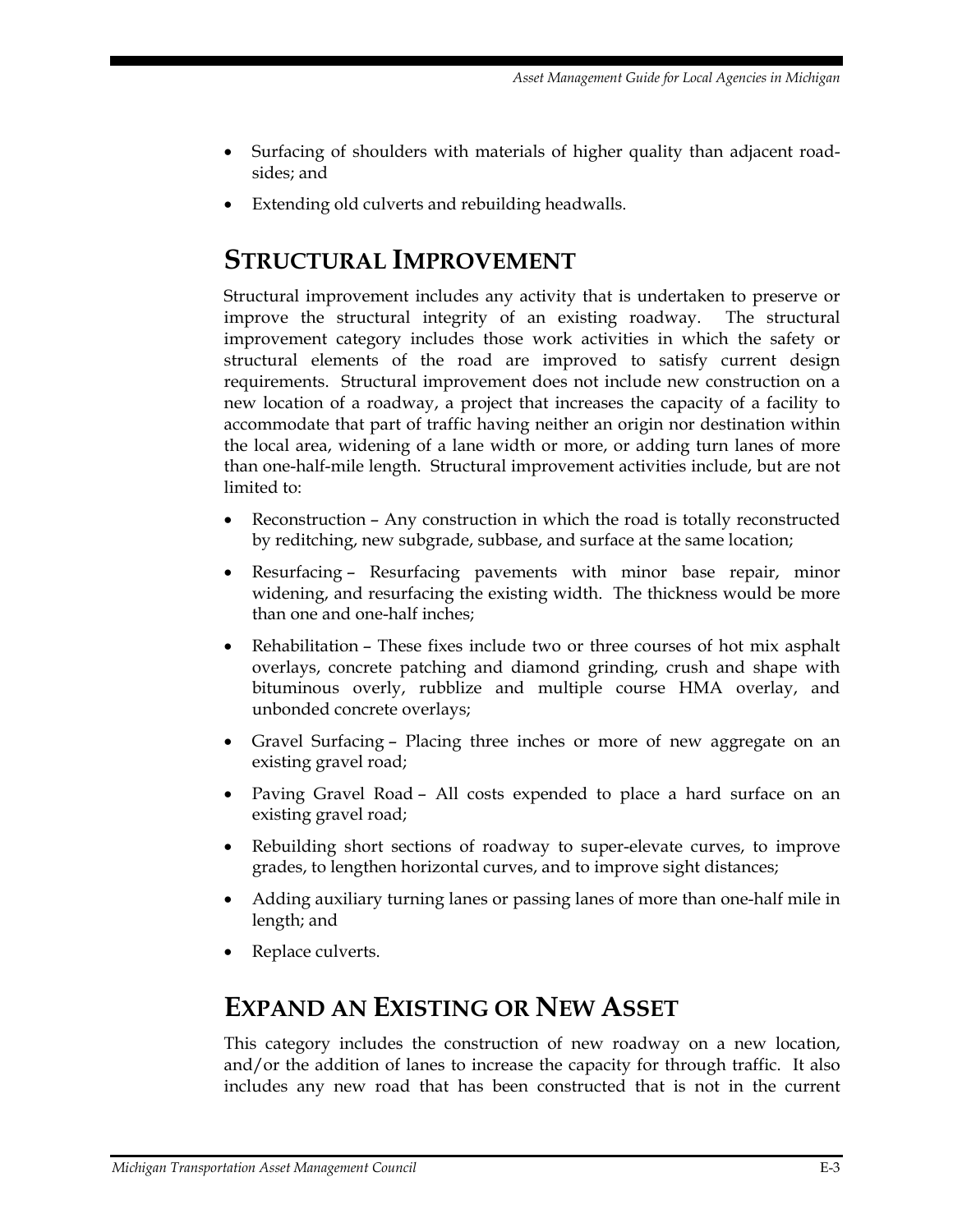- Surfacing of shoulders with materials of higher quality than adjacent road-sides; and
- Extending old culverts and rebuilding headwalls.

## STRUCTURAL IMPROVEMENT

Structural improvement includes any activity that is undertaken to preserve or improve the structural integrity of an existing roadway. The structural improvement category includes those work activities in which the safety or structural elements of the road are improved to satisfy current design requirements. Structural improvement does not include new construction on a new location of a roadway, a project that increases the capacity of a facility to accommodate that part of traffic having neither an origin nor destination within the local area, widening of a lane width or more, or adding turn lanes of more than one-half-mile length. Structural improvement activities include, but are not limited to:

- Reconstruction – Any construction in which the road is totally reconstructed by reditching, new subgrade, subbase, and surface at the same location;
- Resurfacing – Resurfacing pavements with minor base repair, minor widening, and resurfacing the existing width. The thickness would be more than one and one-half inches;
- Rehabilitation – These fixes include two or three courses of hot mix asphalt overlays, concrete patching and diamond grinding, crush and shape with bituminous overly, rubblize and multiple course HMA overlay, and unbonded concrete overlays;
- Gravel Surfacing – Placing three inches or more of new aggregate on an existing gravel road;
- Paving Gravel Road – All costs expended to place a hard surface on an existing gravel road;
- Rebuilding short sections of roadway to super-elevate curves, to improve grades, to lengthen horizontal curves, and to improve sight distances;
- Adding auxiliary turning lanes or passing lanes of more than one-half mile in length; and
- Replace culverts.

## EXPAND AN EXISTING OR NEW ASSET

This category includes the construction of new roadway on a new location, and/or the addition of lanes to increase the capacity for through traffic. It also includes any new road that has been constructed that is not in the current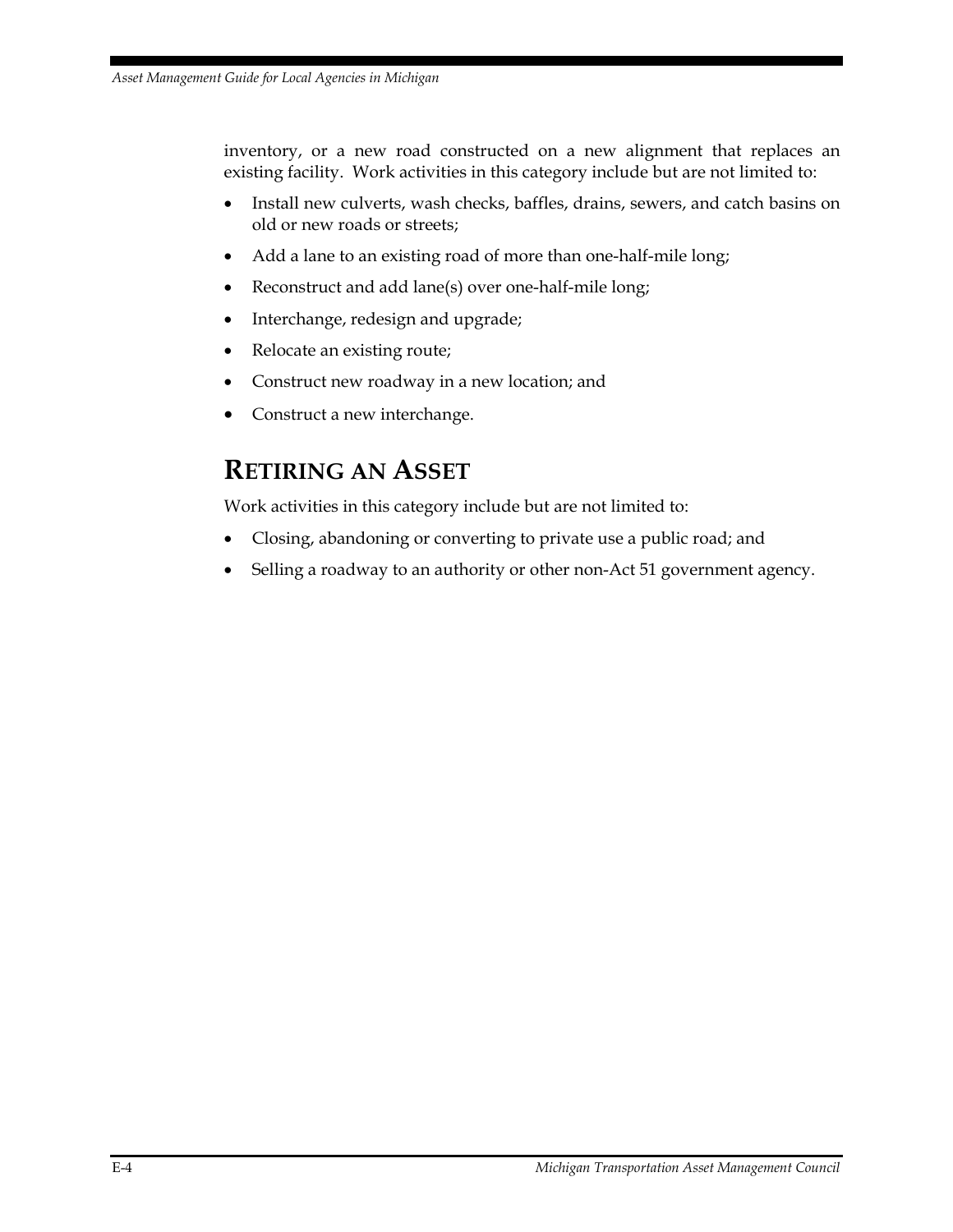inventory, or a new road constructed on a new alignment that replaces an existing facility. Work activities in this category include but are not limited to:

- Install new culverts, wash checks, baffles, drains, sewers, and catch basins on old or new roads or streets;
- Add a lane to an existing road of more than one-half-mile long;
- Reconstruct and add lane(s) over one-half-mile long;
- Interchange, redesign and upgrade;
- Relocate an existing route;
- Construct new roadway in a new location; and
- Construct a new interchange.

## RETIRING AN ASSET

Work activities in this category include but are not limited to:

- Closing, abandoning or converting to private use a public road; and
- Selling a roadway to an authority or other non-Act 51 government agency.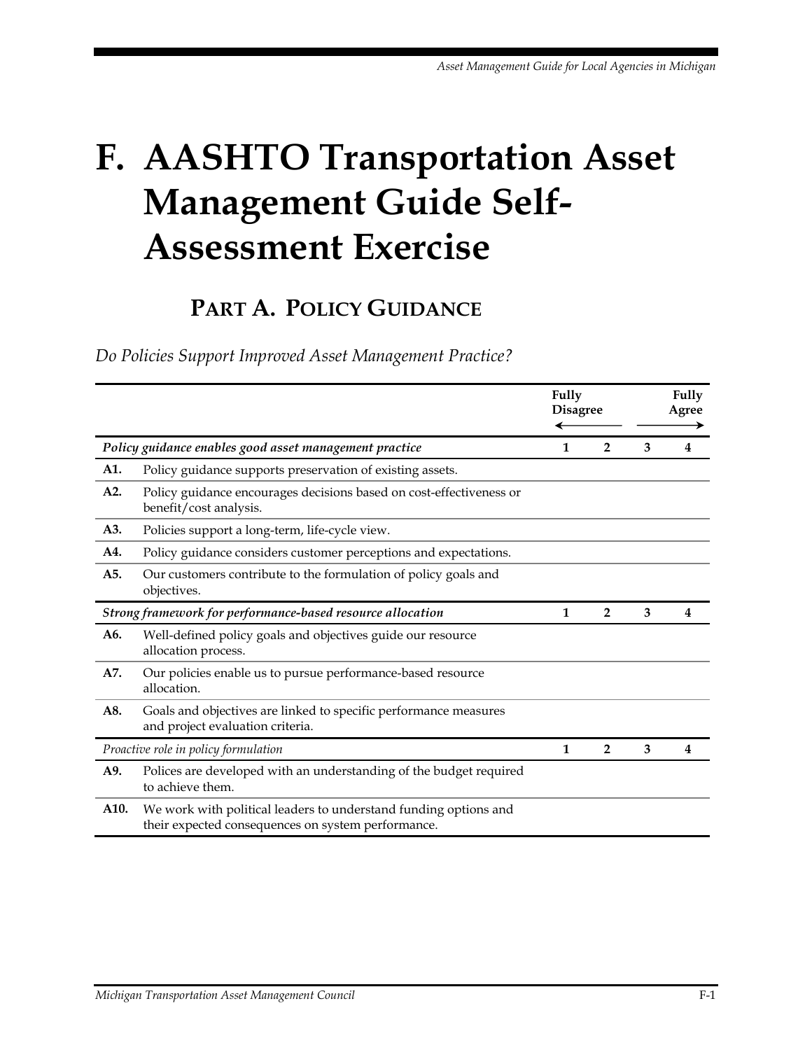# F. AASHTO Transportation Asset Management Guide Self-Assessment Exercise

## PART A. POLICY GUIDANCE

*Do Policies Support Improved Asset Management Practice?*

| | | Fully Disagree ← | | | → Fully Agree |
|---|---|---|---|---|---|
| ***Policy guidance enables good asset management practice*** | | **1** | **2** | **3** | **4** |
| **A1.** | Policy guidance supports preservation of existing assets. | | | | |
| **A2.** | Policy guidance encourages decisions based on cost-effectiveness or benefit/cost analysis. | | | | |
| **A3.** | Policies support a long-term, life-cycle view. | | | | |
| **A4.** | Policy guidance considers customer perceptions and expectations. | | | | |
| **A5.** | Our customers contribute to the formulation of policy goals and objectives. | | | | |
| ***Strong framework for performance-based resource allocation*** | | **1** | **2** | **3** | **4** |
| **A6.** | Well-defined policy goals and objectives guide our resource allocation process. | | | | |
| **A7.** | Our policies enable us to pursue performance-based resource allocation. | | | | |
| **A8.** | Goals and objectives are linked to specific performance measures and project evaluation criteria. | | | | |
| *Proactive role in policy formulation* | | **1** | **2** | **3** | **4** |
| **A9.** | Polices are developed with an understanding of the budget required to achieve them. | | | | |
| **A10.** | We work with political leaders to understand funding options and their expected consequences on system performance. | | | | |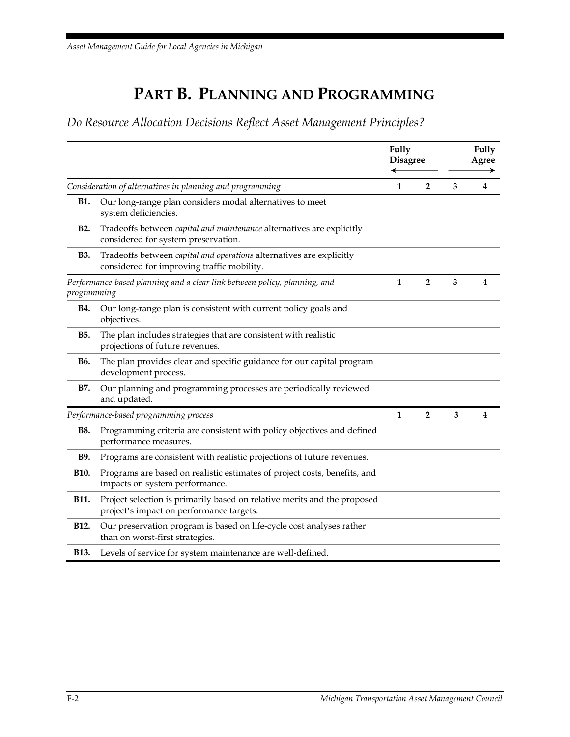# PART B. PLANNING AND PROGRAMMING

*Do Resource Allocation Decisions Reflect Asset Management Principles?*

| | | Fully Disagree ← | | → | Fully Agree |
|---|---|---|---|---|---|
| *Consideration of alternatives in planning and programming* | | **1** | **2** | **3** | **4** |
| **B1.** | Our long-range plan considers modal alternatives to meet system deficiencies. | | | | |
| **B2.** | Tradeoffs between *capital and maintenance* alternatives are explicitly considered for system preservation. | | | | |
| **B3.** | Tradeoffs between *capital and operations* alternatives are explicitly considered for improving traffic mobility. | | | | |
| *Performance-based planning and a clear link between policy, planning, and programming* | | **1** | **2** | **3** | **4** |
| **B4.** | Our long-range plan is consistent with current policy goals and objectives. | | | | |
| **B5.** | The plan includes strategies that are consistent with realistic projections of future revenues. | | | | |
| **B6.** | The plan provides clear and specific guidance for our capital program development process. | | | | |
| **B7.** | Our planning and programming processes are periodically reviewed and updated. | | | | |
| *Performance-based programming process* | | **1** | **2** | **3** | **4** |
| **B8.** | Programming criteria are consistent with policy objectives and defined performance measures. | | | | |
| **B9.** | Programs are consistent with realistic projections of future revenues. | | | | |
| **B10.** | Programs are based on realistic estimates of project costs, benefits, and impacts on system performance. | | | | |
| **B11.** | Project selection is primarily based on relative merits and the proposed project's impact on performance targets. | | | | |
| **B12.** | Our preservation program is based on life-cycle cost analyses rather than on worst-first strategies. | | | | |
| **B13.** | Levels of service for system maintenance are well-defined. | | | | |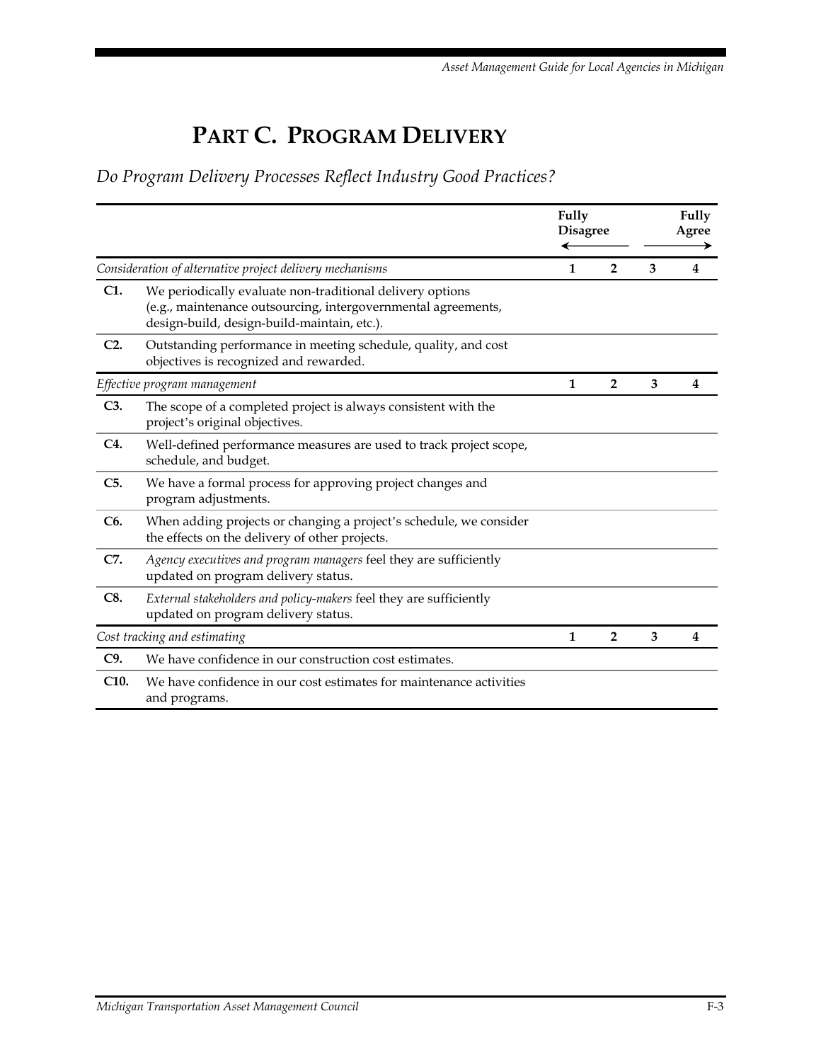# PART C. PROGRAM DELIVERY

*Do Program Delivery Processes Reflect Industry Good Practices?*

| | | Fully Disagree ← | | → | Fully Agree |
|---|---|---|---|---|---|
| *Consideration of alternative project delivery mechanisms* | | **1** | **2** | **3** | **4** |
| **C1.** | We periodically evaluate non-traditional delivery options (e.g., maintenance outsourcing, intergovernmental agreements, design-build, design-build-maintain, etc.). | | | | |
| **C2.** | Outstanding performance in meeting schedule, quality, and cost objectives is recognized and rewarded. | | | | |
| *Effective program management* | | **1** | **2** | **3** | **4** |
| **C3.** | The scope of a completed project is always consistent with the project's original objectives. | | | | |
| **C4.** | Well-defined performance measures are used to track project scope, schedule, and budget. | | | | |
| **C5.** | We have a formal process for approving project changes and program adjustments. | | | | |
| **C6.** | When adding projects or changing a project's schedule, we consider the effects on the delivery of other projects. | | | | |
| **C7.** | *Agency executives and program managers* feel they are sufficiently updated on program delivery status. | | | | |
| **C8.** | *External stakeholders and policy-makers* feel they are sufficiently updated on program delivery status. | | | | |
| *Cost tracking and estimating* | | **1** | **2** | **3** | **4** |
| **C9.** | We have confidence in our construction cost estimates. | | | | |
| **C10.** | We have confidence in our cost estimates for maintenance activities and programs. | | | | |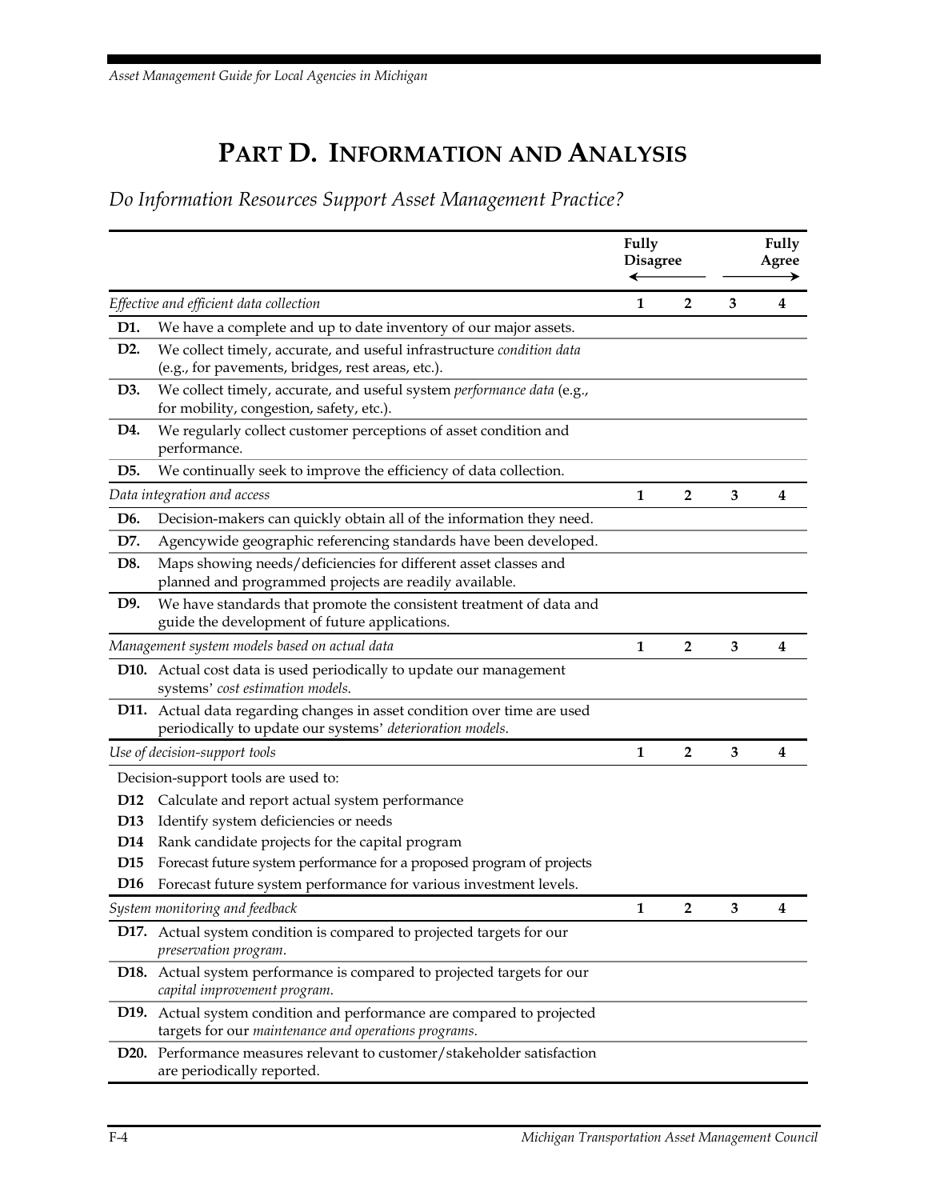# PART D. INFORMATION AND ANALYSIS

*Do Information Resources Support Asset Management Practice?*

| | | Fully Disagree ← | | → | Fully Agree |
|---|---|---|---|---|---|
| *Effective and efficient data collection* | | **1** | **2** | **3** | **4** |
| **D1.** | We have a complete and up to date inventory of our major assets. | | | | |
| **D2.** | We collect timely, accurate, and useful infrastructure *condition data* (e.g., for pavements, bridges, rest areas, etc.). | | | | |
| **D3.** | We collect timely, accurate, and useful system *performance data* (e.g., for mobility, congestion, safety, etc.). | | | | |
| **D4.** | We regularly collect customer perceptions of asset condition and performance. | | | | |
| **D5.** | We continually seek to improve the efficiency of data collection. | | | | |
| *Data integration and access* | | **1** | **2** | **3** | **4** |
| **D6.** | Decision-makers can quickly obtain all of the information they need. | | | | |
| **D7.** | Agencywide geographic referencing standards have been developed. | | | | |
| **D8.** | Maps showing needs/deficiencies for different asset classes and planned and programmed projects are readily available. | | | | |
| **D9.** | We have standards that promote the consistent treatment of data and guide the development of future applications. | | | | |
| *Management system models based on actual data* | | **1** | **2** | **3** | **4** |
| **D10.** | Actual cost data is used periodically to update our management systems' *cost estimation models*. | | | | |
| **D11.** | Actual data regarding changes in asset condition over time are used periodically to update our systems' *deterioration models*. | | | | |
| *Use of decision-support tools* | | **1** | **2** | **3** | **4** |
| | Decision-support tools are used to: | | | | |
| **D12** | Calculate and report actual system performance | | | | |
| **D13** | Identify system deficiencies or needs | | | | |
| **D14** | Rank candidate projects for the capital program | | | | |
| **D15** | Forecast future system performance for a proposed program of projects | | | | |
| **D16** | Forecast future system performance for various investment levels. | | | | |
| *System monitoring and feedback* | | **1** | **2** | **3** | **4** |
| **D17.** | Actual system condition is compared to projected targets for our *preservation program*. | | | | |
| **D18.** | Actual system performance is compared to projected targets for our *capital improvement program*. | | | | |
| **D19.** | Actual system condition and performance are compared to projected targets for our *maintenance and operations programs*. | | | | |
| **D20.** | Performance measures relevant to customer/stakeholder satisfaction are periodically reported. | | | | |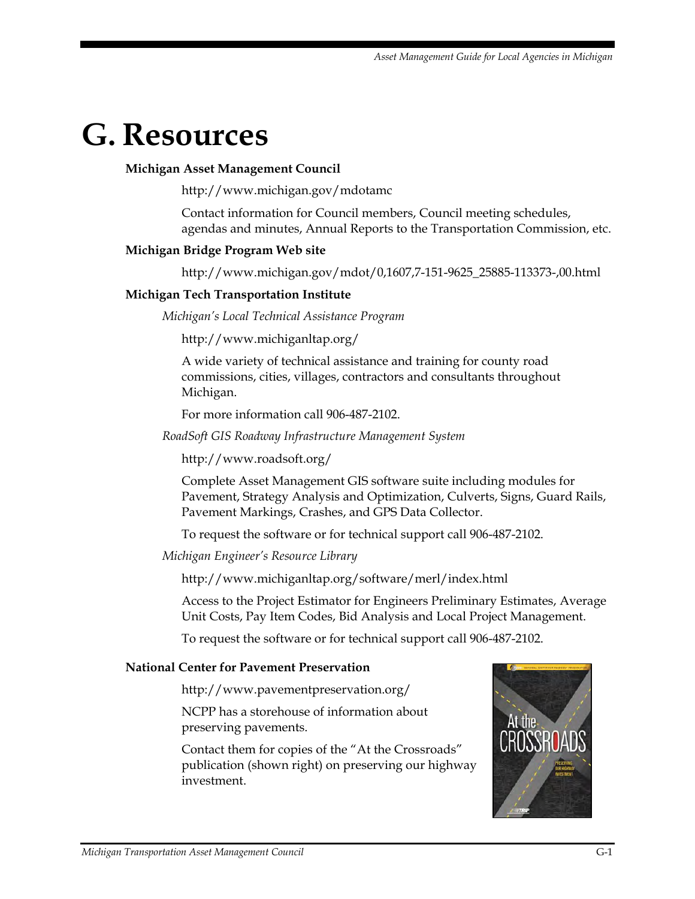# G. Resources

**Michigan Asset Management Council**

http://www.michigan.gov/mdotamc

Contact information for Council members, Council meeting schedules, agendas and minutes, Annual Reports to the Transportation Commission, etc.

**Michigan Bridge Program Web site**

http://www.michigan.gov/mdot/0,1607,7-151-9625_25885-113373-,00.html

**Michigan Tech Transportation Institute**

*Michigan's Local Technical Assistance Program*

http://www.michiganltap.org/

A wide variety of technical assistance and training for county road commissions, cities, villages, contractors and consultants throughout Michigan.

For more information call 906-487-2102.

*RoadSoft GIS Roadway Infrastructure Management System*

http://www.roadsoft.org/

Complete Asset Management GIS software suite including modules for Pavement, Strategy Analysis and Optimization, Culverts, Signs, Guard Rails, Pavement Markings, Crashes, and GPS Data Collector.

To request the software or for technical support call 906-487-2102.

*Michigan Engineer's Resource Library*

http://www.michiganltap.org/software/merl/index.html

Access to the Project Estimator for Engineers Preliminary Estimates, Average Unit Costs, Pay Item Codes, Bid Analysis and Local Project Management.

To request the software or for technical support call 906-487-2102.

**National Center for Pavement Preservation**

http://www.pavementpreservation.org/

NCPP has a storehouse of information about preserving pavements.

Contact them for copies of the "At the Crossroads" publication (shown right) on preserving our highway investment.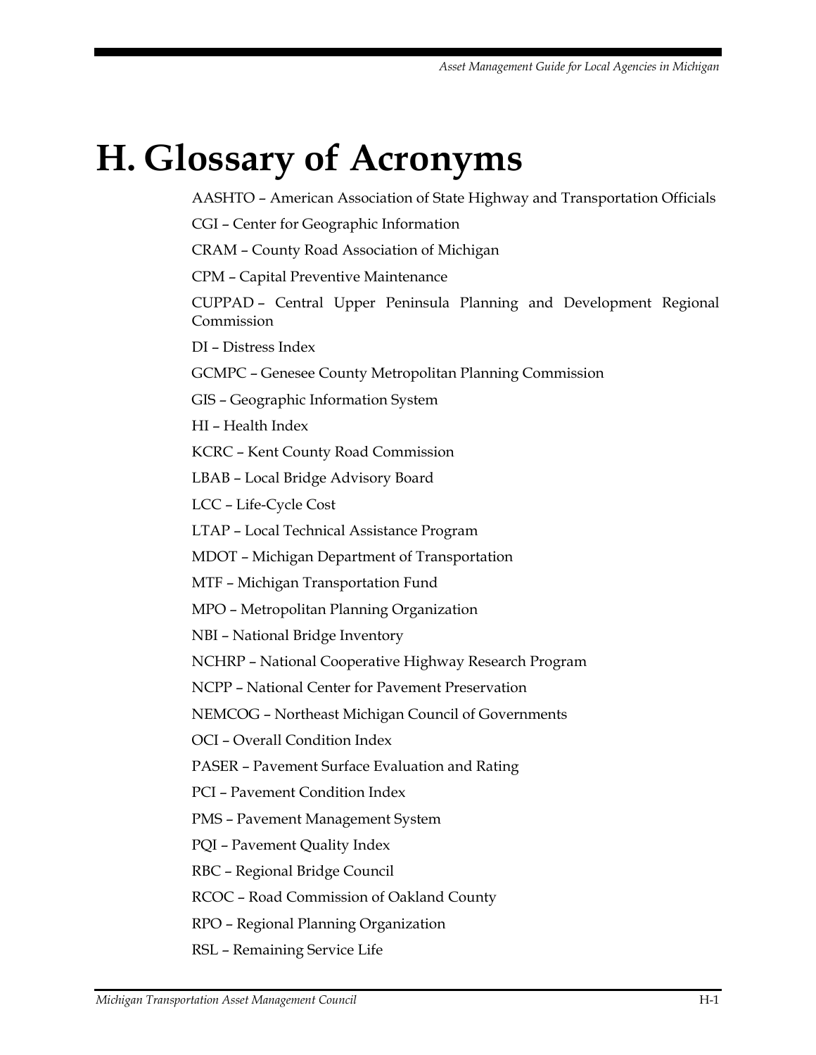# H. Glossary of Acronyms

AASHTO – American Association of State Highway and Transportation Officials

CGI – Center for Geographic Information

CRAM – County Road Association of Michigan

CPM – Capital Preventive Maintenance

CUPPAD – Central Upper Peninsula Planning and Development Regional Commission

DI – Distress Index

GCMPC – Genesee County Metropolitan Planning Commission

GIS – Geographic Information System

HI – Health Index

KCRC – Kent County Road Commission

LBAB – Local Bridge Advisory Board

LCC – Life-Cycle Cost

LTAP – Local Technical Assistance Program

MDOT – Michigan Department of Transportation

MTF – Michigan Transportation Fund

MPO – Metropolitan Planning Organization

NBI – National Bridge Inventory

NCHRP – National Cooperative Highway Research Program

NCPP – National Center for Pavement Preservation

NEMCOG – Northeast Michigan Council of Governments

OCI – Overall Condition Index

PASER – Pavement Surface Evaluation and Rating

PCI – Pavement Condition Index

PMS – Pavement Management System

PQI – Pavement Quality Index

RBC – Regional Bridge Council

RCOC – Road Commission of Oakland County

RPO – Regional Planning Organization

RSL – Remaining Service Life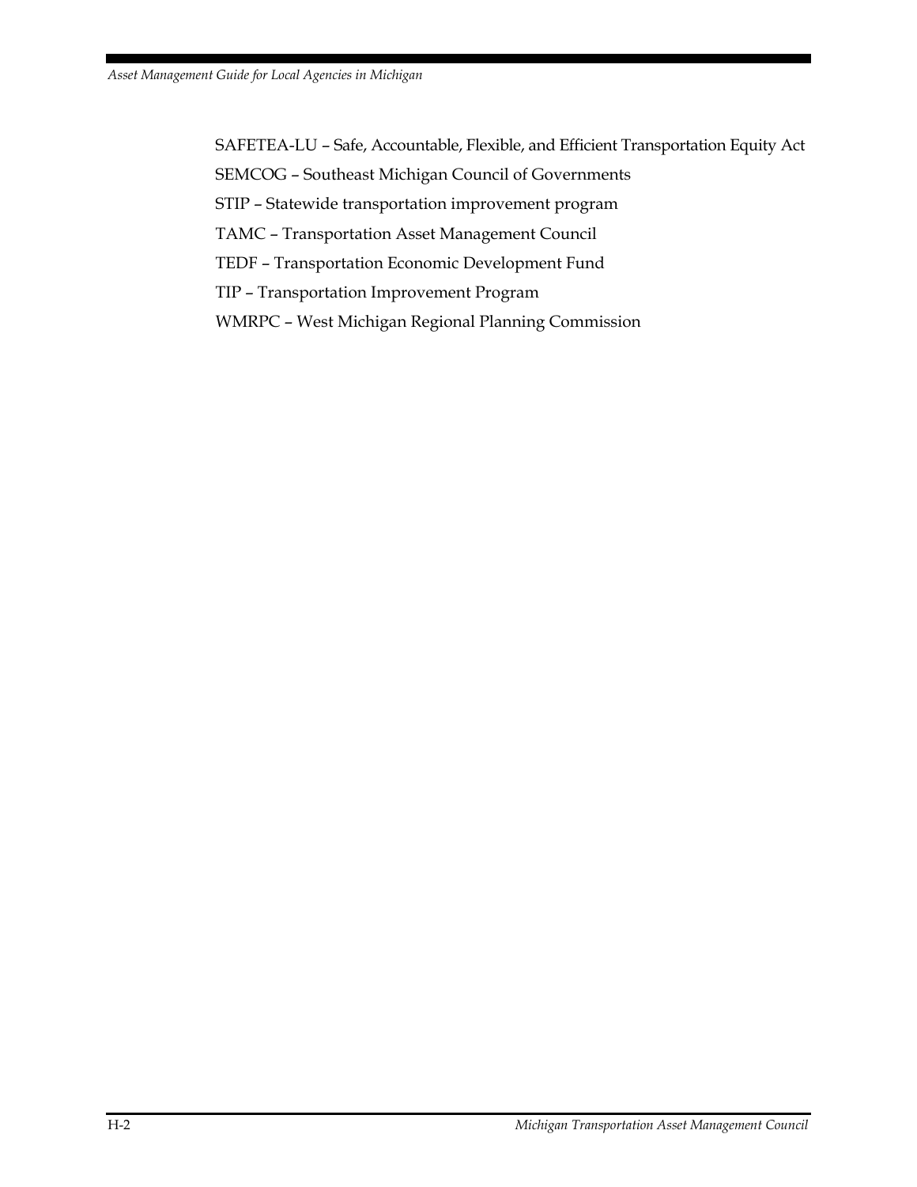SAFETEA-LU – Safe, Accountable, Flexible, and Efficient Transportation Equity Act

SEMCOG – Southeast Michigan Council of Governments

STIP – Statewide transportation improvement program

TAMC – Transportation Asset Management Council

TEDF – Transportation Economic Development Fund

TIP – Transportation Improvement Program

WMRPC – West Michigan Regional Planning Commission